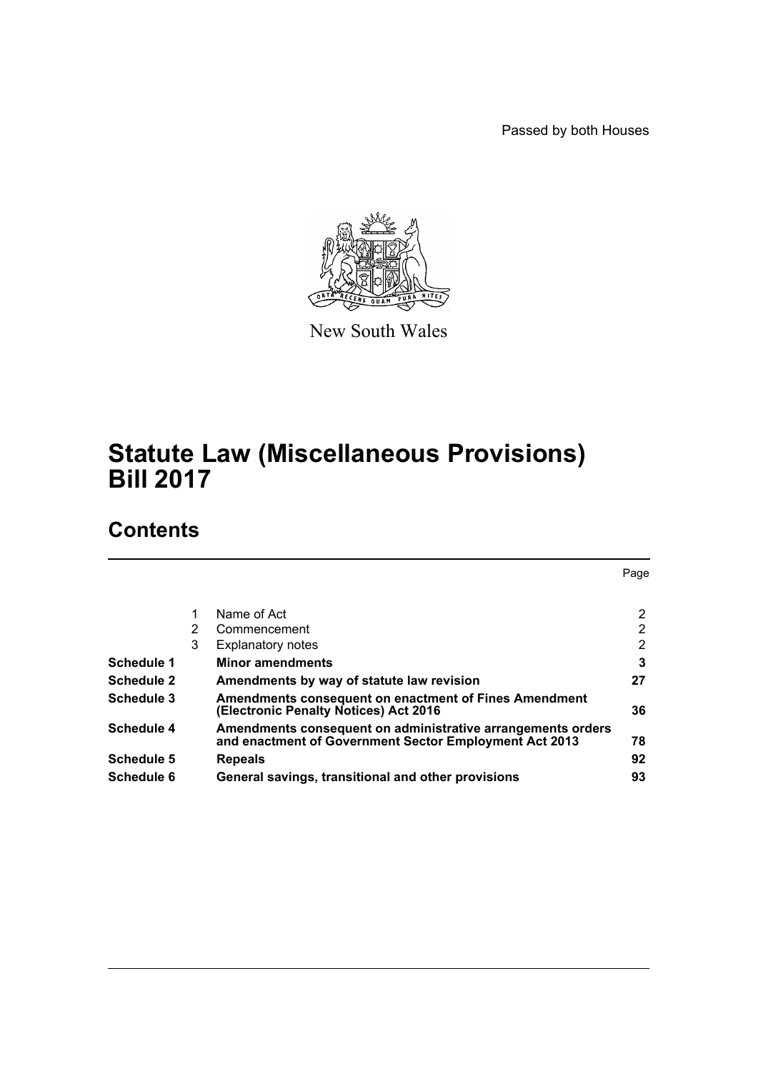Passed by both Houses

New South Wales

# Statute Law (Miscellaneous Provisions) Bill 2017

## Contents

| | | | Page |
|---|---|---|---|
| | 1 | Name of Act | 2 |
| | 2 | Commencement | 2 |
| | 3 | Explanatory notes | 2 |
| **Schedule 1** | | **Minor amendments** | **3** |
| **Schedule 2** | | **Amendments by way of statute law revision** | **27** |
| **Schedule 3** | | **Amendments consequent on enactment of Fines Amendment (Electronic Penalty Notices) Act 2016** | **36** |
| **Schedule 4** | | **Amendments consequent on administrative arrangements orders and enactment of Government Sector Employment Act 2013** | **78** |
| **Schedule 5** | | **Repeals** | **92** |
| **Schedule 6** | | **General savings, transitional and other provisions** | **93** |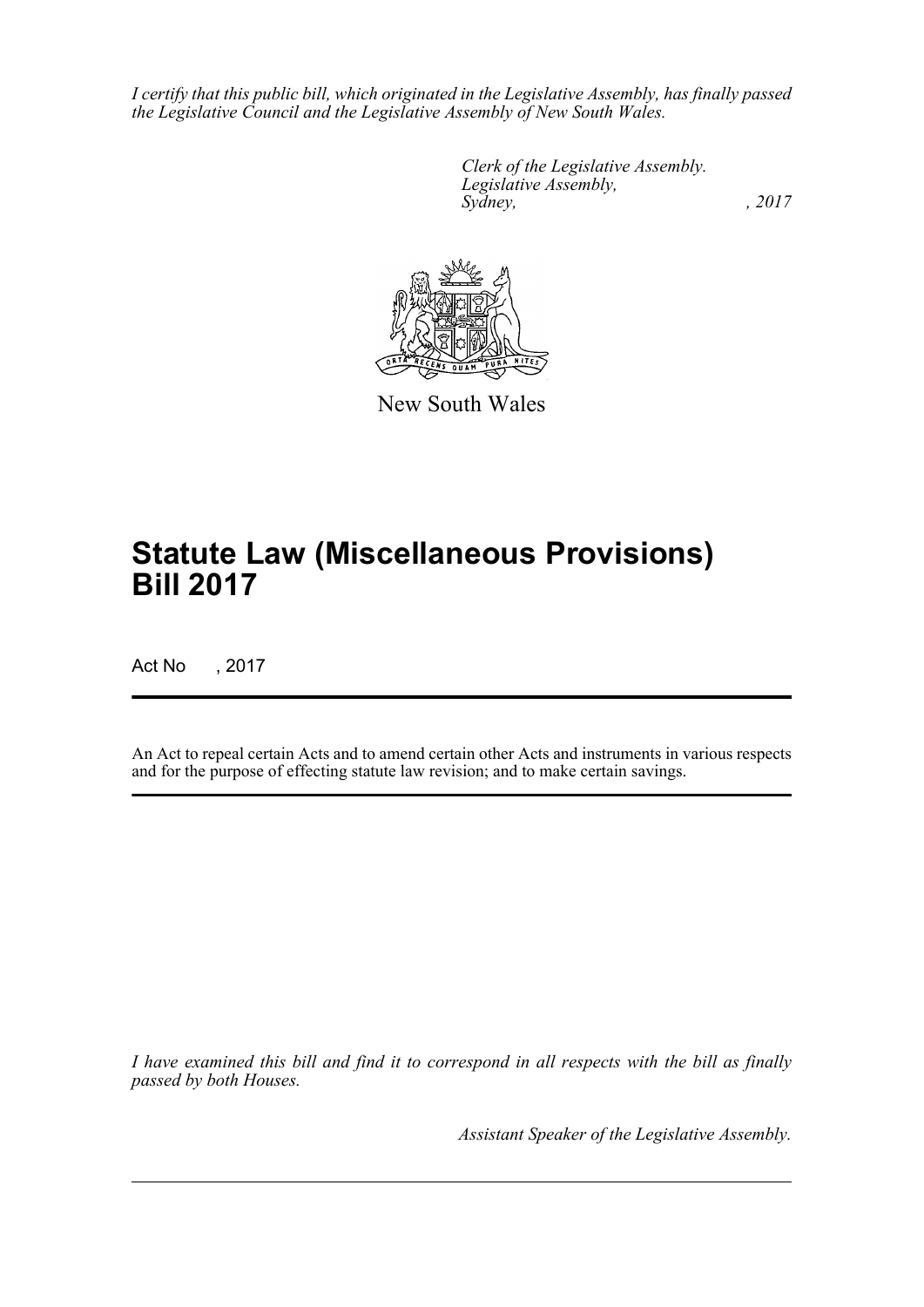*I certify that this public bill, which originated in the Legislative Assembly, has finally passed the Legislative Council and the Legislative Assembly of New South Wales.*

*Clerk of the Legislative Assembly.*
*Legislative Assembly,*
*Sydney, , 2017*

New South Wales

# Statute Law (Miscellaneous Provisions) Bill 2017

Act No , 2017

An Act to repeal certain Acts and to amend certain other Acts and instruments in various respects and for the purpose of effecting statute law revision; and to make certain savings.

*I have examined this bill and find it to correspond in all respects with the bill as finally passed by both Houses.*

*Assistant Speaker of the Legislative Assembly.*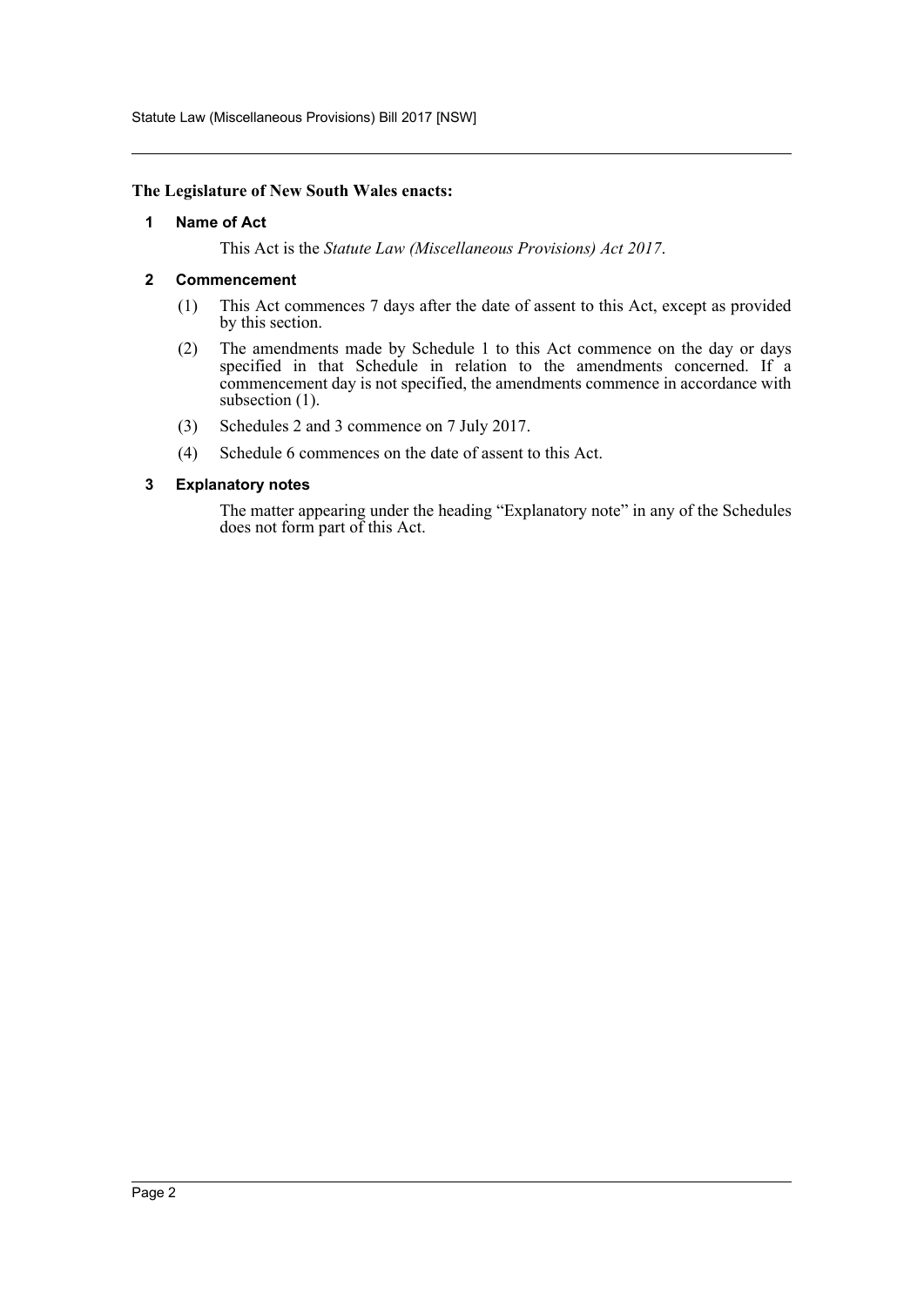**The Legislature of New South Wales enacts:**

## 1 Name of Act

This Act is the *Statute Law (Miscellaneous Provisions) Act 2017*.

## 2 Commencement

(1) This Act commences 7 days after the date of assent to this Act, except as provided by this section.

(2) The amendments made by Schedule 1 to this Act commence on the day or days specified in that Schedule in relation to the amendments concerned. If a commencement day is not specified, the amendments commence in accordance with subsection (1).

(3) Schedules 2 and 3 commence on 7 July 2017.

(4) Schedule 6 commences on the date of assent to this Act.

## 3 Explanatory notes

The matter appearing under the heading "Explanatory note" in any of the Schedules does not form part of this Act.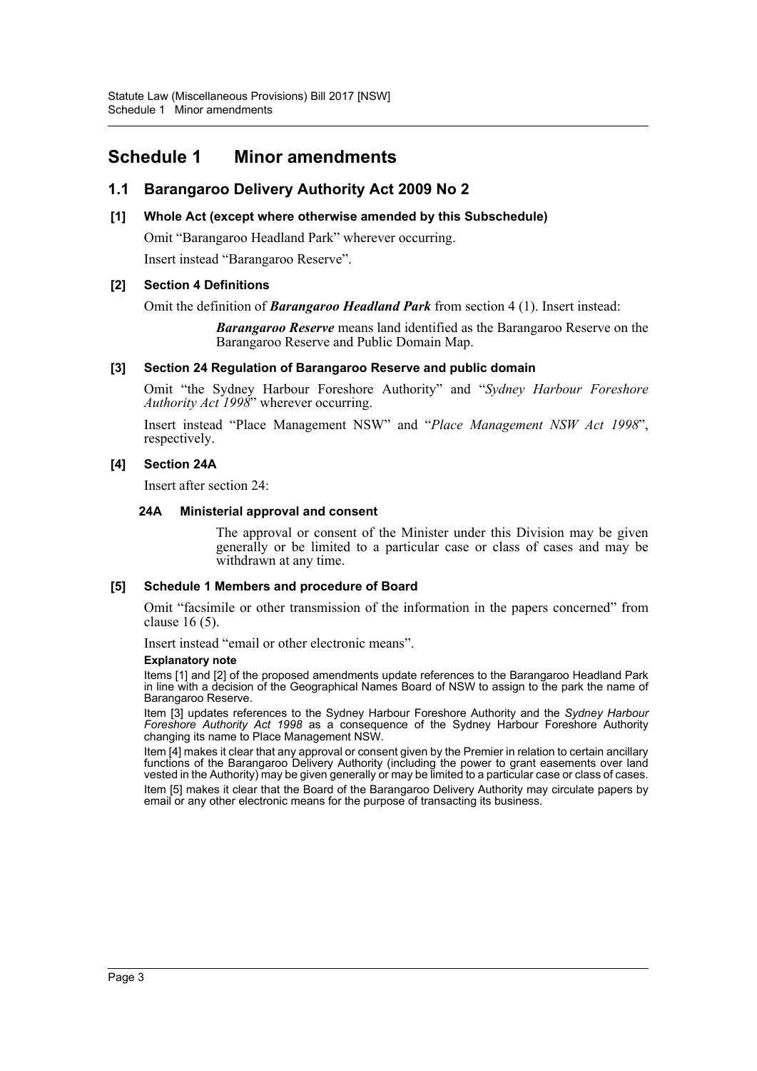# Schedule 1 Minor amendments

## 1.1 Barangaroo Delivery Authority Act 2009 No 2

### [1] Whole Act (except where otherwise amended by this Subschedule)

Omit "Barangaroo Headland Park" wherever occurring.

Insert instead "Barangaroo Reserve".

### [2] Section 4 Definitions

Omit the definition of ***Barangaroo Headland Park*** from section 4 (1). Insert instead:

> ***Barangaroo Reserve*** means land identified as the Barangaroo Reserve on the Barangaroo Reserve and Public Domain Map.

### [3] Section 24 Regulation of Barangaroo Reserve and public domain

Omit "the Sydney Harbour Foreshore Authority" and "*Sydney Harbour Foreshore Authority Act 1998*" wherever occurring.

Insert instead "Place Management NSW" and "*Place Management NSW Act 1998*", respectively.

### [4] Section 24A

Insert after section 24:

#### 24A Ministerial approval and consent

> The approval or consent of the Minister under this Division may be given generally or be limited to a particular case or class of cases and may be withdrawn at any time.

### [5] Schedule 1 Members and procedure of Board

Omit "facsimile or other transmission of the information in the papers concerned" from clause 16 (5).

Insert instead "email or other electronic means".

**Explanatory note**

Items [1] and [2] of the proposed amendments update references to the Barangaroo Headland Park in line with a decision of the Geographical Names Board of NSW to assign to the park the name of Barangaroo Reserve.

Item [3] updates references to the Sydney Harbour Foreshore Authority and the *Sydney Harbour Foreshore Authority Act 1998* as a consequence of the Sydney Harbour Foreshore Authority changing its name to Place Management NSW.

Item [4] makes it clear that any approval or consent given by the Premier in relation to certain ancillary functions of the Barangaroo Delivery Authority (including the power to grant easements over land vested in the Authority) may be given generally or may be limited to a particular case or class of cases.

Item [5] makes it clear that the Board of the Barangaroo Delivery Authority may circulate papers by email or any other electronic means for the purpose of transacting its business.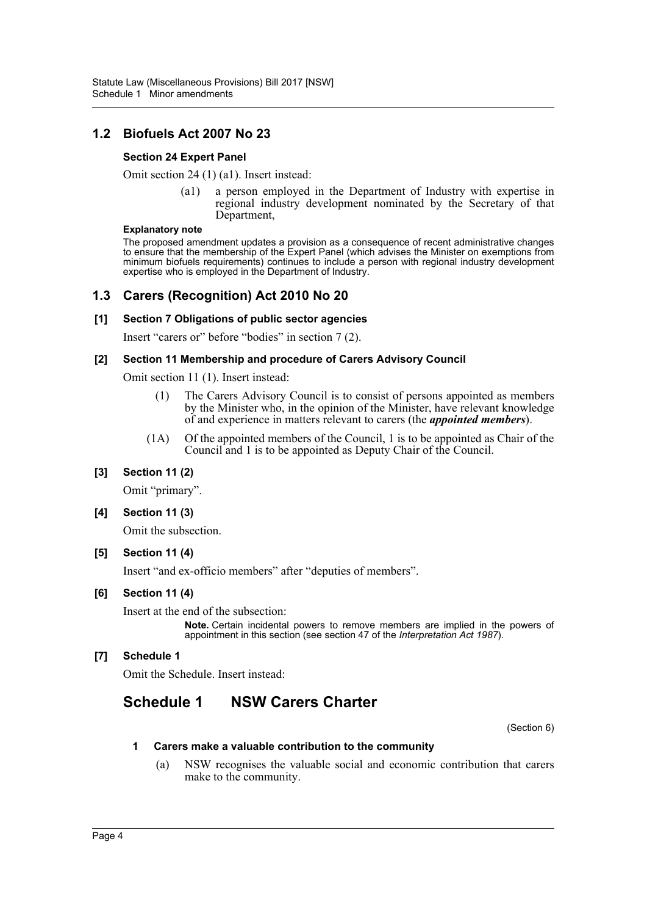## 1.2 Biofuels Act 2007 No 23

**Section 24 Expert Panel**

Omit section 24 (1) (a1). Insert instead:

> (a1) a person employed in the Department of Industry with expertise in regional industry development nominated by the Secretary of that Department,

**Explanatory note**

The proposed amendment updates a provision as a consequence of recent administrative changes to ensure that the membership of the Expert Panel (which advises the Minister on exemptions from minimum biofuels requirements) continues to include a person with regional industry development expertise who is employed in the Department of Industry.

## 1.3 Carers (Recognition) Act 2010 No 20

**[1] Section 7 Obligations of public sector agencies**

Insert "carers or" before "bodies" in section 7 (2).

**[2] Section 11 Membership and procedure of Carers Advisory Council**

Omit section 11 (1). Insert instead:

> (1) The Carers Advisory Council is to consist of persons appointed as members by the Minister who, in the opinion of the Minister, have relevant knowledge of and experience in matters relevant to carers (the ***appointed members***).
>
> (1A) Of the appointed members of the Council, 1 is to be appointed as Chair of the Council and 1 is to be appointed as Deputy Chair of the Council.

**[3] Section 11 (2)**

Omit "primary".

**[4] Section 11 (3)**

Omit the subsection.

**[5] Section 11 (4)**

Insert "and ex-officio members" after "deputies of members".

**[6] Section 11 (4)**

Insert at the end of the subsection:

> **Note.** Certain incidental powers to remove members are implied in the powers of appointment in this section (see section 47 of the *Interpretation Act 1987*).

**[7] Schedule 1**

Omit the Schedule. Insert instead:

# Schedule 1 NSW Carers Charter

(Section 6)

**1 Carers make a valuable contribution to the community**

(a) NSW recognises the valuable social and economic contribution that carers make to the community.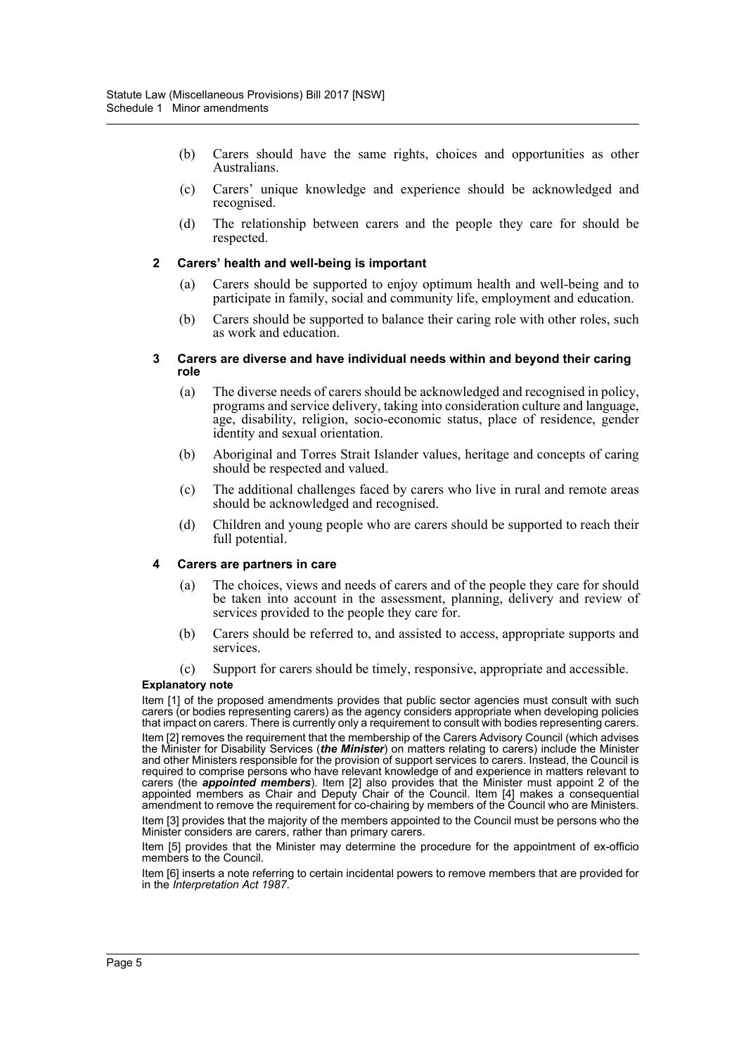(b) Carers should have the same rights, choices and opportunities as other Australians.

(c) Carers' unique knowledge and experience should be acknowledged and recognised.

(d) The relationship between carers and the people they care for should be respected.

**2 Carers' health and well-being is important**

(a) Carers should be supported to enjoy optimum health and well-being and to participate in family, social and community life, employment and education.

(b) Carers should be supported to balance their caring role with other roles, such as work and education.

**3 Carers are diverse and have individual needs within and beyond their caring role**

(a) The diverse needs of carers should be acknowledged and recognised in policy, programs and service delivery, taking into consideration culture and language, age, disability, religion, socio-economic status, place of residence, gender identity and sexual orientation.

(b) Aboriginal and Torres Strait Islander values, heritage and concepts of caring should be respected and valued.

(c) The additional challenges faced by carers who live in rural and remote areas should be acknowledged and recognised.

(d) Children and young people who are carers should be supported to reach their full potential.

**4 Carers are partners in care**

(a) The choices, views and needs of carers and of the people they care for should be taken into account in the assessment, planning, delivery and review of services provided to the people they care for.

(b) Carers should be referred to, and assisted to access, appropriate supports and services.

(c) Support for carers should be timely, responsive, appropriate and accessible.

**Explanatory note**

Item [1] of the proposed amendments provides that public sector agencies must consult with such carers (or bodies representing carers) as the agency considers appropriate when developing policies that impact on carers. There is currently only a requirement to consult with bodies representing carers.

Item [2] removes the requirement that the membership of the Carers Advisory Council (which advises the Minister for Disability Services (***the Minister***) on matters relating to carers) include the Minister and other Ministers responsible for the provision of support services to carers. Instead, the Council is required to comprise persons who have relevant knowledge of and experience in matters relevant to carers (the ***appointed members***). Item [2] also provides that the Minister must appoint 2 of the appointed members as Chair and Deputy Chair of the Council. Item [4] makes a consequential amendment to remove the requirement for co-chairing by members of the Council who are Ministers.

Item [3] provides that the majority of the members appointed to the Council must be persons who the Minister considers are carers, rather than primary carers.

Item [5] provides that the Minister may determine the procedure for the appointment of ex-officio members to the Council.

Item [6] inserts a note referring to certain incidental powers to remove members that are provided for in the *Interpretation Act 1987*.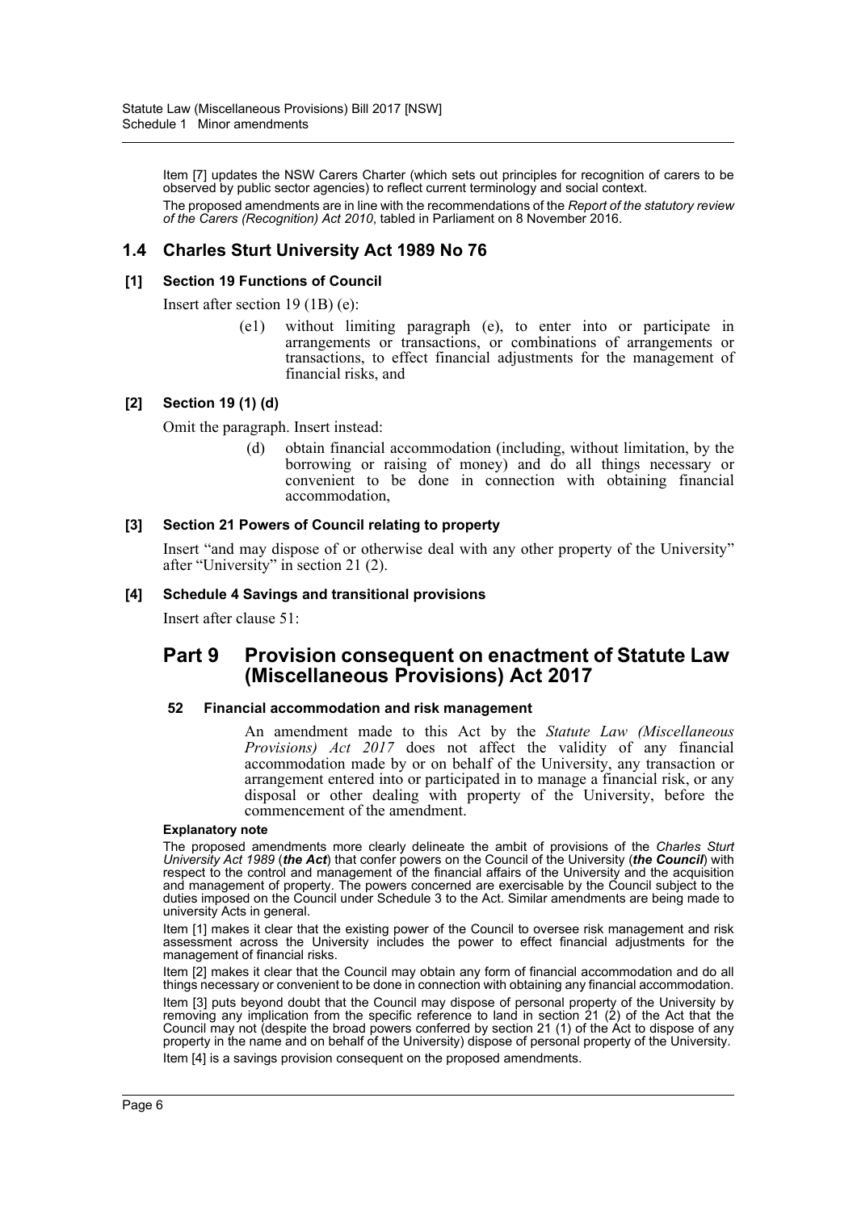Item [7] updates the NSW Carers Charter (which sets out principles for recognition of carers to be observed by public sector agencies) to reflect current terminology and social context.

The proposed amendments are in line with the recommendations of the *Report of the statutory review of the Carers (Recognition) Act 2010*, tabled in Parliament on 8 November 2016.

## 1.4 Charles Sturt University Act 1989 No 76

### [1] Section 19 Functions of Council

Insert after section 19 (1B) (e):

> (e1) without limiting paragraph (e), to enter into or participate in arrangements or transactions, or combinations of arrangements or transactions, to effect financial adjustments for the management of financial risks, and

### [2] Section 19 (1) (d)

Omit the paragraph. Insert instead:

> (d) obtain financial accommodation (including, without limitation, by the borrowing or raising of money) and do all things necessary or convenient to be done in connection with obtaining financial accommodation,

### [3] Section 21 Powers of Council relating to property

Insert "and may dispose of or otherwise deal with any other property of the University" after "University" in section 21 (2).

### [4] Schedule 4 Savings and transitional provisions

Insert after clause 51:

## Part 9 Provision consequent on enactment of Statute Law (Miscellaneous Provisions) Act 2017

### 52 Financial accommodation and risk management

An amendment made to this Act by the *Statute Law (Miscellaneous Provisions) Act 2017* does not affect the validity of any financial accommodation made by or on behalf of the University, any transaction or arrangement entered into or participated in to manage a financial risk, or any disposal or other dealing with property of the University, before the commencement of the amendment.

**Explanatory note**

The proposed amendments more clearly delineate the ambit of provisions of the *Charles Sturt University Act 1989* (***the Act***) that confer powers on the Council of the University (***the Council***) with respect to the control and management of the financial affairs of the University and the acquisition and management of property. The powers concerned are exercisable by the Council subject to the duties imposed on the Council under Schedule 3 to the Act. Similar amendments are being made to university Acts in general.

Item [1] makes it clear that the existing power of the Council to oversee risk management and risk assessment across the University includes the power to effect financial adjustments for the management of financial risks.

Item [2] makes it clear that the Council may obtain any form of financial accommodation and do all things necessary or convenient to be done in connection with obtaining any financial accommodation.

Item [3] puts beyond doubt that the Council may dispose of personal property of the University by removing any implication from the specific reference to land in section 21 (2) of the Act that the Council may not (despite the broad powers conferred by section 21 (1) of the Act to dispose of any property in the name and on behalf of the University) dispose of personal property of the University.

Item [4] is a savings provision consequent on the proposed amendments.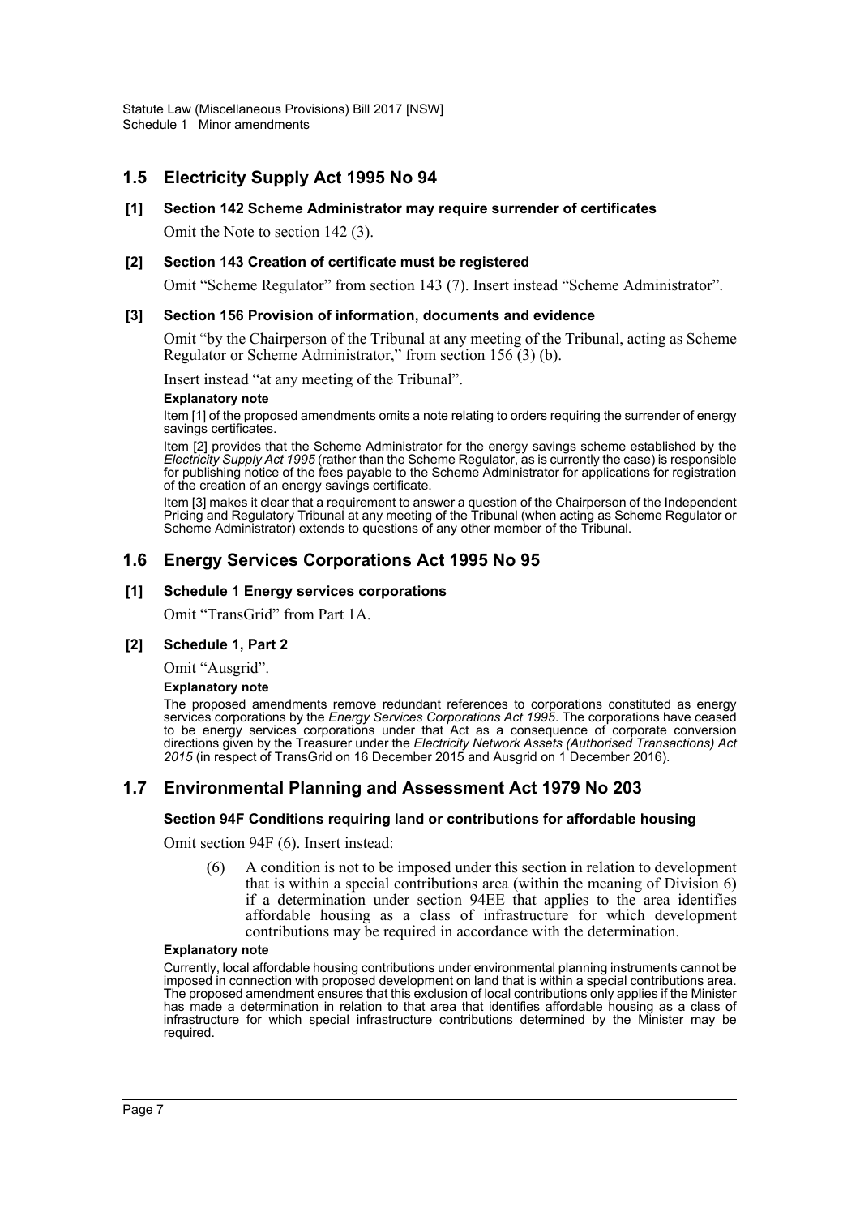## 1.5 Electricity Supply Act 1995 No 94

**[1] Section 142 Scheme Administrator may require surrender of certificates**

Omit the Note to section 142 (3).

**[2] Section 143 Creation of certificate must be registered**

Omit "Scheme Regulator" from section 143 (7). Insert instead "Scheme Administrator".

**[3] Section 156 Provision of information, documents and evidence**

Omit "by the Chairperson of the Tribunal at any meeting of the Tribunal, acting as Scheme Regulator or Scheme Administrator," from section 156 (3) (b).

Insert instead "at any meeting of the Tribunal".

**Explanatory note**

Item [1] of the proposed amendments omits a note relating to orders requiring the surrender of energy savings certificates.

Item [2] provides that the Scheme Administrator for the energy savings scheme established by the *Electricity Supply Act 1995* (rather than the Scheme Regulator, as is currently the case) is responsible for publishing notice of the fees payable to the Scheme Administrator for applications for registration of the creation of an energy savings certificate.

Item [3] makes it clear that a requirement to answer a question of the Chairperson of the Independent Pricing and Regulatory Tribunal at any meeting of the Tribunal (when acting as Scheme Regulator or Scheme Administrator) extends to questions of any other member of the Tribunal.

## 1.6 Energy Services Corporations Act 1995 No 95

**[1] Schedule 1 Energy services corporations**

Omit "TransGrid" from Part 1A.

**[2] Schedule 1, Part 2**

Omit "Ausgrid".

**Explanatory note**

The proposed amendments remove redundant references to corporations constituted as energy services corporations by the *Energy Services Corporations Act 1995*. The corporations have ceased to be energy services corporations under that Act as a consequence of corporate conversion directions given by the Treasurer under the *Electricity Network Assets (Authorised Transactions) Act 2015* (in respect of TransGrid on 16 December 2015 and Ausgrid on 1 December 2016).

## 1.7 Environmental Planning and Assessment Act 1979 No 203

**Section 94F Conditions requiring land or contributions for affordable housing**

Omit section 94F (6). Insert instead:

(6) A condition is not to be imposed under this section in relation to development that is within a special contributions area (within the meaning of Division 6) if a determination under section 94EE that applies to the area identifies affordable housing as a class of infrastructure for which development contributions may be required in accordance with the determination.

**Explanatory note**

Currently, local affordable housing contributions under environmental planning instruments cannot be imposed in connection with proposed development on land that is within a special contributions area. The proposed amendment ensures that this exclusion of local contributions only applies if the Minister has made a determination in relation to that area that identifies affordable housing as a class of infrastructure for which special infrastructure contributions determined by the Minister may be required.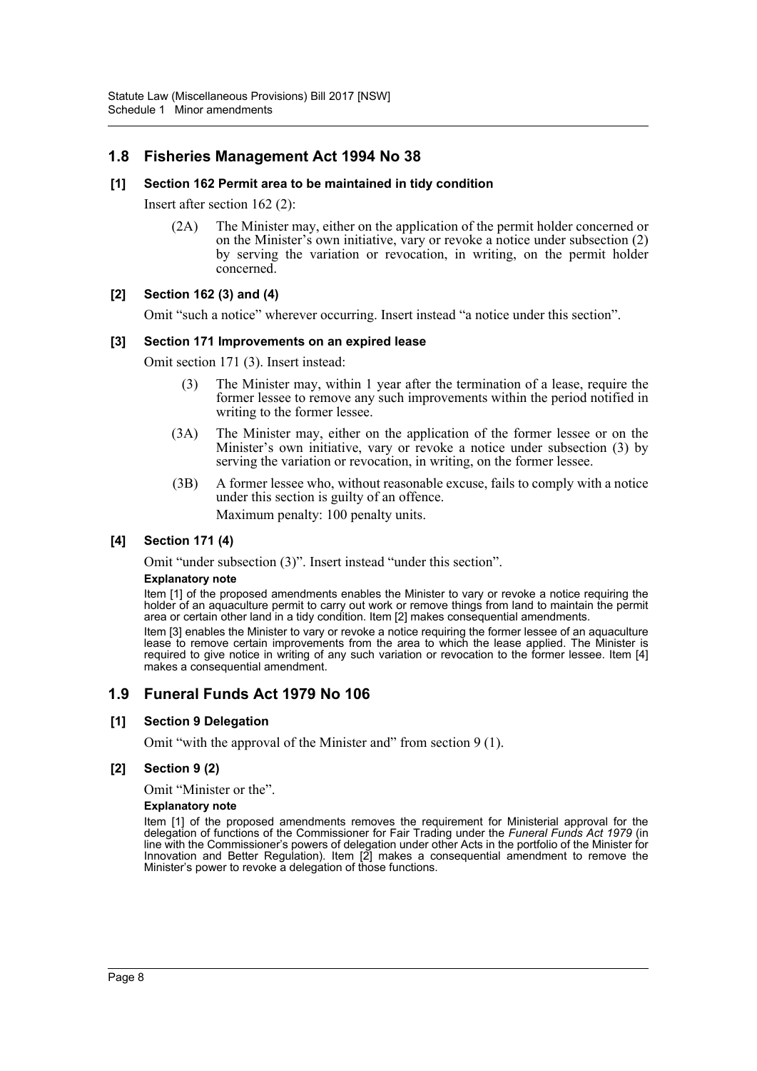## 1.8 Fisheries Management Act 1994 No 38

### [1] Section 162 Permit area to be maintained in tidy condition

Insert after section 162 (2):

> (2A) The Minister may, either on the application of the permit holder concerned or on the Minister's own initiative, vary or revoke a notice under subsection (2) by serving the variation or revocation, in writing, on the permit holder concerned.

### [2] Section 162 (3) and (4)

Omit "such a notice" wherever occurring. Insert instead "a notice under this section".

### [3] Section 171 Improvements on an expired lease

Omit section 171 (3). Insert instead:

> (3) The Minister may, within 1 year after the termination of a lease, require the former lessee to remove any such improvements within the period notified in writing to the former lessee.
>
> (3A) The Minister may, either on the application of the former lessee or on the Minister's own initiative, vary or revoke a notice under subsection (3) by serving the variation or revocation, in writing, on the former lessee.
>
> (3B) A former lessee who, without reasonable excuse, fails to comply with a notice under this section is guilty of an offence.
>
> Maximum penalty: 100 penalty units.

### [4] Section 171 (4)

Omit "under subsection (3)". Insert instead "under this section".

**Explanatory note**

Item [1] of the proposed amendments enables the Minister to vary or revoke a notice requiring the holder of an aquaculture permit to carry out work or remove things from land to maintain the permit area or certain other land in a tidy condition. Item [2] makes consequential amendments.

Item [3] enables the Minister to vary or revoke a notice requiring the former lessee of an aquaculture lease to remove certain improvements from the area to which the lease applied. The Minister is required to give notice in writing of any such variation or revocation to the former lessee. Item [4] makes a consequential amendment.

## 1.9 Funeral Funds Act 1979 No 106

### [1] Section 9 Delegation

Omit "with the approval of the Minister and" from section 9 (1).

### [2] Section 9 (2)

Omit "Minister or the".

**Explanatory note**

Item [1] of the proposed amendments removes the requirement for Ministerial approval for the delegation of functions of the Commissioner for Fair Trading under the *Funeral Funds Act 1979* (in line with the Commissioner's powers of delegation under other Acts in the portfolio of the Minister for Innovation and Better Regulation). Item [2] makes a consequential amendment to remove the Minister's power to revoke a delegation of those functions.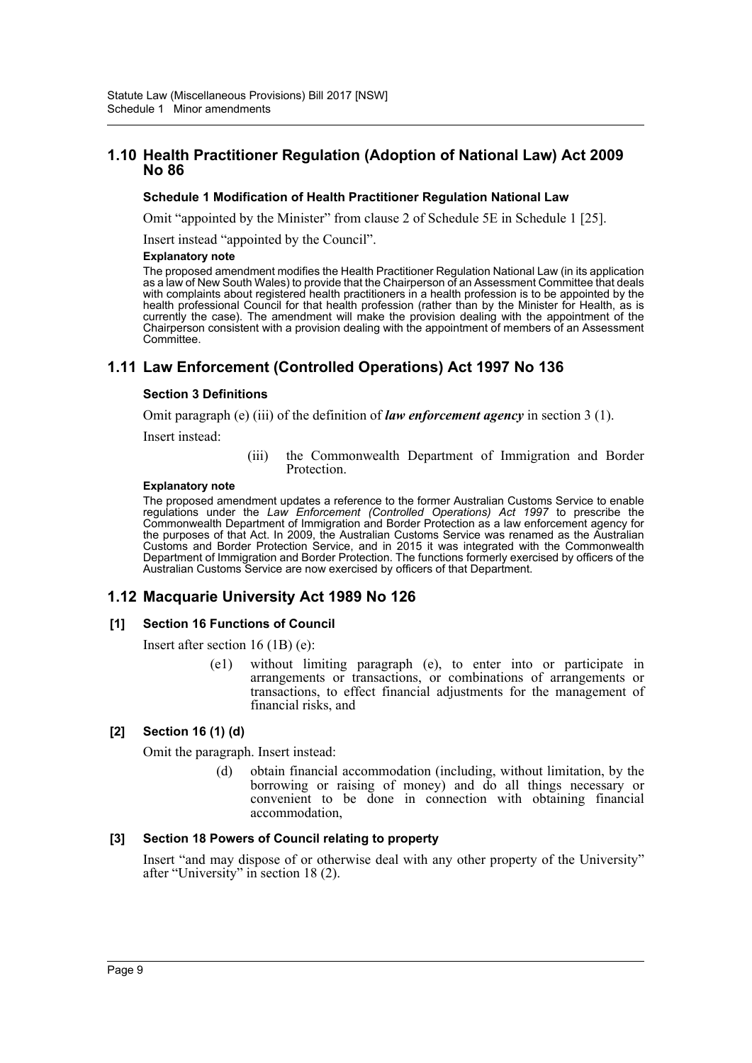## 1.10 Health Practitioner Regulation (Adoption of National Law) Act 2009 No 86

**Schedule 1 Modification of Health Practitioner Regulation National Law**

Omit "appointed by the Minister" from clause 2 of Schedule 5E in Schedule 1 [25].

Insert instead "appointed by the Council".

**Explanatory note**

The proposed amendment modifies the Health Practitioner Regulation National Law (in its application as a law of New South Wales) to provide that the Chairperson of an Assessment Committee that deals with complaints about registered health practitioners in a health profession is to be appointed by the health professional Council for that health profession (rather than by the Minister for Health, as is currently the case). The amendment will make the provision dealing with the appointment of the Chairperson consistent with a provision dealing with the appointment of members of an Assessment Committee.

## 1.11 Law Enforcement (Controlled Operations) Act 1997 No 136

**Section 3 Definitions**

Omit paragraph (e) (iii) of the definition of ***law enforcement agency*** in section 3 (1).

Insert instead:

> (iii) the Commonwealth Department of Immigration and Border Protection.

**Explanatory note**

The proposed amendment updates a reference to the former Australian Customs Service to enable regulations under the *Law Enforcement (Controlled Operations) Act 1997* to prescribe the Commonwealth Department of Immigration and Border Protection as a law enforcement agency for the purposes of that Act. In 2009, the Australian Customs Service was renamed as the Australian Customs and Border Protection Service, and in 2015 it was integrated with the Commonwealth Department of Immigration and Border Protection. The functions formerly exercised by officers of the Australian Customs Service are now exercised by officers of that Department.

## 1.12 Macquarie University Act 1989 No 126

**[1] Section 16 Functions of Council**

Insert after section 16 (1B) (e):

> (e1) without limiting paragraph (e), to enter into or participate in arrangements or transactions, or combinations of arrangements or transactions, to effect financial adjustments for the management of financial risks, and

**[2] Section 16 (1) (d)**

Omit the paragraph. Insert instead:

> (d) obtain financial accommodation (including, without limitation, by the borrowing or raising of money) and do all things necessary or convenient to be done in connection with obtaining financial accommodation,

**[3] Section 18 Powers of Council relating to property**

Insert "and may dispose of or otherwise deal with any other property of the University" after "University" in section 18 (2).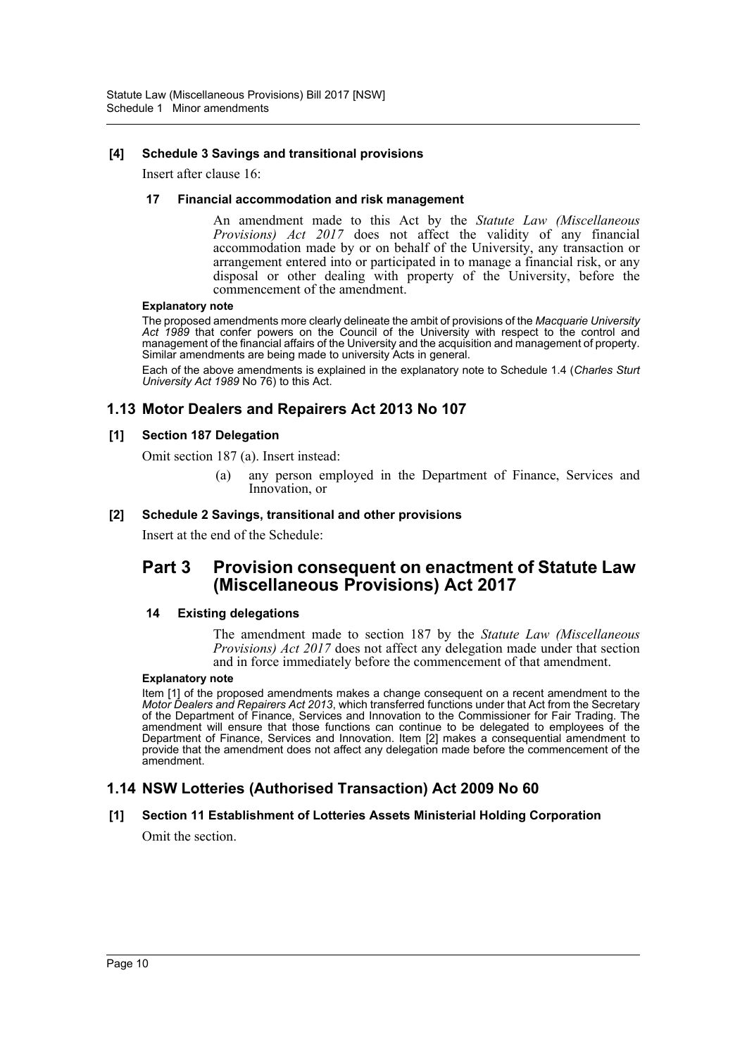#### [4] Schedule 3 Savings and transitional provisions

Insert after clause 16:

##### 17 Financial accommodation and risk management

An amendment made to this Act by the *Statute Law (Miscellaneous Provisions) Act 2017* does not affect the validity of any financial accommodation made by or on behalf of the University, any transaction or arrangement entered into or participated in to manage a financial risk, or any disposal or other dealing with property of the University, before the commencement of the amendment.

**Explanatory note**

The proposed amendments more clearly delineate the ambit of provisions of the *Macquarie University Act 1989* that confer powers on the Council of the University with respect to the control and management of the financial affairs of the University and the acquisition and management of property. Similar amendments are being made to university Acts in general.

Each of the above amendments is explained in the explanatory note to Schedule 1.4 (*Charles Sturt University Act 1989* No 76) to this Act.

## 1.13 Motor Dealers and Repairers Act 2013 No 107

#### [1] Section 187 Delegation

Omit section 187 (a). Insert instead:

(a) any person employed in the Department of Finance, Services and Innovation, or

#### [2] Schedule 2 Savings, transitional and other provisions

Insert at the end of the Schedule:

# Part 3 Provision consequent on enactment of Statute Law (Miscellaneous Provisions) Act 2017

##### 14 Existing delegations

The amendment made to section 187 by the *Statute Law (Miscellaneous Provisions) Act 2017* does not affect any delegation made under that section and in force immediately before the commencement of that amendment.

**Explanatory note**

Item [1] of the proposed amendments makes a change consequent on a recent amendment to the *Motor Dealers and Repairers Act 2013*, which transferred functions under that Act from the Secretary of the Department of Finance, Services and Innovation to the Commissioner for Fair Trading. The amendment will ensure that those functions can continue to be delegated to employees of the Department of Finance, Services and Innovation. Item [2] makes a consequential amendment to provide that the amendment does not affect any delegation made before the commencement of the amendment.

## 1.14 NSW Lotteries (Authorised Transaction) Act 2009 No 60

#### [1] Section 11 Establishment of Lotteries Assets Ministerial Holding Corporation

Omit the section.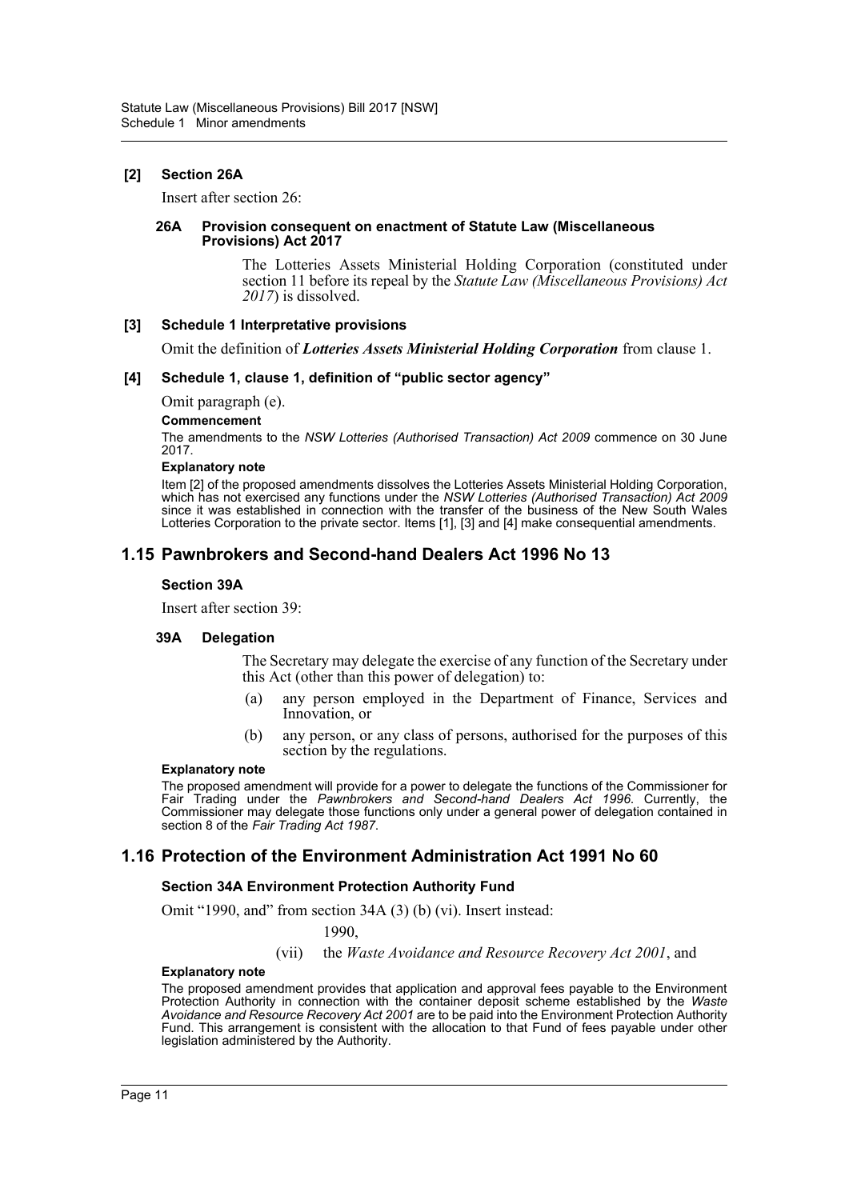**[2] Section 26A**

Insert after section 26:

**26A Provision consequent on enactment of Statute Law (Miscellaneous Provisions) Act 2017**

The Lotteries Assets Ministerial Holding Corporation (constituted under section 11 before its repeal by the *Statute Law (Miscellaneous Provisions) Act 2017*) is dissolved.

**[3] Schedule 1 Interpretative provisions**

Omit the definition of ***Lotteries Assets Ministerial Holding Corporation*** from clause 1.

**[4] Schedule 1, clause 1, definition of "public sector agency"**

Omit paragraph (e).

**Commencement**

The amendments to the *NSW Lotteries (Authorised Transaction) Act 2009* commence on 30 June 2017.

**Explanatory note**

Item [2] of the proposed amendments dissolves the Lotteries Assets Ministerial Holding Corporation, which has not exercised any functions under the *NSW Lotteries (Authorised Transaction) Act 2009* since it was established in connection with the transfer of the business of the New South Wales Lotteries Corporation to the private sector. Items [1], [3] and [4] make consequential amendments.

## 1.15 Pawnbrokers and Second-hand Dealers Act 1996 No 13

**Section 39A**

Insert after section 39:

**39A Delegation**

The Secretary may delegate the exercise of any function of the Secretary under this Act (other than this power of delegation) to:

(a) any person employed in the Department of Finance, Services and Innovation, or

(b) any person, or any class of persons, authorised for the purposes of this section by the regulations.

**Explanatory note**

The proposed amendment will provide for a power to delegate the functions of the Commissioner for Fair Trading under the *Pawnbrokers and Second-hand Dealers Act 1996*. Currently, the Commissioner may delegate those functions only under a general power of delegation contained in section 8 of the *Fair Trading Act 1987*.

## 1.16 Protection of the Environment Administration Act 1991 No 60

**Section 34A Environment Protection Authority Fund**

Omit "1990, and" from section 34A (3) (b) (vi). Insert instead:

1990,

(vii) the *Waste Avoidance and Resource Recovery Act 2001*, and

**Explanatory note**

The proposed amendment provides that application and approval fees payable to the Environment Protection Authority in connection with the container deposit scheme established by the *Waste Avoidance and Resource Recovery Act 2001* are to be paid into the Environment Protection Authority Fund. This arrangement is consistent with the allocation to that Fund of fees payable under other legislation administered by the Authority.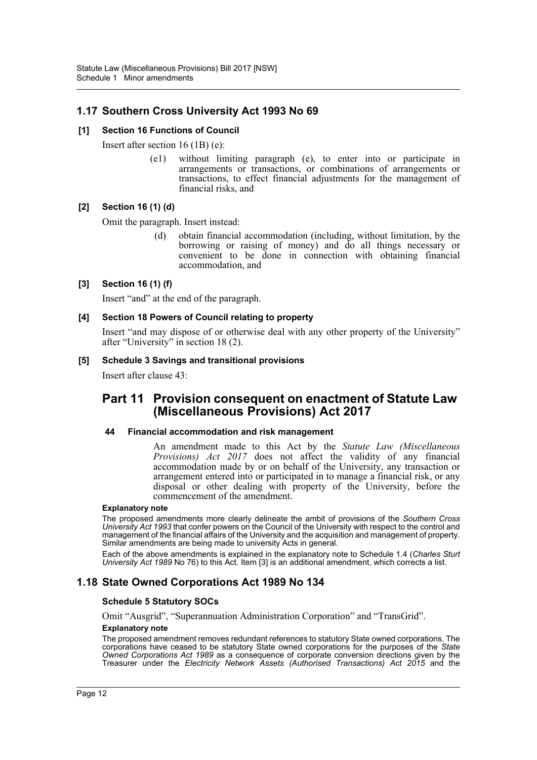## 1.17 Southern Cross University Act 1993 No 69

### [1] Section 16 Functions of Council

Insert after section 16 (1B) (e):

> (e1) without limiting paragraph (e), to enter into or participate in arrangements or transactions, or combinations of arrangements or transactions, to effect financial adjustments for the management of financial risks, and

### [2] Section 16 (1) (d)

Omit the paragraph. Insert instead:

> (d) obtain financial accommodation (including, without limitation, by the borrowing or raising of money) and do all things necessary or convenient to be done in connection with obtaining financial accommodation, and

### [3] Section 16 (1) (f)

Insert "and" at the end of the paragraph.

### [4] Section 18 Powers of Council relating to property

Insert "and may dispose of or otherwise deal with any other property of the University" after "University" in section 18 (2).

### [5] Schedule 3 Savings and transitional provisions

Insert after clause 43:

## Part 11 Provision consequent on enactment of Statute Law (Miscellaneous Provisions) Act 2017

### 44 Financial accommodation and risk management

An amendment made to this Act by the *Statute Law (Miscellaneous Provisions) Act 2017* does not affect the validity of any financial accommodation made by or on behalf of the University, any transaction or arrangement entered into or participated in to manage a financial risk, or any disposal or other dealing with property of the University, before the commencement of the amendment.

**Explanatory note**

The proposed amendments more clearly delineate the ambit of provisions of the *Southern Cross University Act 1993* that confer powers on the Council of the University with respect to the control and management of the financial affairs of the University and the acquisition and management of property. Similar amendments are being made to university Acts in general.

Each of the above amendments is explained in the explanatory note to Schedule 1.4 (*Charles Sturt University Act 1989* No 76) to this Act. Item [3] is an additional amendment, which corrects a list.

## 1.18 State Owned Corporations Act 1989 No 134

### Schedule 5 Statutory SOCs

Omit "Ausgrid", "Superannuation Administration Corporation" and "TransGrid".

**Explanatory note**

The proposed amendment removes redundant references to statutory State owned corporations. The corporations have ceased to be statutory State owned corporations for the purposes of the *State Owned Corporations Act 1989* as a consequence of corporate conversion directions given by the Treasurer under the *Electricity Network Assets (Authorised Transactions) Act 2015* and the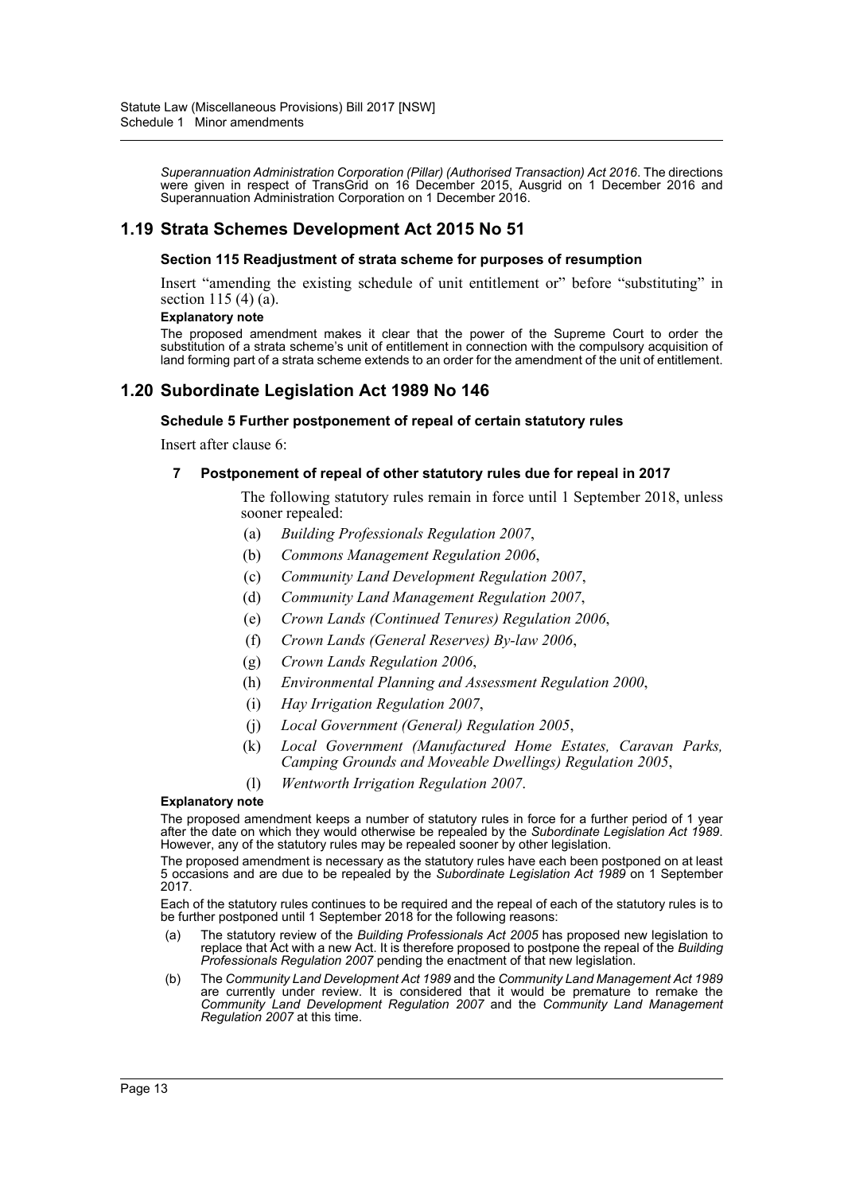*Superannuation Administration Corporation (Pillar) (Authorised Transaction) Act 2016*. The directions were given in respect of TransGrid on 16 December 2015, Ausgrid on 1 December 2016 and Superannuation Administration Corporation on 1 December 2016.

## 1.19 Strata Schemes Development Act 2015 No 51

### Section 115 Readjustment of strata scheme for purposes of resumption

Insert "amending the existing schedule of unit entitlement or" before "substituting" in section 115 (4) (a).

**Explanatory note**

The proposed amendment makes it clear that the power of the Supreme Court to order the substitution of a strata scheme's unit of entitlement in connection with the compulsory acquisition of land forming part of a strata scheme extends to an order for the amendment of the unit of entitlement.

## 1.20 Subordinate Legislation Act 1989 No 146

### Schedule 5 Further postponement of repeal of certain statutory rules

Insert after clause 6:

**7 Postponement of repeal of other statutory rules due for repeal in 2017**

The following statutory rules remain in force until 1 September 2018, unless sooner repealed:

(a) *Building Professionals Regulation 2007*,

(b) *Commons Management Regulation 2006*,

(c) *Community Land Development Regulation 2007*,

(d) *Community Land Management Regulation 2007*,

(e) *Crown Lands (Continued Tenures) Regulation 2006*,

(f) *Crown Lands (General Reserves) By-law 2006*,

(g) *Crown Lands Regulation 2006*,

(h) *Environmental Planning and Assessment Regulation 2000*,

(i) *Hay Irrigation Regulation 2007*,

(j) *Local Government (General) Regulation 2005*,

(k) *Local Government (Manufactured Home Estates, Caravan Parks, Camping Grounds and Moveable Dwellings) Regulation 2005*,

(l) *Wentworth Irrigation Regulation 2007*.

**Explanatory note**

The proposed amendment keeps a number of statutory rules in force for a further period of 1 year after the date on which they would otherwise be repealed by the *Subordinate Legislation Act 1989*. However, any of the statutory rules may be repealed sooner by other legislation.

The proposed amendment is necessary as the statutory rules have each been postponed on at least 5 occasions and are due to be repealed by the *Subordinate Legislation Act 1989* on 1 September 2017.

Each of the statutory rules continues to be required and the repeal of each of the statutory rules is to be further postponed until 1 September 2018 for the following reasons:

(a) The statutory review of the *Building Professionals Act 2005* has proposed new legislation to replace that Act with a new Act. It is therefore proposed to postpone the repeal of the *Building Professionals Regulation 2007* pending the enactment of that new legislation.

(b) The *Community Land Development Act 1989* and the *Community Land Management Act 1989* are currently under review. It is considered that it would be premature to remake the *Community Land Development Regulation 2007* and the *Community Land Management Regulation 2007* at this time.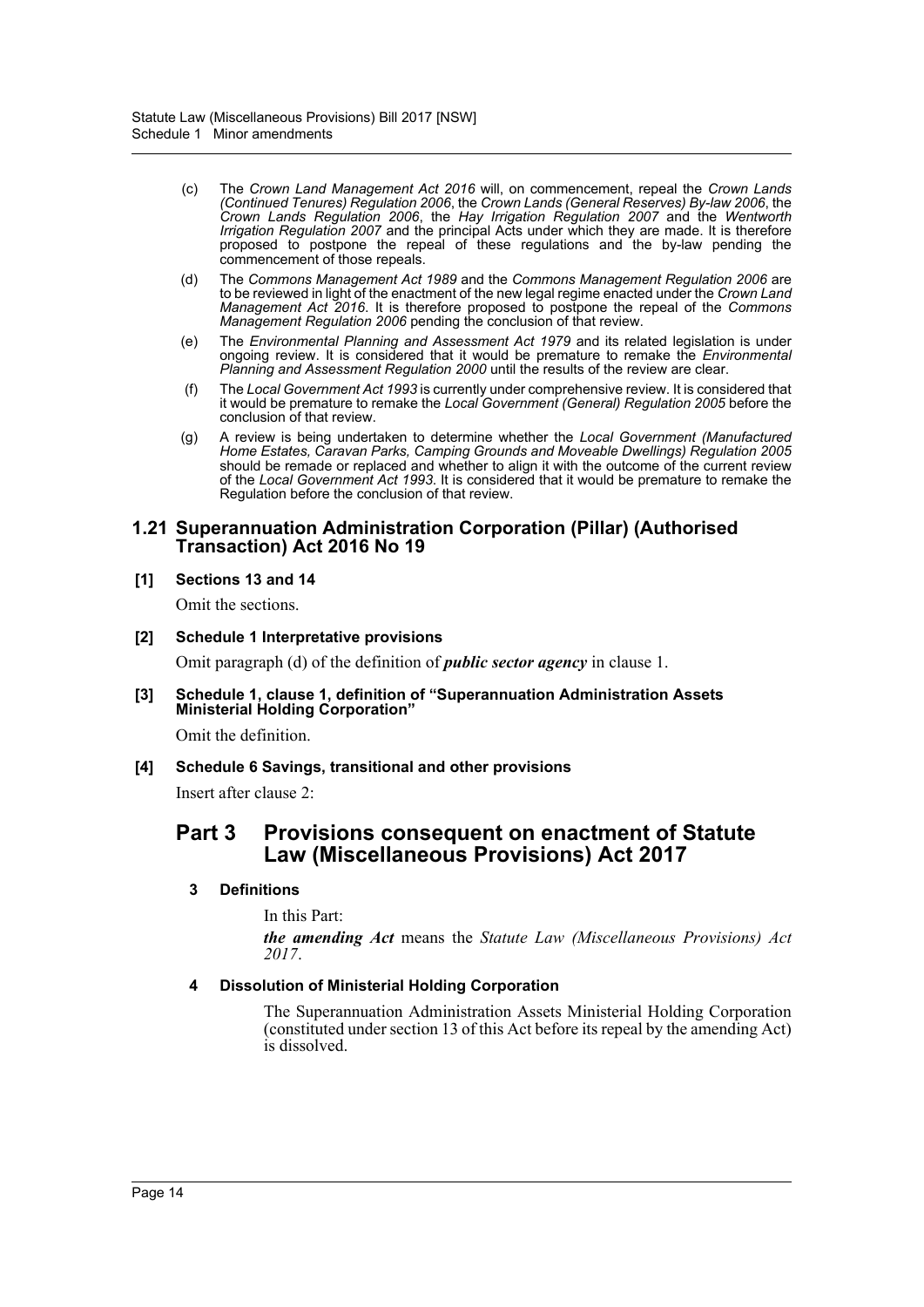(c) The *Crown Land Management Act 2016* will, on commencement, repeal the *Crown Lands (Continued Tenures) Regulation 2006*, the *Crown Lands (General Reserves) By-law 2006*, the *Crown Lands Regulation 2006*, the *Hay Irrigation Regulation 2007* and the *Wentworth Irrigation Regulation 2007* and the principal Acts under which they are made. It is therefore proposed to postpone the repeal of these regulations and the by-law pending the commencement of those repeals.

(d) The *Commons Management Act 1989* and the *Commons Management Regulation 2006* are to be reviewed in light of the enactment of the new legal regime enacted under the *Crown Land Management Act 2016*. It is therefore proposed to postpone the repeal of the *Commons Management Regulation 2006* pending the conclusion of that review.

(e) The *Environmental Planning and Assessment Act 1979* and its related legislation is under ongoing review. It is considered that it would be premature to remake the *Environmental Planning and Assessment Regulation 2000* until the results of the review are clear.

(f) The *Local Government Act 1993* is currently under comprehensive review. It is considered that it would be premature to remake the *Local Government (General) Regulation 2005* before the conclusion of that review.

(g) A review is being undertaken to determine whether the *Local Government (Manufactured Home Estates, Caravan Parks, Camping Grounds and Moveable Dwellings) Regulation 2005* should be remade or replaced and whether to align it with the outcome of the current review of the *Local Government Act 1993*. It is considered that it would be premature to remake the Regulation before the conclusion of that review.

## 1.21 Superannuation Administration Corporation (Pillar) (Authorised Transaction) Act 2016 No 19

**[1] Sections 13 and 14**

Omit the sections.

**[2] Schedule 1 Interpretative provisions**

Omit paragraph (d) of the definition of ***public sector agency*** in clause 1.

**[3] Schedule 1, clause 1, definition of "Superannuation Administration Assets Ministerial Holding Corporation"**

Omit the definition.

**[4] Schedule 6 Savings, transitional and other provisions**

Insert after clause 2:

## Part 3 Provisions consequent on enactment of Statute Law (Miscellaneous Provisions) Act 2017

**3 Definitions**

In this Part:

***the amending Act*** means the *Statute Law (Miscellaneous Provisions) Act 2017*.

**4 Dissolution of Ministerial Holding Corporation**

The Superannuation Administration Assets Ministerial Holding Corporation (constituted under section 13 of this Act before its repeal by the amending Act) is dissolved.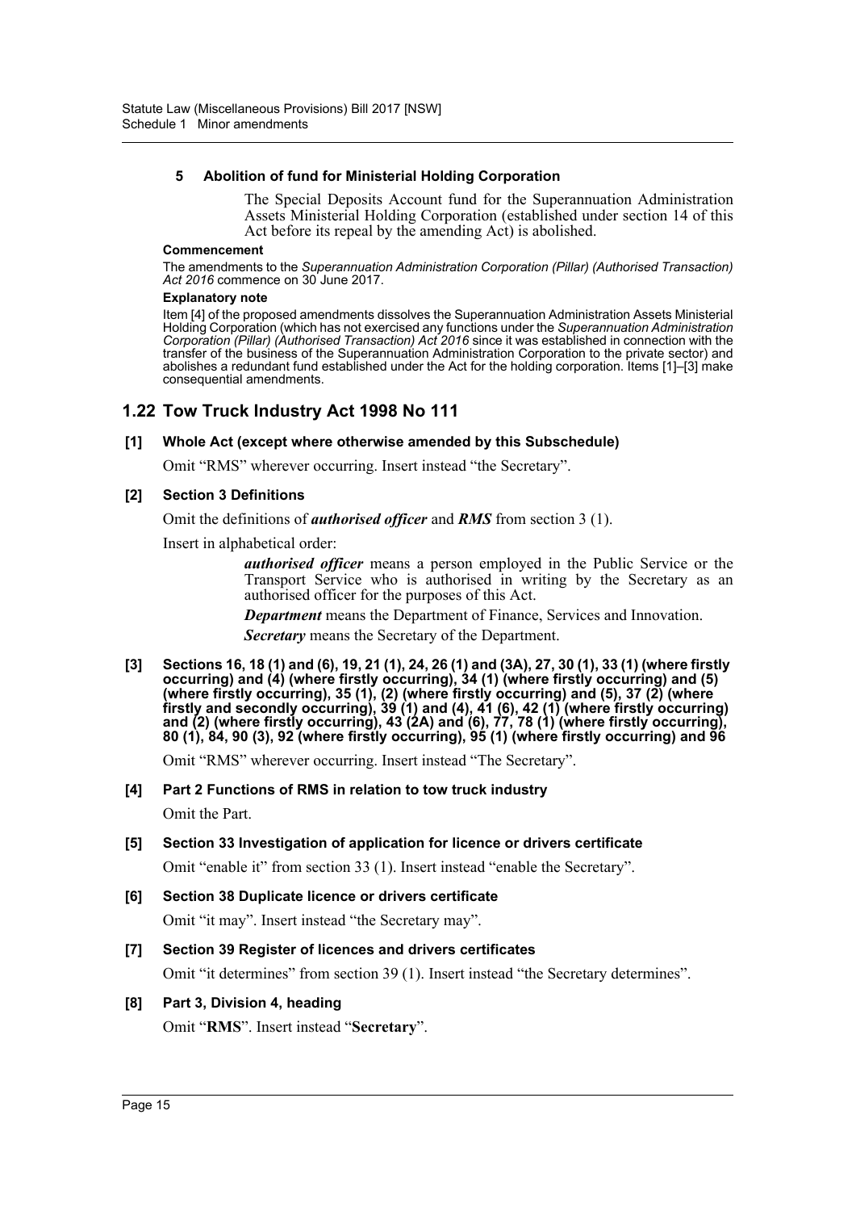#### 5 Abolition of fund for Ministerial Holding Corporation

The Special Deposits Account fund for the Superannuation Administration Assets Ministerial Holding Corporation (established under section 14 of this Act before its repeal by the amending Act) is abolished.

**Commencement**

The amendments to the *Superannuation Administration Corporation (Pillar) (Authorised Transaction) Act 2016* commence on 30 June 2017.

**Explanatory note**

Item [4] of the proposed amendments dissolves the Superannuation Administration Assets Ministerial Holding Corporation (which has not exercised any functions under the *Superannuation Administration Corporation (Pillar) (Authorised Transaction) Act 2016* since it was established in connection with the transfer of the business of the Superannuation Administration Corporation to the private sector) and abolishes a redundant fund established under the Act for the holding corporation. Items [1]–[3] make consequential amendments.

## 1.22 Tow Truck Industry Act 1998 No 111

### [1] Whole Act (except where otherwise amended by this Subschedule)

Omit "RMS" wherever occurring. Insert instead "the Secretary".

### [2] Section 3 Definitions

Omit the definitions of ***authorised officer*** and ***RMS*** from section 3 (1).

Insert in alphabetical order:

> ***authorised officer*** means a person employed in the Public Service or the Transport Service who is authorised in writing by the Secretary as an authorised officer for the purposes of this Act.
>
> ***Department*** means the Department of Finance, Services and Innovation.
>
> ***Secretary*** means the Secretary of the Department.

### [3] Sections 16, 18 (1) and (6), 19, 21 (1), 24, 26 (1) and (3A), 27, 30 (1), 33 (1) (where firstly occurring) and (4) (where firstly occurring), 34 (1) (where firstly occurring) and (5) (where firstly occurring), 35 (1), (2) (where firstly occurring) and (5), 37 (2) (where firstly and secondly occurring), 39 (1) and (4), 41 (6), 42 (1) (where firstly occurring) and (2) (where firstly occurring), 43 (2A) and (6), 77, 78 (1) (where firstly occurring), 80 (1), 84, 90 (3), 92 (where firstly occurring), 95 (1) (where firstly occurring) and 96

Omit "RMS" wherever occurring. Insert instead "The Secretary".

### [4] Part 2 Functions of RMS in relation to tow truck industry

Omit the Part.

### [5] Section 33 Investigation of application for licence or drivers certificate

Omit "enable it" from section 33 (1). Insert instead "enable the Secretary".

### [6] Section 38 Duplicate licence or drivers certificate

Omit "it may". Insert instead "the Secretary may".

### [7] Section 39 Register of licences and drivers certificates

Omit "it determines" from section 39 (1). Insert instead "the Secretary determines".

### [8] Part 3, Division 4, heading

Omit "**RMS**". Insert instead "**Secretary**".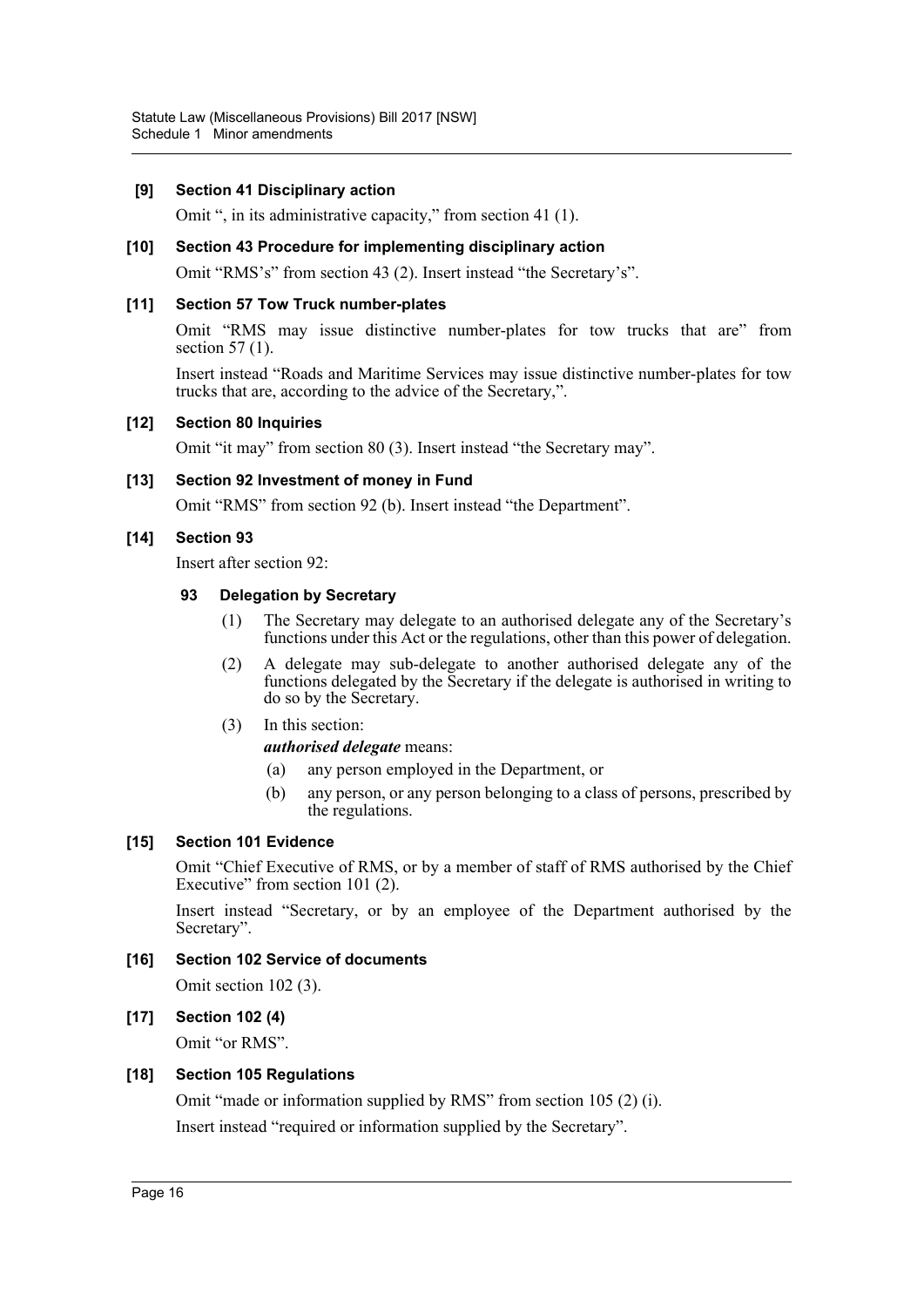**[9] Section 41 Disciplinary action**

Omit ", in its administrative capacity," from section 41 (1).

**[10] Section 43 Procedure for implementing disciplinary action**

Omit "RMS's" from section 43 (2). Insert instead "the Secretary's".

**[11] Section 57 Tow Truck number-plates**

Omit "RMS may issue distinctive number-plates for tow trucks that are" from section 57 (1).

Insert instead "Roads and Maritime Services may issue distinctive number-plates for tow trucks that are, according to the advice of the Secretary,".

**[12] Section 80 Inquiries**

Omit "it may" from section 80 (3). Insert instead "the Secretary may".

**[13] Section 92 Investment of money in Fund**

Omit "RMS" from section 92 (b). Insert instead "the Department".

**[14] Section 93**

Insert after section 92:

**93 Delegation by Secretary**

(1) The Secretary may delegate to an authorised delegate any of the Secretary's functions under this Act or the regulations, other than this power of delegation.

(2) A delegate may sub-delegate to another authorised delegate any of the functions delegated by the Secretary if the delegate is authorised in writing to do so by the Secretary.

(3) In this section:

***authorised delegate*** means:

(a) any person employed in the Department, or

(b) any person, or any person belonging to a class of persons, prescribed by the regulations.

**[15] Section 101 Evidence**

Omit "Chief Executive of RMS, or by a member of staff of RMS authorised by the Chief Executive" from section 101 (2).

Insert instead "Secretary, or by an employee of the Department authorised by the Secretary".

**[16] Section 102 Service of documents**

Omit section 102 (3).

**[17] Section 102 (4)**

Omit "or RMS".

**[18] Section 105 Regulations**

Omit "made or information supplied by RMS" from section 105 (2) (i).

Insert instead "required or information supplied by the Secretary".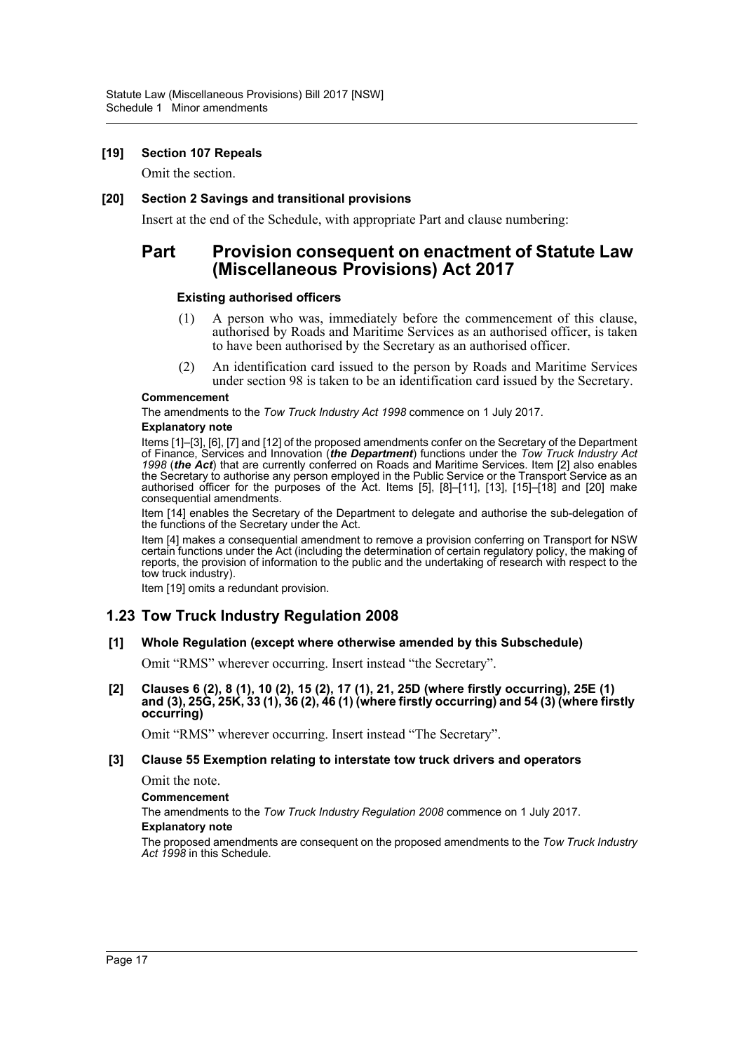**[19] Section 107 Repeals**

Omit the section.

**[20] Section 2 Savings and transitional provisions**

Insert at the end of the Schedule, with appropriate Part and clause numbering:

## Part Provision consequent on enactment of Statute Law (Miscellaneous Provisions) Act 2017

**Existing authorised officers**

(1) A person who was, immediately before the commencement of this clause, authorised by Roads and Maritime Services as an authorised officer, is taken to have been authorised by the Secretary as an authorised officer.

(2) An identification card issued to the person by Roads and Maritime Services under section 98 is taken to be an identification card issued by the Secretary.

**Commencement**

The amendments to the *Tow Truck Industry Act 1998* commence on 1 July 2017.

**Explanatory note**

Items [1]–[3], [6], [7] and [12] of the proposed amendments confer on the Secretary of the Department of Finance, Services and Innovation (***the Department***) functions under the *Tow Truck Industry Act 1998* (***the Act***) that are currently conferred on Roads and Maritime Services. Item [2] also enables the Secretary to authorise any person employed in the Public Service or the Transport Service as an authorised officer for the purposes of the Act. Items [5], [8]–[11], [13], [15]–[18] and [20] make consequential amendments.

Item [14] enables the Secretary of the Department to delegate and authorise the sub-delegation of the functions of the Secretary under the Act.

Item [4] makes a consequential amendment to remove a provision conferring on Transport for NSW certain functions under the Act (including the determination of certain regulatory policy, the making of reports, the provision of information to the public and the undertaking of research with respect to the tow truck industry).

Item [19] omits a redundant provision.

## 1.23 Tow Truck Industry Regulation 2008

**[1] Whole Regulation (except where otherwise amended by this Subschedule)**

Omit "RMS" wherever occurring. Insert instead "the Secretary".

**[2] Clauses 6 (2), 8 (1), 10 (2), 15 (2), 17 (1), 21, 25D (where firstly occurring), 25E (1) and (3), 25G, 25K, 33 (1), 36 (2), 46 (1) (where firstly occurring) and 54 (3) (where firstly occurring)**

Omit "RMS" wherever occurring. Insert instead "The Secretary".

**[3] Clause 55 Exemption relating to interstate tow truck drivers and operators**

Omit the note.

**Commencement**

The amendments to the *Tow Truck Industry Regulation 2008* commence on 1 July 2017.

**Explanatory note**

The proposed amendments are consequent on the proposed amendments to the *Tow Truck Industry Act 1998* in this Schedule.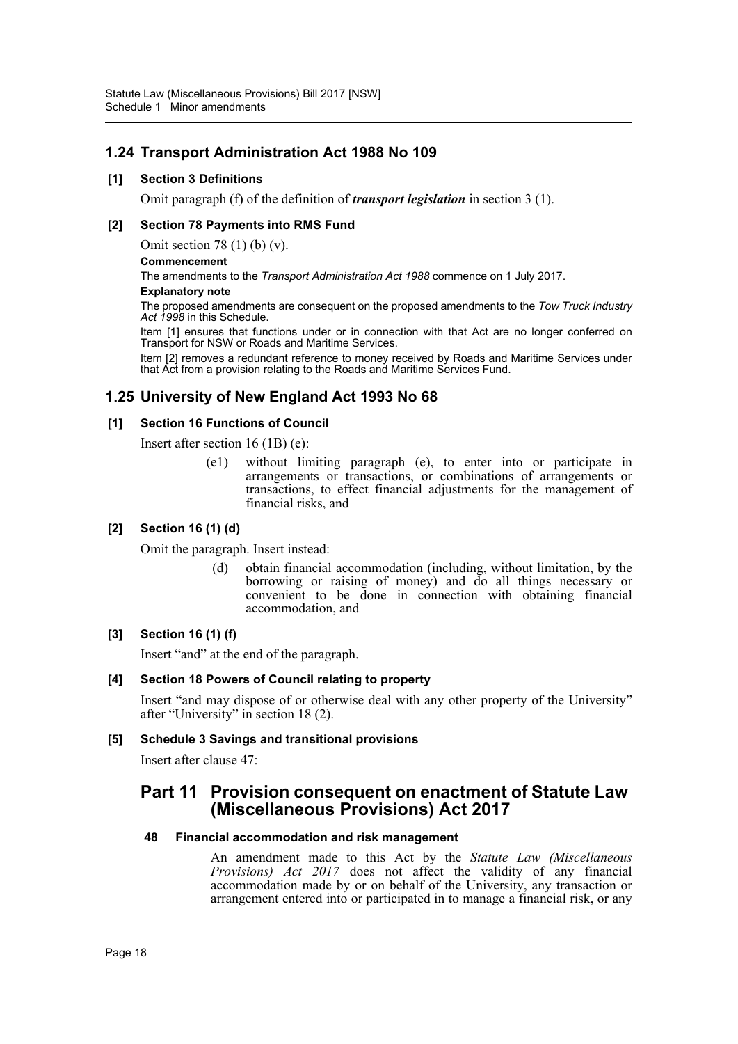## 1.24 Transport Administration Act 1988 No 109

**[1] Section 3 Definitions**

Omit paragraph (f) of the definition of ***transport legislation*** in section 3 (1).

**[2] Section 78 Payments into RMS Fund**

Omit section 78 (1) (b) (v).

**Commencement**

The amendments to the *Transport Administration Act 1988* commence on 1 July 2017.

**Explanatory note**

The proposed amendments are consequent on the proposed amendments to the *Tow Truck Industry Act 1998* in this Schedule.

Item [1] ensures that functions under or in connection with that Act are no longer conferred on Transport for NSW or Roads and Maritime Services.

Item [2] removes a redundant reference to money received by Roads and Maritime Services under that Act from a provision relating to the Roads and Maritime Services Fund.

## 1.25 University of New England Act 1993 No 68

**[1] Section 16 Functions of Council**

Insert after section 16 (1B) (e):

> (e1) without limiting paragraph (e), to enter into or participate in arrangements or transactions, or combinations of arrangements or transactions, to effect financial adjustments for the management of financial risks, and

**[2] Section 16 (1) (d)**

Omit the paragraph. Insert instead:

> (d) obtain financial accommodation (including, without limitation, by the borrowing or raising of money) and do all things necessary or convenient to be done in connection with obtaining financial accommodation, and

**[3] Section 16 (1) (f)**

Insert "and" at the end of the paragraph.

**[4] Section 18 Powers of Council relating to property**

Insert "and may dispose of or otherwise deal with any other property of the University" after "University" in section 18 (2).

**[5] Schedule 3 Savings and transitional provisions**

Insert after clause 47:

## Part 11 Provision consequent on enactment of Statute Law (Miscellaneous Provisions) Act 2017

**48 Financial accommodation and risk management**

An amendment made to this Act by the *Statute Law (Miscellaneous Provisions) Act 2017* does not affect the validity of any financial accommodation made by or on behalf of the University, any transaction or arrangement entered into or participated in to manage a financial risk, or any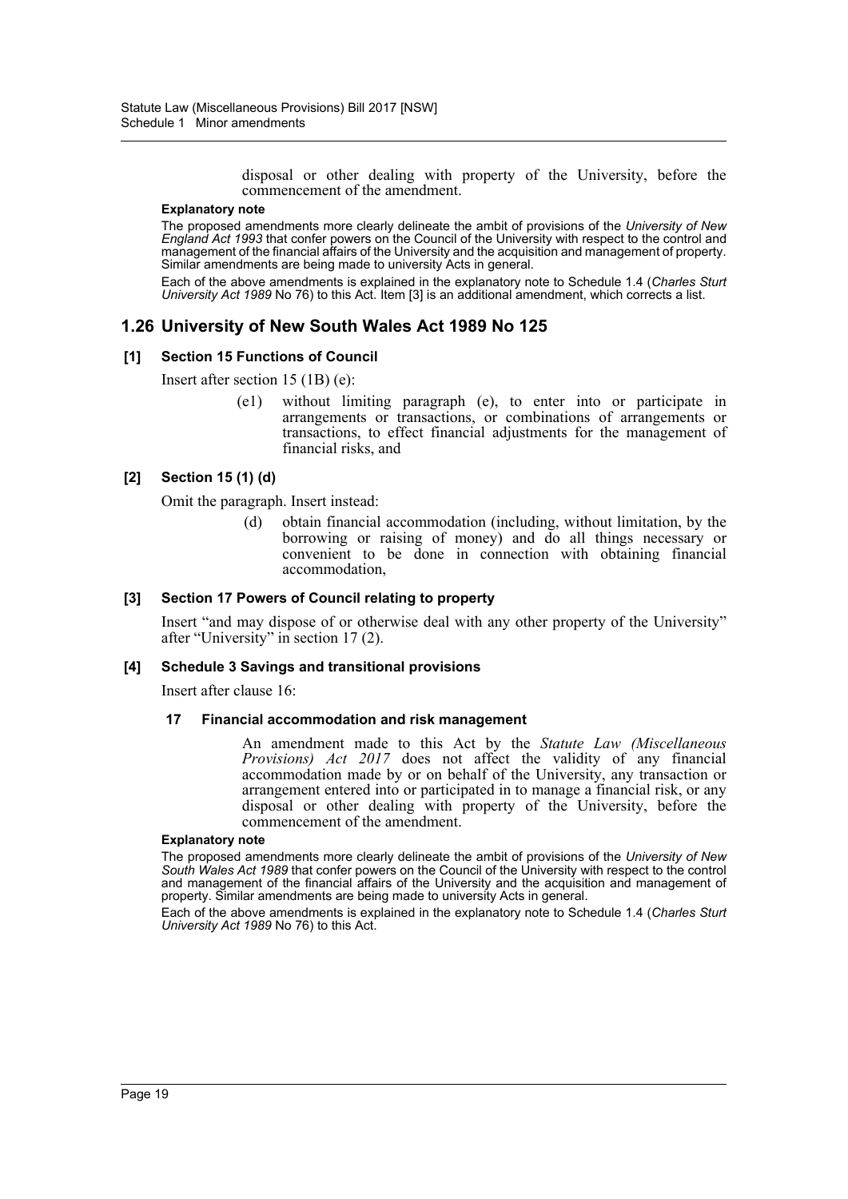disposal or other dealing with property of the University, before the commencement of the amendment.

**Explanatory note**

The proposed amendments more clearly delineate the ambit of provisions of the *University of New England Act 1993* that confer powers on the Council of the University with respect to the control and management of the financial affairs of the University and the acquisition and management of property. Similar amendments are being made to university Acts in general.

Each of the above amendments is explained in the explanatory note to Schedule 1.4 (*Charles Sturt University Act 1989* No 76) to this Act. Item [3] is an additional amendment, which corrects a list.

## 1.26 University of New South Wales Act 1989 No 125

### [1] Section 15 Functions of Council

Insert after section 15 (1B) (e):

> (e1) without limiting paragraph (e), to enter into or participate in arrangements or transactions, or combinations of arrangements or transactions, to effect financial adjustments for the management of financial risks, and

### [2] Section 15 (1) (d)

Omit the paragraph. Insert instead:

> (d) obtain financial accommodation (including, without limitation, by the borrowing or raising of money) and do all things necessary or convenient to be done in connection with obtaining financial accommodation,

### [3] Section 17 Powers of Council relating to property

Insert "and may dispose of or otherwise deal with any other property of the University" after "University" in section 17 (2).

### [4] Schedule 3 Savings and transitional provisions

Insert after clause 16:

> **17 Financial accommodation and risk management**
>
> An amendment made to this Act by the *Statute Law (Miscellaneous Provisions) Act 2017* does not affect the validity of any financial accommodation made by or on behalf of the University, any transaction or arrangement entered into or participated in to manage a financial risk, or any disposal or other dealing with property of the University, before the commencement of the amendment.

**Explanatory note**

The proposed amendments more clearly delineate the ambit of provisions of the *University of New South Wales Act 1989* that confer powers on the Council of the University with respect to the control and management of the financial affairs of the University and the acquisition and management of property. Similar amendments are being made to university Acts in general.

Each of the above amendments is explained in the explanatory note to Schedule 1.4 (*Charles Sturt University Act 1989* No 76) to this Act.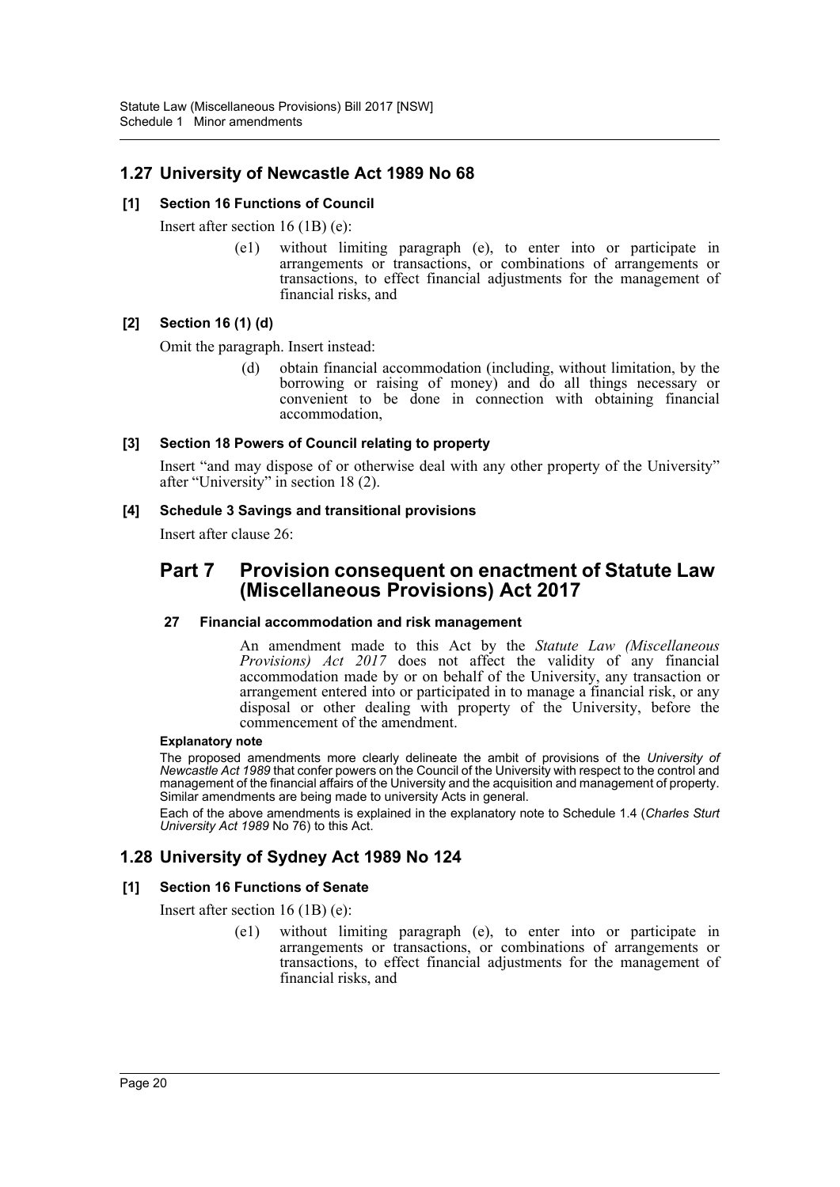## 1.27 University of Newcastle Act 1989 No 68

### [1] Section 16 Functions of Council

Insert after section 16 (1B) (e):

> (e1) without limiting paragraph (e), to enter into or participate in arrangements or transactions, or combinations of arrangements or transactions, to effect financial adjustments for the management of financial risks, and

### [2] Section 16 (1) (d)

Omit the paragraph. Insert instead:

> (d) obtain financial accommodation (including, without limitation, by the borrowing or raising of money) and do all things necessary or convenient to be done in connection with obtaining financial accommodation,

### [3] Section 18 Powers of Council relating to property

Insert "and may dispose of or otherwise deal with any other property of the University" after "University" in section 18 (2).

### [4] Schedule 3 Savings and transitional provisions

Insert after clause 26:

## Part 7 Provision consequent on enactment of Statute Law (Miscellaneous Provisions) Act 2017

### 27 Financial accommodation and risk management

An amendment made to this Act by the *Statute Law (Miscellaneous Provisions) Act 2017* does not affect the validity of any financial accommodation made by or on behalf of the University, any transaction or arrangement entered into or participated in to manage a financial risk, or any disposal or other dealing with property of the University, before the commencement of the amendment.

**Explanatory note**

The proposed amendments more clearly delineate the ambit of provisions of the *University of Newcastle Act 1989* that confer powers on the Council of the University with respect to the control and management of the financial affairs of the University and the acquisition and management of property. Similar amendments are being made to university Acts in general.

Each of the above amendments is explained in the explanatory note to Schedule 1.4 (*Charles Sturt University Act 1989* No 76) to this Act.

## 1.28 University of Sydney Act 1989 No 124

### [1] Section 16 Functions of Senate

Insert after section 16 (1B) (e):

> (e1) without limiting paragraph (e), to enter into or participate in arrangements or transactions, or combinations of arrangements or transactions, to effect financial adjustments for the management of financial risks, and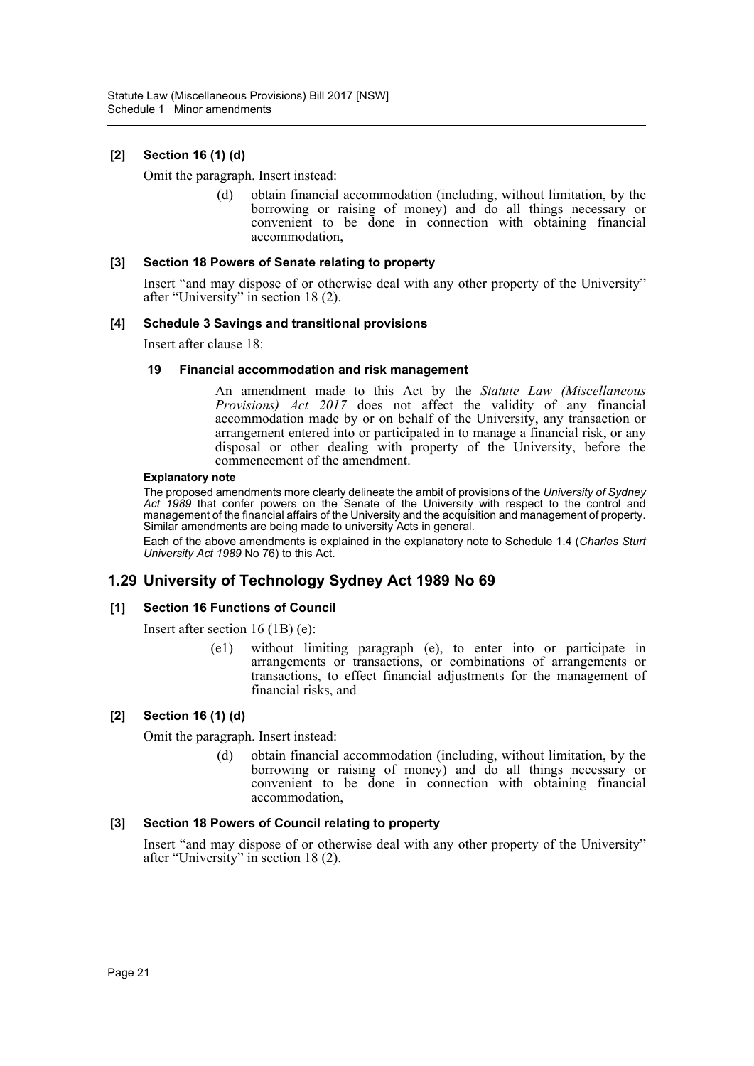**[2] Section 16 (1) (d)**

Omit the paragraph. Insert instead:

> (d) obtain financial accommodation (including, without limitation, by the borrowing or raising of money) and do all things necessary or convenient to be done in connection with obtaining financial accommodation,

**[3] Section 18 Powers of Senate relating to property**

Insert "and may dispose of or otherwise deal with any other property of the University" after "University" in section 18 (2).

**[4] Schedule 3 Savings and transitional provisions**

Insert after clause 18:

**19 Financial accommodation and risk management**

> An amendment made to this Act by the *Statute Law (Miscellaneous Provisions) Act 2017* does not affect the validity of any financial accommodation made by or on behalf of the University, any transaction or arrangement entered into or participated in to manage a financial risk, or any disposal or other dealing with property of the University, before the commencement of the amendment.

**Explanatory note**

The proposed amendments more clearly delineate the ambit of provisions of the *University of Sydney Act 1989* that confer powers on the Senate of the University with respect to the control and management of the financial affairs of the University and the acquisition and management of property. Similar amendments are being made to university Acts in general.

Each of the above amendments is explained in the explanatory note to Schedule 1.4 (*Charles Sturt University Act 1989* No 76) to this Act.

## 1.29 University of Technology Sydney Act 1989 No 69

**[1] Section 16 Functions of Council**

Insert after section 16 (1B) (e):

> (e1) without limiting paragraph (e), to enter into or participate in arrangements or transactions, or combinations of arrangements or transactions, to effect financial adjustments for the management of financial risks, and

**[2] Section 16 (1) (d)**

Omit the paragraph. Insert instead:

> (d) obtain financial accommodation (including, without limitation, by the borrowing or raising of money) and do all things necessary or convenient to be done in connection with obtaining financial accommodation,

**[3] Section 18 Powers of Council relating to property**

Insert "and may dispose of or otherwise deal with any other property of the University" after "University" in section 18 (2).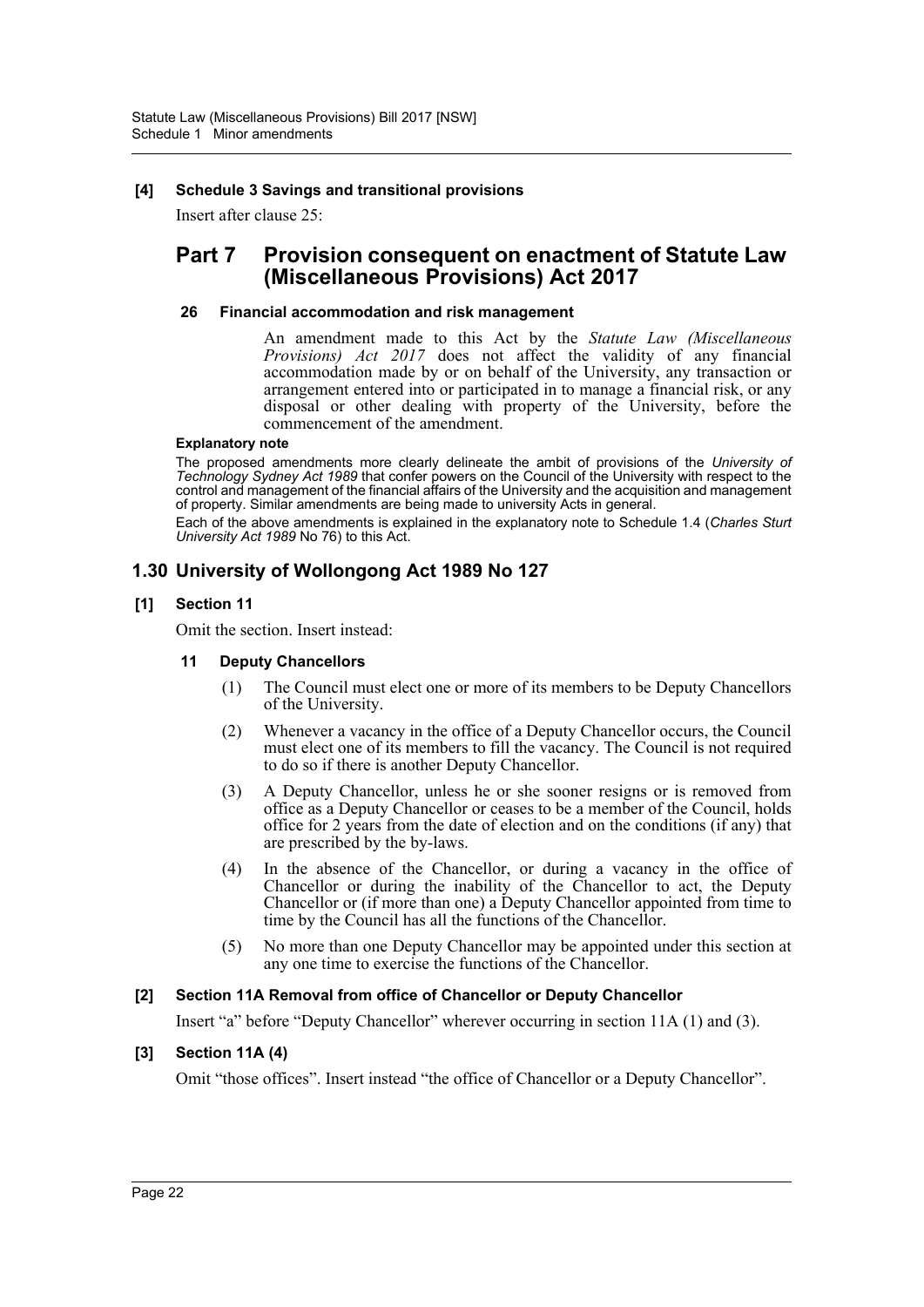**[4] Schedule 3 Savings and transitional provisions**

Insert after clause 25:

## Part 7 Provision consequent on enactment of Statute Law (Miscellaneous Provisions) Act 2017

**26 Financial accommodation and risk management**

An amendment made to this Act by the *Statute Law (Miscellaneous Provisions) Act 2017* does not affect the validity of any financial accommodation made by or on behalf of the University, any transaction or arrangement entered into or participated in to manage a financial risk, or any disposal or other dealing with property of the University, before the commencement of the amendment.

**Explanatory note**

The proposed amendments more clearly delineate the ambit of provisions of the *University of Technology Sydney Act 1989* that confer powers on the Council of the University with respect to the control and management of the financial affairs of the University and the acquisition and management of property. Similar amendments are being made to university Acts in general.

Each of the above amendments is explained in the explanatory note to Schedule 1.4 (*Charles Sturt University Act 1989* No 76) to this Act.

## 1.30 University of Wollongong Act 1989 No 127

**[1] Section 11**

Omit the section. Insert instead:

**11 Deputy Chancellors**

(1) The Council must elect one or more of its members to be Deputy Chancellors of the University.

(2) Whenever a vacancy in the office of a Deputy Chancellor occurs, the Council must elect one of its members to fill the vacancy. The Council is not required to do so if there is another Deputy Chancellor.

(3) A Deputy Chancellor, unless he or she sooner resigns or is removed from office as a Deputy Chancellor or ceases to be a member of the Council, holds office for 2 years from the date of election and on the conditions (if any) that are prescribed by the by-laws.

(4) In the absence of the Chancellor, or during a vacancy in the office of Chancellor or during the inability of the Chancellor to act, the Deputy Chancellor or (if more than one) a Deputy Chancellor appointed from time to time by the Council has all the functions of the Chancellor.

(5) No more than one Deputy Chancellor may be appointed under this section at any one time to exercise the functions of the Chancellor.

**[2] Section 11A Removal from office of Chancellor or Deputy Chancellor**

Insert "a" before "Deputy Chancellor" wherever occurring in section 11A (1) and (3).

**[3] Section 11A (4)**

Omit "those offices". Insert instead "the office of Chancellor or a Deputy Chancellor".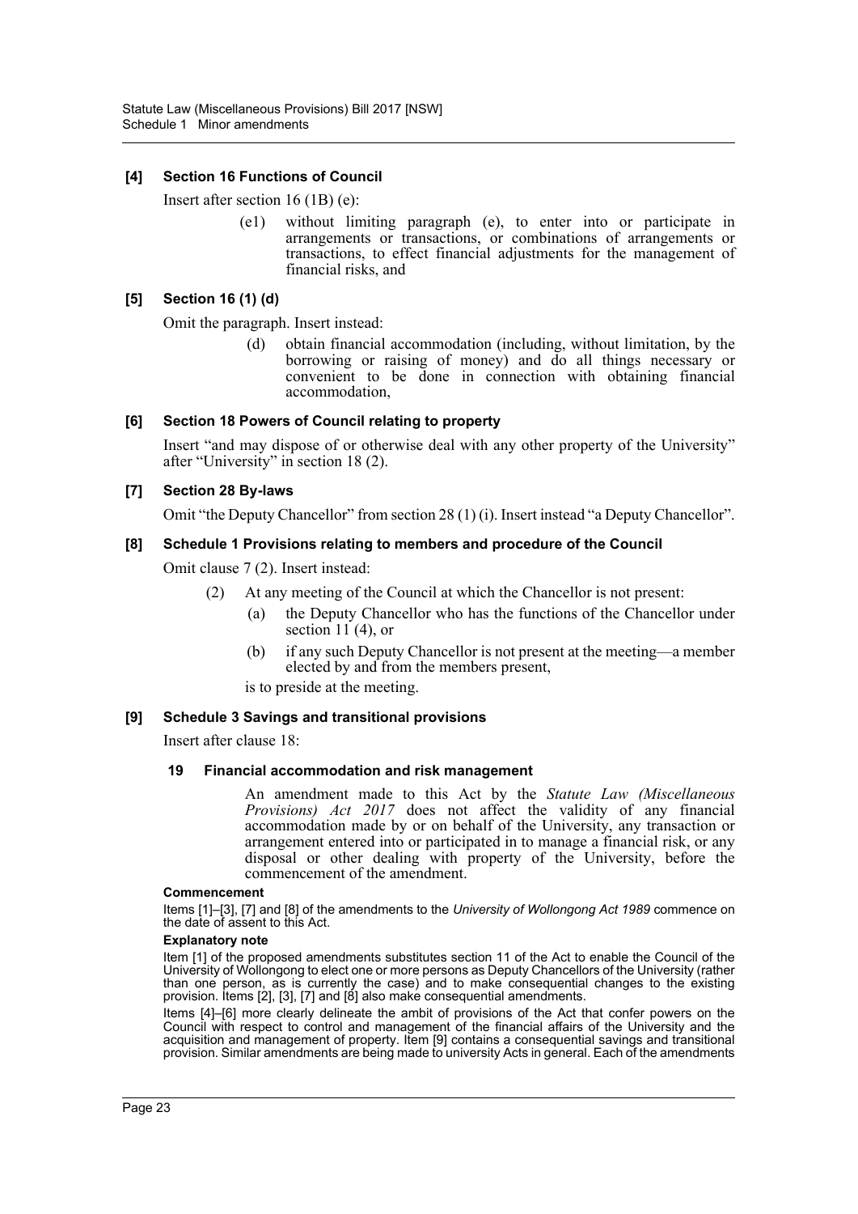### [4] Section 16 Functions of Council

Insert after section 16 (1B) (e):

> (e1) without limiting paragraph (e), to enter into or participate in arrangements or transactions, or combinations of arrangements or transactions, to effect financial adjustments for the management of financial risks, and

### [5] Section 16 (1) (d)

Omit the paragraph. Insert instead:

> (d) obtain financial accommodation (including, without limitation, by the borrowing or raising of money) and do all things necessary or convenient to be done in connection with obtaining financial accommodation,

### [6] Section 18 Powers of Council relating to property

Insert "and may dispose of or otherwise deal with any other property of the University" after "University" in section 18 (2).

### [7] Section 28 By-laws

Omit "the Deputy Chancellor" from section 28 (1) (i). Insert instead "a Deputy Chancellor".

### [8] Schedule 1 Provisions relating to members and procedure of the Council

Omit clause 7 (2). Insert instead:

> (2) At any meeting of the Council at which the Chancellor is not present:
>
> (a) the Deputy Chancellor who has the functions of the Chancellor under section 11 (4), or
>
> (b) if any such Deputy Chancellor is not present at the meeting—a member elected by and from the members present,
>
> is to preside at the meeting.

### [9] Schedule 3 Savings and transitional provisions

Insert after clause 18:

> **19 Financial accommodation and risk management**
>
> An amendment made to this Act by the *Statute Law (Miscellaneous Provisions) Act 2017* does not affect the validity of any financial accommodation made by or on behalf of the University, any transaction or arrangement entered into or participated in to manage a financial risk, or any disposal or other dealing with property of the University, before the commencement of the amendment.

**Commencement**

Items [1]–[3], [7] and [8] of the amendments to the *University of Wollongong Act 1989* commence on the date of assent to this Act.

**Explanatory note**

Item [1] of the proposed amendments substitutes section 11 of the Act to enable the Council of the University of Wollongong to elect one or more persons as Deputy Chancellors of the University (rather than one person, as is currently the case) and to make consequential changes to the existing provision. Items [2], [3], [7] and [8] also make consequential amendments.

Items [4]–[6] more clearly delineate the ambit of provisions of the Act that confer powers on the Council with respect to control and management of the financial affairs of the University and the acquisition and management of property. Item [9] contains a consequential savings and transitional provision. Similar amendments are being made to university Acts in general. Each of the amendments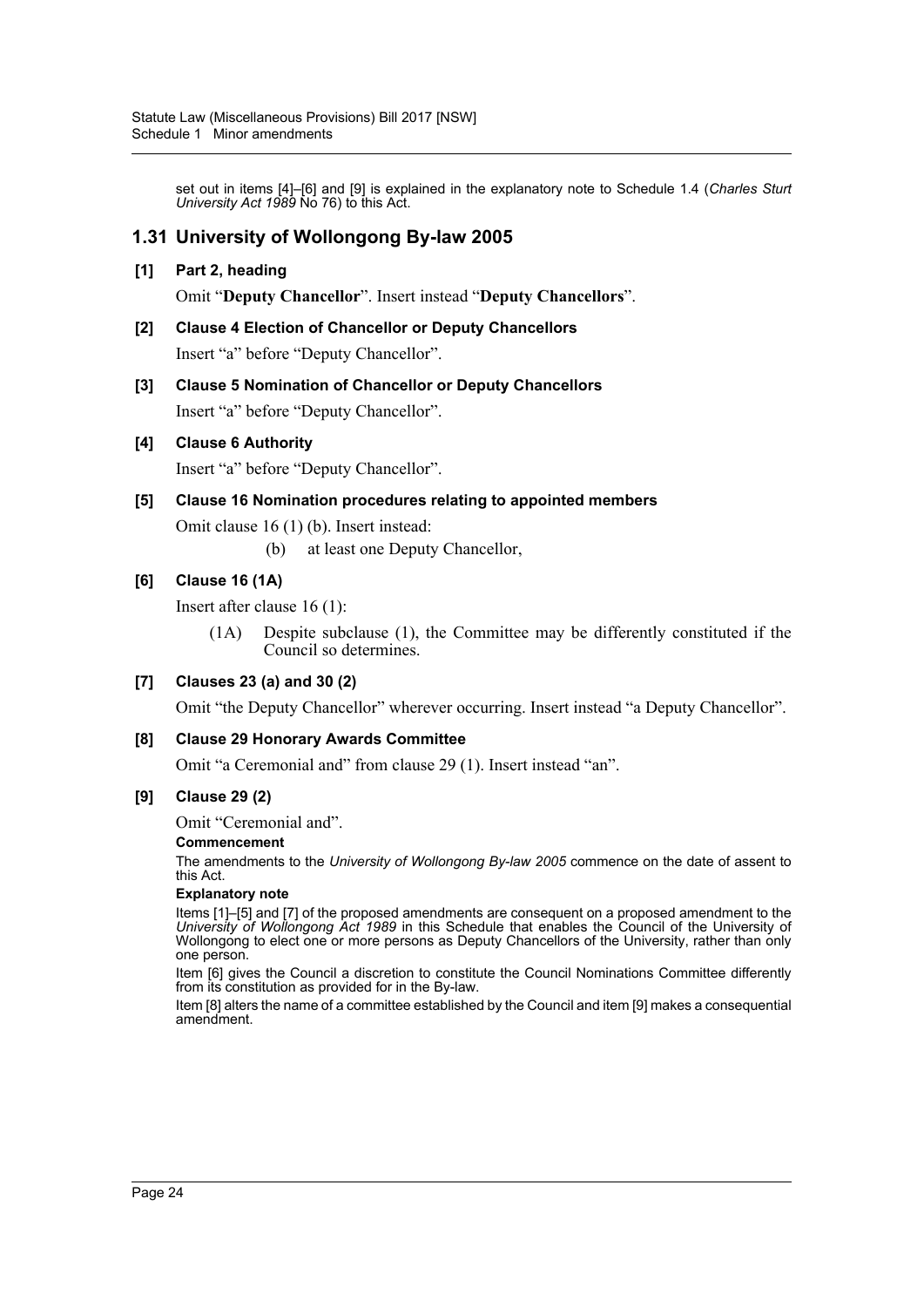set out in items [4]–[6] and [9] is explained in the explanatory note to Schedule 1.4 (*Charles Sturt University Act 1989* No 76) to this Act.

## 1.31 University of Wollongong By-law 2005

**[1] Part 2, heading**

Omit "**Deputy Chancellor**". Insert instead "**Deputy Chancellors**".

**[2] Clause 4 Election of Chancellor or Deputy Chancellors**

Insert "a" before "Deputy Chancellor".

**[3] Clause 5 Nomination of Chancellor or Deputy Chancellors**

Insert "a" before "Deputy Chancellor".

**[4] Clause 6 Authority**

Insert "a" before "Deputy Chancellor".

**[5] Clause 16 Nomination procedures relating to appointed members**

Omit clause 16 (1) (b). Insert instead:

(b) at least one Deputy Chancellor,

**[6] Clause 16 (1A)**

Insert after clause 16 (1):

(1A) Despite subclause (1), the Committee may be differently constituted if the Council so determines.

**[7] Clauses 23 (a) and 30 (2)**

Omit "the Deputy Chancellor" wherever occurring. Insert instead "a Deputy Chancellor".

**[8] Clause 29 Honorary Awards Committee**

Omit "a Ceremonial and" from clause 29 (1). Insert instead "an".

**[9] Clause 29 (2)**

Omit "Ceremonial and".

**Commencement**

The amendments to the *University of Wollongong By-law 2005* commence on the date of assent to this Act.

**Explanatory note**

Items [1]–[5] and [7] of the proposed amendments are consequent on a proposed amendment to the *University of Wollongong Act 1989* in this Schedule that enables the Council of the University of Wollongong to elect one or more persons as Deputy Chancellors of the University, rather than only one person.

Item [6] gives the Council a discretion to constitute the Council Nominations Committee differently from its constitution as provided for in the By-law.

Item [8] alters the name of a committee established by the Council and item [9] makes a consequential amendment.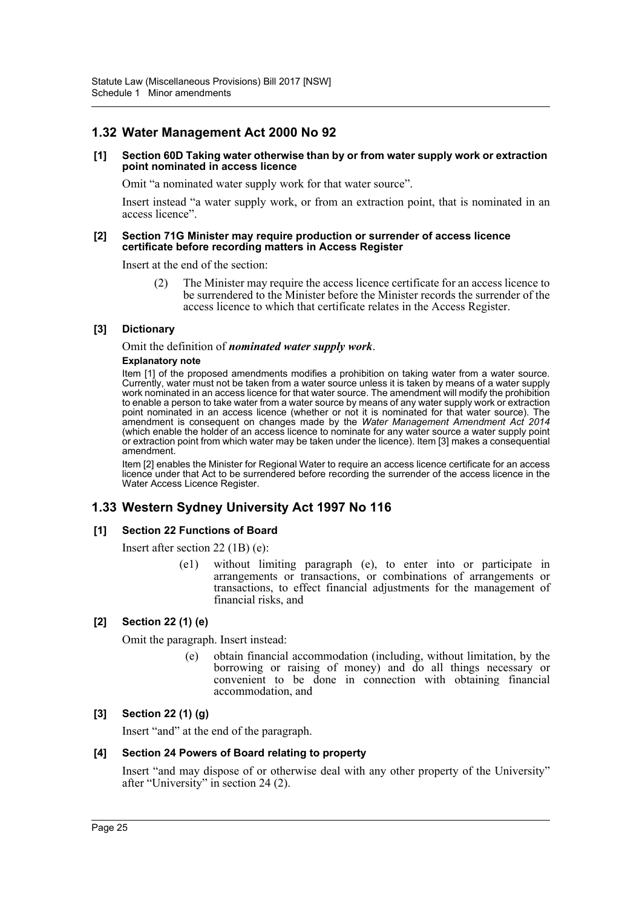## 1.32 Water Management Act 2000 No 92

**[1] Section 60D Taking water otherwise than by or from water supply work or extraction point nominated in access licence**

Omit "a nominated water supply work for that water source".

Insert instead "a water supply work, or from an extraction point, that is nominated in an access licence".

**[2] Section 71G Minister may require production or surrender of access licence certificate before recording matters in Access Register**

Insert at the end of the section:

> (2) The Minister may require the access licence certificate for an access licence to be surrendered to the Minister before the Minister records the surrender of the access licence to which that certificate relates in the Access Register.

**[3] Dictionary**

Omit the definition of ***nominated water supply work***.

**Explanatory note**

Item [1] of the proposed amendments modifies a prohibition on taking water from a water source. Currently, water must not be taken from a water source unless it is taken by means of a water supply work nominated in an access licence for that water source. The amendment will modify the prohibition to enable a person to take water from a water source by means of any water supply work or extraction point nominated in an access licence (whether or not it is nominated for that water source). The amendment is consequent on changes made by the *Water Management Amendment Act 2014* (which enable the holder of an access licence to nominate for any water source a water supply point or extraction point from which water may be taken under the licence). Item [3] makes a consequential amendment.

Item [2] enables the Minister for Regional Water to require an access licence certificate for an access licence under that Act to be surrendered before recording the surrender of the access licence in the Water Access Licence Register.

## 1.33 Western Sydney University Act 1997 No 116

**[1] Section 22 Functions of Board**

Insert after section 22 (1B) (e):

> (e1) without limiting paragraph (e), to enter into or participate in arrangements or transactions, or combinations of arrangements or transactions, to effect financial adjustments for the management of financial risks, and

**[2] Section 22 (1) (e)**

Omit the paragraph. Insert instead:

> (e) obtain financial accommodation (including, without limitation, by the borrowing or raising of money) and do all things necessary or convenient to be done in connection with obtaining financial accommodation, and

**[3] Section 22 (1) (g)**

Insert "and" at the end of the paragraph.

**[4] Section 24 Powers of Board relating to property**

Insert "and may dispose of or otherwise deal with any other property of the University" after "University" in section 24 (2).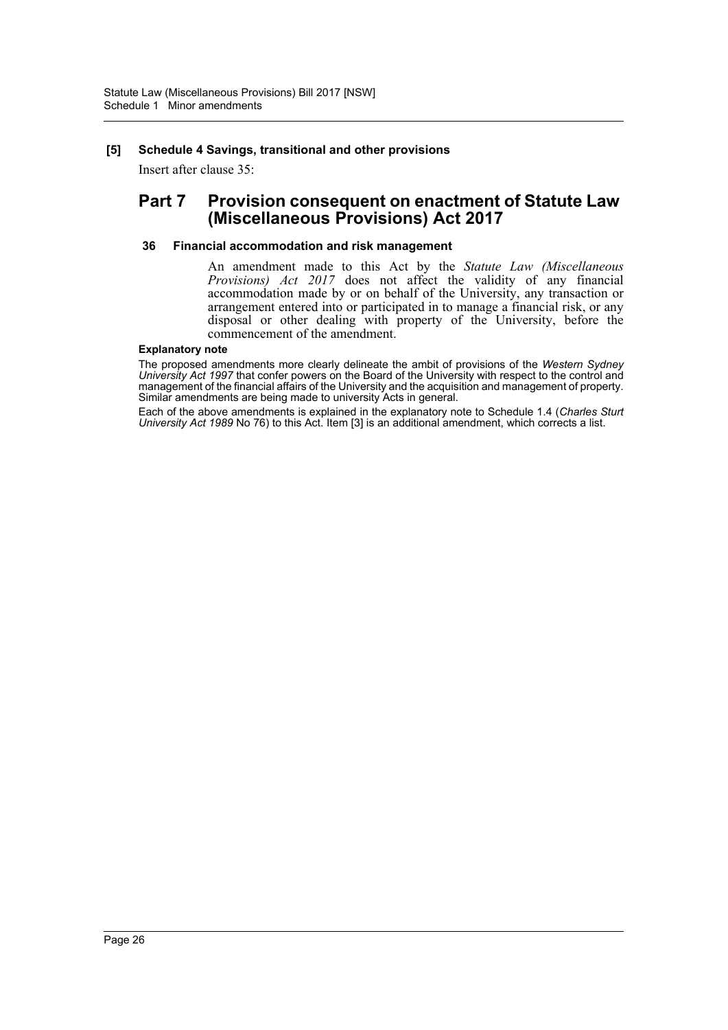**[5] Schedule 4 Savings, transitional and other provisions**

Insert after clause 35:

## Part 7 Provision consequent on enactment of Statute Law (Miscellaneous Provisions) Act 2017

### 36 Financial accommodation and risk management

An amendment made to this Act by the *Statute Law (Miscellaneous Provisions) Act 2017* does not affect the validity of any financial accommodation made by or on behalf of the University, any transaction or arrangement entered into or participated in to manage a financial risk, or any disposal or other dealing with property of the University, before the commencement of the amendment.

**Explanatory note**

The proposed amendments more clearly delineate the ambit of provisions of the *Western Sydney University Act 1997* that confer powers on the Board of the University with respect to the control and management of the financial affairs of the University and the acquisition and management of property. Similar amendments are being made to university Acts in general.

Each of the above amendments is explained in the explanatory note to Schedule 1.4 (*Charles Sturt University Act 1989* No 76) to this Act. Item [3] is an additional amendment, which corrects a list.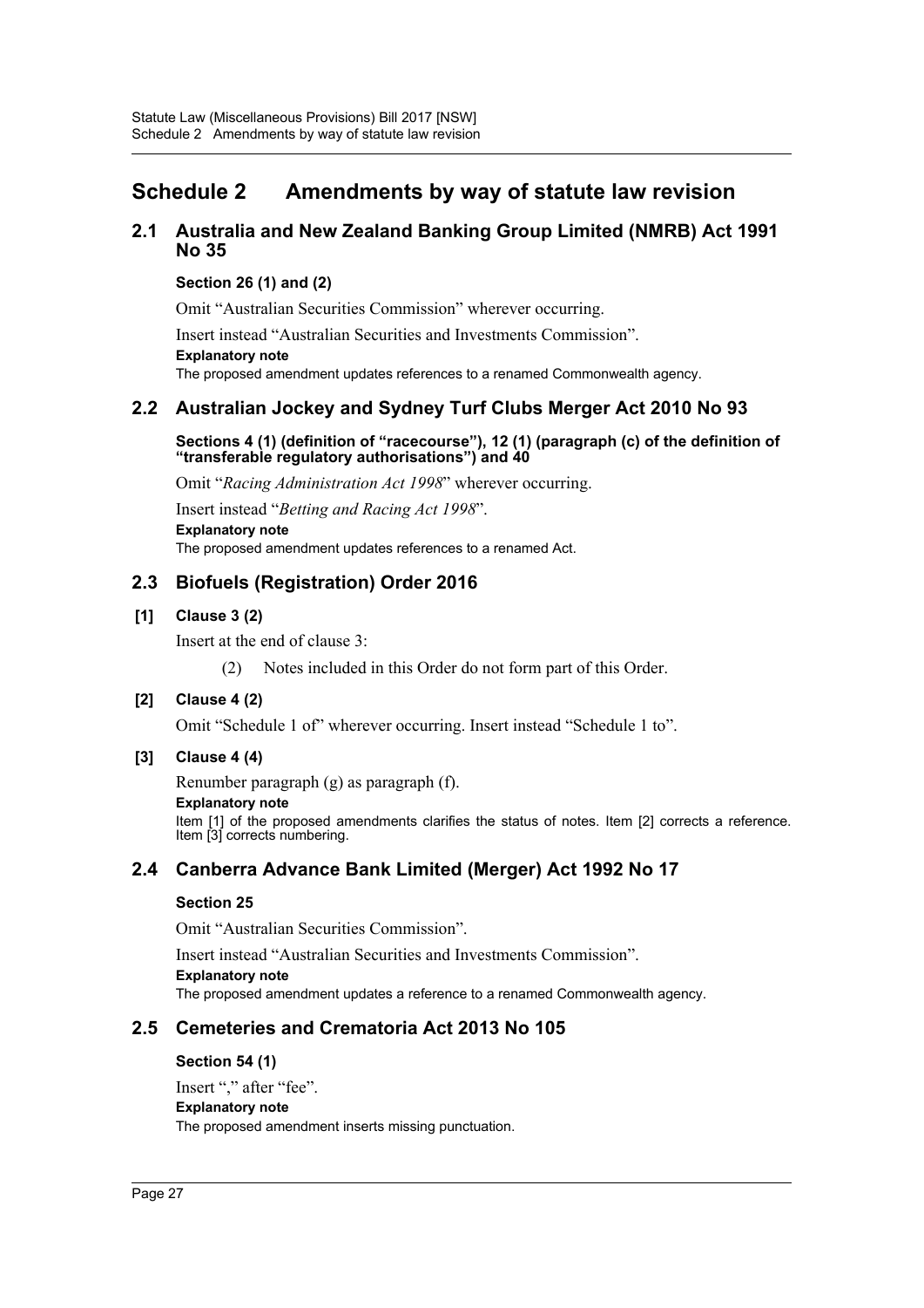# Schedule 2 Amendments by way of statute law revision

## 2.1 Australia and New Zealand Banking Group Limited (NMRB) Act 1991 No 35

### Section 26 (1) and (2)

Omit "Australian Securities Commission" wherever occurring.

Insert instead "Australian Securities and Investments Commission".

**Explanatory note**

The proposed amendment updates references to a renamed Commonwealth agency.

## 2.2 Australian Jockey and Sydney Turf Clubs Merger Act 2010 No 93

### Sections 4 (1) (definition of "racecourse"), 12 (1) (paragraph (c) of the definition of "transferable regulatory authorisations") and 40

Omit "*Racing Administration Act 1998*" wherever occurring.

Insert instead "*Betting and Racing Act 1998*".

**Explanatory note**

The proposed amendment updates references to a renamed Act.

## 2.3 Biofuels (Registration) Order 2016

### [1] Clause 3 (2)

Insert at the end of clause 3:

(2) Notes included in this Order do not form part of this Order.

### [2] Clause 4 (2)

Omit "Schedule 1 of" wherever occurring. Insert instead "Schedule 1 to".

### [3] Clause 4 (4)

Renumber paragraph (g) as paragraph (f).

**Explanatory note**

Item [1] of the proposed amendments clarifies the status of notes. Item [2] corrects a reference. Item [3] corrects numbering.

## 2.4 Canberra Advance Bank Limited (Merger) Act 1992 No 17

### Section 25

Omit "Australian Securities Commission".

Insert instead "Australian Securities and Investments Commission".

**Explanatory note**

The proposed amendment updates a reference to a renamed Commonwealth agency.

## 2.5 Cemeteries and Crematoria Act 2013 No 105

### Section 54 (1)

Insert "," after "fee".

**Explanatory note**

The proposed amendment inserts missing punctuation.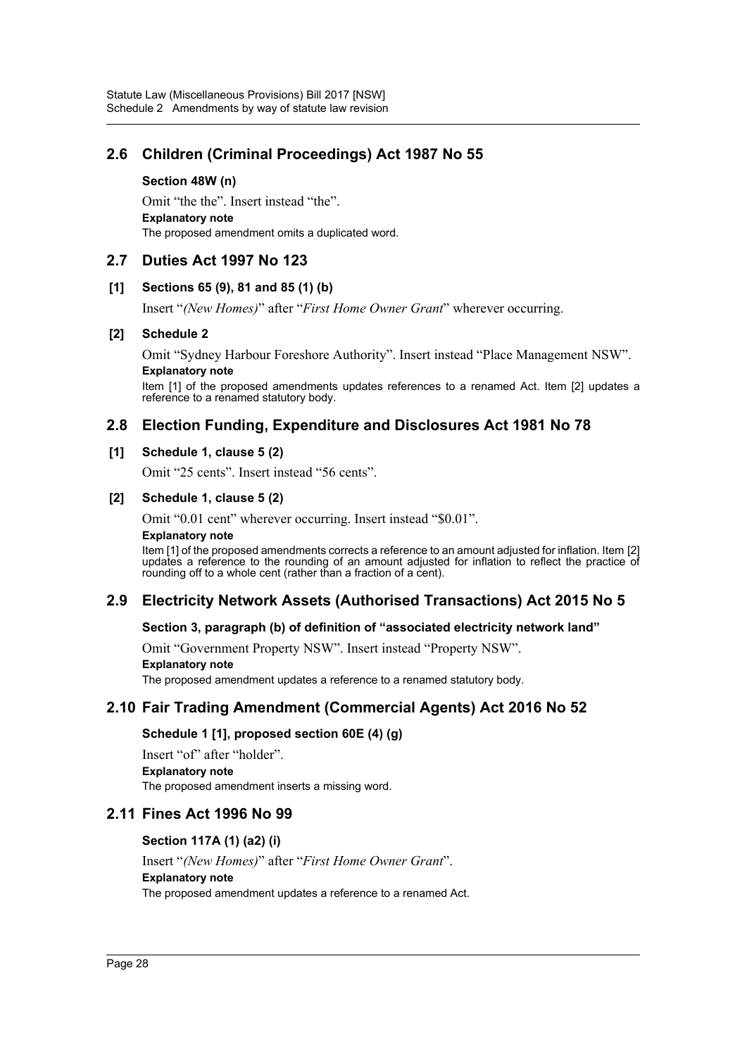## 2.6 Children (Criminal Proceedings) Act 1987 No 55

### Section 48W (n)

Omit "the the". Insert instead "the".

**Explanatory note**

The proposed amendment omits a duplicated word.

## 2.7 Duties Act 1997 No 123

### [1] Sections 65 (9), 81 and 85 (1) (b)

Insert "*(New Homes)*" after "*First Home Owner Grant*" wherever occurring.

### [2] Schedule 2

Omit "Sydney Harbour Foreshore Authority". Insert instead "Place Management NSW".

**Explanatory note**

Item [1] of the proposed amendments updates references to a renamed Act. Item [2] updates a reference to a renamed statutory body.

## 2.8 Election Funding, Expenditure and Disclosures Act 1981 No 78

### [1] Schedule 1, clause 5 (2)

Omit "25 cents". Insert instead "56 cents".

### [2] Schedule 1, clause 5 (2)

Omit "0.01 cent" wherever occurring. Insert instead "$0.01".

**Explanatory note**

Item [1] of the proposed amendments corrects a reference to an amount adjusted for inflation. Item [2] updates a reference to the rounding of an amount adjusted for inflation to reflect the practice of rounding off to a whole cent (rather than a fraction of a cent).

## 2.9 Electricity Network Assets (Authorised Transactions) Act 2015 No 5

### Section 3, paragraph (b) of definition of "associated electricity network land"

Omit "Government Property NSW". Insert instead "Property NSW".

**Explanatory note**

The proposed amendment updates a reference to a renamed statutory body.

## 2.10 Fair Trading Amendment (Commercial Agents) Act 2016 No 52

### Schedule 1 [1], proposed section 60E (4) (g)

Insert "of" after "holder".

**Explanatory note**

The proposed amendment inserts a missing word.

## 2.11 Fines Act 1996 No 99

### Section 117A (1) (a2) (i)

Insert "*(New Homes)*" after "*First Home Owner Grant*".

**Explanatory note**

The proposed amendment updates a reference to a renamed Act.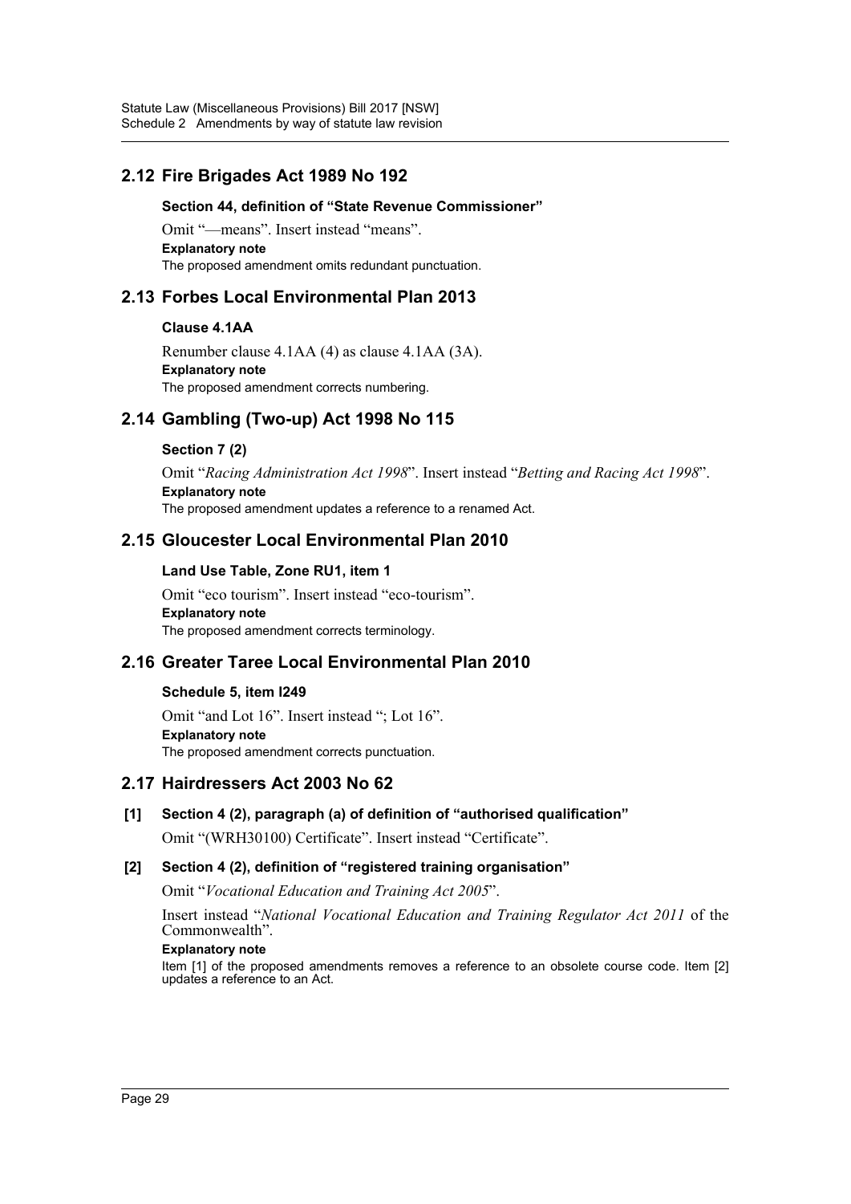## 2.12 Fire Brigades Act 1989 No 192

### Section 44, definition of "State Revenue Commissioner"

Omit "—means". Insert instead "means".

**Explanatory note**

The proposed amendment omits redundant punctuation.

## 2.13 Forbes Local Environmental Plan 2013

### Clause 4.1AA

Renumber clause 4.1AA (4) as clause 4.1AA (3A).

**Explanatory note**

The proposed amendment corrects numbering.

## 2.14 Gambling (Two-up) Act 1998 No 115

### Section 7 (2)

Omit "*Racing Administration Act 1998*". Insert instead "*Betting and Racing Act 1998*".

**Explanatory note**

The proposed amendment updates a reference to a renamed Act.

## 2.15 Gloucester Local Environmental Plan 2010

### Land Use Table, Zone RU1, item 1

Omit "eco tourism". Insert instead "eco-tourism".

**Explanatory note**

The proposed amendment corrects terminology.

## 2.16 Greater Taree Local Environmental Plan 2010

### Schedule 5, item I249

Omit "and Lot 16". Insert instead "; Lot 16".

**Explanatory note**

The proposed amendment corrects punctuation.

## 2.17 Hairdressers Act 2003 No 62

### [1] Section 4 (2), paragraph (a) of definition of "authorised qualification"

Omit "(WRH30100) Certificate". Insert instead "Certificate".

### [2] Section 4 (2), definition of "registered training organisation"

Omit "*Vocational Education and Training Act 2005*".

Insert instead "*National Vocational Education and Training Regulator Act 2011* of the Commonwealth".

**Explanatory note**

Item [1] of the proposed amendments removes a reference to an obsolete course code. Item [2] updates a reference to an Act.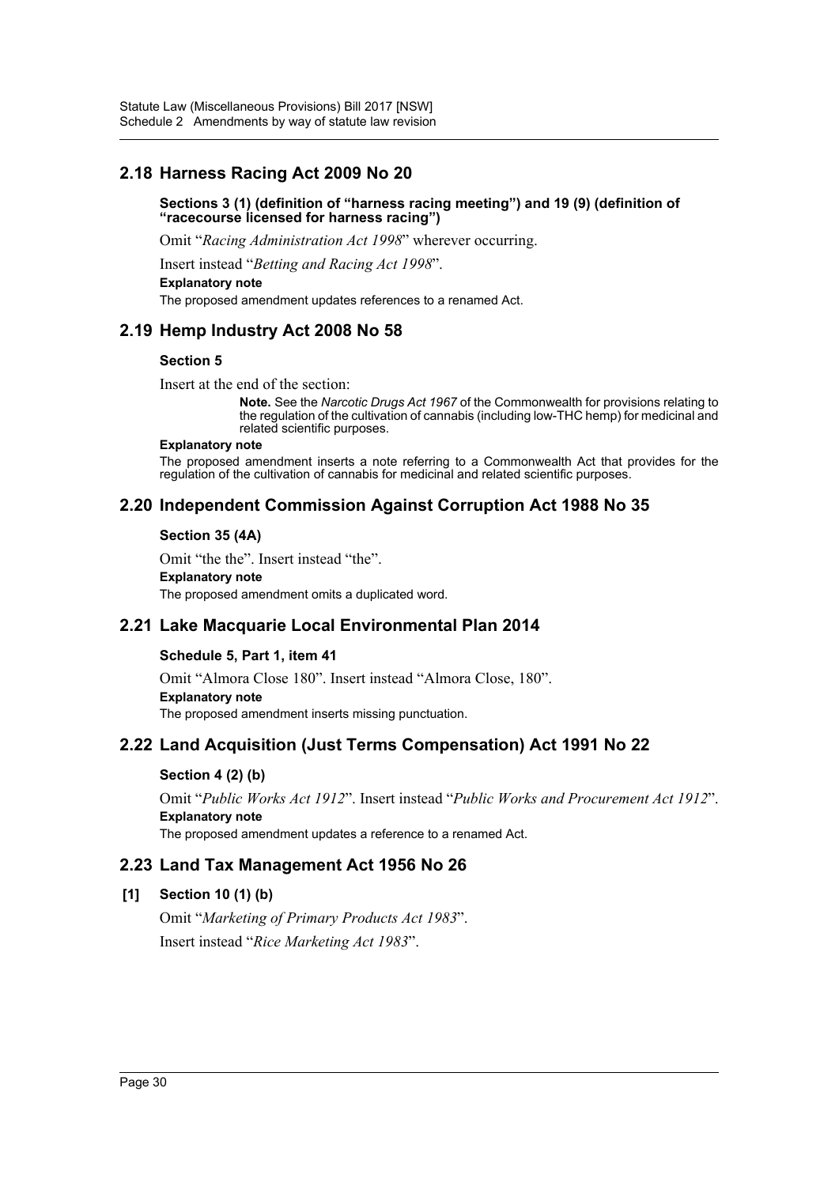## 2.18 Harness Racing Act 2009 No 20

**Sections 3 (1) (definition of "harness racing meeting") and 19 (9) (definition of "racecourse licensed for harness racing")**

Omit "*Racing Administration Act 1998*" wherever occurring.

Insert instead "*Betting and Racing Act 1998*".

**Explanatory note**

The proposed amendment updates references to a renamed Act.

## 2.19 Hemp Industry Act 2008 No 58

**Section 5**

Insert at the end of the section:

> **Note.** See the *Narcotic Drugs Act 1967* of the Commonwealth for provisions relating to the regulation of the cultivation of cannabis (including low-THC hemp) for medicinal and related scientific purposes.

**Explanatory note**

The proposed amendment inserts a note referring to a Commonwealth Act that provides for the regulation of the cultivation of cannabis for medicinal and related scientific purposes.

## 2.20 Independent Commission Against Corruption Act 1988 No 35

**Section 35 (4A)**

Omit "the the". Insert instead "the".

**Explanatory note**

The proposed amendment omits a duplicated word.

## 2.21 Lake Macquarie Local Environmental Plan 2014

**Schedule 5, Part 1, item 41**

Omit "Almora Close 180". Insert instead "Almora Close, 180".

**Explanatory note**

The proposed amendment inserts missing punctuation.

## 2.22 Land Acquisition (Just Terms Compensation) Act 1991 No 22

**Section 4 (2) (b)**

Omit "*Public Works Act 1912*". Insert instead "*Public Works and Procurement Act 1912*".

**Explanatory note**

The proposed amendment updates a reference to a renamed Act.

## 2.23 Land Tax Management Act 1956 No 26

**[1] Section 10 (1) (b)**

Omit "*Marketing of Primary Products Act 1983*".

Insert instead "*Rice Marketing Act 1983*".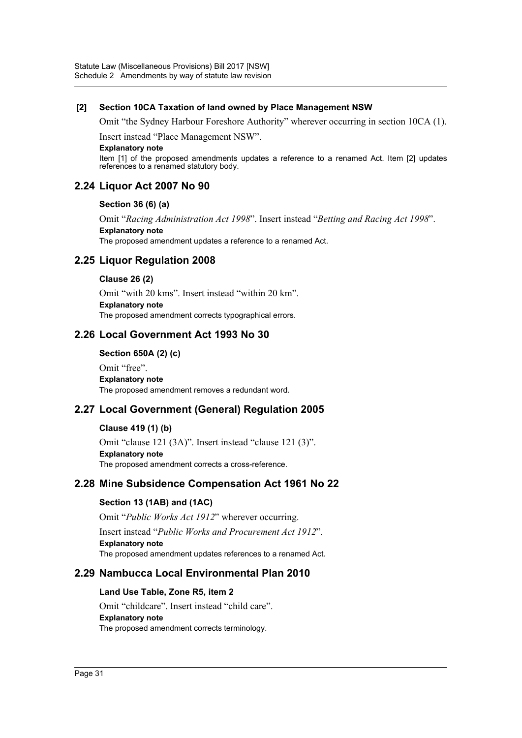**[2] Section 10CA Taxation of land owned by Place Management NSW**

Omit "the Sydney Harbour Foreshore Authority" wherever occurring in section 10CA (1).

Insert instead "Place Management NSW".

**Explanatory note**

Item [1] of the proposed amendments updates a reference to a renamed Act. Item [2] updates references to a renamed statutory body.

## 2.24 Liquor Act 2007 No 90

### Section 36 (6) (a)

Omit "*Racing Administration Act 1998*". Insert instead "*Betting and Racing Act 1998*".

**Explanatory note**

The proposed amendment updates a reference to a renamed Act.

## 2.25 Liquor Regulation 2008

### Clause 26 (2)

Omit "with 20 kms". Insert instead "within 20 km".

**Explanatory note**

The proposed amendment corrects typographical errors.

## 2.26 Local Government Act 1993 No 30

### Section 650A (2) (c)

Omit "free".

**Explanatory note**

The proposed amendment removes a redundant word.

## 2.27 Local Government (General) Regulation 2005

### Clause 419 (1) (b)

Omit "clause 121 (3A)". Insert instead "clause 121 (3)".

**Explanatory note**

The proposed amendment corrects a cross-reference.

## 2.28 Mine Subsidence Compensation Act 1961 No 22

### Section 13 (1AB) and (1AC)

Omit "*Public Works Act 1912*" wherever occurring.

Insert instead "*Public Works and Procurement Act 1912*".

**Explanatory note**

The proposed amendment updates references to a renamed Act.

## 2.29 Nambucca Local Environmental Plan 2010

### Land Use Table, Zone R5, item 2

Omit "childcare". Insert instead "child care".

**Explanatory note**

The proposed amendment corrects terminology.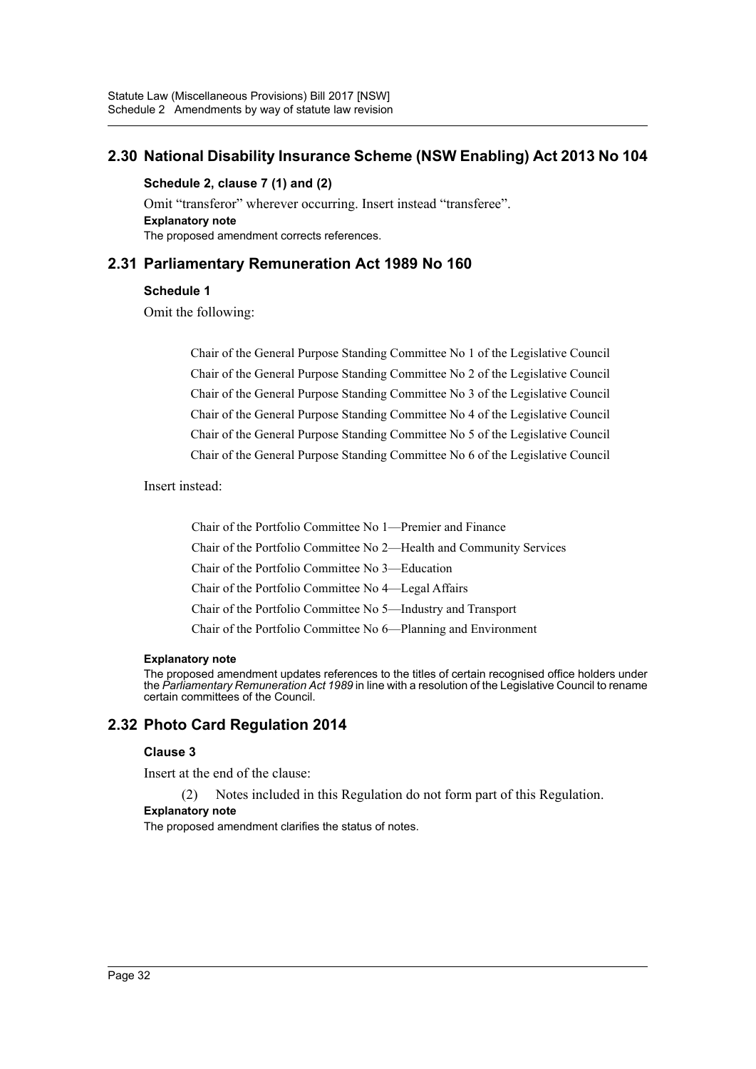## 2.30 National Disability Insurance Scheme (NSW Enabling) Act 2013 No 104

**Schedule 2, clause 7 (1) and (2)**

Omit "transferor" wherever occurring. Insert instead "transferee".

**Explanatory note**

The proposed amendment corrects references.

## 2.31 Parliamentary Remuneration Act 1989 No 160

**Schedule 1**

Omit the following:

Chair of the General Purpose Standing Committee No 1 of the Legislative Council

Chair of the General Purpose Standing Committee No 2 of the Legislative Council

Chair of the General Purpose Standing Committee No 3 of the Legislative Council

Chair of the General Purpose Standing Committee No 4 of the Legislative Council

Chair of the General Purpose Standing Committee No 5 of the Legislative Council

Chair of the General Purpose Standing Committee No 6 of the Legislative Council

Insert instead:

Chair of the Portfolio Committee No 1—Premier and Finance

Chair of the Portfolio Committee No 2—Health and Community Services

Chair of the Portfolio Committee No 3—Education

Chair of the Portfolio Committee No 4—Legal Affairs

Chair of the Portfolio Committee No 5—Industry and Transport

Chair of the Portfolio Committee No 6—Planning and Environment

**Explanatory note**

The proposed amendment updates references to the titles of certain recognised office holders under the *Parliamentary Remuneration Act 1989* in line with a resolution of the Legislative Council to rename certain committees of the Council.

## 2.32 Photo Card Regulation 2014

**Clause 3**

Insert at the end of the clause:

(2) Notes included in this Regulation do not form part of this Regulation.

**Explanatory note**

The proposed amendment clarifies the status of notes.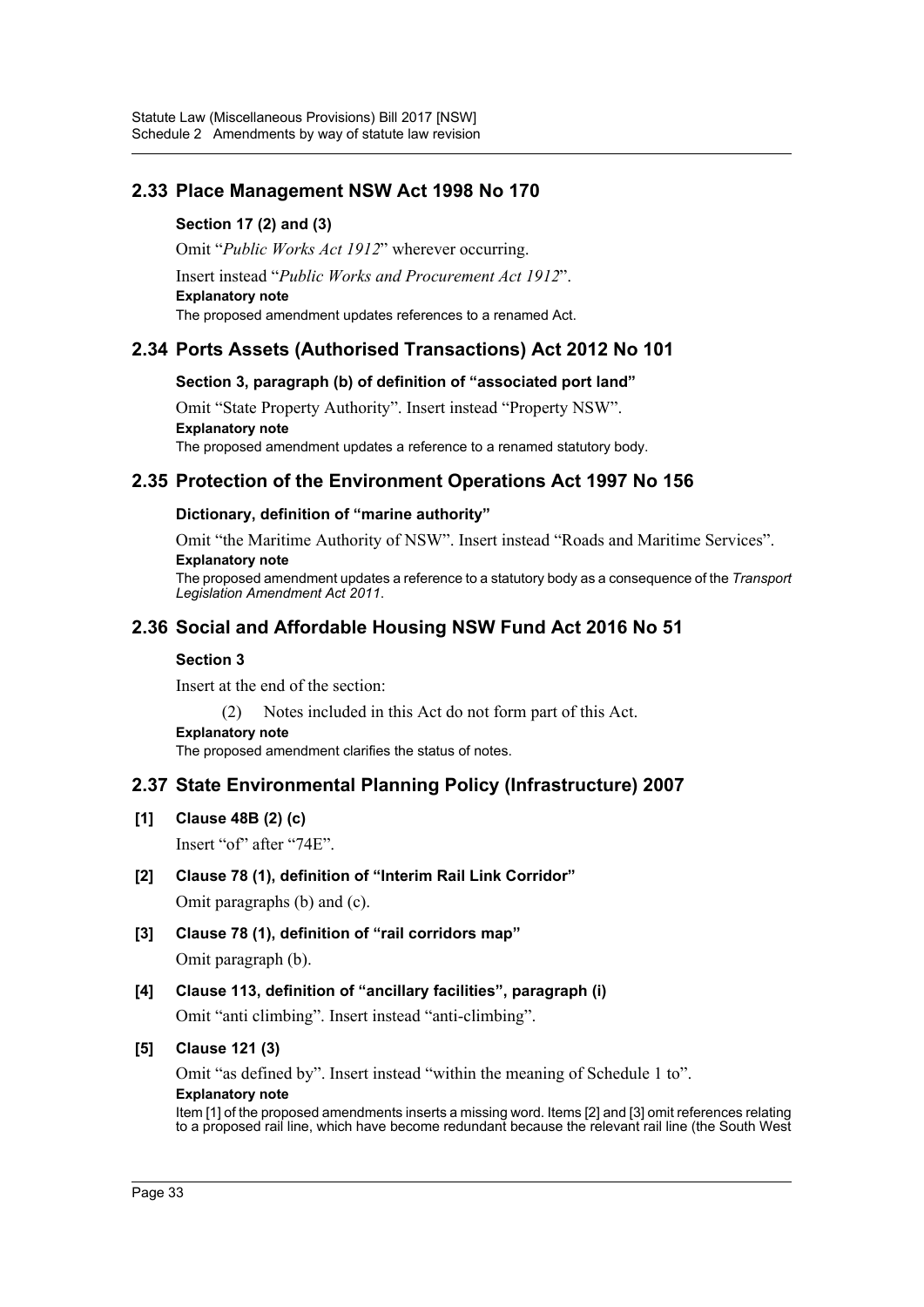## 2.33 Place Management NSW Act 1998 No 170

**Section 17 (2) and (3)**

Omit "*Public Works Act 1912*" wherever occurring.

Insert instead "*Public Works and Procurement Act 1912*".

**Explanatory note**

The proposed amendment updates references to a renamed Act.

## 2.34 Ports Assets (Authorised Transactions) Act 2012 No 101

**Section 3, paragraph (b) of definition of "associated port land"**

Omit "State Property Authority". Insert instead "Property NSW".

**Explanatory note**

The proposed amendment updates a reference to a renamed statutory body.

## 2.35 Protection of the Environment Operations Act 1997 No 156

**Dictionary, definition of "marine authority"**

Omit "the Maritime Authority of NSW". Insert instead "Roads and Maritime Services".

**Explanatory note**

The proposed amendment updates a reference to a statutory body as a consequence of the *Transport Legislation Amendment Act 2011*.

## 2.36 Social and Affordable Housing NSW Fund Act 2016 No 51

**Section 3**

Insert at the end of the section:

(2) Notes included in this Act do not form part of this Act.

**Explanatory note**

The proposed amendment clarifies the status of notes.

## 2.37 State Environmental Planning Policy (Infrastructure) 2007

**[1] Clause 48B (2) (c)**

Insert "of" after "74E".

**[2] Clause 78 (1), definition of "Interim Rail Link Corridor"**

Omit paragraphs (b) and (c).

**[3] Clause 78 (1), definition of "rail corridors map"**

Omit paragraph (b).

**[4] Clause 113, definition of "ancillary facilities", paragraph (i)**

Omit "anti climbing". Insert instead "anti-climbing".

**[5] Clause 121 (3)**

Omit "as defined by". Insert instead "within the meaning of Schedule 1 to".

**Explanatory note**

Item [1] of the proposed amendments inserts a missing word. Items [2] and [3] omit references relating to a proposed rail line, which have become redundant because the relevant rail line (the South West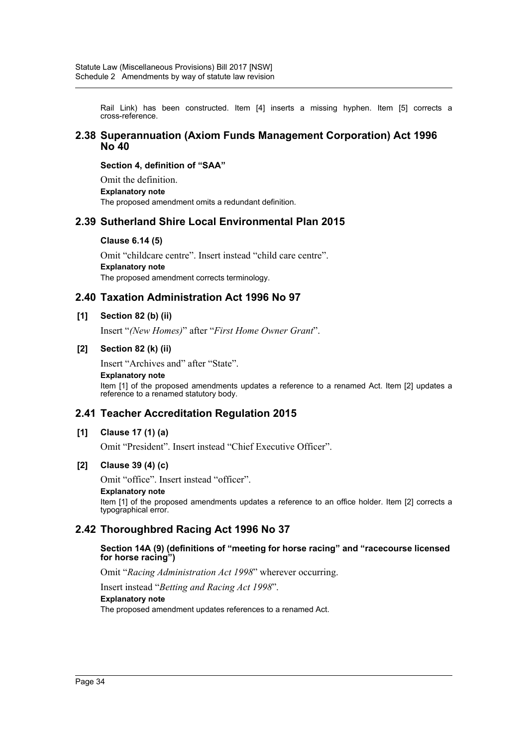Rail Link) has been constructed. Item [4] inserts a missing hyphen. Item [5] corrects a cross-reference.

## 2.38 Superannuation (Axiom Funds Management Corporation) Act 1996 No 40

#### Section 4, definition of "SAA"

Omit the definition.

**Explanatory note**

The proposed amendment omits a redundant definition.

## 2.39 Sutherland Shire Local Environmental Plan 2015

#### Clause 6.14 (5)

Omit "childcare centre". Insert instead "child care centre".

**Explanatory note**

The proposed amendment corrects terminology.

## 2.40 Taxation Administration Act 1996 No 97

#### [1] Section 82 (b) (ii)

Insert "*(New Homes)*" after "*First Home Owner Grant*".

#### [2] Section 82 (k) (ii)

Insert "Archives and" after "State".

**Explanatory note**

Item [1] of the proposed amendments updates a reference to a renamed Act. Item [2] updates a reference to a renamed statutory body.

## 2.41 Teacher Accreditation Regulation 2015

#### [1] Clause 17 (1) (a)

Omit "President". Insert instead "Chief Executive Officer".

#### [2] Clause 39 (4) (c)

Omit "office". Insert instead "officer".

**Explanatory note**

Item [1] of the proposed amendments updates a reference to an office holder. Item [2] corrects a typographical error.

## 2.42 Thoroughbred Racing Act 1996 No 37

#### Section 14A (9) (definitions of "meeting for horse racing" and "racecourse licensed for horse racing")

Omit "*Racing Administration Act 1998*" wherever occurring.

Insert instead "*Betting and Racing Act 1998*".

**Explanatory note**

The proposed amendment updates references to a renamed Act.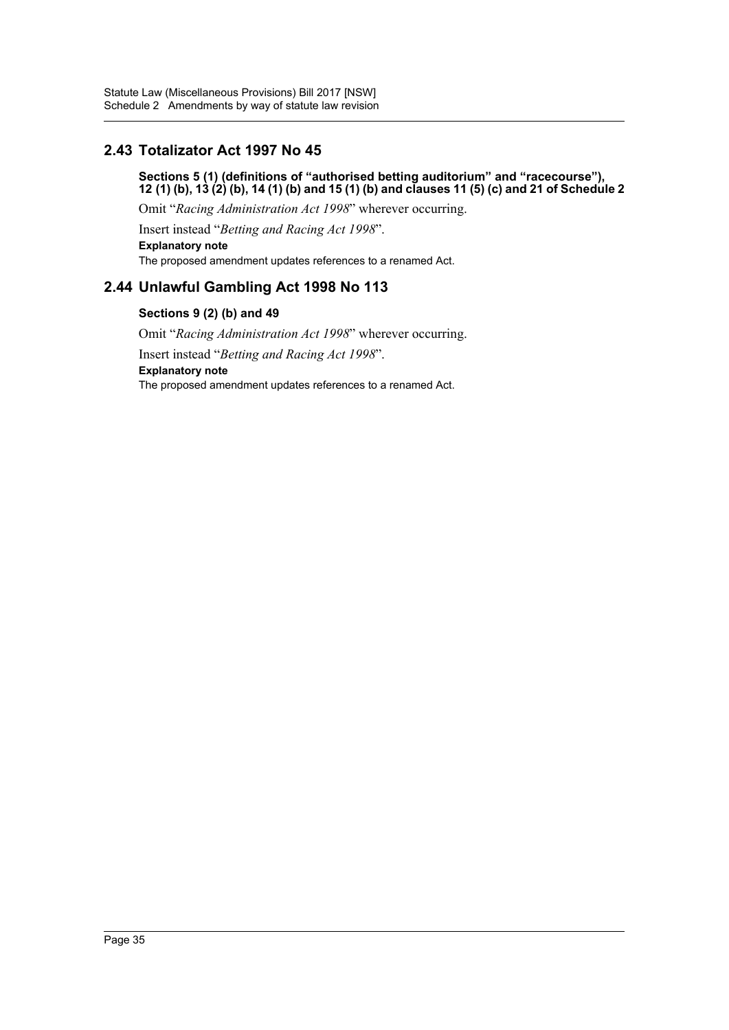## 2.43 Totalizator Act 1997 No 45

**Sections 5 (1) (definitions of "authorised betting auditorium" and "racecourse"), 12 (1) (b), 13 (2) (b), 14 (1) (b) and 15 (1) (b) and clauses 11 (5) (c) and 21 of Schedule 2**

Omit "*Racing Administration Act 1998*" wherever occurring.

Insert instead "*Betting and Racing Act 1998*".

**Explanatory note**

The proposed amendment updates references to a renamed Act.

## 2.44 Unlawful Gambling Act 1998 No 113

**Sections 9 (2) (b) and 49**

Omit "*Racing Administration Act 1998*" wherever occurring.

Insert instead "*Betting and Racing Act 1998*".

**Explanatory note**

The proposed amendment updates references to a renamed Act.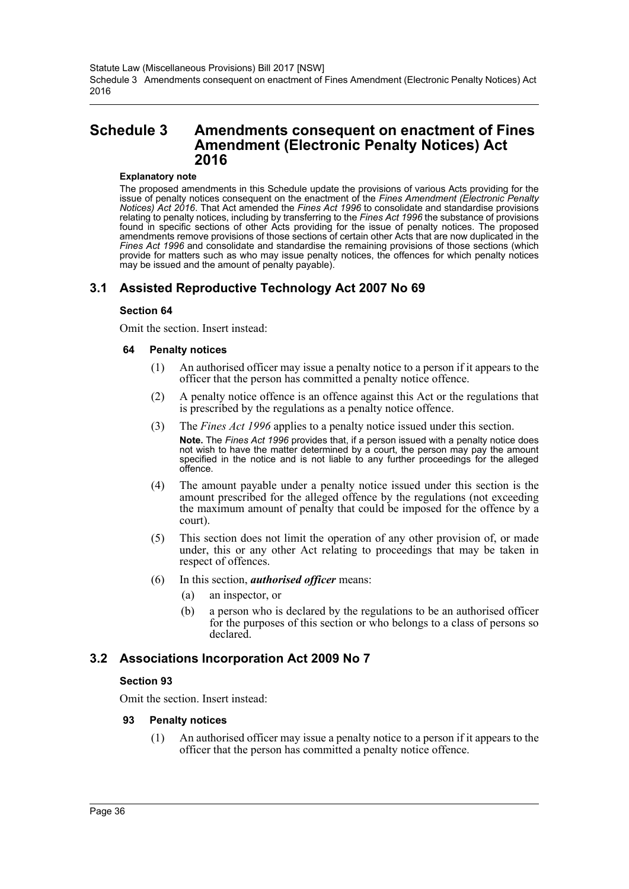# Schedule 3 Amendments consequent on enactment of Fines Amendment (Electronic Penalty Notices) Act 2016

**Explanatory note**

The proposed amendments in this Schedule update the provisions of various Acts providing for the issue of penalty notices consequent on the enactment of the *Fines Amendment (Electronic Penalty Notices) Act 2016*. That Act amended the *Fines Act 1996* to consolidate and standardise provisions relating to penalty notices, including by transferring to the *Fines Act 1996* the substance of provisions found in specific sections of other Acts providing for the issue of penalty notices. The proposed amendments remove provisions of those sections of certain other Acts that are now duplicated in the *Fines Act 1996* and consolidate and standardise the remaining provisions of those sections (which provide for matters such as who may issue penalty notices, the offences for which penalty notices may be issued and the amount of penalty payable).

## 3.1 Assisted Reproductive Technology Act 2007 No 69

### Section 64

Omit the section. Insert instead:

#### 64 Penalty notices

(1) An authorised officer may issue a penalty notice to a person if it appears to the officer that the person has committed a penalty notice offence.

(2) A penalty notice offence is an offence against this Act or the regulations that is prescribed by the regulations as a penalty notice offence.

(3) The *Fines Act 1996* applies to a penalty notice issued under this section.

**Note.** The *Fines Act 1996* provides that, if a person issued with a penalty notice does not wish to have the matter determined by a court, the person may pay the amount specified in the notice and is not liable to any further proceedings for the alleged offence.

(4) The amount payable under a penalty notice issued under this section is the amount prescribed for the alleged offence by the regulations (not exceeding the maximum amount of penalty that could be imposed for the offence by a court).

(5) This section does not limit the operation of any other provision of, or made under, this or any other Act relating to proceedings that may be taken in respect of offences.

(6) In this section, ***authorised officer*** means:

- (a) an inspector, or
- (b) a person who is declared by the regulations to be an authorised officer for the purposes of this section or who belongs to a class of persons so declared.

## 3.2 Associations Incorporation Act 2009 No 7

### Section 93

Omit the section. Insert instead:

#### 93 Penalty notices

(1) An authorised officer may issue a penalty notice to a person if it appears to the officer that the person has committed a penalty notice offence.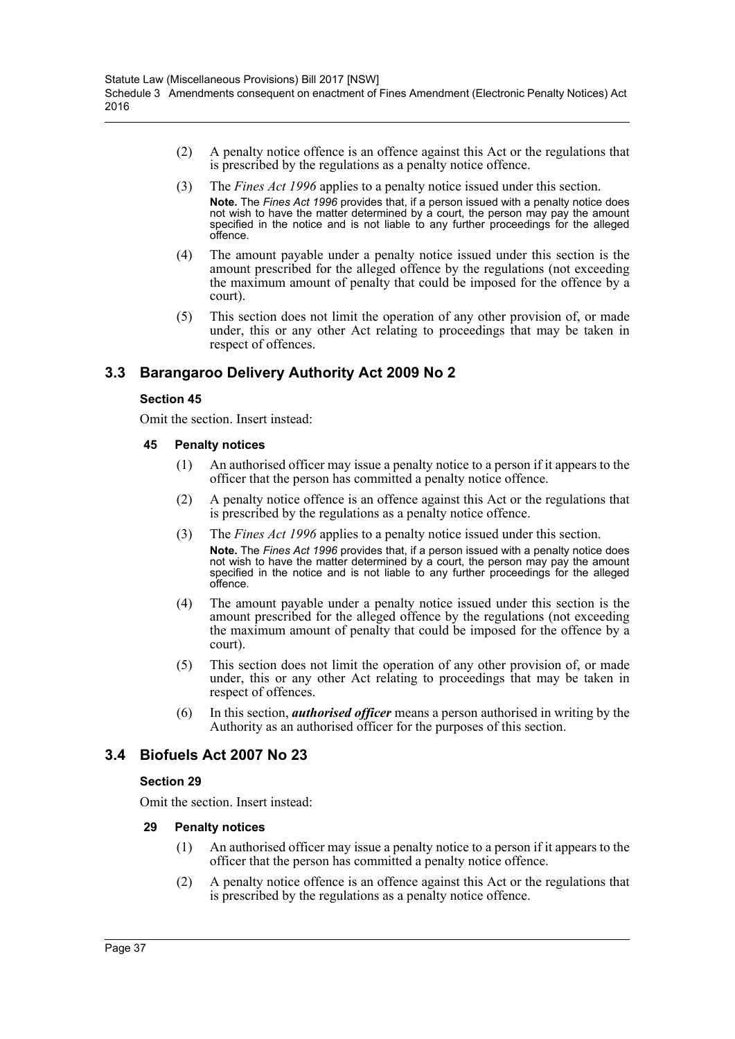(2) A penalty notice offence is an offence against this Act or the regulations that is prescribed by the regulations as a penalty notice offence.

(3) The *Fines Act 1996* applies to a penalty notice issued under this section.

**Note.** The *Fines Act 1996* provides that, if a person issued with a penalty notice does not wish to have the matter determined by a court, the person may pay the amount specified in the notice and is not liable to any further proceedings for the alleged offence.

(4) The amount payable under a penalty notice issued under this section is the amount prescribed for the alleged offence by the regulations (not exceeding the maximum amount of penalty that could be imposed for the offence by a court).

(5) This section does not limit the operation of any other provision of, or made under, this or any other Act relating to proceedings that may be taken in respect of offences.

## 3.3 Barangaroo Delivery Authority Act 2009 No 2

### Section 45

Omit the section. Insert instead:

#### 45 Penalty notices

(1) An authorised officer may issue a penalty notice to a person if it appears to the officer that the person has committed a penalty notice offence.

(2) A penalty notice offence is an offence against this Act or the regulations that is prescribed by the regulations as a penalty notice offence.

(3) The *Fines Act 1996* applies to a penalty notice issued under this section.

**Note.** The *Fines Act 1996* provides that, if a person issued with a penalty notice does not wish to have the matter determined by a court, the person may pay the amount specified in the notice and is not liable to any further proceedings for the alleged offence.

(4) The amount payable under a penalty notice issued under this section is the amount prescribed for the alleged offence by the regulations (not exceeding the maximum amount of penalty that could be imposed for the offence by a court).

(5) This section does not limit the operation of any other provision of, or made under, this or any other Act relating to proceedings that may be taken in respect of offences.

(6) In this section, ***authorised officer*** means a person authorised in writing by the Authority as an authorised officer for the purposes of this section.

## 3.4 Biofuels Act 2007 No 23

### Section 29

Omit the section. Insert instead:

#### 29 Penalty notices

(1) An authorised officer may issue a penalty notice to a person if it appears to the officer that the person has committed a penalty notice offence.

(2) A penalty notice offence is an offence against this Act or the regulations that is prescribed by the regulations as a penalty notice offence.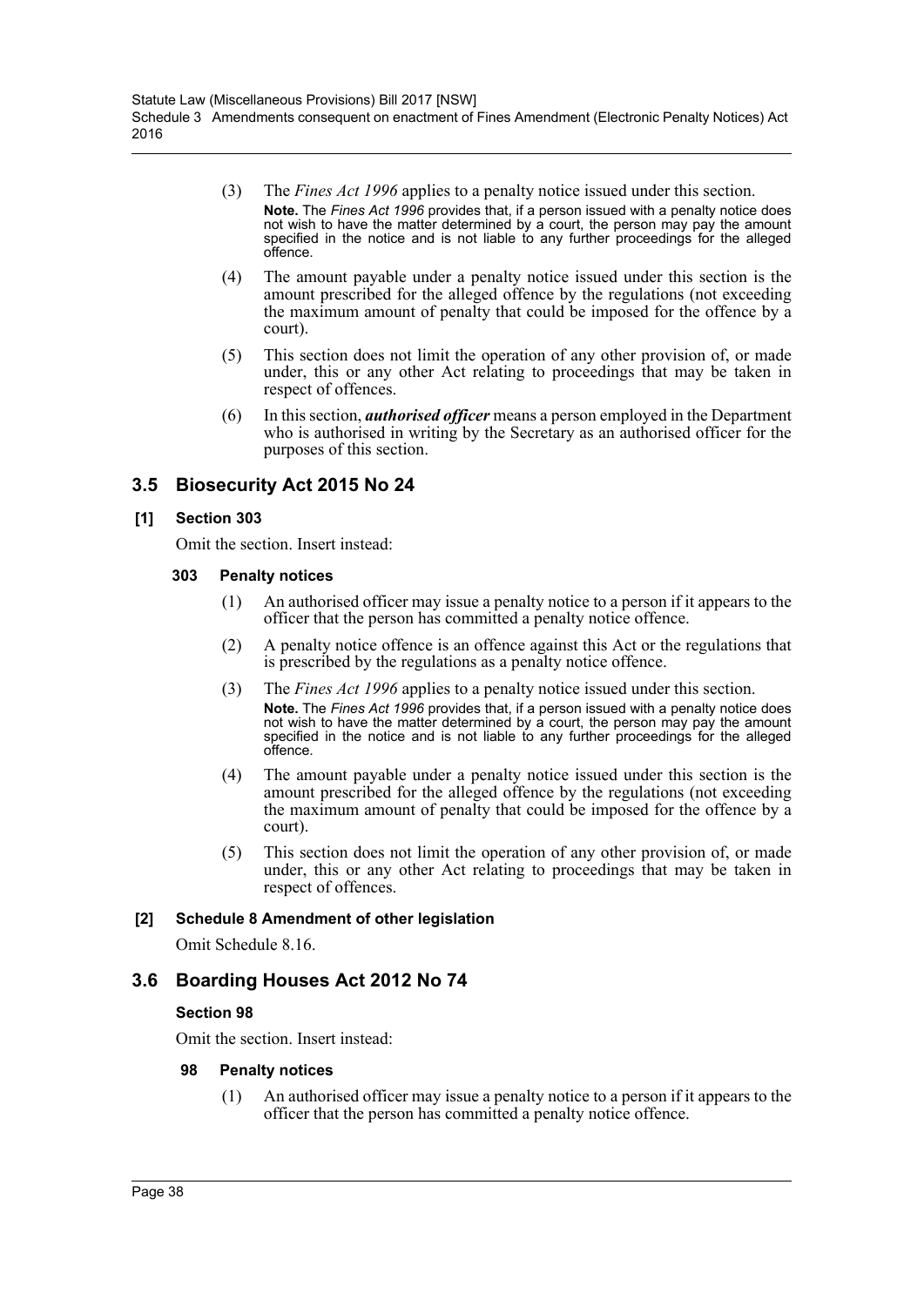(3) The *Fines Act 1996* applies to a penalty notice issued under this section.

**Note.** The *Fines Act 1996* provides that, if a person issued with a penalty notice does not wish to have the matter determined by a court, the person may pay the amount specified in the notice and is not liable to any further proceedings for the alleged offence.

(4) The amount payable under a penalty notice issued under this section is the amount prescribed for the alleged offence by the regulations (not exceeding the maximum amount of penalty that could be imposed for the offence by a court).

(5) This section does not limit the operation of any other provision of, or made under, this or any other Act relating to proceedings that may be taken in respect of offences.

(6) In this section, ***authorised officer*** means a person employed in the Department who is authorised in writing by the Secretary as an authorised officer for the purposes of this section.

## 3.5 Biosecurity Act 2015 No 24

### [1] Section 303

Omit the section. Insert instead:

#### 303 Penalty notices

(1) An authorised officer may issue a penalty notice to a person if it appears to the officer that the person has committed a penalty notice offence.

(2) A penalty notice offence is an offence against this Act or the regulations that is prescribed by the regulations as a penalty notice offence.

(3) The *Fines Act 1996* applies to a penalty notice issued under this section.

**Note.** The *Fines Act 1996* provides that, if a person issued with a penalty notice does not wish to have the matter determined by a court, the person may pay the amount specified in the notice and is not liable to any further proceedings for the alleged offence.

(4) The amount payable under a penalty notice issued under this section is the amount prescribed for the alleged offence by the regulations (not exceeding the maximum amount of penalty that could be imposed for the offence by a court).

(5) This section does not limit the operation of any other provision of, or made under, this or any other Act relating to proceedings that may be taken in respect of offences.

### [2] Schedule 8 Amendment of other legislation

Omit Schedule 8.16.

## 3.6 Boarding Houses Act 2012 No 74

### Section 98

Omit the section. Insert instead:

#### 98 Penalty notices

(1) An authorised officer may issue a penalty notice to a person if it appears to the officer that the person has committed a penalty notice offence.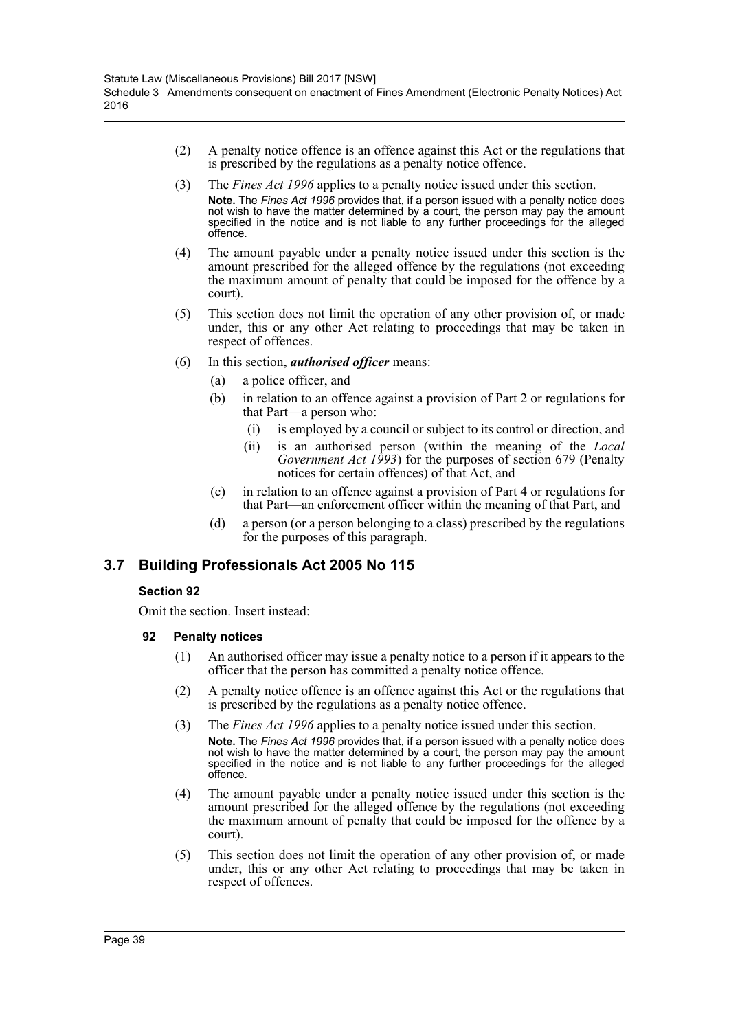(2) A penalty notice offence is an offence against this Act or the regulations that is prescribed by the regulations as a penalty notice offence.

(3) The *Fines Act 1996* applies to a penalty notice issued under this section.

**Note.** The *Fines Act 1996* provides that, if a person issued with a penalty notice does not wish to have the matter determined by a court, the person may pay the amount specified in the notice and is not liable to any further proceedings for the alleged offence.

(4) The amount payable under a penalty notice issued under this section is the amount prescribed for the alleged offence by the regulations (not exceeding the maximum amount of penalty that could be imposed for the offence by a court).

(5) This section does not limit the operation of any other provision of, or made under, this or any other Act relating to proceedings that may be taken in respect of offences.

(6) In this section, ***authorised officer*** means:

- (a) a police officer, and
- (b) in relation to an offence against a provision of Part 2 or regulations for that Part—a person who:
  - (i) is employed by a council or subject to its control or direction, and
  - (ii) is an authorised person (within the meaning of the *Local Government Act 1993*) for the purposes of section 679 (Penalty notices for certain offences) of that Act, and
- (c) in relation to an offence against a provision of Part 4 or regulations for that Part—an enforcement officer within the meaning of that Part, and
- (d) a person (or a person belonging to a class) prescribed by the regulations for the purposes of this paragraph.

## 3.7 Building Professionals Act 2005 No 115

### Section 92

Omit the section. Insert instead:

#### 92 Penalty notices

(1) An authorised officer may issue a penalty notice to a person if it appears to the officer that the person has committed a penalty notice offence.

(2) A penalty notice offence is an offence against this Act or the regulations that is prescribed by the regulations as a penalty notice offence.

(3) The *Fines Act 1996* applies to a penalty notice issued under this section.

**Note.** The *Fines Act 1996* provides that, if a person issued with a penalty notice does not wish to have the matter determined by a court, the person may pay the amount specified in the notice and is not liable to any further proceedings for the alleged offence.

(4) The amount payable under a penalty notice issued under this section is the amount prescribed for the alleged offence by the regulations (not exceeding the maximum amount of penalty that could be imposed for the offence by a court).

(5) This section does not limit the operation of any other provision of, or made under, this or any other Act relating to proceedings that may be taken in respect of offences.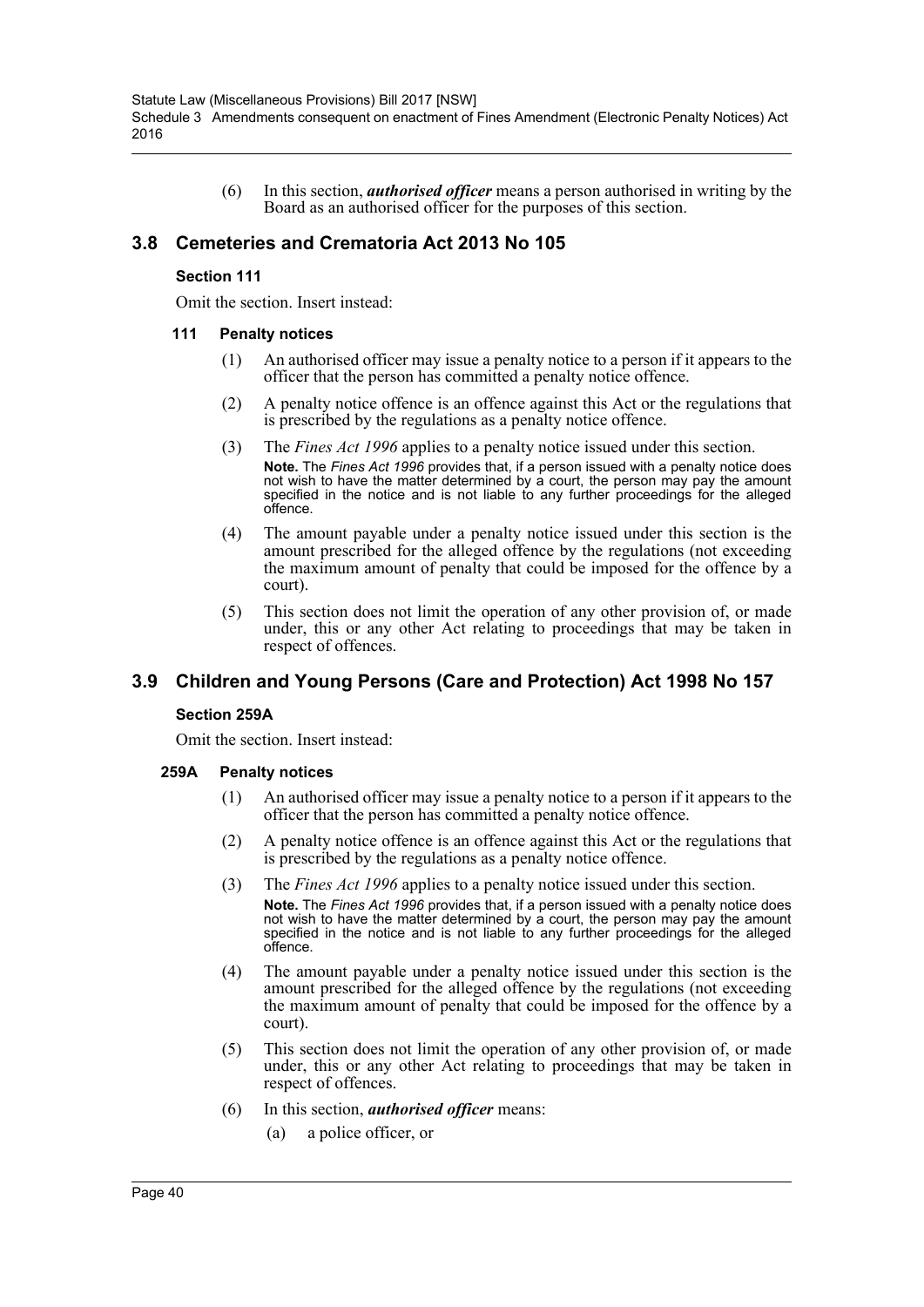(6) In this section, ***authorised officer*** means a person authorised in writing by the Board as an authorised officer for the purposes of this section.

## 3.8 Cemeteries and Crematoria Act 2013 No 105

### Section 111

Omit the section. Insert instead:

#### 111 Penalty notices

(1) An authorised officer may issue a penalty notice to a person if it appears to the officer that the person has committed a penalty notice offence.

(2) A penalty notice offence is an offence against this Act or the regulations that is prescribed by the regulations as a penalty notice offence.

(3) The *Fines Act 1996* applies to a penalty notice issued under this section.

**Note.** The *Fines Act 1996* provides that, if a person issued with a penalty notice does not wish to have the matter determined by a court, the person may pay the amount specified in the notice and is not liable to any further proceedings for the alleged offence.

(4) The amount payable under a penalty notice issued under this section is the amount prescribed for the alleged offence by the regulations (not exceeding the maximum amount of penalty that could be imposed for the offence by a court).

(5) This section does not limit the operation of any other provision of, or made under, this or any other Act relating to proceedings that may be taken in respect of offences.

## 3.9 Children and Young Persons (Care and Protection) Act 1998 No 157

### Section 259A

Omit the section. Insert instead:

#### 259A Penalty notices

(1) An authorised officer may issue a penalty notice to a person if it appears to the officer that the person has committed a penalty notice offence.

(2) A penalty notice offence is an offence against this Act or the regulations that is prescribed by the regulations as a penalty notice offence.

(3) The *Fines Act 1996* applies to a penalty notice issued under this section.

**Note.** The *Fines Act 1996* provides that, if a person issued with a penalty notice does not wish to have the matter determined by a court, the person may pay the amount specified in the notice and is not liable to any further proceedings for the alleged offence.

(4) The amount payable under a penalty notice issued under this section is the amount prescribed for the alleged offence by the regulations (not exceeding the maximum amount of penalty that could be imposed for the offence by a court).

(5) This section does not limit the operation of any other provision of, or made under, this or any other Act relating to proceedings that may be taken in respect of offences.

(6) In this section, ***authorised officer*** means:

(a) a police officer, or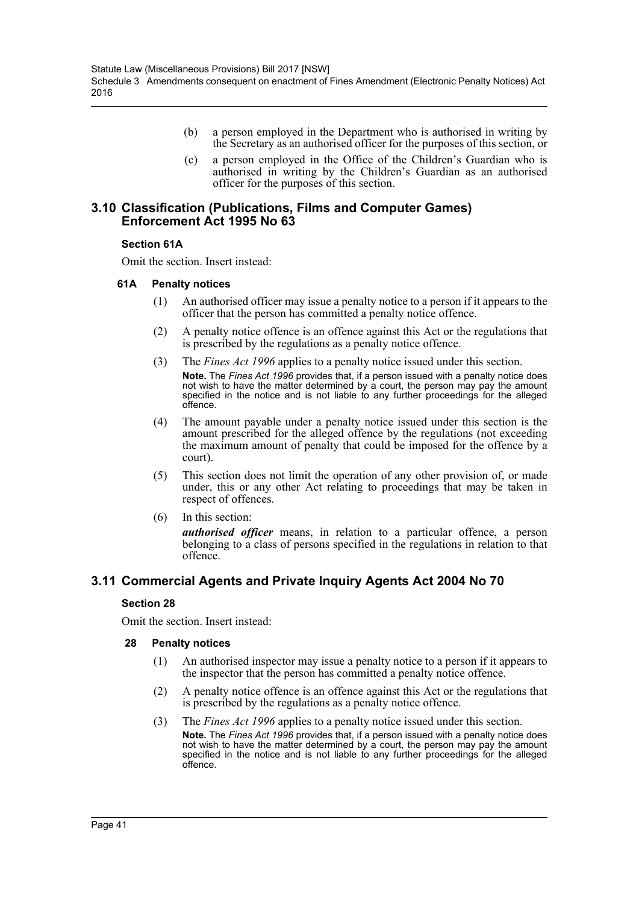(b) a person employed in the Department who is authorised in writing by the Secretary as an authorised officer for the purposes of this section, or

(c) a person employed in the Office of the Children's Guardian who is authorised in writing by the Children's Guardian as an authorised officer for the purposes of this section.

## 3.10 Classification (Publications, Films and Computer Games) Enforcement Act 1995 No 63

### Section 61A

Omit the section. Insert instead:

#### 61A Penalty notices

(1) An authorised officer may issue a penalty notice to a person if it appears to the officer that the person has committed a penalty notice offence.

(2) A penalty notice offence is an offence against this Act or the regulations that is prescribed by the regulations as a penalty notice offence.

(3) The *Fines Act 1996* applies to a penalty notice issued under this section.

**Note.** The *Fines Act 1996* provides that, if a person issued with a penalty notice does not wish to have the matter determined by a court, the person may pay the amount specified in the notice and is not liable to any further proceedings for the alleged offence.

(4) The amount payable under a penalty notice issued under this section is the amount prescribed for the alleged offence by the regulations (not exceeding the maximum amount of penalty that could be imposed for the offence by a court).

(5) This section does not limit the operation of any other provision of, or made under, this or any other Act relating to proceedings that may be taken in respect of offences.

(6) In this section:

***authorised officer*** means, in relation to a particular offence, a person belonging to a class of persons specified in the regulations in relation to that offence.

## 3.11 Commercial Agents and Private Inquiry Agents Act 2004 No 70

### Section 28

Omit the section. Insert instead:

#### 28 Penalty notices

(1) An authorised inspector may issue a penalty notice to a person if it appears to the inspector that the person has committed a penalty notice offence.

(2) A penalty notice offence is an offence against this Act or the regulations that is prescribed by the regulations as a penalty notice offence.

(3) The *Fines Act 1996* applies to a penalty notice issued under this section.

**Note.** The *Fines Act 1996* provides that, if a person issued with a penalty notice does not wish to have the matter determined by a court, the person may pay the amount specified in the notice and is not liable to any further proceedings for the alleged offence.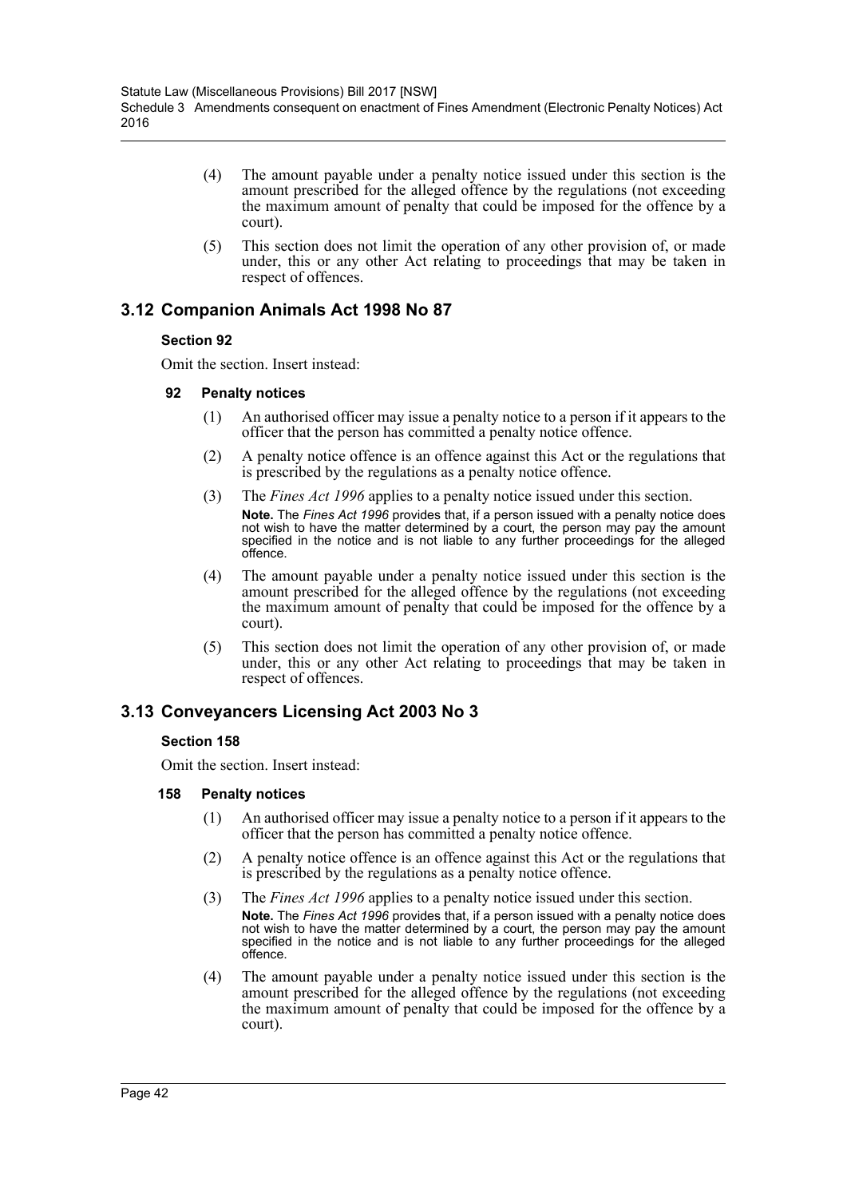(4) The amount payable under a penalty notice issued under this section is the amount prescribed for the alleged offence by the regulations (not exceeding the maximum amount of penalty that could be imposed for the offence by a court).

(5) This section does not limit the operation of any other provision of, or made under, this or any other Act relating to proceedings that may be taken in respect of offences.

## 3.12 Companion Animals Act 1998 No 87

### Section 92

Omit the section. Insert instead:

#### 92 Penalty notices

(1) An authorised officer may issue a penalty notice to a person if it appears to the officer that the person has committed a penalty notice offence.

(2) A penalty notice offence is an offence against this Act or the regulations that is prescribed by the regulations as a penalty notice offence.

(3) The *Fines Act 1996* applies to a penalty notice issued under this section.

**Note.** The *Fines Act 1996* provides that, if a person issued with a penalty notice does not wish to have the matter determined by a court, the person may pay the amount specified in the notice and is not liable to any further proceedings for the alleged offence.

(4) The amount payable under a penalty notice issued under this section is the amount prescribed for the alleged offence by the regulations (not exceeding the maximum amount of penalty that could be imposed for the offence by a court).

(5) This section does not limit the operation of any other provision of, or made under, this or any other Act relating to proceedings that may be taken in respect of offences.

## 3.13 Conveyancers Licensing Act 2003 No 3

### Section 158

Omit the section. Insert instead:

#### 158 Penalty notices

(1) An authorised officer may issue a penalty notice to a person if it appears to the officer that the person has committed a penalty notice offence.

(2) A penalty notice offence is an offence against this Act or the regulations that is prescribed by the regulations as a penalty notice offence.

(3) The *Fines Act 1996* applies to a penalty notice issued under this section.

**Note.** The *Fines Act 1996* provides that, if a person issued with a penalty notice does not wish to have the matter determined by a court, the person may pay the amount specified in the notice and is not liable to any further proceedings for the alleged offence.

(4) The amount payable under a penalty notice issued under this section is the amount prescribed for the alleged offence by the regulations (not exceeding the maximum amount of penalty that could be imposed for the offence by a court).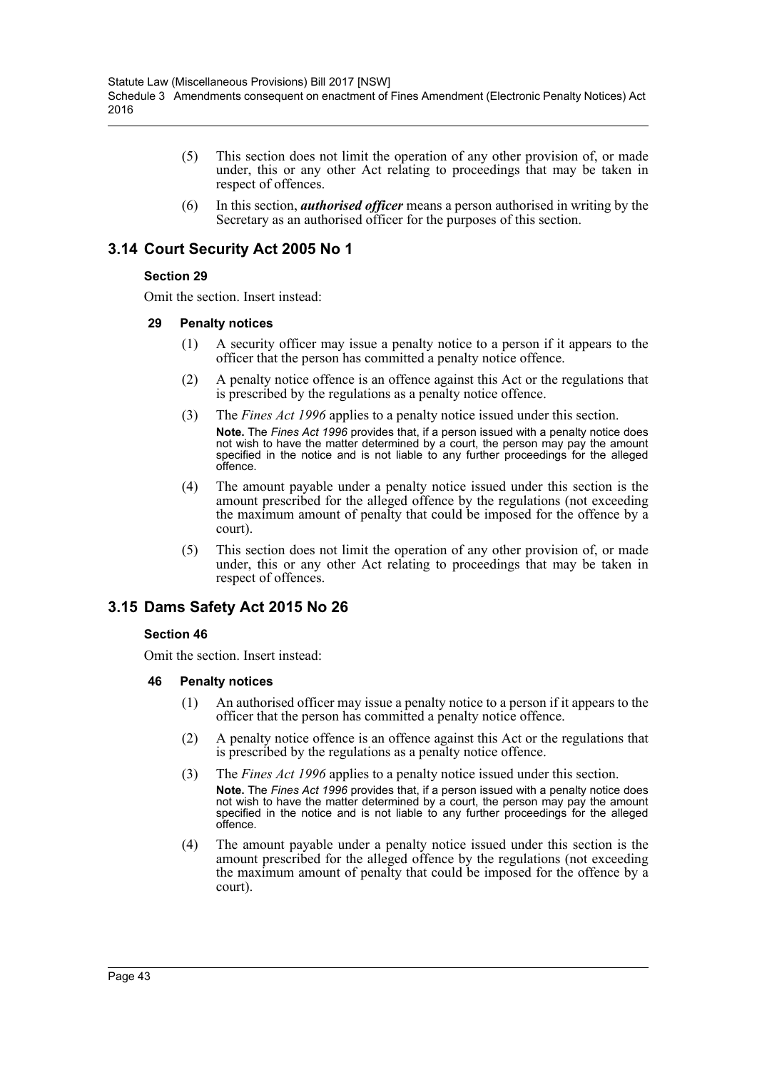(5) This section does not limit the operation of any other provision of, or made under, this or any other Act relating to proceedings that may be taken in respect of offences.

(6) In this section, ***authorised officer*** means a person authorised in writing by the Secretary as an authorised officer for the purposes of this section.

## 3.14 Court Security Act 2005 No 1

### Section 29

Omit the section. Insert instead:

#### 29 Penalty notices

(1) A security officer may issue a penalty notice to a person if it appears to the officer that the person has committed a penalty notice offence.

(2) A penalty notice offence is an offence against this Act or the regulations that is prescribed by the regulations as a penalty notice offence.

(3) The *Fines Act 1996* applies to a penalty notice issued under this section.

**Note.** The *Fines Act 1996* provides that, if a person issued with a penalty notice does not wish to have the matter determined by a court, the person may pay the amount specified in the notice and is not liable to any further proceedings for the alleged offence.

(4) The amount payable under a penalty notice issued under this section is the amount prescribed for the alleged offence by the regulations (not exceeding the maximum amount of penalty that could be imposed for the offence by a court).

(5) This section does not limit the operation of any other provision of, or made under, this or any other Act relating to proceedings that may be taken in respect of offences.

## 3.15 Dams Safety Act 2015 No 26

### Section 46

Omit the section. Insert instead:

#### 46 Penalty notices

(1) An authorised officer may issue a penalty notice to a person if it appears to the officer that the person has committed a penalty notice offence.

(2) A penalty notice offence is an offence against this Act or the regulations that is prescribed by the regulations as a penalty notice offence.

(3) The *Fines Act 1996* applies to a penalty notice issued under this section.

**Note.** The *Fines Act 1996* provides that, if a person issued with a penalty notice does not wish to have the matter determined by a court, the person may pay the amount specified in the notice and is not liable to any further proceedings for the alleged offence.

(4) The amount payable under a penalty notice issued under this section is the amount prescribed for the alleged offence by the regulations (not exceeding the maximum amount of penalty that could be imposed for the offence by a court).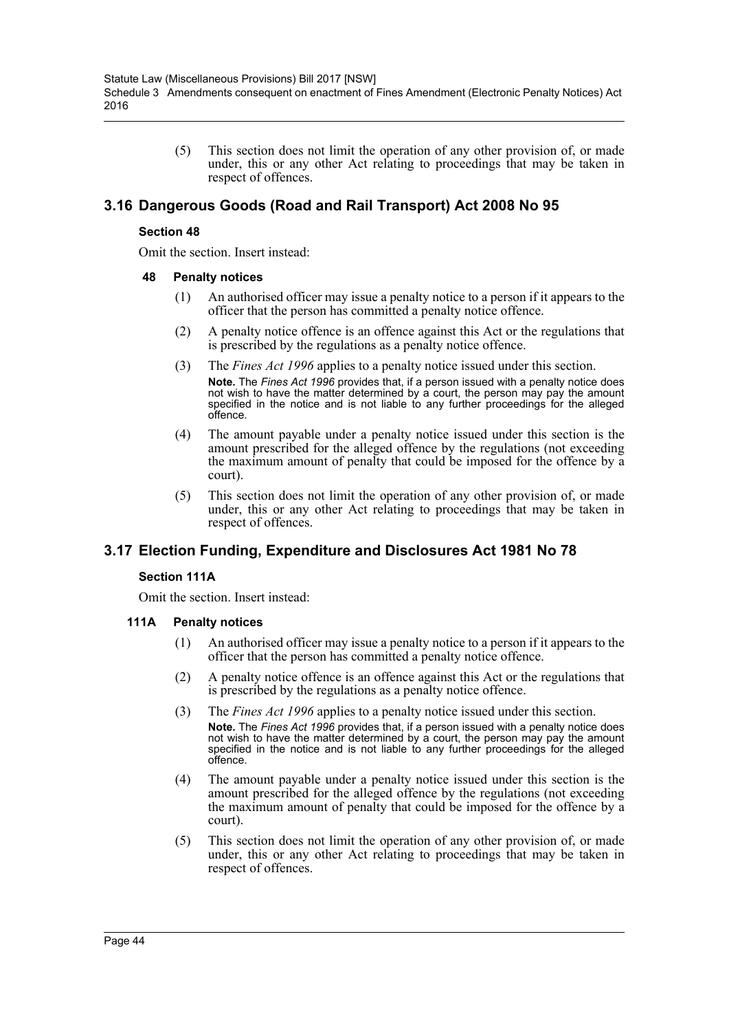(5) This section does not limit the operation of any other provision of, or made under, this or any other Act relating to proceedings that may be taken in respect of offences.

## 3.16 Dangerous Goods (Road and Rail Transport) Act 2008 No 95

### Section 48

Omit the section. Insert instead:

#### 48 Penalty notices

(1) An authorised officer may issue a penalty notice to a person if it appears to the officer that the person has committed a penalty notice offence.

(2) A penalty notice offence is an offence against this Act or the regulations that is prescribed by the regulations as a penalty notice offence.

(3) The *Fines Act 1996* applies to a penalty notice issued under this section.

**Note.** The *Fines Act 1996* provides that, if a person issued with a penalty notice does not wish to have the matter determined by a court, the person may pay the amount specified in the notice and is not liable to any further proceedings for the alleged offence.

(4) The amount payable under a penalty notice issued under this section is the amount prescribed for the alleged offence by the regulations (not exceeding the maximum amount of penalty that could be imposed for the offence by a court).

(5) This section does not limit the operation of any other provision of, or made under, this or any other Act relating to proceedings that may be taken in respect of offences.

## 3.17 Election Funding, Expenditure and Disclosures Act 1981 No 78

### Section 111A

Omit the section. Insert instead:

#### 111A Penalty notices

(1) An authorised officer may issue a penalty notice to a person if it appears to the officer that the person has committed a penalty notice offence.

(2) A penalty notice offence is an offence against this Act or the regulations that is prescribed by the regulations as a penalty notice offence.

(3) The *Fines Act 1996* applies to a penalty notice issued under this section.

**Note.** The *Fines Act 1996* provides that, if a person issued with a penalty notice does not wish to have the matter determined by a court, the person may pay the amount specified in the notice and is not liable to any further proceedings for the alleged offence.

(4) The amount payable under a penalty notice issued under this section is the amount prescribed for the alleged offence by the regulations (not exceeding the maximum amount of penalty that could be imposed for the offence by a court).

(5) This section does not limit the operation of any other provision of, or made under, this or any other Act relating to proceedings that may be taken in respect of offences.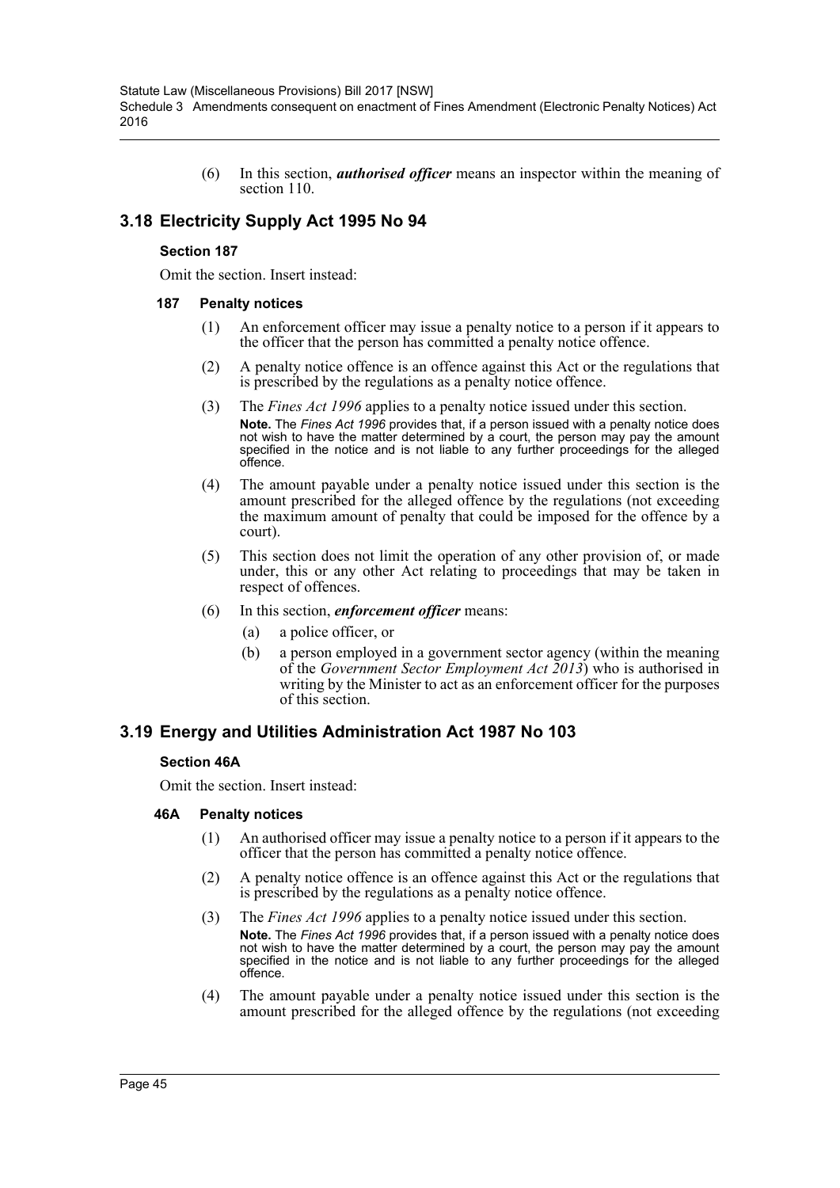(6) In this section, ***authorised officer*** means an inspector within the meaning of section 110.

## 3.18 Electricity Supply Act 1995 No 94

### Section 187

Omit the section. Insert instead:

#### 187 Penalty notices

(1) An enforcement officer may issue a penalty notice to a person if it appears to the officer that the person has committed a penalty notice offence.

(2) A penalty notice offence is an offence against this Act or the regulations that is prescribed by the regulations as a penalty notice offence.

(3) The *Fines Act 1996* applies to a penalty notice issued under this section.

**Note.** The *Fines Act 1996* provides that, if a person issued with a penalty notice does not wish to have the matter determined by a court, the person may pay the amount specified in the notice and is not liable to any further proceedings for the alleged offence.

(4) The amount payable under a penalty notice issued under this section is the amount prescribed for the alleged offence by the regulations (not exceeding the maximum amount of penalty that could be imposed for the offence by a court).

(5) This section does not limit the operation of any other provision of, or made under, this or any other Act relating to proceedings that may be taken in respect of offences.

(6) In this section, ***enforcement officer*** means:

(a) a police officer, or

(b) a person employed in a government sector agency (within the meaning of the *Government Sector Employment Act 2013*) who is authorised in writing by the Minister to act as an enforcement officer for the purposes of this section.

## 3.19 Energy and Utilities Administration Act 1987 No 103

### Section 46A

Omit the section. Insert instead:

#### 46A Penalty notices

(1) An authorised officer may issue a penalty notice to a person if it appears to the officer that the person has committed a penalty notice offence.

(2) A penalty notice offence is an offence against this Act or the regulations that is prescribed by the regulations as a penalty notice offence.

(3) The *Fines Act 1996* applies to a penalty notice issued under this section.

**Note.** The *Fines Act 1996* provides that, if a person issued with a penalty notice does not wish to have the matter determined by a court, the person may pay the amount specified in the notice and is not liable to any further proceedings for the alleged offence.

(4) The amount payable under a penalty notice issued under this section is the amount prescribed for the alleged offence by the regulations (not exceeding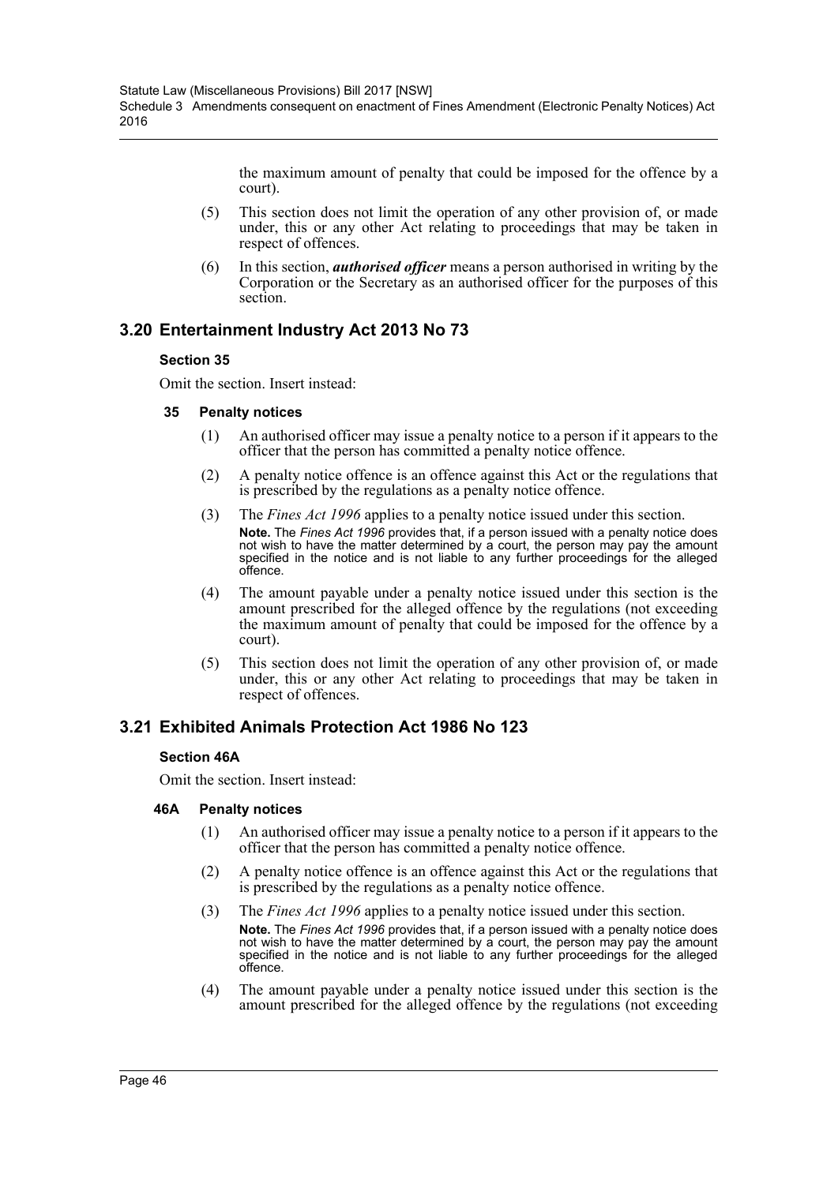the maximum amount of penalty that could be imposed for the offence by a court).

(5) This section does not limit the operation of any other provision of, or made under, this or any other Act relating to proceedings that may be taken in respect of offences.

(6) In this section, ***authorised officer*** means a person authorised in writing by the Corporation or the Secretary as an authorised officer for the purposes of this section.

## 3.20 Entertainment Industry Act 2013 No 73

### Section 35

Omit the section. Insert instead:

#### 35 Penalty notices

(1) An authorised officer may issue a penalty notice to a person if it appears to the officer that the person has committed a penalty notice offence.

(2) A penalty notice offence is an offence against this Act or the regulations that is prescribed by the regulations as a penalty notice offence.

(3) The *Fines Act 1996* applies to a penalty notice issued under this section.

**Note.** The *Fines Act 1996* provides that, if a person issued with a penalty notice does not wish to have the matter determined by a court, the person may pay the amount specified in the notice and is not liable to any further proceedings for the alleged offence.

(4) The amount payable under a penalty notice issued under this section is the amount prescribed for the alleged offence by the regulations (not exceeding the maximum amount of penalty that could be imposed for the offence by a court).

(5) This section does not limit the operation of any other provision of, or made under, this or any other Act relating to proceedings that may be taken in respect of offences.

## 3.21 Exhibited Animals Protection Act 1986 No 123

### Section 46A

Omit the section. Insert instead:

#### 46A Penalty notices

(1) An authorised officer may issue a penalty notice to a person if it appears to the officer that the person has committed a penalty notice offence.

(2) A penalty notice offence is an offence against this Act or the regulations that is prescribed by the regulations as a penalty notice offence.

(3) The *Fines Act 1996* applies to a penalty notice issued under this section.

**Note.** The *Fines Act 1996* provides that, if a person issued with a penalty notice does not wish to have the matter determined by a court, the person may pay the amount specified in the notice and is not liable to any further proceedings for the alleged offence.

(4) The amount payable under a penalty notice issued under this section is the amount prescribed for the alleged offence by the regulations (not exceeding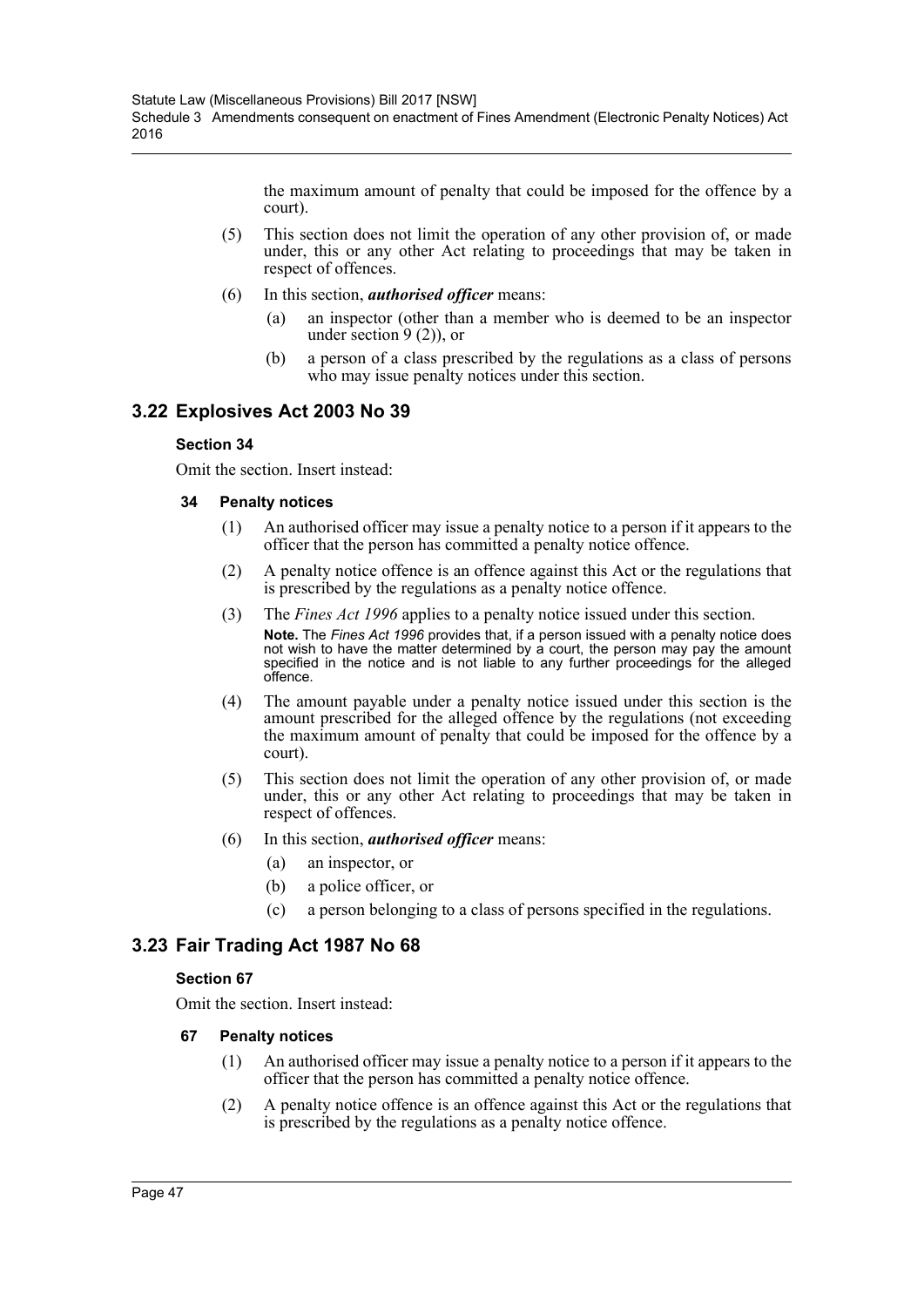the maximum amount of penalty that could be imposed for the offence by a court).

(5) This section does not limit the operation of any other provision of, or made under, this or any other Act relating to proceedings that may be taken in respect of offences.

(6) In this section, ***authorised officer*** means:

(a) an inspector (other than a member who is deemed to be an inspector under section 9 (2)), or

(b) a person of a class prescribed by the regulations as a class of persons who may issue penalty notices under this section.

## 3.22 Explosives Act 2003 No 39

### Section 34

Omit the section. Insert instead:

#### 34 Penalty notices

(1) An authorised officer may issue a penalty notice to a person if it appears to the officer that the person has committed a penalty notice offence.

(2) A penalty notice offence is an offence against this Act or the regulations that is prescribed by the regulations as a penalty notice offence.

(3) The *Fines Act 1996* applies to a penalty notice issued under this section.

**Note.** The *Fines Act 1996* provides that, if a person issued with a penalty notice does not wish to have the matter determined by a court, the person may pay the amount specified in the notice and is not liable to any further proceedings for the alleged offence.

(4) The amount payable under a penalty notice issued under this section is the amount prescribed for the alleged offence by the regulations (not exceeding the maximum amount of penalty that could be imposed for the offence by a court).

(5) This section does not limit the operation of any other provision of, or made under, this or any other Act relating to proceedings that may be taken in respect of offences.

(6) In this section, ***authorised officer*** means:

(a) an inspector, or

(b) a police officer, or

(c) a person belonging to a class of persons specified in the regulations.

## 3.23 Fair Trading Act 1987 No 68

### Section 67

Omit the section. Insert instead:

#### 67 Penalty notices

(1) An authorised officer may issue a penalty notice to a person if it appears to the officer that the person has committed a penalty notice offence.

(2) A penalty notice offence is an offence against this Act or the regulations that is prescribed by the regulations as a penalty notice offence.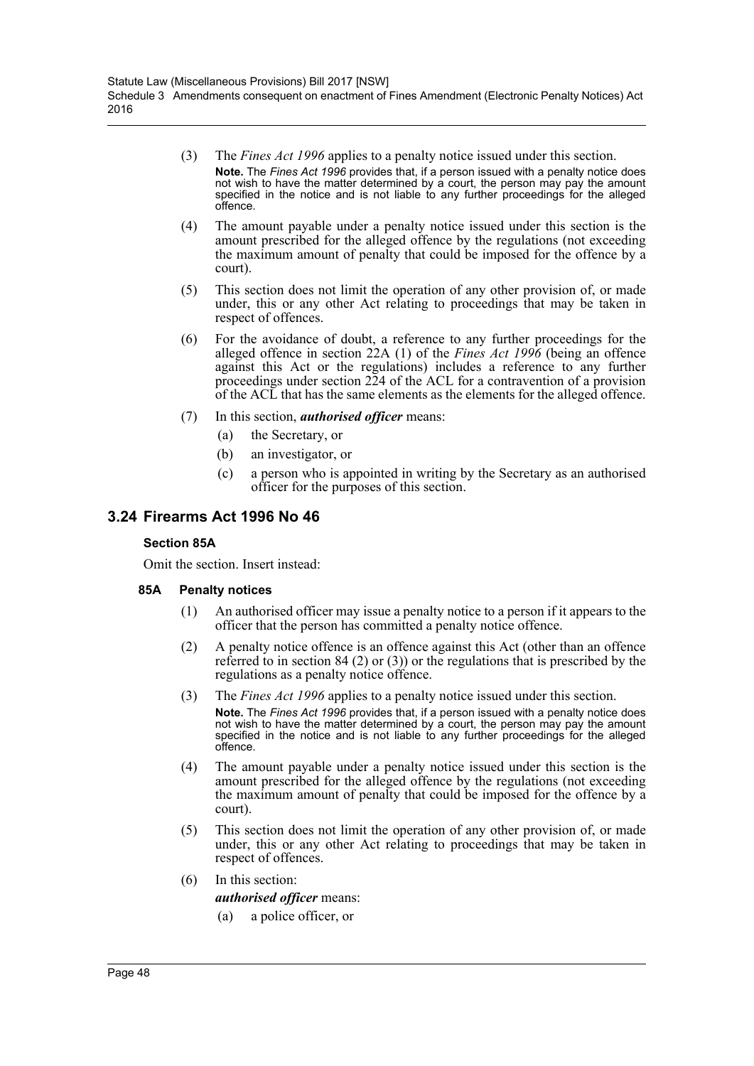(3) The *Fines Act 1996* applies to a penalty notice issued under this section.

**Note.** The *Fines Act 1996* provides that, if a person issued with a penalty notice does not wish to have the matter determined by a court, the person may pay the amount specified in the notice and is not liable to any further proceedings for the alleged offence.

(4) The amount payable under a penalty notice issued under this section is the amount prescribed for the alleged offence by the regulations (not exceeding the maximum amount of penalty that could be imposed for the offence by a court).

(5) This section does not limit the operation of any other provision of, or made under, this or any other Act relating to proceedings that may be taken in respect of offences.

(6) For the avoidance of doubt, a reference to any further proceedings for the alleged offence in section 22A (1) of the *Fines Act 1996* (being an offence against this Act or the regulations) includes a reference to any further proceedings under section 224 of the ACL for a contravention of a provision of the ACL that has the same elements as the elements for the alleged offence.

(7) In this section, ***authorised officer*** means:

(a) the Secretary, or

(b) an investigator, or

(c) a person who is appointed in writing by the Secretary as an authorised officer for the purposes of this section.

## 3.24 Firearms Act 1996 No 46

### Section 85A

Omit the section. Insert instead:

### 85A Penalty notices

(1) An authorised officer may issue a penalty notice to a person if it appears to the officer that the person has committed a penalty notice offence.

(2) A penalty notice offence is an offence against this Act (other than an offence referred to in section 84 (2) or (3)) or the regulations that is prescribed by the regulations as a penalty notice offence.

(3) The *Fines Act 1996* applies to a penalty notice issued under this section.

**Note.** The *Fines Act 1996* provides that, if a person issued with a penalty notice does not wish to have the matter determined by a court, the person may pay the amount specified in the notice and is not liable to any further proceedings for the alleged offence.

(4) The amount payable under a penalty notice issued under this section is the amount prescribed for the alleged offence by the regulations (not exceeding the maximum amount of penalty that could be imposed for the offence by a court).

(5) This section does not limit the operation of any other provision of, or made under, this or any other Act relating to proceedings that may be taken in respect of offences.

(6) In this section:

***authorised officer*** means:

(a) a police officer, or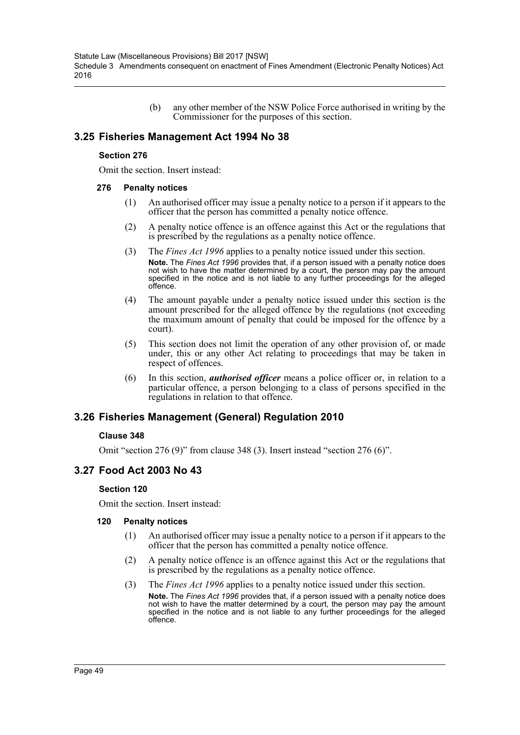(b) any other member of the NSW Police Force authorised in writing by the Commissioner for the purposes of this section.

## 3.25 Fisheries Management Act 1994 No 38

### Section 276

Omit the section. Insert instead:

#### 276 Penalty notices

(1) An authorised officer may issue a penalty notice to a person if it appears to the officer that the person has committed a penalty notice offence.

(2) A penalty notice offence is an offence against this Act or the regulations that is prescribed by the regulations as a penalty notice offence.

(3) The *Fines Act 1996* applies to a penalty notice issued under this section.

**Note.** The *Fines Act 1996* provides that, if a person issued with a penalty notice does not wish to have the matter determined by a court, the person may pay the amount specified in the notice and is not liable to any further proceedings for the alleged offence.

(4) The amount payable under a penalty notice issued under this section is the amount prescribed for the alleged offence by the regulations (not exceeding the maximum amount of penalty that could be imposed for the offence by a court).

(5) This section does not limit the operation of any other provision of, or made under, this or any other Act relating to proceedings that may be taken in respect of offences.

(6) In this section, ***authorised officer*** means a police officer or, in relation to a particular offence, a person belonging to a class of persons specified in the regulations in relation to that offence.

## 3.26 Fisheries Management (General) Regulation 2010

### Clause 348

Omit "section 276 (9)" from clause 348 (3). Insert instead "section 276 (6)".

## 3.27 Food Act 2003 No 43

### Section 120

Omit the section. Insert instead:

#### 120 Penalty notices

(1) An authorised officer may issue a penalty notice to a person if it appears to the officer that the person has committed a penalty notice offence.

(2) A penalty notice offence is an offence against this Act or the regulations that is prescribed by the regulations as a penalty notice offence.

(3) The *Fines Act 1996* applies to a penalty notice issued under this section.

**Note.** The *Fines Act 1996* provides that, if a person issued with a penalty notice does not wish to have the matter determined by a court, the person may pay the amount specified in the notice and is not liable to any further proceedings for the alleged offence.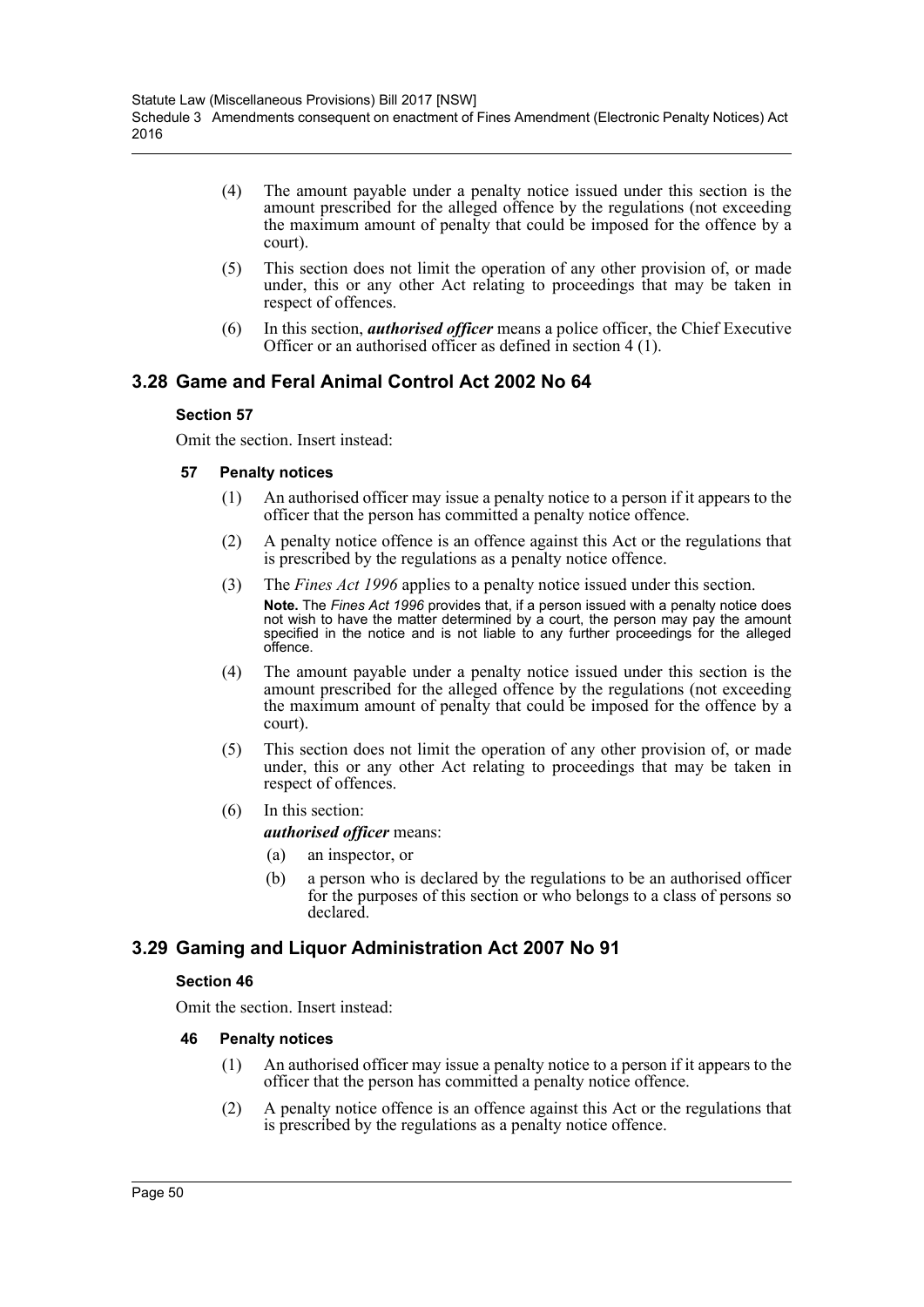(4) The amount payable under a penalty notice issued under this section is the amount prescribed for the alleged offence by the regulations (not exceeding the maximum amount of penalty that could be imposed for the offence by a court).

(5) This section does not limit the operation of any other provision of, or made under, this or any other Act relating to proceedings that may be taken in respect of offences.

(6) In this section, ***authorised officer*** means a police officer, the Chief Executive Officer or an authorised officer as defined in section 4 (1).

## 3.28 Game and Feral Animal Control Act 2002 No 64

### Section 57

Omit the section. Insert instead:

#### 57 Penalty notices

(1) An authorised officer may issue a penalty notice to a person if it appears to the officer that the person has committed a penalty notice offence.

(2) A penalty notice offence is an offence against this Act or the regulations that is prescribed by the regulations as a penalty notice offence.

(3) The *Fines Act 1996* applies to a penalty notice issued under this section.

**Note.** The *Fines Act 1996* provides that, if a person issued with a penalty notice does not wish to have the matter determined by a court, the person may pay the amount specified in the notice and is not liable to any further proceedings for the alleged offence.

(4) The amount payable under a penalty notice issued under this section is the amount prescribed for the alleged offence by the regulations (not exceeding the maximum amount of penalty that could be imposed for the offence by a court).

(5) This section does not limit the operation of any other provision of, or made under, this or any other Act relating to proceedings that may be taken in respect of offences.

(6) In this section:

***authorised officer*** means:

(a) an inspector, or

(b) a person who is declared by the regulations to be an authorised officer for the purposes of this section or who belongs to a class of persons so declared.

## 3.29 Gaming and Liquor Administration Act 2007 No 91

### Section 46

Omit the section. Insert instead:

#### 46 Penalty notices

(1) An authorised officer may issue a penalty notice to a person if it appears to the officer that the person has committed a penalty notice offence.

(2) A penalty notice offence is an offence against this Act or the regulations that is prescribed by the regulations as a penalty notice offence.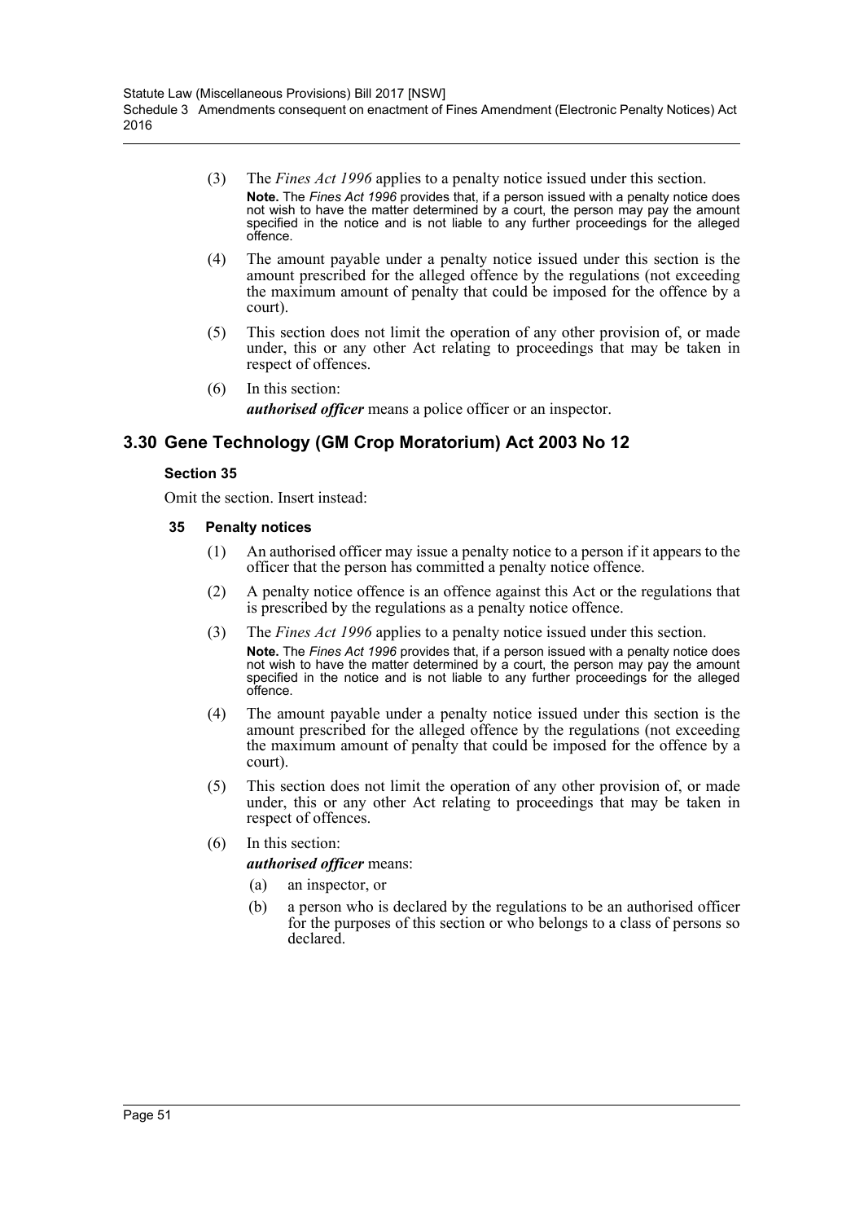(3) The *Fines Act 1996* applies to a penalty notice issued under this section.

**Note.** The *Fines Act 1996* provides that, if a person issued with a penalty notice does not wish to have the matter determined by a court, the person may pay the amount specified in the notice and is not liable to any further proceedings for the alleged offence.

(4) The amount payable under a penalty notice issued under this section is the amount prescribed for the alleged offence by the regulations (not exceeding the maximum amount of penalty that could be imposed for the offence by a court).

(5) This section does not limit the operation of any other provision of, or made under, this or any other Act relating to proceedings that may be taken in respect of offences.

(6) In this section:

***authorised officer*** means a police officer or an inspector.

## 3.30 Gene Technology (GM Crop Moratorium) Act 2003 No 12

### Section 35

Omit the section. Insert instead:

#### 35 Penalty notices

(1) An authorised officer may issue a penalty notice to a person if it appears to the officer that the person has committed a penalty notice offence.

(2) A penalty notice offence is an offence against this Act or the regulations that is prescribed by the regulations as a penalty notice offence.

(3) The *Fines Act 1996* applies to a penalty notice issued under this section.

**Note.** The *Fines Act 1996* provides that, if a person issued with a penalty notice does not wish to have the matter determined by a court, the person may pay the amount specified in the notice and is not liable to any further proceedings for the alleged offence.

(4) The amount payable under a penalty notice issued under this section is the amount prescribed for the alleged offence by the regulations (not exceeding the maximum amount of penalty that could be imposed for the offence by a court).

(5) This section does not limit the operation of any other provision of, or made under, this or any other Act relating to proceedings that may be taken in respect of offences.

(6) In this section:

***authorised officer*** means:

(a) an inspector, or

(b) a person who is declared by the regulations to be an authorised officer for the purposes of this section or who belongs to a class of persons so declared.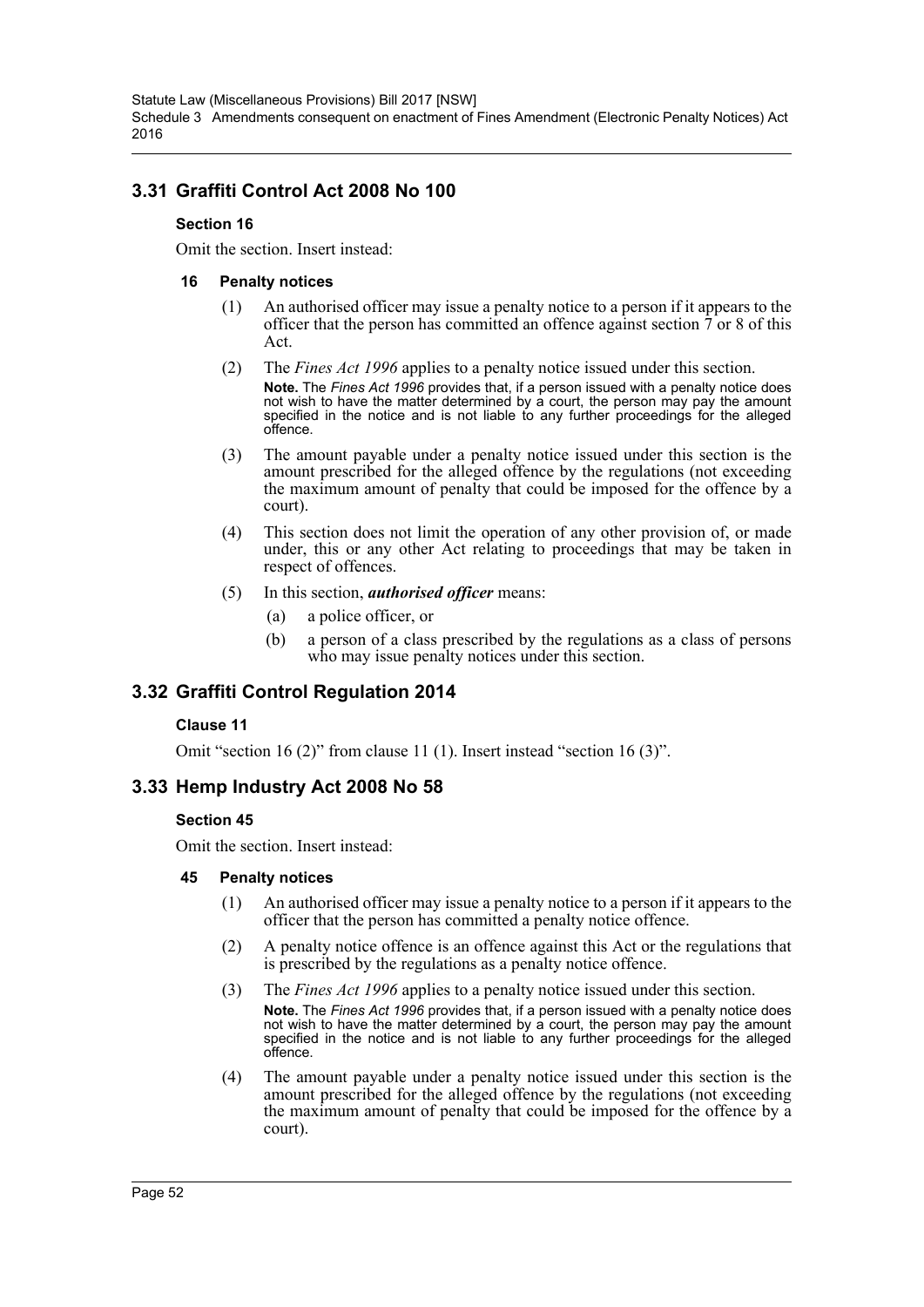## 3.31 Graffiti Control Act 2008 No 100

### Section 16

Omit the section. Insert instead:

#### 16 Penalty notices

(1) An authorised officer may issue a penalty notice to a person if it appears to the officer that the person has committed an offence against section 7 or 8 of this Act.

(2) The *Fines Act 1996* applies to a penalty notice issued under this section.

**Note.** The *Fines Act 1996* provides that, if a person issued with a penalty notice does not wish to have the matter determined by a court, the person may pay the amount specified in the notice and is not liable to any further proceedings for the alleged offence.

(3) The amount payable under a penalty notice issued under this section is the amount prescribed for the alleged offence by the regulations (not exceeding the maximum amount of penalty that could be imposed for the offence by a court).

(4) This section does not limit the operation of any other provision of, or made under, this or any other Act relating to proceedings that may be taken in respect of offences.

(5) In this section, ***authorised officer*** means:

(a) a police officer, or

(b) a person of a class prescribed by the regulations as a class of persons who may issue penalty notices under this section.

## 3.32 Graffiti Control Regulation 2014

### Clause 11

Omit "section 16 (2)" from clause 11 (1). Insert instead "section 16 (3)".

## 3.33 Hemp Industry Act 2008 No 58

### Section 45

Omit the section. Insert instead:

#### 45 Penalty notices

(1) An authorised officer may issue a penalty notice to a person if it appears to the officer that the person has committed a penalty notice offence.

(2) A penalty notice offence is an offence against this Act or the regulations that is prescribed by the regulations as a penalty notice offence.

(3) The *Fines Act 1996* applies to a penalty notice issued under this section.

**Note.** The *Fines Act 1996* provides that, if a person issued with a penalty notice does not wish to have the matter determined by a court, the person may pay the amount specified in the notice and is not liable to any further proceedings for the alleged offence.

(4) The amount payable under a penalty notice issued under this section is the amount prescribed for the alleged offence by the regulations (not exceeding the maximum amount of penalty that could be imposed for the offence by a court).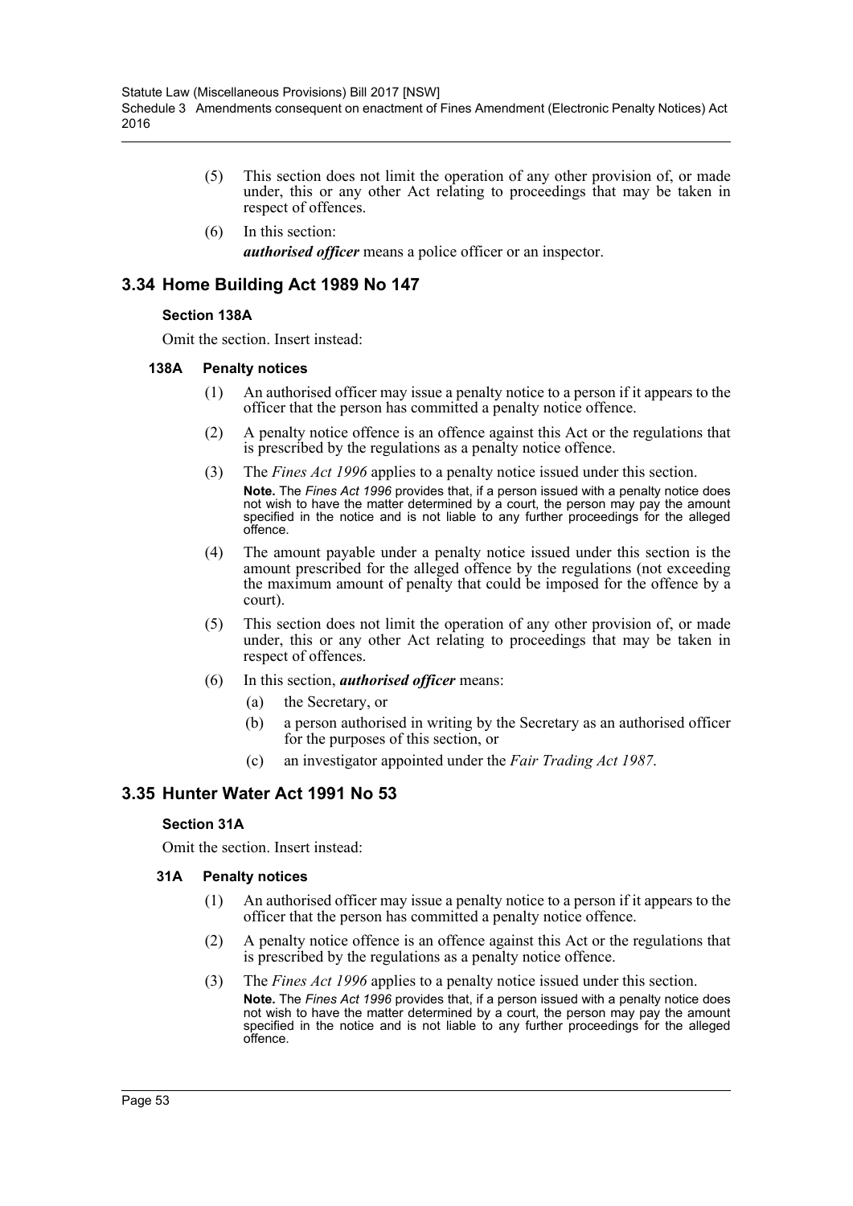(5) This section does not limit the operation of any other provision of, or made under, this or any other Act relating to proceedings that may be taken in respect of offences.

(6) In this section:

***authorised officer*** means a police officer or an inspector.

## 3.34 Home Building Act 1989 No 147

### Section 138A

Omit the section. Insert instead:

#### 138A Penalty notices

(1) An authorised officer may issue a penalty notice to a person if it appears to the officer that the person has committed a penalty notice offence.

(2) A penalty notice offence is an offence against this Act or the regulations that is prescribed by the regulations as a penalty notice offence.

(3) The *Fines Act 1996* applies to a penalty notice issued under this section.

**Note.** The *Fines Act 1996* provides that, if a person issued with a penalty notice does not wish to have the matter determined by a court, the person may pay the amount specified in the notice and is not liable to any further proceedings for the alleged offence.

(4) The amount payable under a penalty notice issued under this section is the amount prescribed for the alleged offence by the regulations (not exceeding the maximum amount of penalty that could be imposed for the offence by a court).

(5) This section does not limit the operation of any other provision of, or made under, this or any other Act relating to proceedings that may be taken in respect of offences.

(6) In this section, ***authorised officer*** means:

(a) the Secretary, or

(b) a person authorised in writing by the Secretary as an authorised officer for the purposes of this section, or

(c) an investigator appointed under the *Fair Trading Act 1987*.

## 3.35 Hunter Water Act 1991 No 53

### Section 31A

Omit the section. Insert instead:

#### 31A Penalty notices

(1) An authorised officer may issue a penalty notice to a person if it appears to the officer that the person has committed a penalty notice offence.

(2) A penalty notice offence is an offence against this Act or the regulations that is prescribed by the regulations as a penalty notice offence.

(3) The *Fines Act 1996* applies to a penalty notice issued under this section.

**Note.** The *Fines Act 1996* provides that, if a person issued with a penalty notice does not wish to have the matter determined by a court, the person may pay the amount specified in the notice and is not liable to any further proceedings for the alleged offence.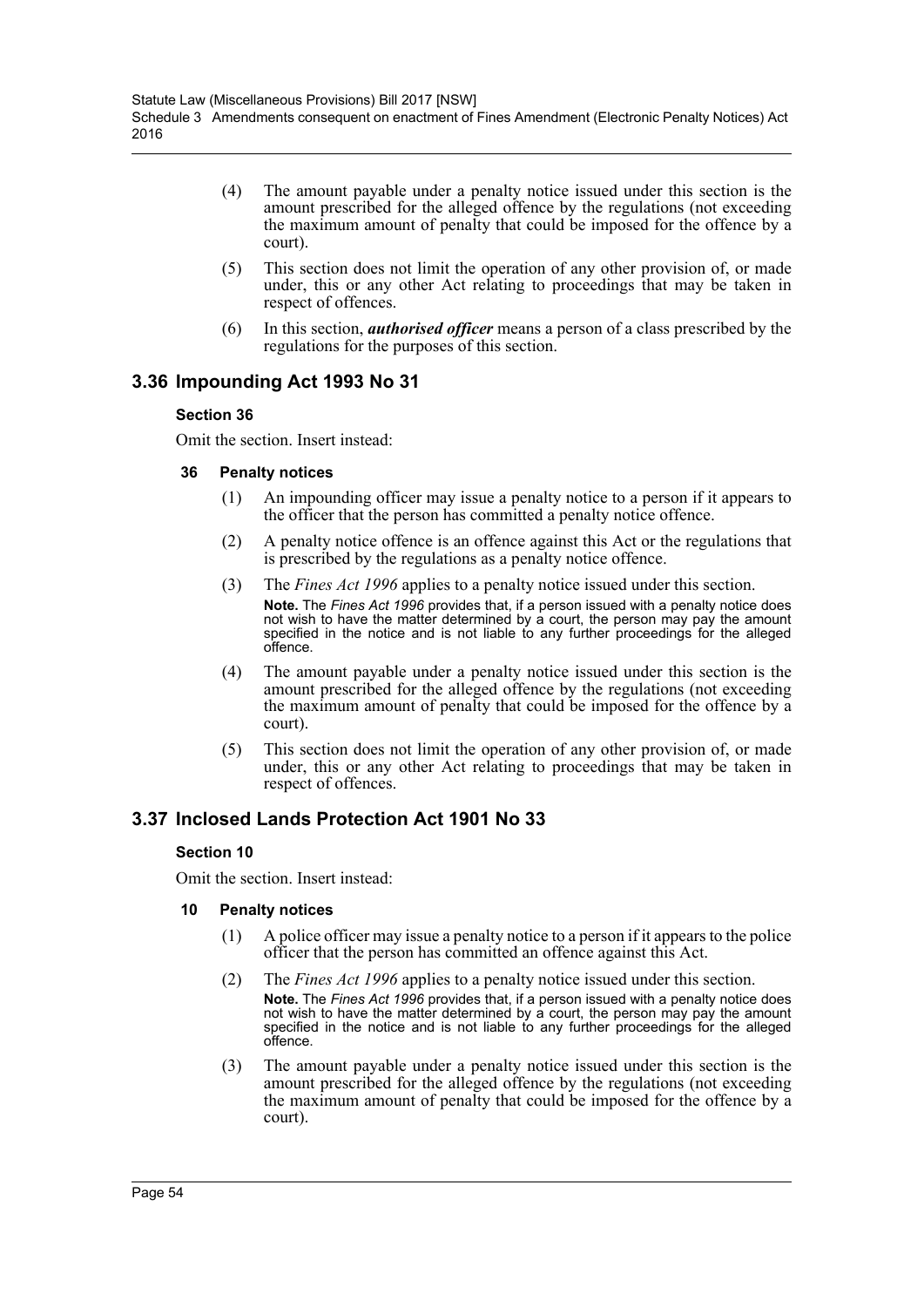(4) The amount payable under a penalty notice issued under this section is the amount prescribed for the alleged offence by the regulations (not exceeding the maximum amount of penalty that could be imposed for the offence by a court).

(5) This section does not limit the operation of any other provision of, or made under, this or any other Act relating to proceedings that may be taken in respect of offences.

(6) In this section, ***authorised officer*** means a person of a class prescribed by the regulations for the purposes of this section.

## 3.36 Impounding Act 1993 No 31

### Section 36

Omit the section. Insert instead:

#### 36 Penalty notices

(1) An impounding officer may issue a penalty notice to a person if it appears to the officer that the person has committed a penalty notice offence.

(2) A penalty notice offence is an offence against this Act or the regulations that is prescribed by the regulations as a penalty notice offence.

(3) The *Fines Act 1996* applies to a penalty notice issued under this section.

**Note.** The *Fines Act 1996* provides that, if a person issued with a penalty notice does not wish to have the matter determined by a court, the person may pay the amount specified in the notice and is not liable to any further proceedings for the alleged offence.

(4) The amount payable under a penalty notice issued under this section is the amount prescribed for the alleged offence by the regulations (not exceeding the maximum amount of penalty that could be imposed for the offence by a court).

(5) This section does not limit the operation of any other provision of, or made under, this or any other Act relating to proceedings that may be taken in respect of offences.

## 3.37 Inclosed Lands Protection Act 1901 No 33

### Section 10

Omit the section. Insert instead:

#### 10 Penalty notices

(1) A police officer may issue a penalty notice to a person if it appears to the police officer that the person has committed an offence against this Act.

(2) The *Fines Act 1996* applies to a penalty notice issued under this section.

**Note.** The *Fines Act 1996* provides that, if a person issued with a penalty notice does not wish to have the matter determined by a court, the person may pay the amount specified in the notice and is not liable to any further proceedings for the alleged offence.

(3) The amount payable under a penalty notice issued under this section is the amount prescribed for the alleged offence by the regulations (not exceeding the maximum amount of penalty that could be imposed for the offence by a court).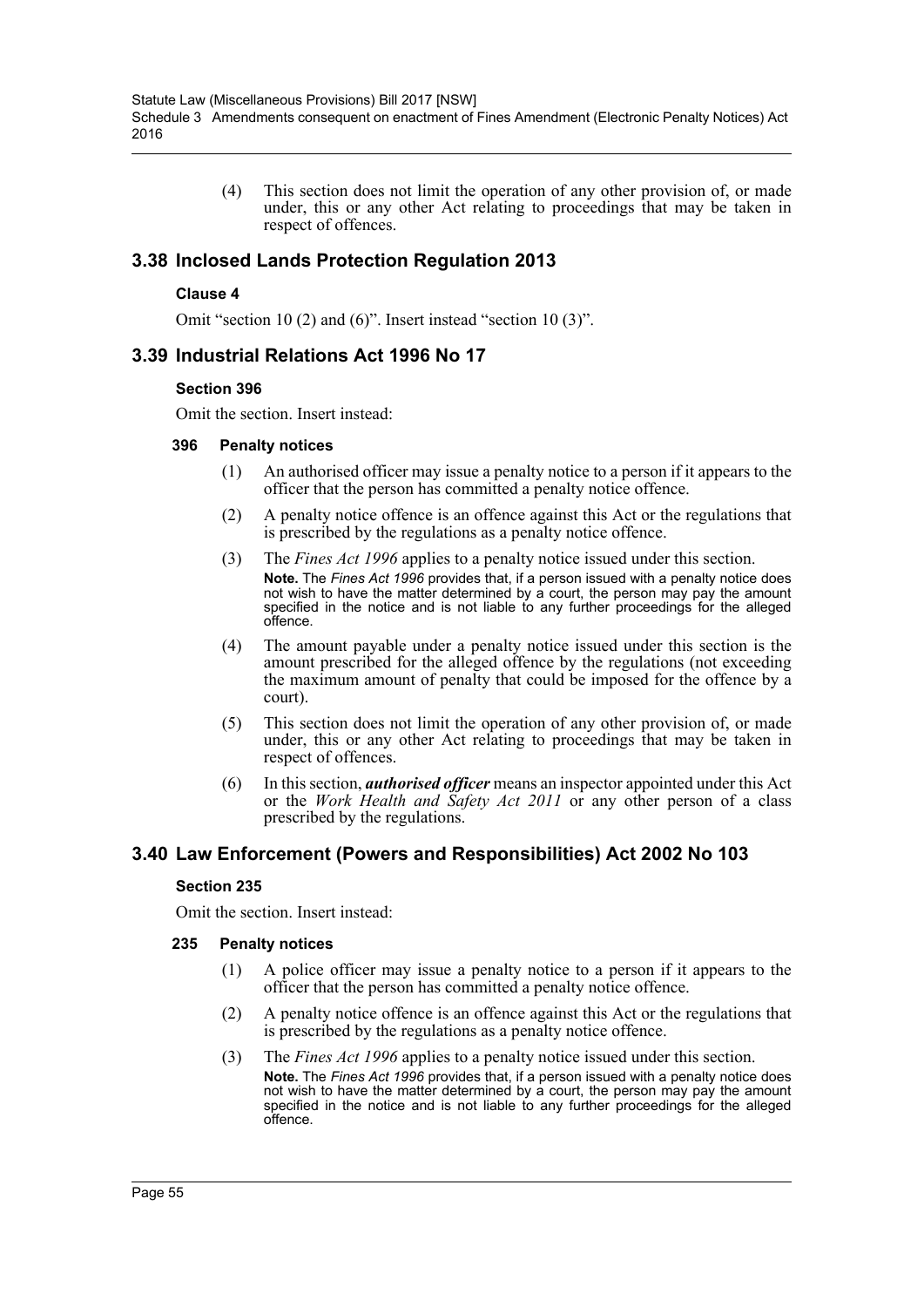(4) This section does not limit the operation of any other provision of, or made under, this or any other Act relating to proceedings that may be taken in respect of offences.

## 3.38 Inclosed Lands Protection Regulation 2013

### Clause 4

Omit "section 10 (2) and (6)". Insert instead "section 10 (3)".

## 3.39 Industrial Relations Act 1996 No 17

### Section 396

Omit the section. Insert instead:

**396 Penalty notices**

(1) An authorised officer may issue a penalty notice to a person if it appears to the officer that the person has committed a penalty notice offence.

(2) A penalty notice offence is an offence against this Act or the regulations that is prescribed by the regulations as a penalty notice offence.

(3) The *Fines Act 1996* applies to a penalty notice issued under this section.

**Note.** The *Fines Act 1996* provides that, if a person issued with a penalty notice does not wish to have the matter determined by a court, the person may pay the amount specified in the notice and is not liable to any further proceedings for the alleged offence.

(4) The amount payable under a penalty notice issued under this section is the amount prescribed for the alleged offence by the regulations (not exceeding the maximum amount of penalty that could be imposed for the offence by a court).

(5) This section does not limit the operation of any other provision of, or made under, this or any other Act relating to proceedings that may be taken in respect of offences.

(6) In this section, ***authorised officer*** means an inspector appointed under this Act or the *Work Health and Safety Act 2011* or any other person of a class prescribed by the regulations.

## 3.40 Law Enforcement (Powers and Responsibilities) Act 2002 No 103

### Section 235

Omit the section. Insert instead:

**235 Penalty notices**

(1) A police officer may issue a penalty notice to a person if it appears to the officer that the person has committed a penalty notice offence.

(2) A penalty notice offence is an offence against this Act or the regulations that is prescribed by the regulations as a penalty notice offence.

(3) The *Fines Act 1996* applies to a penalty notice issued under this section.

**Note.** The *Fines Act 1996* provides that, if a person issued with a penalty notice does not wish to have the matter determined by a court, the person may pay the amount specified in the notice and is not liable to any further proceedings for the alleged offence.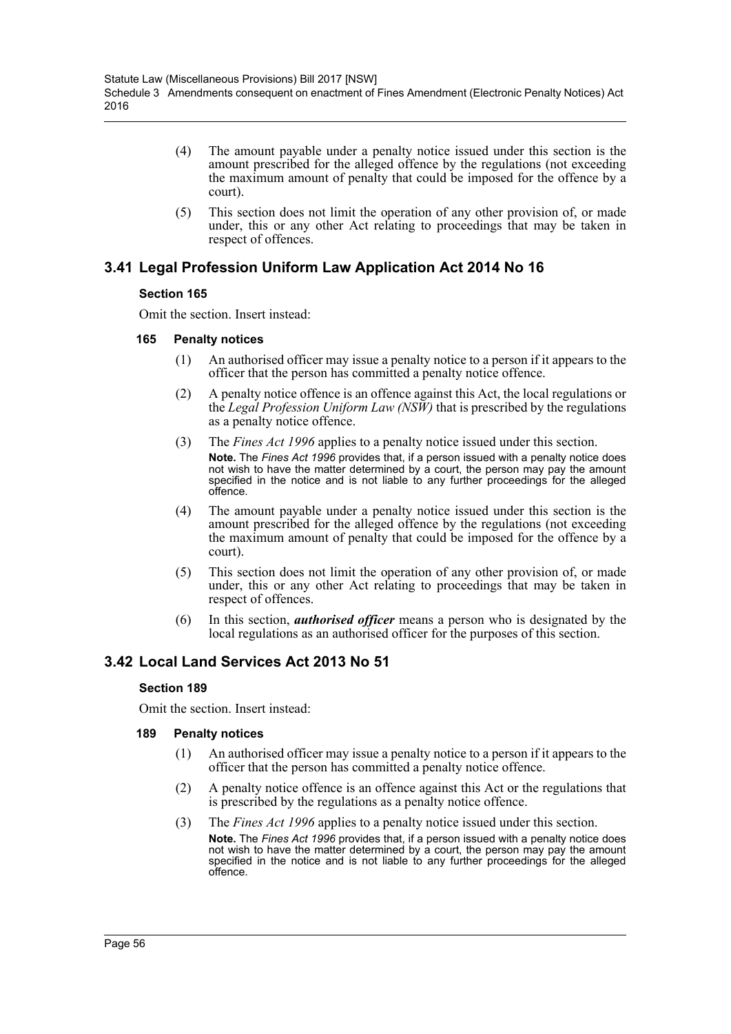(4) The amount payable under a penalty notice issued under this section is the amount prescribed for the alleged offence by the regulations (not exceeding the maximum amount of penalty that could be imposed for the offence by a court).

(5) This section does not limit the operation of any other provision of, or made under, this or any other Act relating to proceedings that may be taken in respect of offences.

## 3.41 Legal Profession Uniform Law Application Act 2014 No 16

### Section 165

Omit the section. Insert instead:

#### 165 Penalty notices

(1) An authorised officer may issue a penalty notice to a person if it appears to the officer that the person has committed a penalty notice offence.

(2) A penalty notice offence is an offence against this Act, the local regulations or the *Legal Profession Uniform Law (NSW)* that is prescribed by the regulations as a penalty notice offence.

(3) The *Fines Act 1996* applies to a penalty notice issued under this section.

**Note.** The *Fines Act 1996* provides that, if a person issued with a penalty notice does not wish to have the matter determined by a court, the person may pay the amount specified in the notice and is not liable to any further proceedings for the alleged offence.

(4) The amount payable under a penalty notice issued under this section is the amount prescribed for the alleged offence by the regulations (not exceeding the maximum amount of penalty that could be imposed for the offence by a court).

(5) This section does not limit the operation of any other provision of, or made under, this or any other Act relating to proceedings that may be taken in respect of offences.

(6) In this section, ***authorised officer*** means a person who is designated by the local regulations as an authorised officer for the purposes of this section.

## 3.42 Local Land Services Act 2013 No 51

### Section 189

Omit the section. Insert instead:

#### 189 Penalty notices

(1) An authorised officer may issue a penalty notice to a person if it appears to the officer that the person has committed a penalty notice offence.

(2) A penalty notice offence is an offence against this Act or the regulations that is prescribed by the regulations as a penalty notice offence.

(3) The *Fines Act 1996* applies to a penalty notice issued under this section.

**Note.** The *Fines Act 1996* provides that, if a person issued with a penalty notice does not wish to have the matter determined by a court, the person may pay the amount specified in the notice and is not liable to any further proceedings for the alleged offence.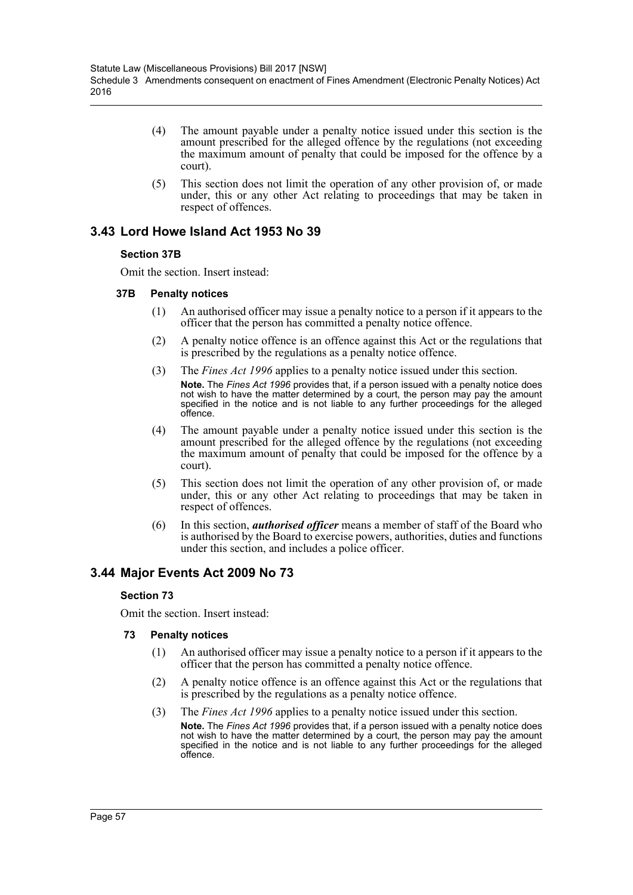(4) The amount payable under a penalty notice issued under this section is the amount prescribed for the alleged offence by the regulations (not exceeding the maximum amount of penalty that could be imposed for the offence by a court).

(5) This section does not limit the operation of any other provision of, or made under, this or any other Act relating to proceedings that may be taken in respect of offences.

## 3.43 Lord Howe Island Act 1953 No 39

### Section 37B

Omit the section. Insert instead:

#### 37B Penalty notices

(1) An authorised officer may issue a penalty notice to a person if it appears to the officer that the person has committed a penalty notice offence.

(2) A penalty notice offence is an offence against this Act or the regulations that is prescribed by the regulations as a penalty notice offence.

(3) The *Fines Act 1996* applies to a penalty notice issued under this section.

**Note.** The *Fines Act 1996* provides that, if a person issued with a penalty notice does not wish to have the matter determined by a court, the person may pay the amount specified in the notice and is not liable to any further proceedings for the alleged offence.

(4) The amount payable under a penalty notice issued under this section is the amount prescribed for the alleged offence by the regulations (not exceeding the maximum amount of penalty that could be imposed for the offence by a court).

(5) This section does not limit the operation of any other provision of, or made under, this or any other Act relating to proceedings that may be taken in respect of offences.

(6) In this section, ***authorised officer*** means a member of staff of the Board who is authorised by the Board to exercise powers, authorities, duties and functions under this section, and includes a police officer.

## 3.44 Major Events Act 2009 No 73

### Section 73

Omit the section. Insert instead:

#### 73 Penalty notices

(1) An authorised officer may issue a penalty notice to a person if it appears to the officer that the person has committed a penalty notice offence.

(2) A penalty notice offence is an offence against this Act or the regulations that is prescribed by the regulations as a penalty notice offence.

(3) The *Fines Act 1996* applies to a penalty notice issued under this section.

**Note.** The *Fines Act 1996* provides that, if a person issued with a penalty notice does not wish to have the matter determined by a court, the person may pay the amount specified in the notice and is not liable to any further proceedings for the alleged offence.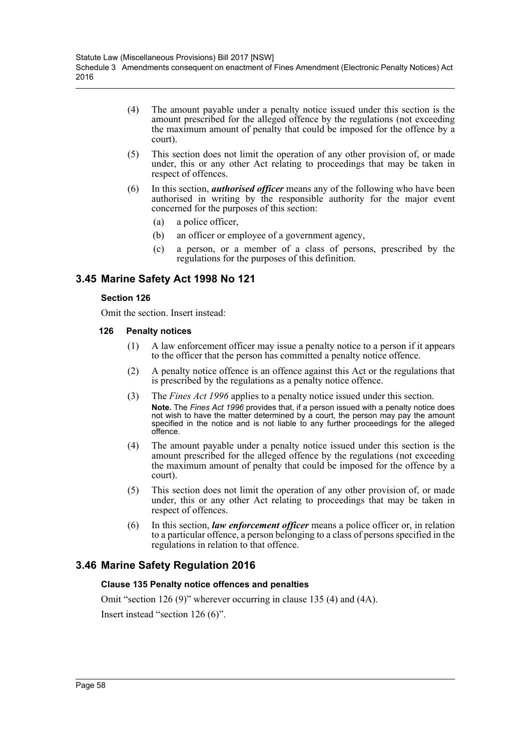(4) The amount payable under a penalty notice issued under this section is the amount prescribed for the alleged offence by the regulations (not exceeding the maximum amount of penalty that could be imposed for the offence by a court).

(5) This section does not limit the operation of any other provision of, or made under, this or any other Act relating to proceedings that may be taken in respect of offences.

(6) In this section, ***authorised officer*** means any of the following who have been authorised in writing by the responsible authority for the major event concerned for the purposes of this section:

- (a) a police officer,
- (b) an officer or employee of a government agency,
- (c) a person, or a member of a class of persons, prescribed by the regulations for the purposes of this definition.

## 3.45 Marine Safety Act 1998 No 121

### Section 126

Omit the section. Insert instead:

#### 126 Penalty notices

(1) A law enforcement officer may issue a penalty notice to a person if it appears to the officer that the person has committed a penalty notice offence.

(2) A penalty notice offence is an offence against this Act or the regulations that is prescribed by the regulations as a penalty notice offence.

(3) The *Fines Act 1996* applies to a penalty notice issued under this section.

**Note.** The *Fines Act 1996* provides that, if a person issued with a penalty notice does not wish to have the matter determined by a court, the person may pay the amount specified in the notice and is not liable to any further proceedings for the alleged offence.

(4) The amount payable under a penalty notice issued under this section is the amount prescribed for the alleged offence by the regulations (not exceeding the maximum amount of penalty that could be imposed for the offence by a court).

(5) This section does not limit the operation of any other provision of, or made under, this or any other Act relating to proceedings that may be taken in respect of offences.

(6) In this section, ***law enforcement officer*** means a police officer or, in relation to a particular offence, a person belonging to a class of persons specified in the regulations in relation to that offence.

## 3.46 Marine Safety Regulation 2016

### Clause 135 Penalty notice offences and penalties

Omit "section 126 (9)" wherever occurring in clause 135 (4) and (4A).

Insert instead "section 126 (6)".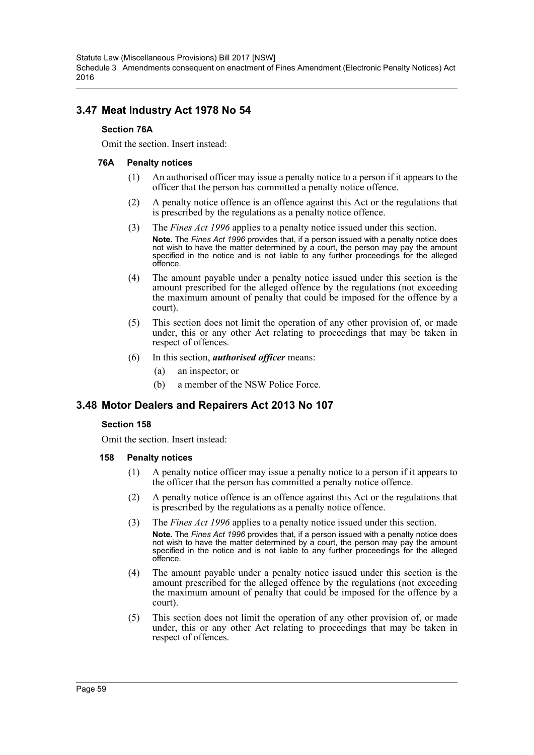## 3.47 Meat Industry Act 1978 No 54

### Section 76A

Omit the section. Insert instead:

#### 76A Penalty notices

(1) An authorised officer may issue a penalty notice to a person if it appears to the officer that the person has committed a penalty notice offence.

(2) A penalty notice offence is an offence against this Act or the regulations that is prescribed by the regulations as a penalty notice offence.

(3) The *Fines Act 1996* applies to a penalty notice issued under this section.

**Note.** The *Fines Act 1996* provides that, if a person issued with a penalty notice does not wish to have the matter determined by a court, the person may pay the amount specified in the notice and is not liable to any further proceedings for the alleged offence.

(4) The amount payable under a penalty notice issued under this section is the amount prescribed for the alleged offence by the regulations (not exceeding the maximum amount of penalty that could be imposed for the offence by a court).

(5) This section does not limit the operation of any other provision of, or made under, this or any other Act relating to proceedings that may be taken in respect of offences.

(6) In this section, ***authorised officer*** means:

(a) an inspector, or

(b) a member of the NSW Police Force.

## 3.48 Motor Dealers and Repairers Act 2013 No 107

### Section 158

Omit the section. Insert instead:

#### 158 Penalty notices

(1) A penalty notice officer may issue a penalty notice to a person if it appears to the officer that the person has committed a penalty notice offence.

(2) A penalty notice offence is an offence against this Act or the regulations that is prescribed by the regulations as a penalty notice offence.

(3) The *Fines Act 1996* applies to a penalty notice issued under this section.

**Note.** The *Fines Act 1996* provides that, if a person issued with a penalty notice does not wish to have the matter determined by a court, the person may pay the amount specified in the notice and is not liable to any further proceedings for the alleged offence.

(4) The amount payable under a penalty notice issued under this section is the amount prescribed for the alleged offence by the regulations (not exceeding the maximum amount of penalty that could be imposed for the offence by a court).

(5) This section does not limit the operation of any other provision of, or made under, this or any other Act relating to proceedings that may be taken in respect of offences.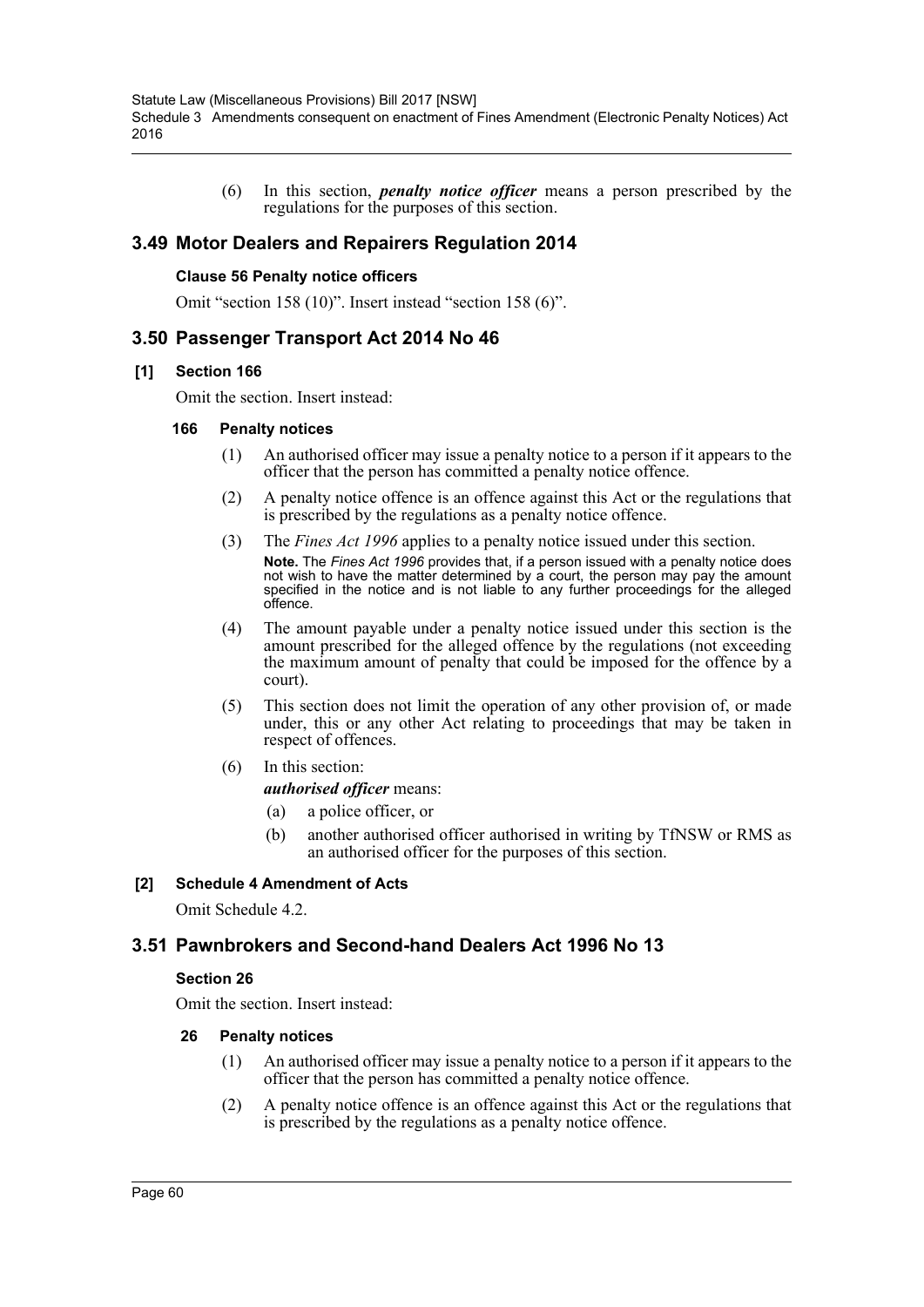(6) In this section, ***penalty notice officer*** means a person prescribed by the regulations for the purposes of this section.

## 3.49 Motor Dealers and Repairers Regulation 2014

### Clause 56 Penalty notice officers

Omit "section 158 (10)". Insert instead "section 158 (6)".

## 3.50 Passenger Transport Act 2014 No 46

### [1] Section 166

Omit the section. Insert instead:

#### 166 Penalty notices

(1) An authorised officer may issue a penalty notice to a person if it appears to the officer that the person has committed a penalty notice offence.

(2) A penalty notice offence is an offence against this Act or the regulations that is prescribed by the regulations as a penalty notice offence.

(3) The *Fines Act 1996* applies to a penalty notice issued under this section.

**Note.** The *Fines Act 1996* provides that, if a person issued with a penalty notice does not wish to have the matter determined by a court, the person may pay the amount specified in the notice and is not liable to any further proceedings for the alleged offence.

(4) The amount payable under a penalty notice issued under this section is the amount prescribed for the alleged offence by the regulations (not exceeding the maximum amount of penalty that could be imposed for the offence by a court).

(5) This section does not limit the operation of any other provision of, or made under, this or any other Act relating to proceedings that may be taken in respect of offences.

(6) In this section:

***authorised officer*** means:

(a) a police officer, or

(b) another authorised officer authorised in writing by TfNSW or RMS as an authorised officer for the purposes of this section.

### [2] Schedule 4 Amendment of Acts

Omit Schedule 4.2.

## 3.51 Pawnbrokers and Second-hand Dealers Act 1996 No 13

### Section 26

Omit the section. Insert instead:

#### 26 Penalty notices

(1) An authorised officer may issue a penalty notice to a person if it appears to the officer that the person has committed a penalty notice offence.

(2) A penalty notice offence is an offence against this Act or the regulations that is prescribed by the regulations as a penalty notice offence.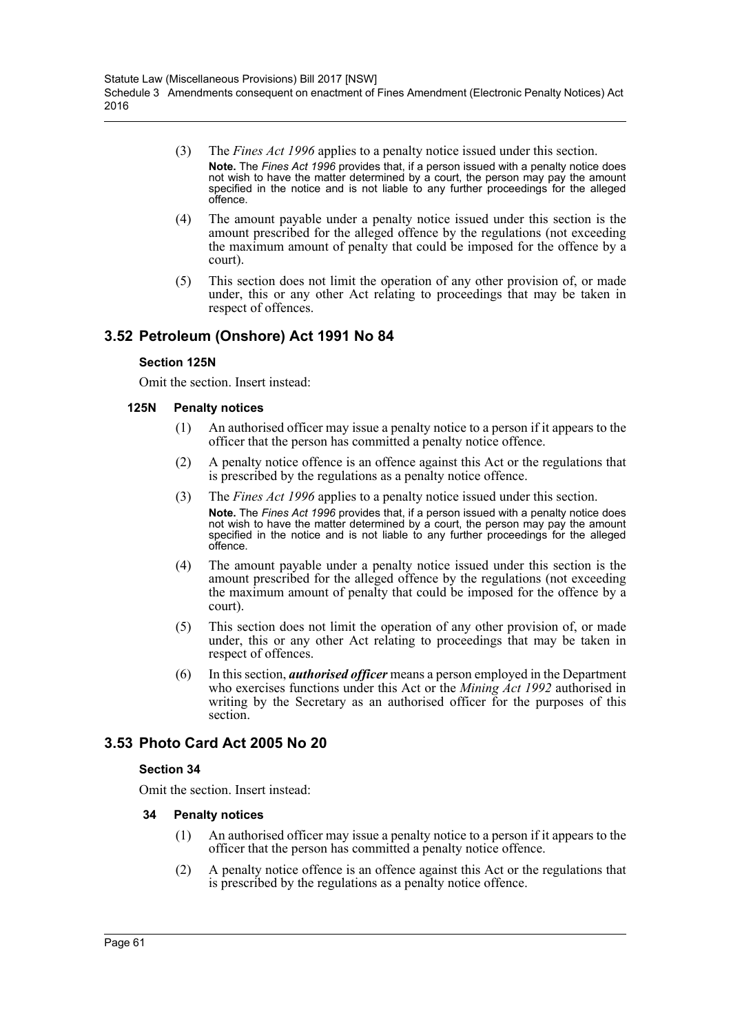(3) The *Fines Act 1996* applies to a penalty notice issued under this section.

**Note.** The *Fines Act 1996* provides that, if a person issued with a penalty notice does not wish to have the matter determined by a court, the person may pay the amount specified in the notice and is not liable to any further proceedings for the alleged offence.

(4) The amount payable under a penalty notice issued under this section is the amount prescribed for the alleged offence by the regulations (not exceeding the maximum amount of penalty that could be imposed for the offence by a court).

(5) This section does not limit the operation of any other provision of, or made under, this or any other Act relating to proceedings that may be taken in respect of offences.

## 3.52 Petroleum (Onshore) Act 1991 No 84

### Section 125N

Omit the section. Insert instead:

**125N Penalty notices**

(1) An authorised officer may issue a penalty notice to a person if it appears to the officer that the person has committed a penalty notice offence.

(2) A penalty notice offence is an offence against this Act or the regulations that is prescribed by the regulations as a penalty notice offence.

(3) The *Fines Act 1996* applies to a penalty notice issued under this section.

**Note.** The *Fines Act 1996* provides that, if a person issued with a penalty notice does not wish to have the matter determined by a court, the person may pay the amount specified in the notice and is not liable to any further proceedings for the alleged offence.

(4) The amount payable under a penalty notice issued under this section is the amount prescribed for the alleged offence by the regulations (not exceeding the maximum amount of penalty that could be imposed for the offence by a court).

(5) This section does not limit the operation of any other provision of, or made under, this or any other Act relating to proceedings that may be taken in respect of offences.

(6) In this section, ***authorised officer*** means a person employed in the Department who exercises functions under this Act or the *Mining Act 1992* authorised in writing by the Secretary as an authorised officer for the purposes of this section.

## 3.53 Photo Card Act 2005 No 20

### Section 34

Omit the section. Insert instead:

**34 Penalty notices**

(1) An authorised officer may issue a penalty notice to a person if it appears to the officer that the person has committed a penalty notice offence.

(2) A penalty notice offence is an offence against this Act or the regulations that is prescribed by the regulations as a penalty notice offence.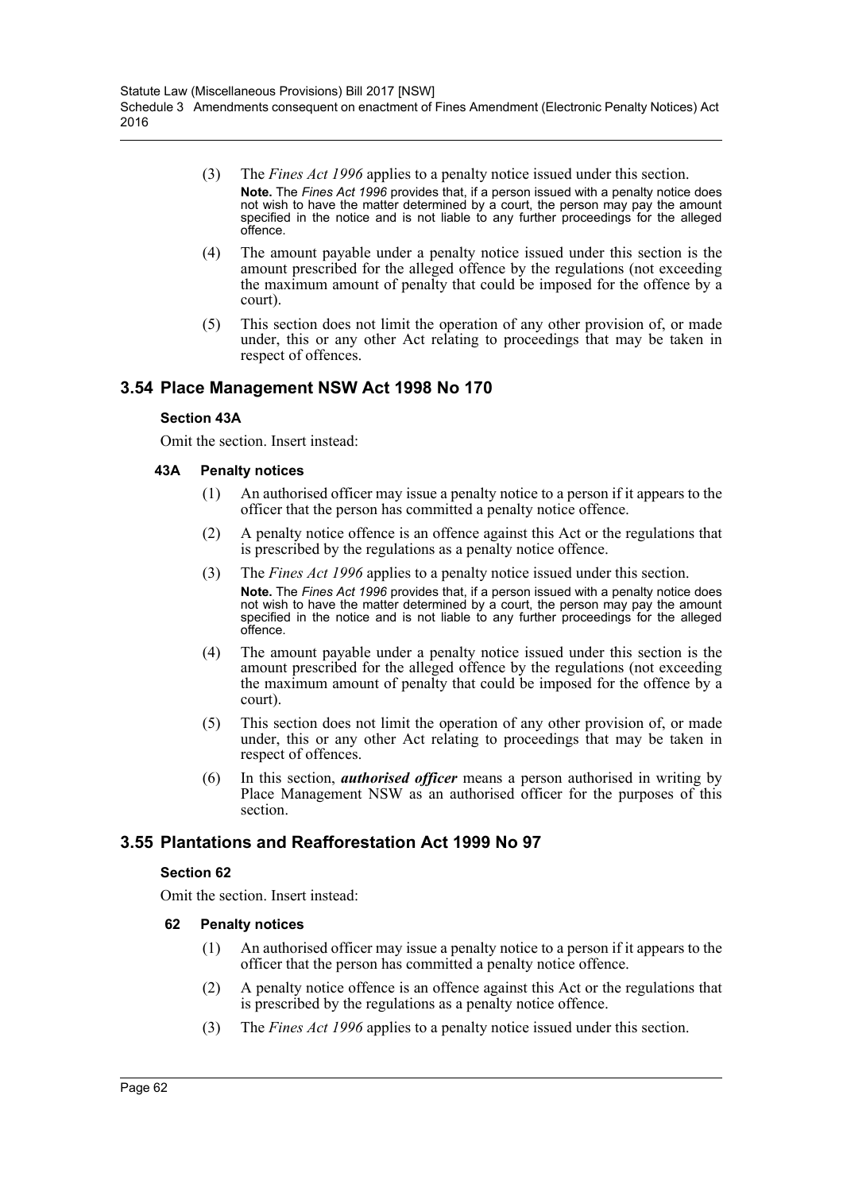(3) The *Fines Act 1996* applies to a penalty notice issued under this section.

**Note.** The *Fines Act 1996* provides that, if a person issued with a penalty notice does not wish to have the matter determined by a court, the person may pay the amount specified in the notice and is not liable to any further proceedings for the alleged offence.

(4) The amount payable under a penalty notice issued under this section is the amount prescribed for the alleged offence by the regulations (not exceeding the maximum amount of penalty that could be imposed for the offence by a court).

(5) This section does not limit the operation of any other provision of, or made under, this or any other Act relating to proceedings that may be taken in respect of offences.

## 3.54 Place Management NSW Act 1998 No 170

### Section 43A

Omit the section. Insert instead:

#### 43A Penalty notices

(1) An authorised officer may issue a penalty notice to a person if it appears to the officer that the person has committed a penalty notice offence.

(2) A penalty notice offence is an offence against this Act or the regulations that is prescribed by the regulations as a penalty notice offence.

(3) The *Fines Act 1996* applies to a penalty notice issued under this section.

**Note.** The *Fines Act 1996* provides that, if a person issued with a penalty notice does not wish to have the matter determined by a court, the person may pay the amount specified in the notice and is not liable to any further proceedings for the alleged offence.

(4) The amount payable under a penalty notice issued under this section is the amount prescribed for the alleged offence by the regulations (not exceeding the maximum amount of penalty that could be imposed for the offence by a court).

(5) This section does not limit the operation of any other provision of, or made under, this or any other Act relating to proceedings that may be taken in respect of offences.

(6) In this section, ***authorised officer*** means a person authorised in writing by Place Management NSW as an authorised officer for the purposes of this section.

## 3.55 Plantations and Reafforestation Act 1999 No 97

### Section 62

Omit the section. Insert instead:

#### 62 Penalty notices

(1) An authorised officer may issue a penalty notice to a person if it appears to the officer that the person has committed a penalty notice offence.

(2) A penalty notice offence is an offence against this Act or the regulations that is prescribed by the regulations as a penalty notice offence.

(3) The *Fines Act 1996* applies to a penalty notice issued under this section.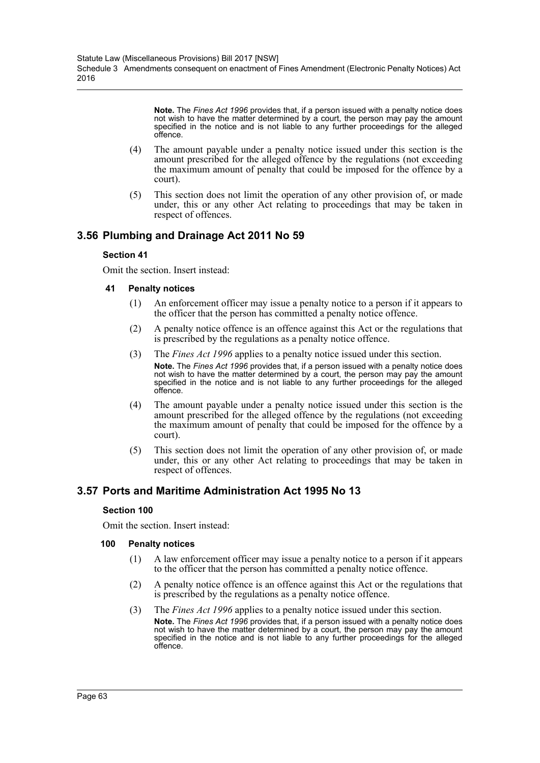**Note.** The *Fines Act 1996* provides that, if a person issued with a penalty notice does not wish to have the matter determined by a court, the person may pay the amount specified in the notice and is not liable to any further proceedings for the alleged offence.

(4) The amount payable under a penalty notice issued under this section is the amount prescribed for the alleged offence by the regulations (not exceeding the maximum amount of penalty that could be imposed for the offence by a court).

(5) This section does not limit the operation of any other provision of, or made under, this or any other Act relating to proceedings that may be taken in respect of offences.

## 3.56 Plumbing and Drainage Act 2011 No 59

### Section 41

Omit the section. Insert instead:

#### 41 Penalty notices

(1) An enforcement officer may issue a penalty notice to a person if it appears to the officer that the person has committed a penalty notice offence.

(2) A penalty notice offence is an offence against this Act or the regulations that is prescribed by the regulations as a penalty notice offence.

(3) The *Fines Act 1996* applies to a penalty notice issued under this section.

**Note.** The *Fines Act 1996* provides that, if a person issued with a penalty notice does not wish to have the matter determined by a court, the person may pay the amount specified in the notice and is not liable to any further proceedings for the alleged offence.

(4) The amount payable under a penalty notice issued under this section is the amount prescribed for the alleged offence by the regulations (not exceeding the maximum amount of penalty that could be imposed for the offence by a court).

(5) This section does not limit the operation of any other provision of, or made under, this or any other Act relating to proceedings that may be taken in respect of offences.

## 3.57 Ports and Maritime Administration Act 1995 No 13

### Section 100

Omit the section. Insert instead:

#### 100 Penalty notices

(1) A law enforcement officer may issue a penalty notice to a person if it appears to the officer that the person has committed a penalty notice offence.

(2) A penalty notice offence is an offence against this Act or the regulations that is prescribed by the regulations as a penalty notice offence.

(3) The *Fines Act 1996* applies to a penalty notice issued under this section.

**Note.** The *Fines Act 1996* provides that, if a person issued with a penalty notice does not wish to have the matter determined by a court, the person may pay the amount specified in the notice and is not liable to any further proceedings for the alleged offence.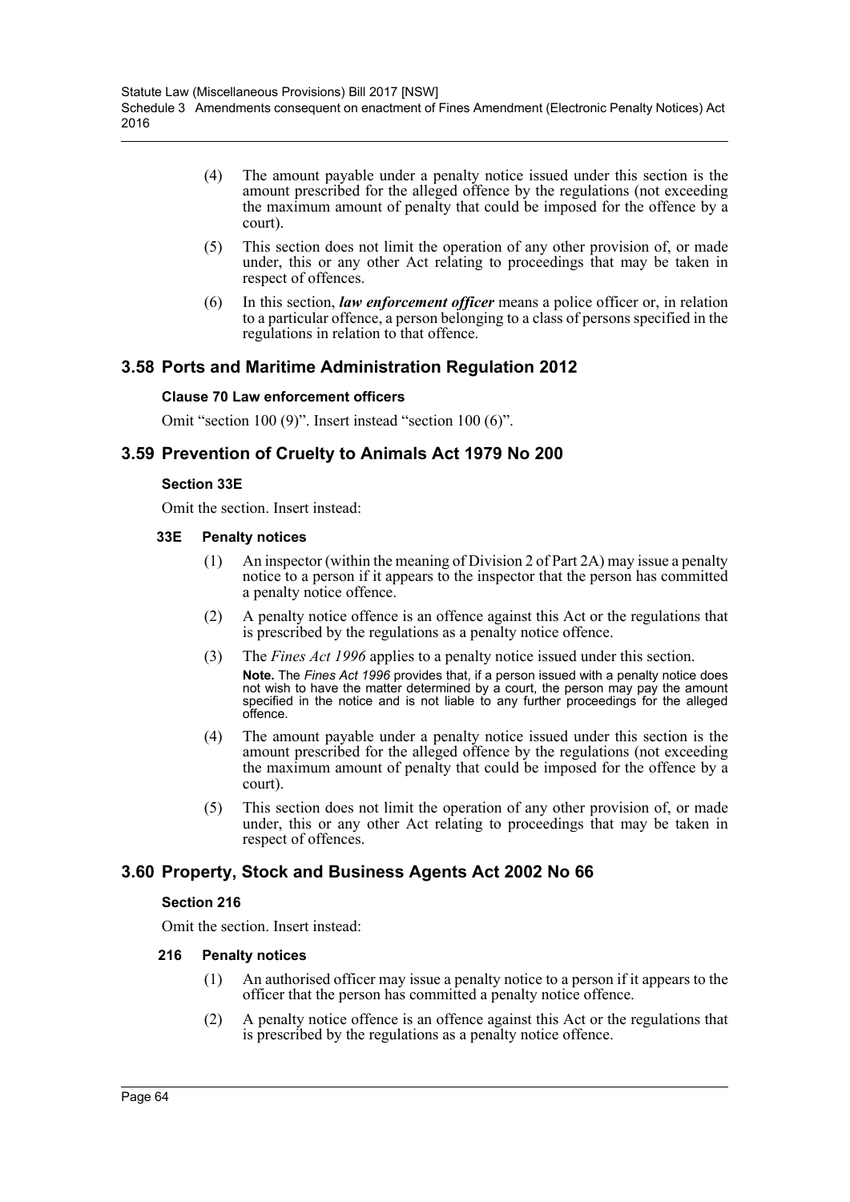(4) The amount payable under a penalty notice issued under this section is the amount prescribed for the alleged offence by the regulations (not exceeding the maximum amount of penalty that could be imposed for the offence by a court).

(5) This section does not limit the operation of any other provision of, or made under, this or any other Act relating to proceedings that may be taken in respect of offences.

(6) In this section, ***law enforcement officer*** means a police officer or, in relation to a particular offence, a person belonging to a class of persons specified in the regulations in relation to that offence.

## 3.58 Ports and Maritime Administration Regulation 2012

### Clause 70 Law enforcement officers

Omit "section 100 (9)". Insert instead "section 100 (6)".

## 3.59 Prevention of Cruelty to Animals Act 1979 No 200

### Section 33E

Omit the section. Insert instead:

#### 33E Penalty notices

(1) An inspector (within the meaning of Division 2 of Part 2A) may issue a penalty notice to a person if it appears to the inspector that the person has committed a penalty notice offence.

(2) A penalty notice offence is an offence against this Act or the regulations that is prescribed by the regulations as a penalty notice offence.

(3) The *Fines Act 1996* applies to a penalty notice issued under this section.

**Note.** The *Fines Act 1996* provides that, if a person issued with a penalty notice does not wish to have the matter determined by a court, the person may pay the amount specified in the notice and is not liable to any further proceedings for the alleged offence.

(4) The amount payable under a penalty notice issued under this section is the amount prescribed for the alleged offence by the regulations (not exceeding the maximum amount of penalty that could be imposed for the offence by a court).

(5) This section does not limit the operation of any other provision of, or made under, this or any other Act relating to proceedings that may be taken in respect of offences.

## 3.60 Property, Stock and Business Agents Act 2002 No 66

### Section 216

Omit the section. Insert instead:

#### 216 Penalty notices

(1) An authorised officer may issue a penalty notice to a person if it appears to the officer that the person has committed a penalty notice offence.

(2) A penalty notice offence is an offence against this Act or the regulations that is prescribed by the regulations as a penalty notice offence.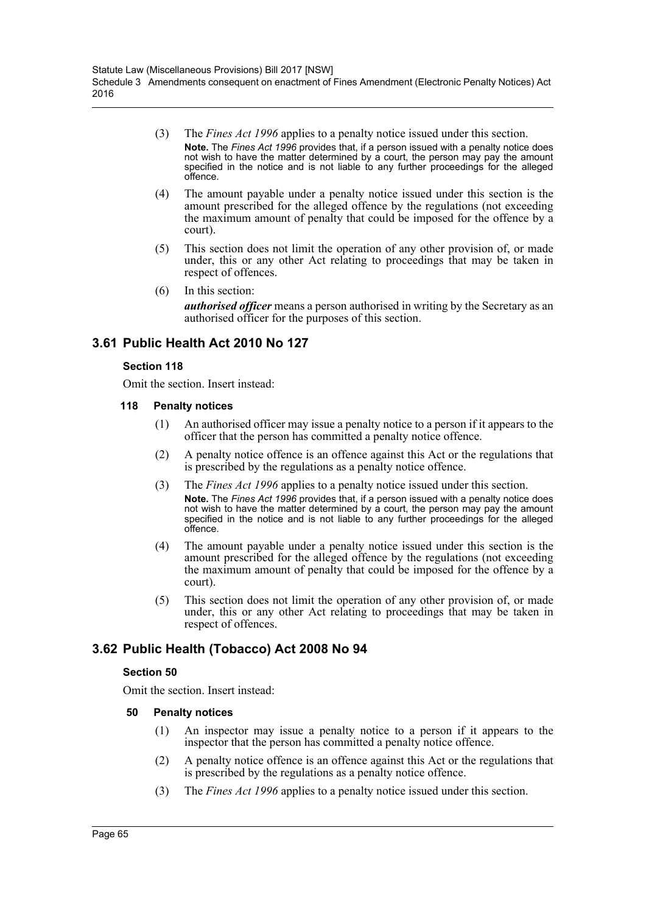(3) The *Fines Act 1996* applies to a penalty notice issued under this section.

**Note.** The *Fines Act 1996* provides that, if a person issued with a penalty notice does not wish to have the matter determined by a court, the person may pay the amount specified in the notice and is not liable to any further proceedings for the alleged offence.

(4) The amount payable under a penalty notice issued under this section is the amount prescribed for the alleged offence by the regulations (not exceeding the maximum amount of penalty that could be imposed for the offence by a court).

(5) This section does not limit the operation of any other provision of, or made under, this or any other Act relating to proceedings that may be taken in respect of offences.

(6) In this section:

***authorised officer*** means a person authorised in writing by the Secretary as an authorised officer for the purposes of this section.

## 3.61 Public Health Act 2010 No 127

### Section 118

Omit the section. Insert instead:

#### 118 Penalty notices

(1) An authorised officer may issue a penalty notice to a person if it appears to the officer that the person has committed a penalty notice offence.

(2) A penalty notice offence is an offence against this Act or the regulations that is prescribed by the regulations as a penalty notice offence.

(3) The *Fines Act 1996* applies to a penalty notice issued under this section.

**Note.** The *Fines Act 1996* provides that, if a person issued with a penalty notice does not wish to have the matter determined by a court, the person may pay the amount specified in the notice and is not liable to any further proceedings for the alleged offence.

(4) The amount payable under a penalty notice issued under this section is the amount prescribed for the alleged offence by the regulations (not exceeding the maximum amount of penalty that could be imposed for the offence by a court).

(5) This section does not limit the operation of any other provision of, or made under, this or any other Act relating to proceedings that may be taken in respect of offences.

## 3.62 Public Health (Tobacco) Act 2008 No 94

### Section 50

Omit the section. Insert instead:

#### 50 Penalty notices

(1) An inspector may issue a penalty notice to a person if it appears to the inspector that the person has committed a penalty notice offence.

(2) A penalty notice offence is an offence against this Act or the regulations that is prescribed by the regulations as a penalty notice offence.

(3) The *Fines Act 1996* applies to a penalty notice issued under this section.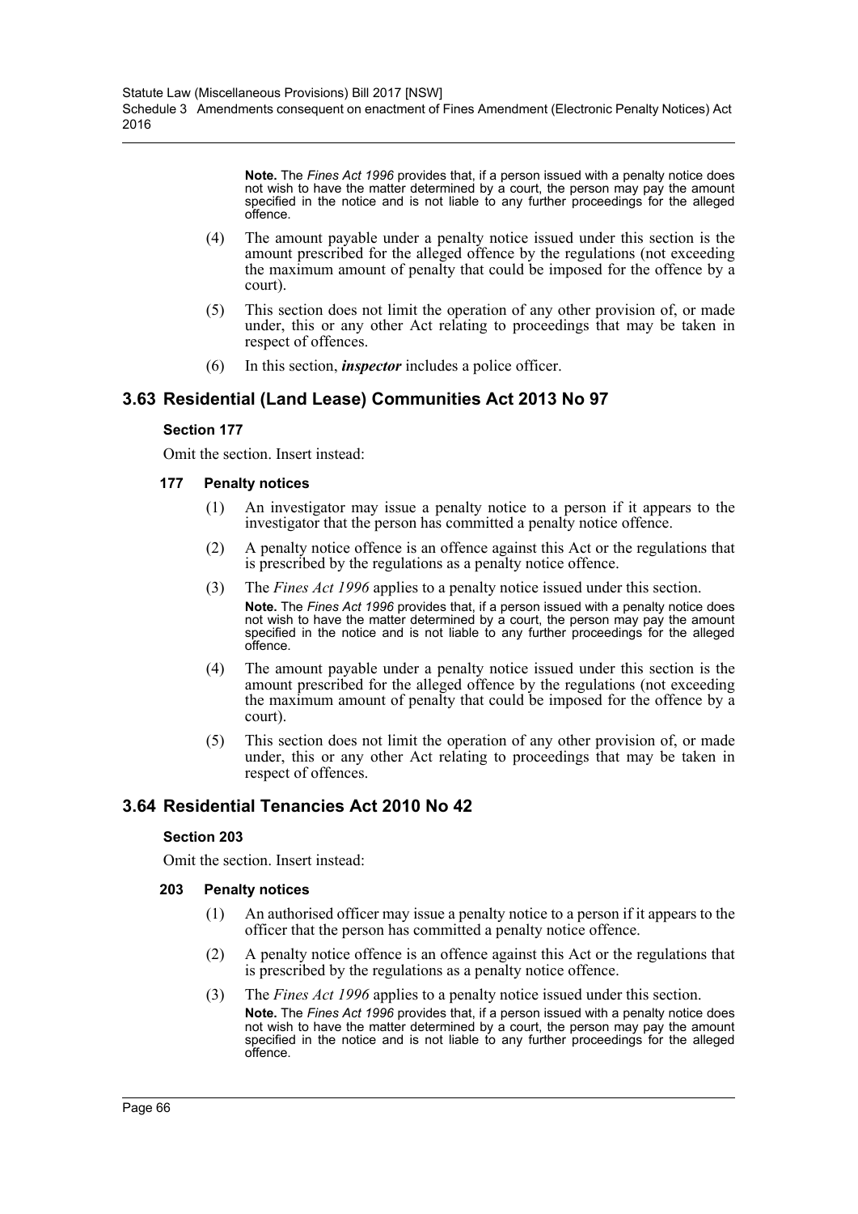**Note.** The *Fines Act 1996* provides that, if a person issued with a penalty notice does not wish to have the matter determined by a court, the person may pay the amount specified in the notice and is not liable to any further proceedings for the alleged offence.

(4) The amount payable under a penalty notice issued under this section is the amount prescribed for the alleged offence by the regulations (not exceeding the maximum amount of penalty that could be imposed for the offence by a court).

(5) This section does not limit the operation of any other provision of, or made under, this or any other Act relating to proceedings that may be taken in respect of offences.

(6) In this section, ***inspector*** includes a police officer.

## 3.63 Residential (Land Lease) Communities Act 2013 No 97

### Section 177

Omit the section. Insert instead:

#### 177 Penalty notices

(1) An investigator may issue a penalty notice to a person if it appears to the investigator that the person has committed a penalty notice offence.

(2) A penalty notice offence is an offence against this Act or the regulations that is prescribed by the regulations as a penalty notice offence.

(3) The *Fines Act 1996* applies to a penalty notice issued under this section.

**Note.** The *Fines Act 1996* provides that, if a person issued with a penalty notice does not wish to have the matter determined by a court, the person may pay the amount specified in the notice and is not liable to any further proceedings for the alleged offence.

(4) The amount payable under a penalty notice issued under this section is the amount prescribed for the alleged offence by the regulations (not exceeding the maximum amount of penalty that could be imposed for the offence by a court).

(5) This section does not limit the operation of any other provision of, or made under, this or any other Act relating to proceedings that may be taken in respect of offences.

## 3.64 Residential Tenancies Act 2010 No 42

### Section 203

Omit the section. Insert instead:

#### 203 Penalty notices

(1) An authorised officer may issue a penalty notice to a person if it appears to the officer that the person has committed a penalty notice offence.

(2) A penalty notice offence is an offence against this Act or the regulations that is prescribed by the regulations as a penalty notice offence.

(3) The *Fines Act 1996* applies to a penalty notice issued under this section.

**Note.** The *Fines Act 1996* provides that, if a person issued with a penalty notice does not wish to have the matter determined by a court, the person may pay the amount specified in the notice and is not liable to any further proceedings for the alleged offence.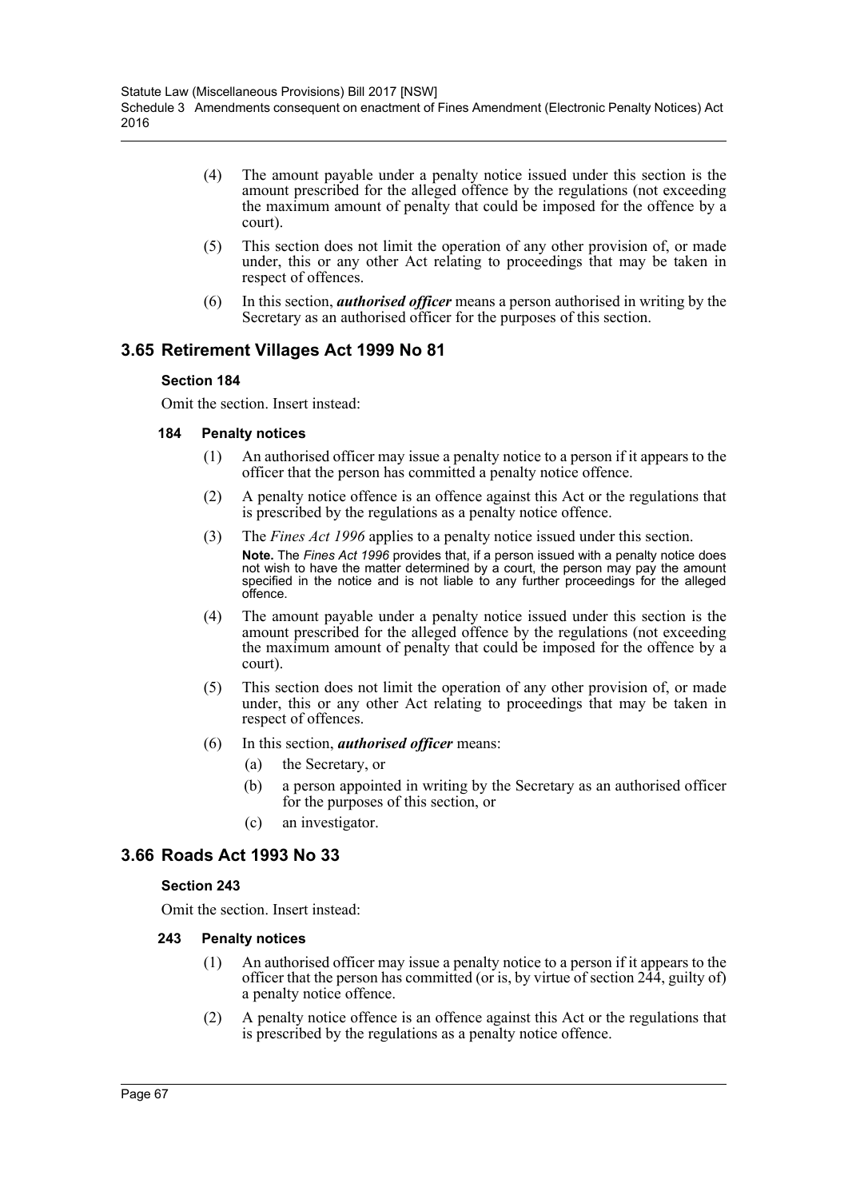(4) The amount payable under a penalty notice issued under this section is the amount prescribed for the alleged offence by the regulations (not exceeding the maximum amount of penalty that could be imposed for the offence by a court).

(5) This section does not limit the operation of any other provision of, or made under, this or any other Act relating to proceedings that may be taken in respect of offences.

(6) In this section, ***authorised officer*** means a person authorised in writing by the Secretary as an authorised officer for the purposes of this section.

## 3.65 Retirement Villages Act 1999 No 81

### Section 184

Omit the section. Insert instead:

#### 184 Penalty notices

(1) An authorised officer may issue a penalty notice to a person if it appears to the officer that the person has committed a penalty notice offence.

(2) A penalty notice offence is an offence against this Act or the regulations that is prescribed by the regulations as a penalty notice offence.

(3) The *Fines Act 1996* applies to a penalty notice issued under this section.

**Note.** The *Fines Act 1996* provides that, if a person issued with a penalty notice does not wish to have the matter determined by a court, the person may pay the amount specified in the notice and is not liable to any further proceedings for the alleged offence.

(4) The amount payable under a penalty notice issued under this section is the amount prescribed for the alleged offence by the regulations (not exceeding the maximum amount of penalty that could be imposed for the offence by a court).

(5) This section does not limit the operation of any other provision of, or made under, this or any other Act relating to proceedings that may be taken in respect of offences.

(6) In this section, ***authorised officer*** means:

(a) the Secretary, or

(b) a person appointed in writing by the Secretary as an authorised officer for the purposes of this section, or

(c) an investigator.

## 3.66 Roads Act 1993 No 33

### Section 243

Omit the section. Insert instead:

#### 243 Penalty notices

(1) An authorised officer may issue a penalty notice to a person if it appears to the officer that the person has committed (or is, by virtue of section 244, guilty of) a penalty notice offence.

(2) A penalty notice offence is an offence against this Act or the regulations that is prescribed by the regulations as a penalty notice offence.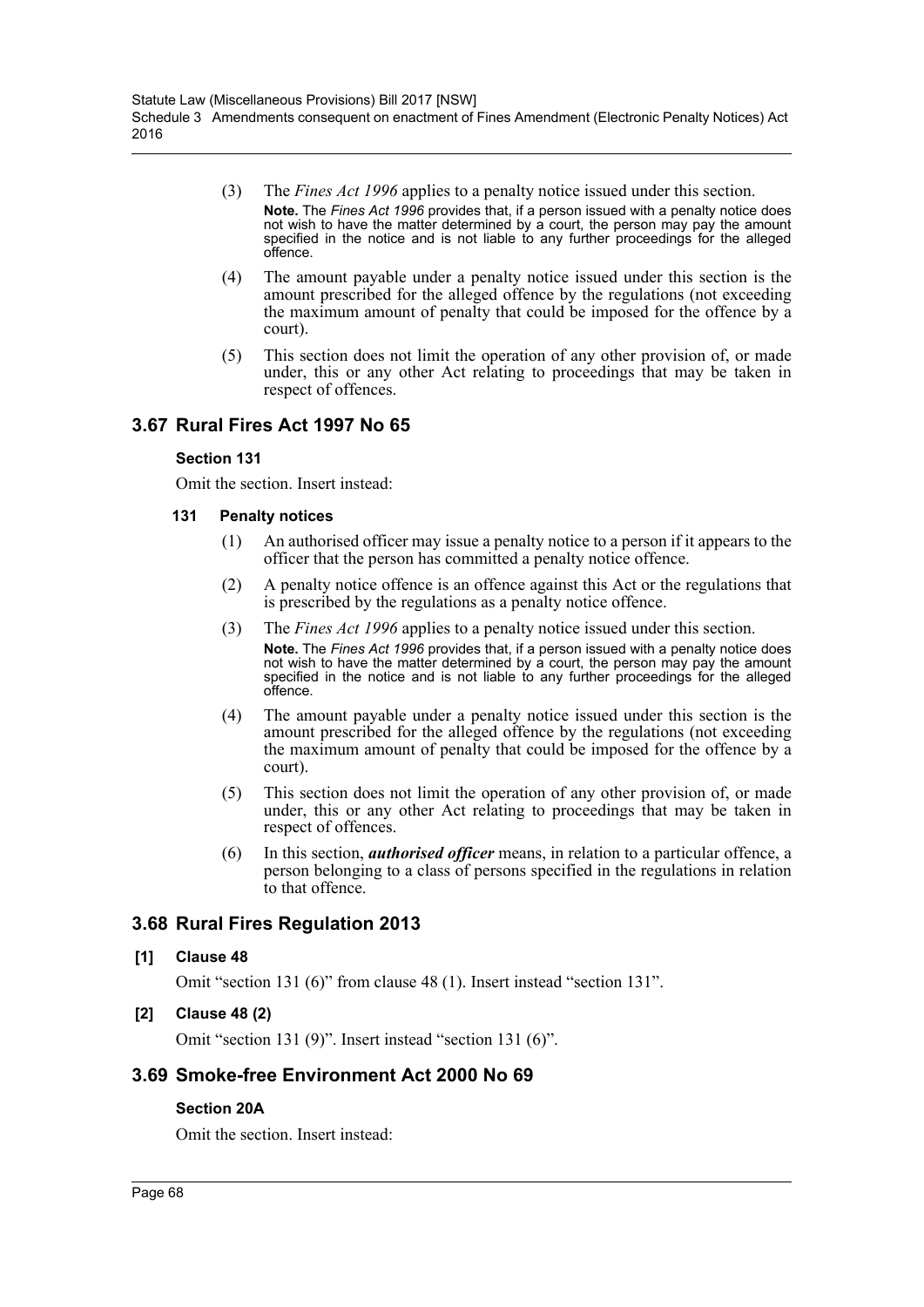(3) The *Fines Act 1996* applies to a penalty notice issued under this section.

**Note.** The *Fines Act 1996* provides that, if a person issued with a penalty notice does not wish to have the matter determined by a court, the person may pay the amount specified in the notice and is not liable to any further proceedings for the alleged offence.

(4) The amount payable under a penalty notice issued under this section is the amount prescribed for the alleged offence by the regulations (not exceeding the maximum amount of penalty that could be imposed for the offence by a court).

(5) This section does not limit the operation of any other provision of, or made under, this or any other Act relating to proceedings that may be taken in respect of offences.

## 3.67 Rural Fires Act 1997 No 65

### Section 131

Omit the section. Insert instead:

#### 131 Penalty notices

(1) An authorised officer may issue a penalty notice to a person if it appears to the officer that the person has committed a penalty notice offence.

(2) A penalty notice offence is an offence against this Act or the regulations that is prescribed by the regulations as a penalty notice offence.

(3) The *Fines Act 1996* applies to a penalty notice issued under this section.

**Note.** The *Fines Act 1996* provides that, if a person issued with a penalty notice does not wish to have the matter determined by a court, the person may pay the amount specified in the notice and is not liable to any further proceedings for the alleged offence.

(4) The amount payable under a penalty notice issued under this section is the amount prescribed for the alleged offence by the regulations (not exceeding the maximum amount of penalty that could be imposed for the offence by a court).

(5) This section does not limit the operation of any other provision of, or made under, this or any other Act relating to proceedings that may be taken in respect of offences.

(6) In this section, ***authorised officer*** means, in relation to a particular offence, a person belonging to a class of persons specified in the regulations in relation to that offence.

## 3.68 Rural Fires Regulation 2013

### [1] Clause 48

Omit "section 131 (6)" from clause 48 (1). Insert instead "section 131".

### [2] Clause 48 (2)

Omit "section 131 (9)". Insert instead "section 131 (6)".

## 3.69 Smoke-free Environment Act 2000 No 69

### Section 20A

Omit the section. Insert instead: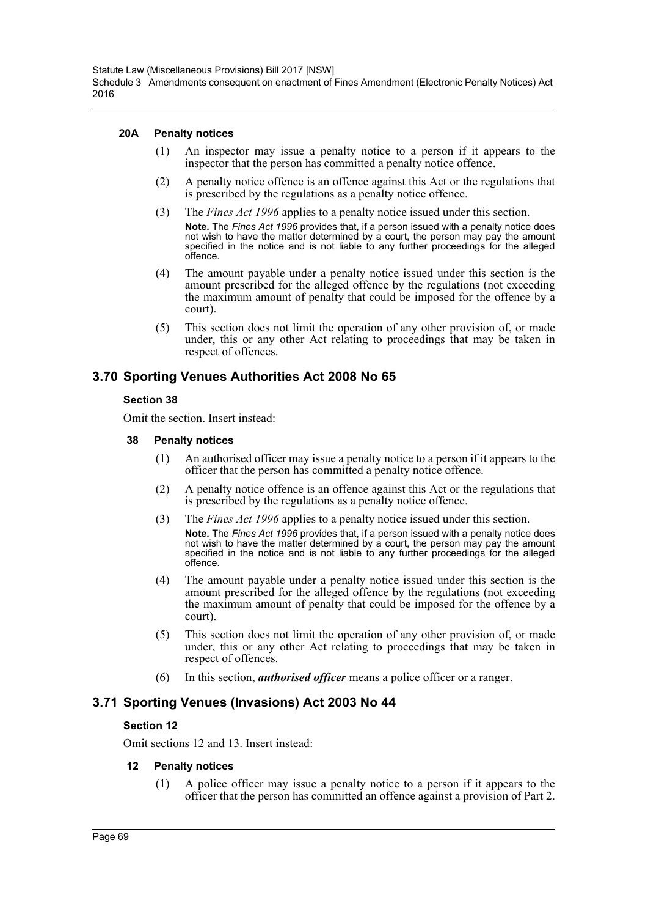#### 20A Penalty notices

(1) An inspector may issue a penalty notice to a person if it appears to the inspector that the person has committed a penalty notice offence.

(2) A penalty notice offence is an offence against this Act or the regulations that is prescribed by the regulations as a penalty notice offence.

(3) The *Fines Act 1996* applies to a penalty notice issued under this section.

**Note.** The *Fines Act 1996* provides that, if a person issued with a penalty notice does not wish to have the matter determined by a court, the person may pay the amount specified in the notice and is not liable to any further proceedings for the alleged offence.

(4) The amount payable under a penalty notice issued under this section is the amount prescribed for the alleged offence by the regulations (not exceeding the maximum amount of penalty that could be imposed for the offence by a court).

(5) This section does not limit the operation of any other provision of, or made under, this or any other Act relating to proceedings that may be taken in respect of offences.

## 3.70 Sporting Venues Authorities Act 2008 No 65

### Section 38

Omit the section. Insert instead:

#### 38 Penalty notices

(1) An authorised officer may issue a penalty notice to a person if it appears to the officer that the person has committed a penalty notice offence.

(2) A penalty notice offence is an offence against this Act or the regulations that is prescribed by the regulations as a penalty notice offence.

(3) The *Fines Act 1996* applies to a penalty notice issued under this section.

**Note.** The *Fines Act 1996* provides that, if a person issued with a penalty notice does not wish to have the matter determined by a court, the person may pay the amount specified in the notice and is not liable to any further proceedings for the alleged offence.

(4) The amount payable under a penalty notice issued under this section is the amount prescribed for the alleged offence by the regulations (not exceeding the maximum amount of penalty that could be imposed for the offence by a court).

(5) This section does not limit the operation of any other provision of, or made under, this or any other Act relating to proceedings that may be taken in respect of offences.

(6) In this section, ***authorised officer*** means a police officer or a ranger.

## 3.71 Sporting Venues (Invasions) Act 2003 No 44

### Section 12

Omit sections 12 and 13. Insert instead:

#### 12 Penalty notices

(1) A police officer may issue a penalty notice to a person if it appears to the officer that the person has committed an offence against a provision of Part 2.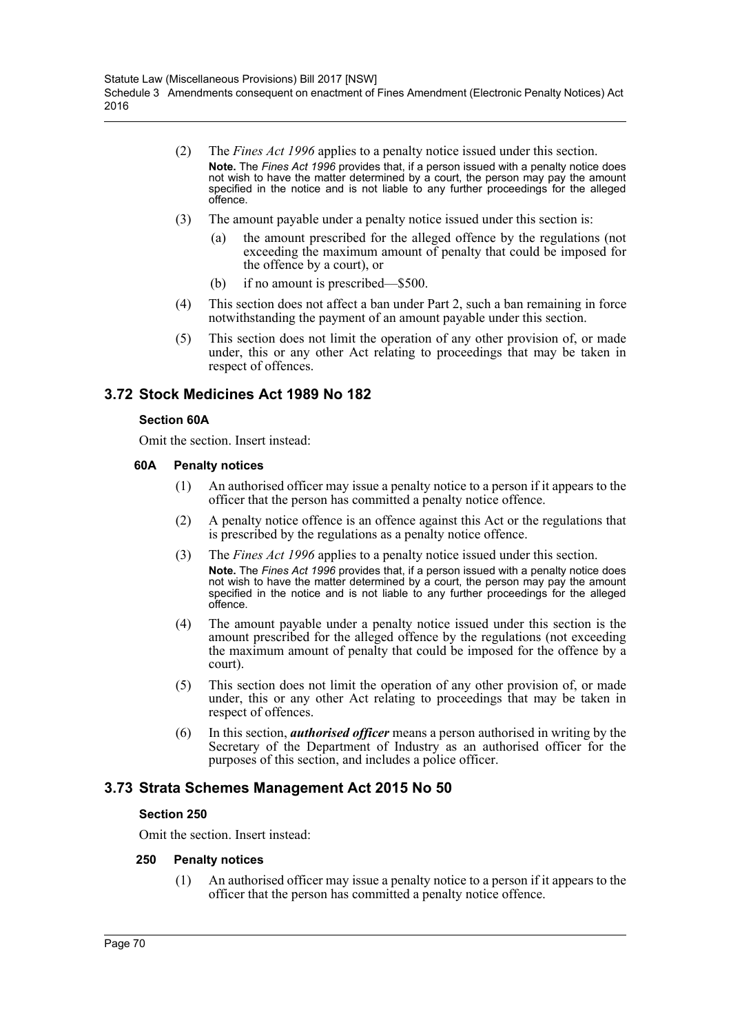(2) The *Fines Act 1996* applies to a penalty notice issued under this section.

**Note.** The *Fines Act 1996* provides that, if a person issued with a penalty notice does not wish to have the matter determined by a court, the person may pay the amount specified in the notice and is not liable to any further proceedings for the alleged offence.

(3) The amount payable under a penalty notice issued under this section is:

- (a) the amount prescribed for the alleged offence by the regulations (not exceeding the maximum amount of penalty that could be imposed for the offence by a court), or
- (b) if no amount is prescribed—$500.

(4) This section does not affect a ban under Part 2, such a ban remaining in force notwithstanding the payment of an amount payable under this section.

(5) This section does not limit the operation of any other provision of, or made under, this or any other Act relating to proceedings that may be taken in respect of offences.

## 3.72 Stock Medicines Act 1989 No 182

### Section 60A

Omit the section. Insert instead:

#### 60A Penalty notices

(1) An authorised officer may issue a penalty notice to a person if it appears to the officer that the person has committed a penalty notice offence.

(2) A penalty notice offence is an offence against this Act or the regulations that is prescribed by the regulations as a penalty notice offence.

(3) The *Fines Act 1996* applies to a penalty notice issued under this section.

**Note.** The *Fines Act 1996* provides that, if a person issued with a penalty notice does not wish to have the matter determined by a court, the person may pay the amount specified in the notice and is not liable to any further proceedings for the alleged offence.

(4) The amount payable under a penalty notice issued under this section is the amount prescribed for the alleged offence by the regulations (not exceeding the maximum amount of penalty that could be imposed for the offence by a court).

(5) This section does not limit the operation of any other provision of, or made under, this or any other Act relating to proceedings that may be taken in respect of offences.

(6) In this section, ***authorised officer*** means a person authorised in writing by the Secretary of the Department of Industry as an authorised officer for the purposes of this section, and includes a police officer.

## 3.73 Strata Schemes Management Act 2015 No 50

### Section 250

Omit the section. Insert instead:

#### 250 Penalty notices

(1) An authorised officer may issue a penalty notice to a person if it appears to the officer that the person has committed a penalty notice offence.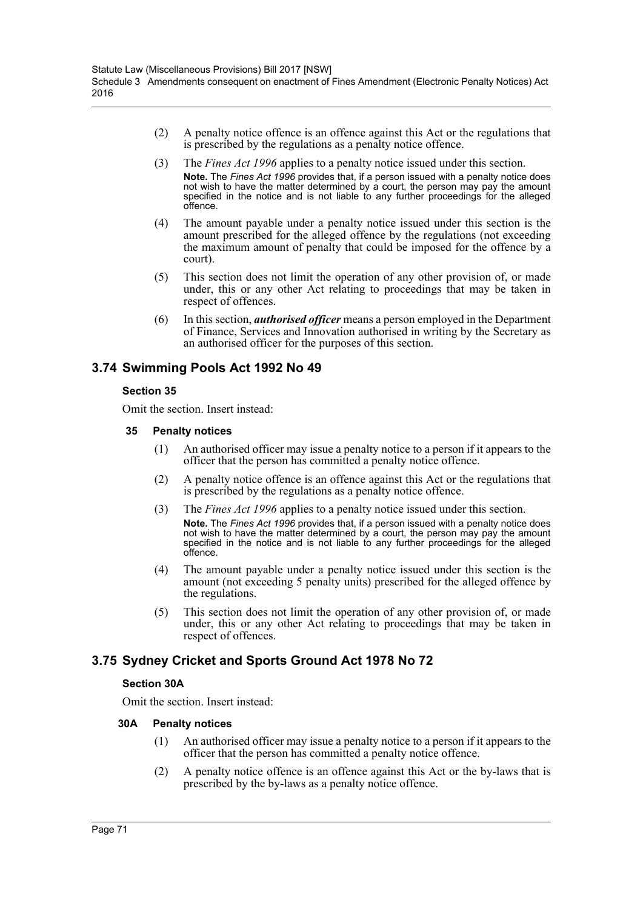(2) A penalty notice offence is an offence against this Act or the regulations that is prescribed by the regulations as a penalty notice offence.

(3) The *Fines Act 1996* applies to a penalty notice issued under this section.

**Note.** The *Fines Act 1996* provides that, if a person issued with a penalty notice does not wish to have the matter determined by a court, the person may pay the amount specified in the notice and is not liable to any further proceedings for the alleged offence.

(4) The amount payable under a penalty notice issued under this section is the amount prescribed for the alleged offence by the regulations (not exceeding the maximum amount of penalty that could be imposed for the offence by a court).

(5) This section does not limit the operation of any other provision of, or made under, this or any other Act relating to proceedings that may be taken in respect of offences.

(6) In this section, ***authorised officer*** means a person employed in the Department of Finance, Services and Innovation authorised in writing by the Secretary as an authorised officer for the purposes of this section.

## 3.74 Swimming Pools Act 1992 No 49

### Section 35

Omit the section. Insert instead:

#### 35 Penalty notices

(1) An authorised officer may issue a penalty notice to a person if it appears to the officer that the person has committed a penalty notice offence.

(2) A penalty notice offence is an offence against this Act or the regulations that is prescribed by the regulations as a penalty notice offence.

(3) The *Fines Act 1996* applies to a penalty notice issued under this section.

**Note.** The *Fines Act 1996* provides that, if a person issued with a penalty notice does not wish to have the matter determined by a court, the person may pay the amount specified in the notice and is not liable to any further proceedings for the alleged offence.

(4) The amount payable under a penalty notice issued under this section is the amount (not exceeding 5 penalty units) prescribed for the alleged offence by the regulations.

(5) This section does not limit the operation of any other provision of, or made under, this or any other Act relating to proceedings that may be taken in respect of offences.

## 3.75 Sydney Cricket and Sports Ground Act 1978 No 72

### Section 30A

Omit the section. Insert instead:

#### 30A Penalty notices

(1) An authorised officer may issue a penalty notice to a person if it appears to the officer that the person has committed a penalty notice offence.

(2) A penalty notice offence is an offence against this Act or the by-laws that is prescribed by the by-laws as a penalty notice offence.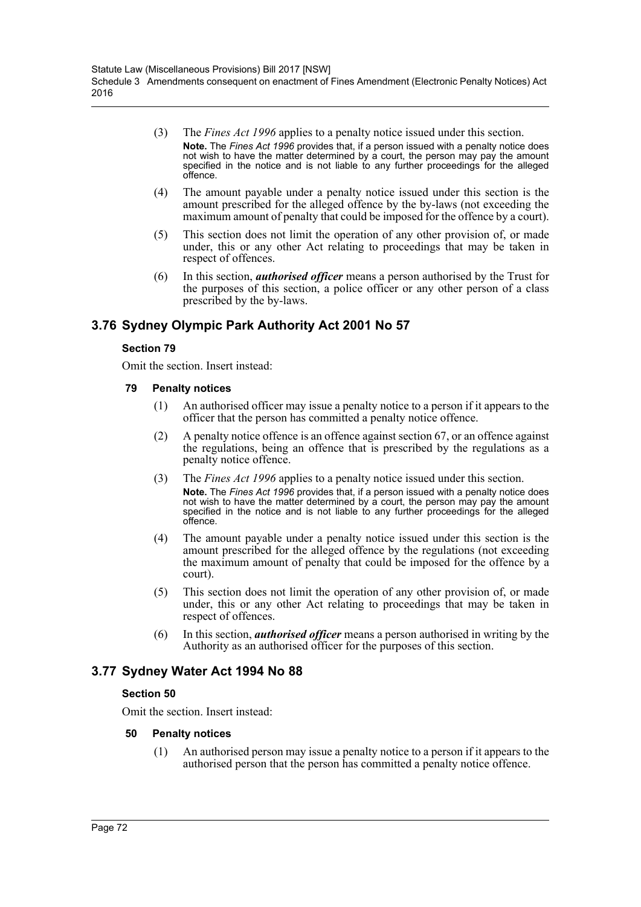(3) The *Fines Act 1996* applies to a penalty notice issued under this section.

**Note.** The *Fines Act 1996* provides that, if a person issued with a penalty notice does not wish to have the matter determined by a court, the person may pay the amount specified in the notice and is not liable to any further proceedings for the alleged offence.

(4) The amount payable under a penalty notice issued under this section is the amount prescribed for the alleged offence by the by-laws (not exceeding the maximum amount of penalty that could be imposed for the offence by a court).

(5) This section does not limit the operation of any other provision of, or made under, this or any other Act relating to proceedings that may be taken in respect of offences.

(6) In this section, ***authorised officer*** means a person authorised by the Trust for the purposes of this section, a police officer or any other person of a class prescribed by the by-laws.

## 3.76 Sydney Olympic Park Authority Act 2001 No 57

### Section 79

Omit the section. Insert instead:

#### 79 Penalty notices

(1) An authorised officer may issue a penalty notice to a person if it appears to the officer that the person has committed a penalty notice offence.

(2) A penalty notice offence is an offence against section 67, or an offence against the regulations, being an offence that is prescribed by the regulations as a penalty notice offence.

(3) The *Fines Act 1996* applies to a penalty notice issued under this section.

**Note.** The *Fines Act 1996* provides that, if a person issued with a penalty notice does not wish to have the matter determined by a court, the person may pay the amount specified in the notice and is not liable to any further proceedings for the alleged offence.

(4) The amount payable under a penalty notice issued under this section is the amount prescribed for the alleged offence by the regulations (not exceeding the maximum amount of penalty that could be imposed for the offence by a court).

(5) This section does not limit the operation of any other provision of, or made under, this or any other Act relating to proceedings that may be taken in respect of offences.

(6) In this section, ***authorised officer*** means a person authorised in writing by the Authority as an authorised officer for the purposes of this section.

## 3.77 Sydney Water Act 1994 No 88

### Section 50

Omit the section. Insert instead:

#### 50 Penalty notices

(1) An authorised person may issue a penalty notice to a person if it appears to the authorised person that the person has committed a penalty notice offence.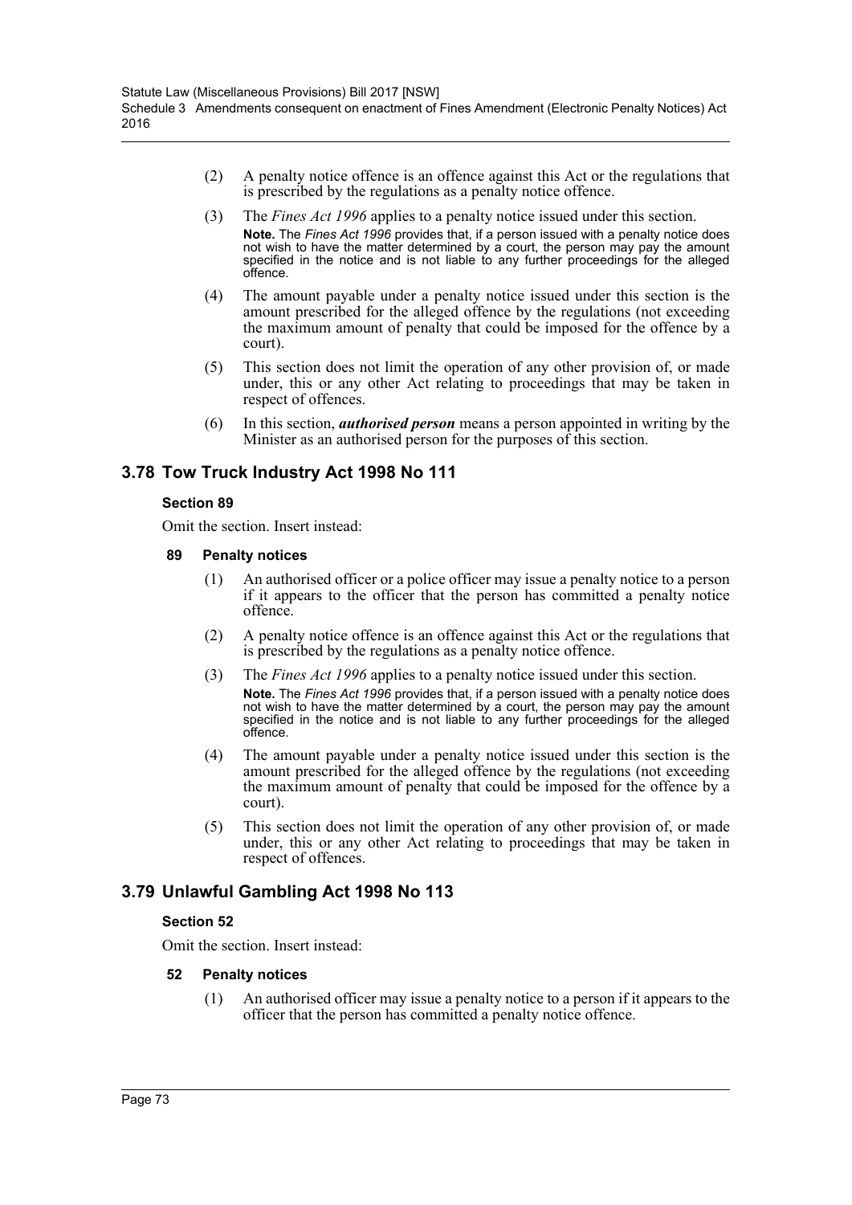(2) A penalty notice offence is an offence against this Act or the regulations that is prescribed by the regulations as a penalty notice offence.

(3) The *Fines Act 1996* applies to a penalty notice issued under this section.

**Note.** The *Fines Act 1996* provides that, if a person issued with a penalty notice does not wish to have the matter determined by a court, the person may pay the amount specified in the notice and is not liable to any further proceedings for the alleged offence.

(4) The amount payable under a penalty notice issued under this section is the amount prescribed for the alleged offence by the regulations (not exceeding the maximum amount of penalty that could be imposed for the offence by a court).

(5) This section does not limit the operation of any other provision of, or made under, this or any other Act relating to proceedings that may be taken in respect of offences.

(6) In this section, ***authorised person*** means a person appointed in writing by the Minister as an authorised person for the purposes of this section.

## 3.78 Tow Truck Industry Act 1998 No 111

### Section 89

Omit the section. Insert instead:

#### 89 Penalty notices

(1) An authorised officer or a police officer may issue a penalty notice to a person if it appears to the officer that the person has committed a penalty notice offence.

(2) A penalty notice offence is an offence against this Act or the regulations that is prescribed by the regulations as a penalty notice offence.

(3) The *Fines Act 1996* applies to a penalty notice issued under this section.

**Note.** The *Fines Act 1996* provides that, if a person issued with a penalty notice does not wish to have the matter determined by a court, the person may pay the amount specified in the notice and is not liable to any further proceedings for the alleged offence.

(4) The amount payable under a penalty notice issued under this section is the amount prescribed for the alleged offence by the regulations (not exceeding the maximum amount of penalty that could be imposed for the offence by a court).

(5) This section does not limit the operation of any other provision of, or made under, this or any other Act relating to proceedings that may be taken in respect of offences.

## 3.79 Unlawful Gambling Act 1998 No 113

### Section 52

Omit the section. Insert instead:

#### 52 Penalty notices

(1) An authorised officer may issue a penalty notice to a person if it appears to the officer that the person has committed a penalty notice offence.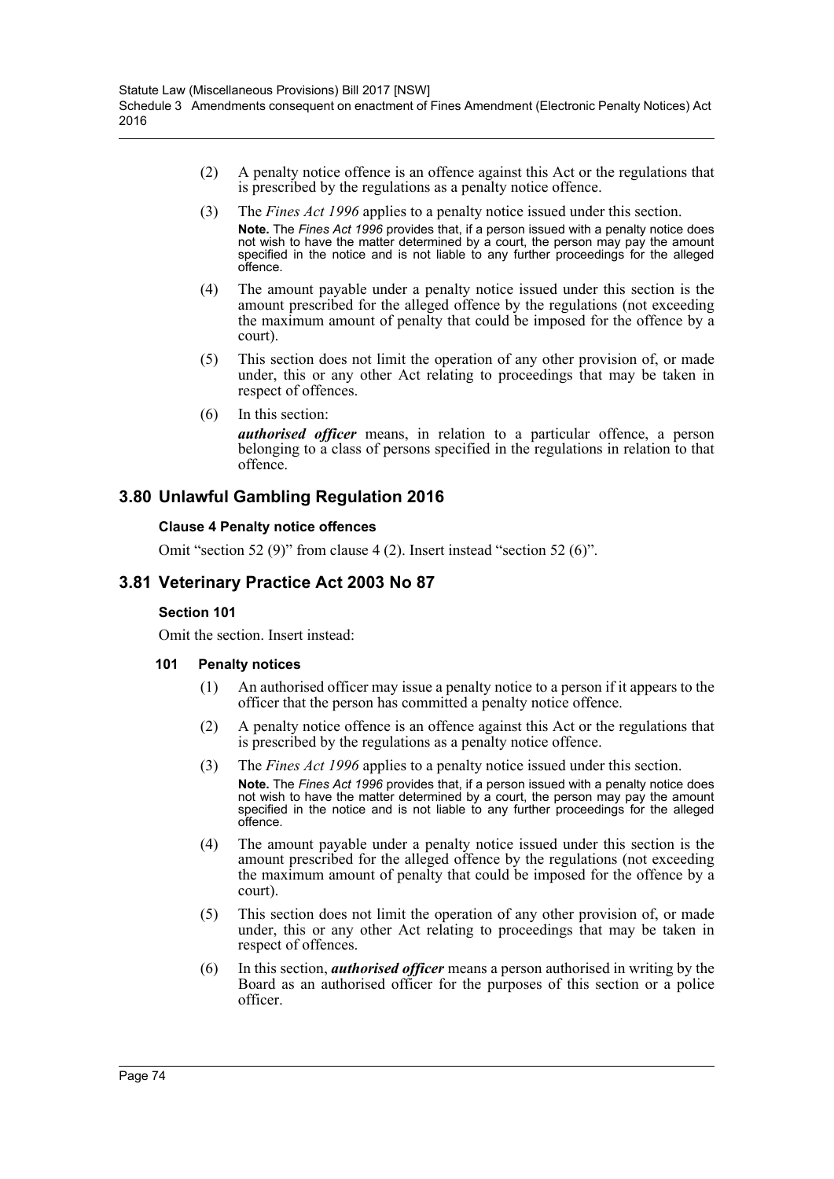(2) A penalty notice offence is an offence against this Act or the regulations that is prescribed by the regulations as a penalty notice offence.

(3) The *Fines Act 1996* applies to a penalty notice issued under this section.

**Note.** The *Fines Act 1996* provides that, if a person issued with a penalty notice does not wish to have the matter determined by a court, the person may pay the amount specified in the notice and is not liable to any further proceedings for the alleged offence.

(4) The amount payable under a penalty notice issued under this section is the amount prescribed for the alleged offence by the regulations (not exceeding the maximum amount of penalty that could be imposed for the offence by a court).

(5) This section does not limit the operation of any other provision of, or made under, this or any other Act relating to proceedings that may be taken in respect of offences.

(6) In this section:

***authorised officer*** means, in relation to a particular offence, a person belonging to a class of persons specified in the regulations in relation to that offence.

## 3.80 Unlawful Gambling Regulation 2016

### Clause 4 Penalty notice offences

Omit "section 52 (9)" from clause 4 (2). Insert instead "section 52 (6)".

## 3.81 Veterinary Practice Act 2003 No 87

### Section 101

Omit the section. Insert instead:

#### 101 Penalty notices

(1) An authorised officer may issue a penalty notice to a person if it appears to the officer that the person has committed a penalty notice offence.

(2) A penalty notice offence is an offence against this Act or the regulations that is prescribed by the regulations as a penalty notice offence.

(3) The *Fines Act 1996* applies to a penalty notice issued under this section.

**Note.** The *Fines Act 1996* provides that, if a person issued with a penalty notice does not wish to have the matter determined by a court, the person may pay the amount specified in the notice and is not liable to any further proceedings for the alleged offence.

(4) The amount payable under a penalty notice issued under this section is the amount prescribed for the alleged offence by the regulations (not exceeding the maximum amount of penalty that could be imposed for the offence by a court).

(5) This section does not limit the operation of any other provision of, or made under, this or any other Act relating to proceedings that may be taken in respect of offences.

(6) In this section, ***authorised officer*** means a person authorised in writing by the Board as an authorised officer for the purposes of this section or a police officer.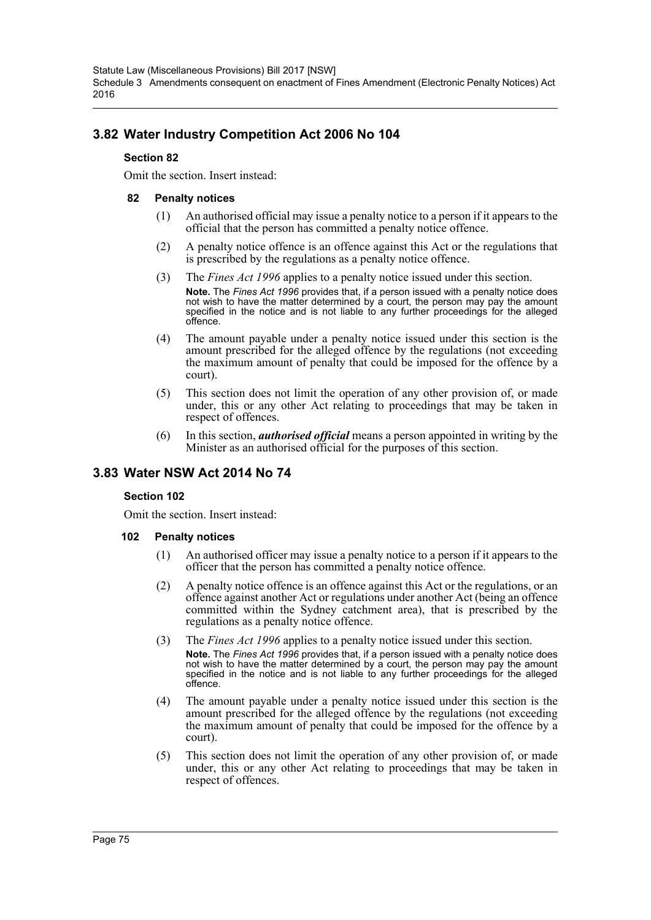## 3.82 Water Industry Competition Act 2006 No 104

### Section 82

Omit the section. Insert instead:

#### 82 Penalty notices

(1) An authorised official may issue a penalty notice to a person if it appears to the official that the person has committed a penalty notice offence.

(2) A penalty notice offence is an offence against this Act or the regulations that is prescribed by the regulations as a penalty notice offence.

(3) The *Fines Act 1996* applies to a penalty notice issued under this section.

**Note.** The *Fines Act 1996* provides that, if a person issued with a penalty notice does not wish to have the matter determined by a court, the person may pay the amount specified in the notice and is not liable to any further proceedings for the alleged offence.

(4) The amount payable under a penalty notice issued under this section is the amount prescribed for the alleged offence by the regulations (not exceeding the maximum amount of penalty that could be imposed for the offence by a court).

(5) This section does not limit the operation of any other provision of, or made under, this or any other Act relating to proceedings that may be taken in respect of offences.

(6) In this section, ***authorised official*** means a person appointed in writing by the Minister as an authorised official for the purposes of this section.

## 3.83 Water NSW Act 2014 No 74

### Section 102

Omit the section. Insert instead:

#### 102 Penalty notices

(1) An authorised officer may issue a penalty notice to a person if it appears to the officer that the person has committed a penalty notice offence.

(2) A penalty notice offence is an offence against this Act or the regulations, or an offence against another Act or regulations under another Act (being an offence committed within the Sydney catchment area), that is prescribed by the regulations as a penalty notice offence.

(3) The *Fines Act 1996* applies to a penalty notice issued under this section.

**Note.** The *Fines Act 1996* provides that, if a person issued with a penalty notice does not wish to have the matter determined by a court, the person may pay the amount specified in the notice and is not liable to any further proceedings for the alleged offence.

(4) The amount payable under a penalty notice issued under this section is the amount prescribed for the alleged offence by the regulations (not exceeding the maximum amount of penalty that could be imposed for the offence by a court).

(5) This section does not limit the operation of any other provision of, or made under, this or any other Act relating to proceedings that may be taken in respect of offences.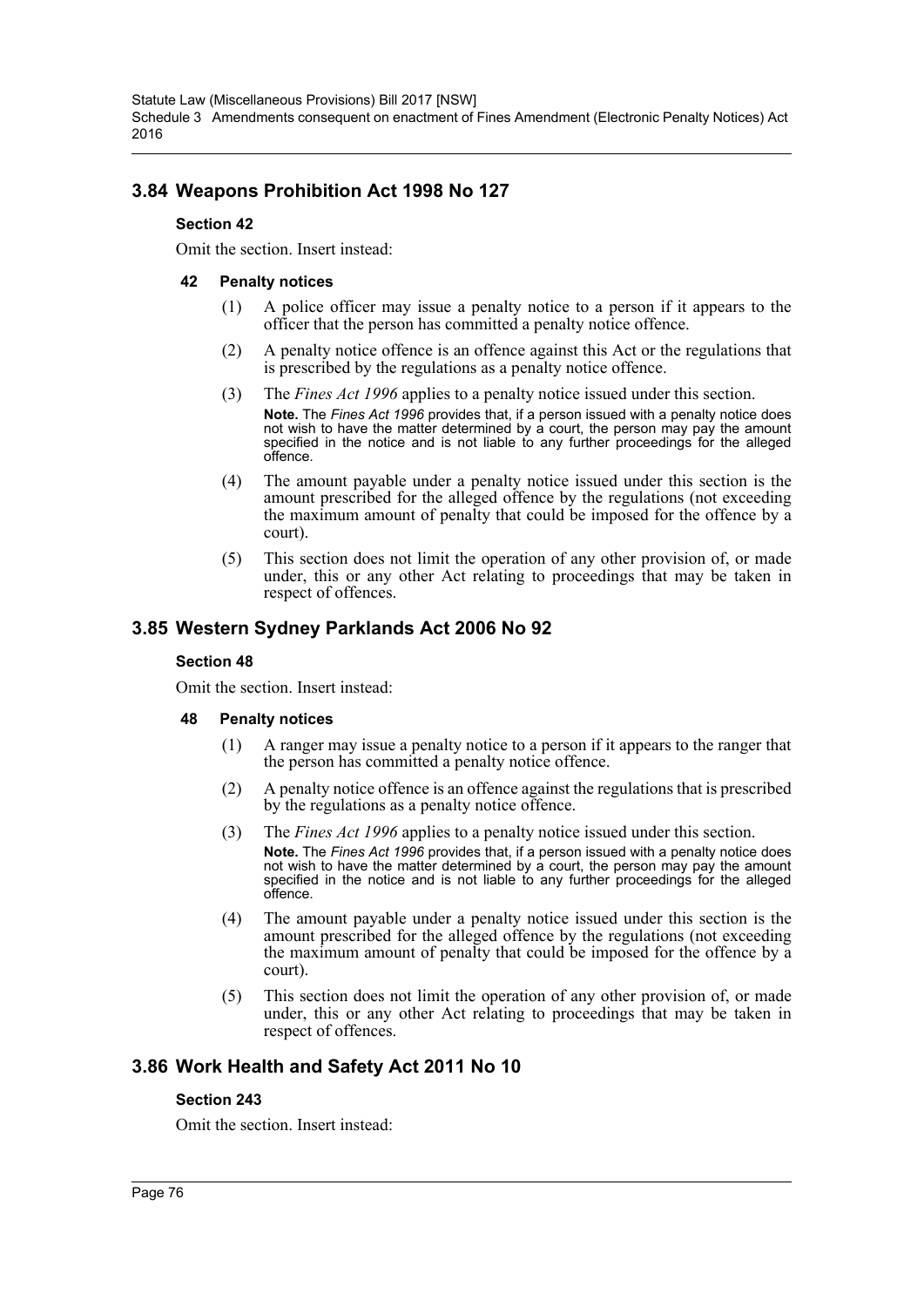## 3.84 Weapons Prohibition Act 1998 No 127

### Section 42

Omit the section. Insert instead:

#### 42 Penalty notices

(1) A police officer may issue a penalty notice to a person if it appears to the officer that the person has committed a penalty notice offence.

(2) A penalty notice offence is an offence against this Act or the regulations that is prescribed by the regulations as a penalty notice offence.

(3) The *Fines Act 1996* applies to a penalty notice issued under this section.

**Note.** The *Fines Act 1996* provides that, if a person issued with a penalty notice does not wish to have the matter determined by a court, the person may pay the amount specified in the notice and is not liable to any further proceedings for the alleged offence.

(4) The amount payable under a penalty notice issued under this section is the amount prescribed for the alleged offence by the regulations (not exceeding the maximum amount of penalty that could be imposed for the offence by a court).

(5) This section does not limit the operation of any other provision of, or made under, this or any other Act relating to proceedings that may be taken in respect of offences.

## 3.85 Western Sydney Parklands Act 2006 No 92

### Section 48

Omit the section. Insert instead:

#### 48 Penalty notices

(1) A ranger may issue a penalty notice to a person if it appears to the ranger that the person has committed a penalty notice offence.

(2) A penalty notice offence is an offence against the regulations that is prescribed by the regulations as a penalty notice offence.

(3) The *Fines Act 1996* applies to a penalty notice issued under this section.

**Note.** The *Fines Act 1996* provides that, if a person issued with a penalty notice does not wish to have the matter determined by a court, the person may pay the amount specified in the notice and is not liable to any further proceedings for the alleged offence.

(4) The amount payable under a penalty notice issued under this section is the amount prescribed for the alleged offence by the regulations (not exceeding the maximum amount of penalty that could be imposed for the offence by a court).

(5) This section does not limit the operation of any other provision of, or made under, this or any other Act relating to proceedings that may be taken in respect of offences.

## 3.86 Work Health and Safety Act 2011 No 10

### Section 243

Omit the section. Insert instead: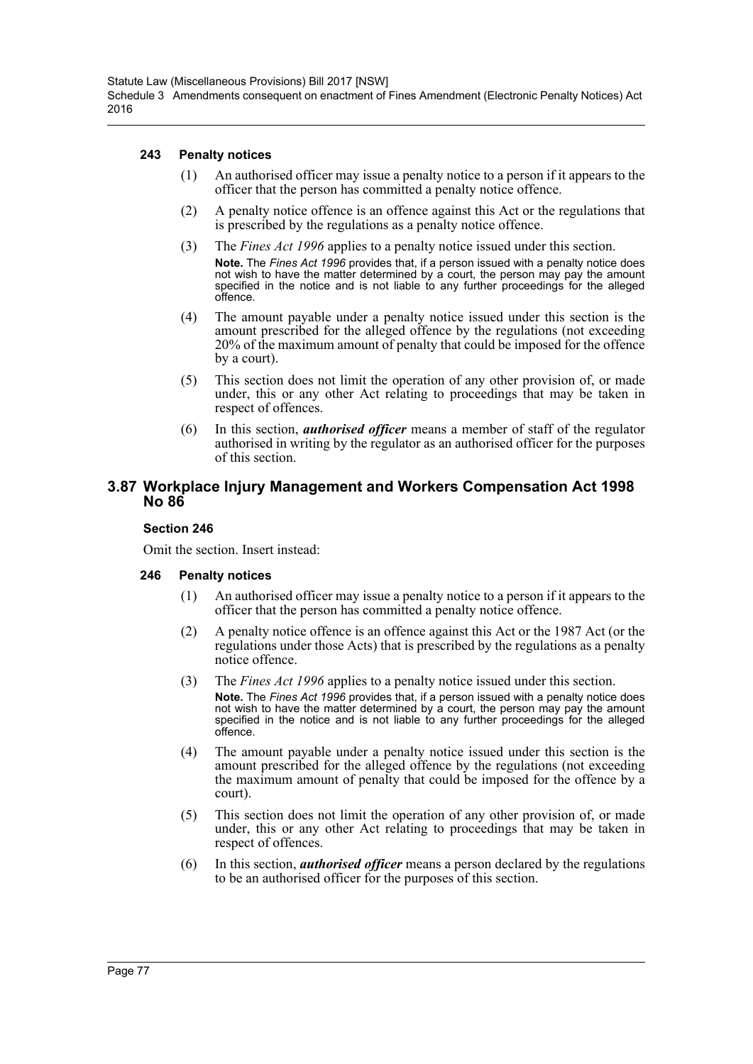#### 243 Penalty notices

(1) An authorised officer may issue a penalty notice to a person if it appears to the officer that the person has committed a penalty notice offence.

(2) A penalty notice offence is an offence against this Act or the regulations that is prescribed by the regulations as a penalty notice offence.

(3) The *Fines Act 1996* applies to a penalty notice issued under this section.

**Note.** The *Fines Act 1996* provides that, if a person issued with a penalty notice does not wish to have the matter determined by a court, the person may pay the amount specified in the notice and is not liable to any further proceedings for the alleged offence.

(4) The amount payable under a penalty notice issued under this section is the amount prescribed for the alleged offence by the regulations (not exceeding 20% of the maximum amount of penalty that could be imposed for the offence by a court).

(5) This section does not limit the operation of any other provision of, or made under, this or any other Act relating to proceedings that may be taken in respect of offences.

(6) In this section, ***authorised officer*** means a member of staff of the regulator authorised in writing by the regulator as an authorised officer for the purposes of this section.

## 3.87 Workplace Injury Management and Workers Compensation Act 1998 No 86

### Section 246

Omit the section. Insert instead:

#### 246 Penalty notices

(1) An authorised officer may issue a penalty notice to a person if it appears to the officer that the person has committed a penalty notice offence.

(2) A penalty notice offence is an offence against this Act or the 1987 Act (or the regulations under those Acts) that is prescribed by the regulations as a penalty notice offence.

(3) The *Fines Act 1996* applies to a penalty notice issued under this section.

**Note.** The *Fines Act 1996* provides that, if a person issued with a penalty notice does not wish to have the matter determined by a court, the person may pay the amount specified in the notice and is not liable to any further proceedings for the alleged offence.

(4) The amount payable under a penalty notice issued under this section is the amount prescribed for the alleged offence by the regulations (not exceeding the maximum amount of penalty that could be imposed for the offence by a court).

(5) This section does not limit the operation of any other provision of, or made under, this or any other Act relating to proceedings that may be taken in respect of offences.

(6) In this section, ***authorised officer*** means a person declared by the regulations to be an authorised officer for the purposes of this section.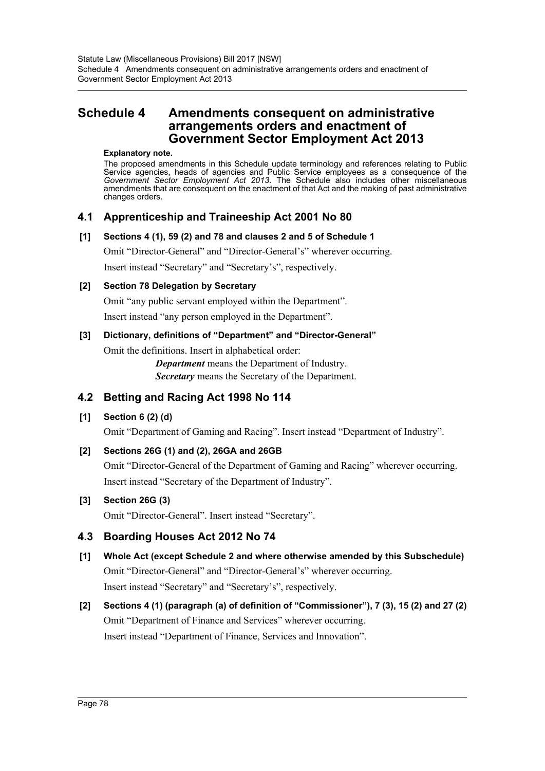# Schedule 4 Amendments consequent on administrative arrangements orders and enactment of Government Sector Employment Act 2013

**Explanatory note.**

The proposed amendments in this Schedule update terminology and references relating to Public Service agencies, heads of agencies and Public Service employees as a consequence of the *Government Sector Employment Act 2013*. The Schedule also includes other miscellaneous amendments that are consequent on the enactment of that Act and the making of past administrative changes orders.

## 4.1 Apprenticeship and Traineeship Act 2001 No 80

### [1] Sections 4 (1), 59 (2) and 78 and clauses 2 and 5 of Schedule 1

Omit "Director-General" and "Director-General's" wherever occurring.

Insert instead "Secretary" and "Secretary's", respectively.

### [2] Section 78 Delegation by Secretary

Omit "any public servant employed within the Department".

Insert instead "any person employed in the Department".

### [3] Dictionary, definitions of "Department" and "Director-General"

Omit the definitions. Insert in alphabetical order:

> ***Department*** means the Department of Industry.
>
> ***Secretary*** means the Secretary of the Department.

## 4.2 Betting and Racing Act 1998 No 114

### [1] Section 6 (2) (d)

Omit "Department of Gaming and Racing". Insert instead "Department of Industry".

### [2] Sections 26G (1) and (2), 26GA and 26GB

Omit "Director-General of the Department of Gaming and Racing" wherever occurring.

Insert instead "Secretary of the Department of Industry".

### [3] Section 26G (3)

Omit "Director-General". Insert instead "Secretary".

## 4.3 Boarding Houses Act 2012 No 74

### [1] Whole Act (except Schedule 2 and where otherwise amended by this Subschedule)

Omit "Director-General" and "Director-General's" wherever occurring.

Insert instead "Secretary" and "Secretary's", respectively.

### [2] Sections 4 (1) (paragraph (a) of definition of "Commissioner"), 7 (3), 15 (2) and 27 (2)

Omit "Department of Finance and Services" wherever occurring.

Insert instead "Department of Finance, Services and Innovation".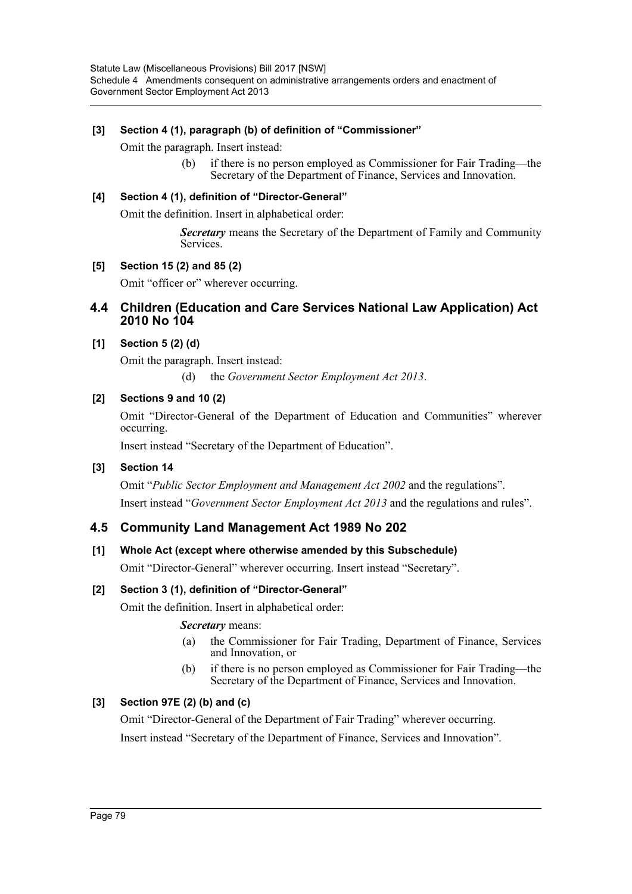**[3] Section 4 (1), paragraph (b) of definition of "Commissioner"**

Omit the paragraph. Insert instead:

> (b) if there is no person employed as Commissioner for Fair Trading—the Secretary of the Department of Finance, Services and Innovation.

**[4] Section 4 (1), definition of "Director-General"**

Omit the definition. Insert in alphabetical order:

> ***Secretary*** means the Secretary of the Department of Family and Community Services.

**[5] Section 15 (2) and 85 (2)**

Omit "officer or" wherever occurring.

## 4.4 Children (Education and Care Services National Law Application) Act 2010 No 104

**[1] Section 5 (2) (d)**

Omit the paragraph. Insert instead:

> (d) the *Government Sector Employment Act 2013*.

**[2] Sections 9 and 10 (2)**

Omit "Director-General of the Department of Education and Communities" wherever occurring.

Insert instead "Secretary of the Department of Education".

**[3] Section 14**

Omit "*Public Sector Employment and Management Act 2002* and the regulations".

Insert instead "*Government Sector Employment Act 2013* and the regulations and rules".

## 4.5 Community Land Management Act 1989 No 202

**[1] Whole Act (except where otherwise amended by this Subschedule)**

Omit "Director-General" wherever occurring. Insert instead "Secretary".

**[2] Section 3 (1), definition of "Director-General"**

Omit the definition. Insert in alphabetical order:

> ***Secretary*** means:
>
> (a) the Commissioner for Fair Trading, Department of Finance, Services and Innovation, or
>
> (b) if there is no person employed as Commissioner for Fair Trading—the Secretary of the Department of Finance, Services and Innovation.

**[3] Section 97E (2) (b) and (c)**

Omit "Director-General of the Department of Fair Trading" wherever occurring.

Insert instead "Secretary of the Department of Finance, Services and Innovation".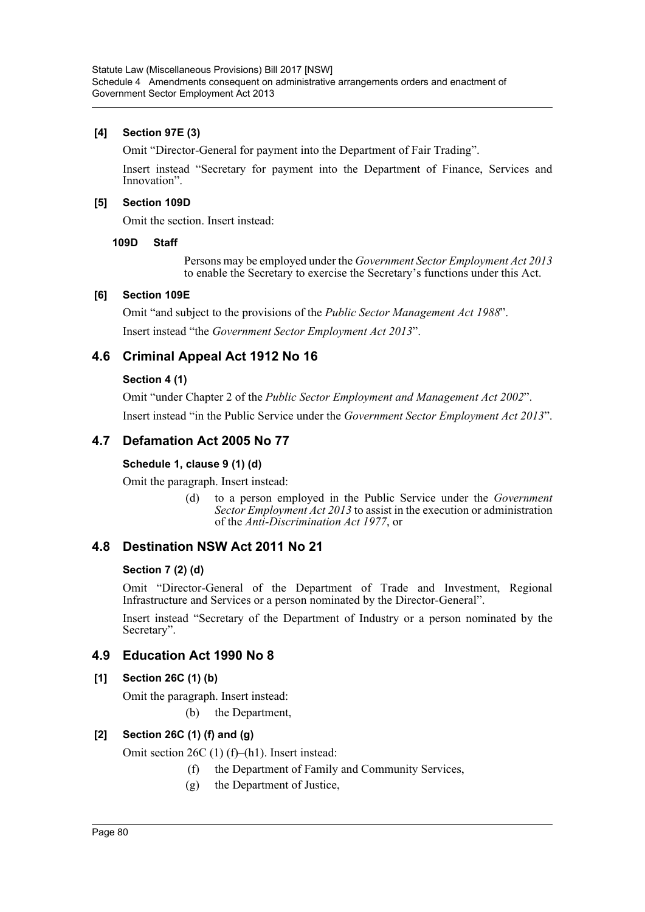**[4] Section 97E (3)**

Omit "Director-General for payment into the Department of Fair Trading".

Insert instead "Secretary for payment into the Department of Finance, Services and Innovation".

**[5] Section 109D**

Omit the section. Insert instead:

**109D Staff**

Persons may be employed under the *Government Sector Employment Act 2013* to enable the Secretary to exercise the Secretary's functions under this Act.

**[6] Section 109E**

Omit "and subject to the provisions of the *Public Sector Management Act 1988*".

Insert instead "the *Government Sector Employment Act 2013*".

## 4.6 Criminal Appeal Act 1912 No 16

**Section 4 (1)**

Omit "under Chapter 2 of the *Public Sector Employment and Management Act 2002*".

Insert instead "in the Public Service under the *Government Sector Employment Act 2013*".

## 4.7 Defamation Act 2005 No 77

**Schedule 1, clause 9 (1) (d)**

Omit the paragraph. Insert instead:

(d) to a person employed in the Public Service under the *Government Sector Employment Act 2013* to assist in the execution or administration of the *Anti-Discrimination Act 1977*, or

## 4.8 Destination NSW Act 2011 No 21

**Section 7 (2) (d)**

Omit "Director-General of the Department of Trade and Investment, Regional Infrastructure and Services or a person nominated by the Director-General".

Insert instead "Secretary of the Department of Industry or a person nominated by the Secretary".

## 4.9 Education Act 1990 No 8

**[1] Section 26C (1) (b)**

Omit the paragraph. Insert instead:

(b) the Department,

**[2] Section 26C (1) (f) and (g)**

Omit section 26C (1) (f)–(h1). Insert instead:

(f) the Department of Family and Community Services,

(g) the Department of Justice,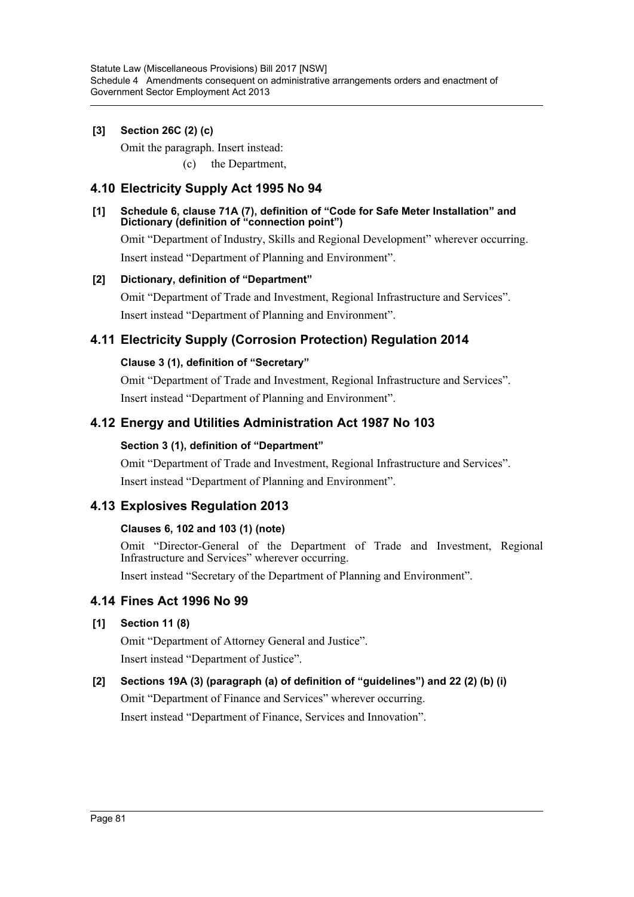**[3] Section 26C (2) (c)**

Omit the paragraph. Insert instead:

(c) the Department,

## 4.10 Electricity Supply Act 1995 No 94

**[1] Schedule 6, clause 71A (7), definition of "Code for Safe Meter Installation" and Dictionary (definition of "connection point")**

Omit "Department of Industry, Skills and Regional Development" wherever occurring.

Insert instead "Department of Planning and Environment".

**[2] Dictionary, definition of "Department"**

Omit "Department of Trade and Investment, Regional Infrastructure and Services".

Insert instead "Department of Planning and Environment".

## 4.11 Electricity Supply (Corrosion Protection) Regulation 2014

**Clause 3 (1), definition of "Secretary"**

Omit "Department of Trade and Investment, Regional Infrastructure and Services".

Insert instead "Department of Planning and Environment".

## 4.12 Energy and Utilities Administration Act 1987 No 103

**Section 3 (1), definition of "Department"**

Omit "Department of Trade and Investment, Regional Infrastructure and Services".

Insert instead "Department of Planning and Environment".

## 4.13 Explosives Regulation 2013

**Clauses 6, 102 and 103 (1) (note)**

Omit "Director-General of the Department of Trade and Investment, Regional Infrastructure and Services" wherever occurring.

Insert instead "Secretary of the Department of Planning and Environment".

## 4.14 Fines Act 1996 No 99

**[1] Section 11 (8)**

Omit "Department of Attorney General and Justice".

Insert instead "Department of Justice".

**[2] Sections 19A (3) (paragraph (a) of definition of "guidelines") and 22 (2) (b) (i)**

Omit "Department of Finance and Services" wherever occurring.

Insert instead "Department of Finance, Services and Innovation".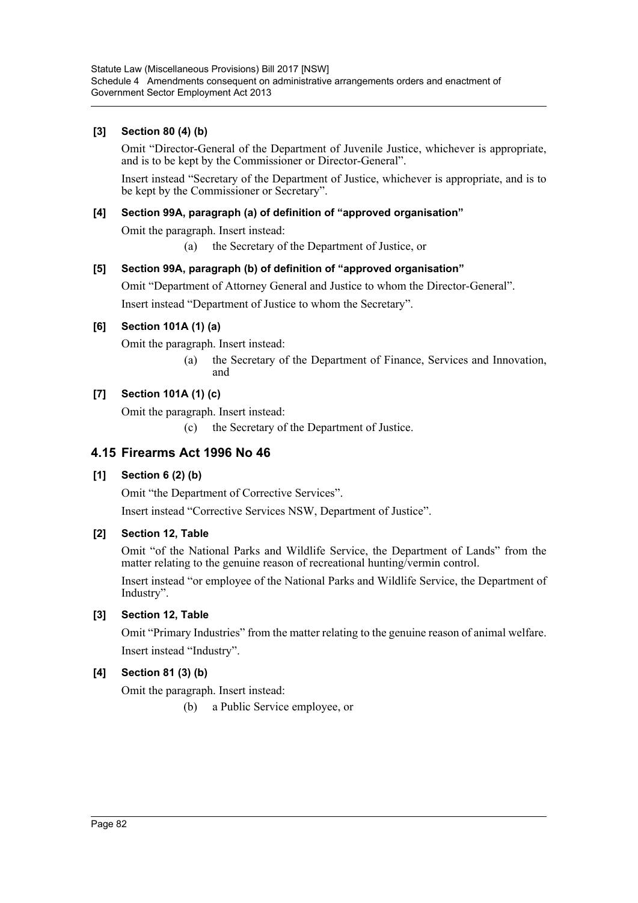**[3] Section 80 (4) (b)**

Omit "Director-General of the Department of Juvenile Justice, whichever is appropriate, and is to be kept by the Commissioner or Director-General".

Insert instead "Secretary of the Department of Justice, whichever is appropriate, and is to be kept by the Commissioner or Secretary".

**[4] Section 99A, paragraph (a) of definition of "approved organisation"**

Omit the paragraph. Insert instead:

> (a) the Secretary of the Department of Justice, or

**[5] Section 99A, paragraph (b) of definition of "approved organisation"**

Omit "Department of Attorney General and Justice to whom the Director-General".

Insert instead "Department of Justice to whom the Secretary".

**[6] Section 101A (1) (a)**

Omit the paragraph. Insert instead:

> (a) the Secretary of the Department of Finance, Services and Innovation, and

**[7] Section 101A (1) (c)**

Omit the paragraph. Insert instead:

> (c) the Secretary of the Department of Justice.

## 4.15 Firearms Act 1996 No 46

**[1] Section 6 (2) (b)**

Omit "the Department of Corrective Services".

Insert instead "Corrective Services NSW, Department of Justice".

**[2] Section 12, Table**

Omit "of the National Parks and Wildlife Service, the Department of Lands" from the matter relating to the genuine reason of recreational hunting/vermin control.

Insert instead "or employee of the National Parks and Wildlife Service, the Department of Industry".

**[3] Section 12, Table**

Omit "Primary Industries" from the matter relating to the genuine reason of animal welfare.

Insert instead "Industry".

**[4] Section 81 (3) (b)**

Omit the paragraph. Insert instead:

> (b) a Public Service employee, or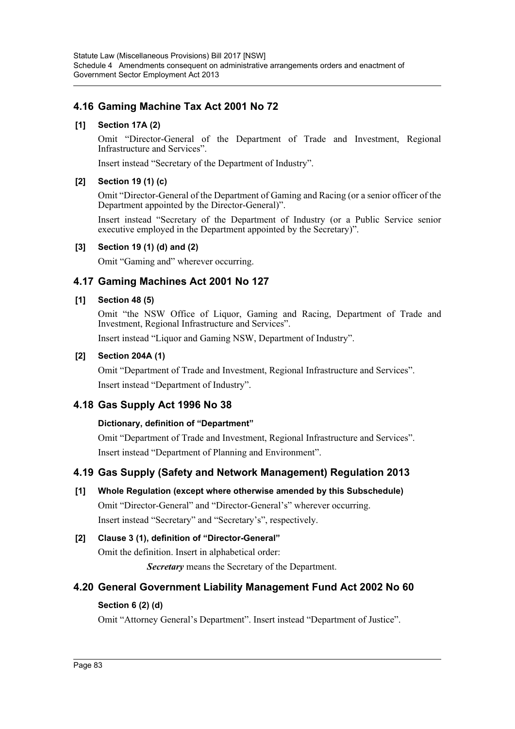## 4.16 Gaming Machine Tax Act 2001 No 72

**[1] Section 17A (2)**

Omit "Director-General of the Department of Trade and Investment, Regional Infrastructure and Services".

Insert instead "Secretary of the Department of Industry".

**[2] Section 19 (1) (c)**

Omit "Director-General of the Department of Gaming and Racing (or a senior officer of the Department appointed by the Director-General)".

Insert instead "Secretary of the Department of Industry (or a Public Service senior executive employed in the Department appointed by the Secretary)".

**[3] Section 19 (1) (d) and (2)**

Omit "Gaming and" wherever occurring.

## 4.17 Gaming Machines Act 2001 No 127

**[1] Section 48 (5)**

Omit "the NSW Office of Liquor, Gaming and Racing, Department of Trade and Investment, Regional Infrastructure and Services".

Insert instead "Liquor and Gaming NSW, Department of Industry".

**[2] Section 204A (1)**

Omit "Department of Trade and Investment, Regional Infrastructure and Services".

Insert instead "Department of Industry".

## 4.18 Gas Supply Act 1996 No 38

**Dictionary, definition of "Department"**

Omit "Department of Trade and Investment, Regional Infrastructure and Services".

Insert instead "Department of Planning and Environment".

## 4.19 Gas Supply (Safety and Network Management) Regulation 2013

**[1] Whole Regulation (except where otherwise amended by this Subschedule)**

Omit "Director-General" and "Director-General's" wherever occurring.

Insert instead "Secretary" and "Secretary's", respectively.

**[2] Clause 3 (1), definition of "Director-General"**

Omit the definition. Insert in alphabetical order:

***Secretary*** means the Secretary of the Department.

## 4.20 General Government Liability Management Fund Act 2002 No 60

**Section 6 (2) (d)**

Omit "Attorney General's Department". Insert instead "Department of Justice".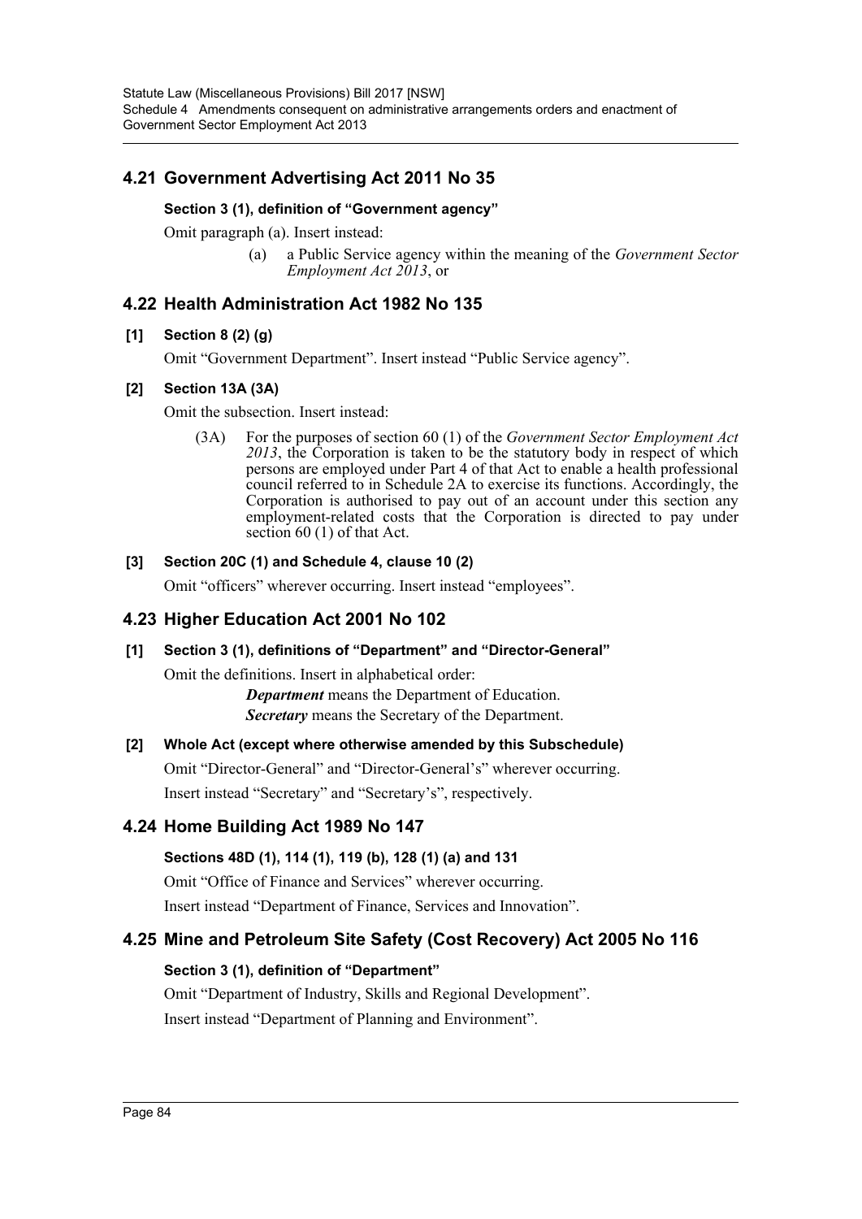## 4.21 Government Advertising Act 2011 No 35

### Section 3 (1), definition of "Government agency"

Omit paragraph (a). Insert instead:

> (a) a Public Service agency within the meaning of the *Government Sector Employment Act 2013*, or

## 4.22 Health Administration Act 1982 No 135

### [1] Section 8 (2) (g)

Omit "Government Department". Insert instead "Public Service agency".

### [2] Section 13A (3A)

Omit the subsection. Insert instead:

> (3A) For the purposes of section 60 (1) of the *Government Sector Employment Act 2013*, the Corporation is taken to be the statutory body in respect of which persons are employed under Part 4 of that Act to enable a health professional council referred to in Schedule 2A to exercise its functions. Accordingly, the Corporation is authorised to pay out of an account under this section any employment-related costs that the Corporation is directed to pay under section 60 (1) of that Act.

### [3] Section 20C (1) and Schedule 4, clause 10 (2)

Omit "officers" wherever occurring. Insert instead "employees".

## 4.23 Higher Education Act 2001 No 102

### [1] Section 3 (1), definitions of "Department" and "Director-General"

Omit the definitions. Insert in alphabetical order:

> ***Department*** means the Department of Education.
>
> ***Secretary*** means the Secretary of the Department.

### [2] Whole Act (except where otherwise amended by this Subschedule)

Omit "Director-General" and "Director-General's" wherever occurring.

Insert instead "Secretary" and "Secretary's", respectively.

## 4.24 Home Building Act 1989 No 147

### Sections 48D (1), 114 (1), 119 (b), 128 (1) (a) and 131

Omit "Office of Finance and Services" wherever occurring.

Insert instead "Department of Finance, Services and Innovation".

## 4.25 Mine and Petroleum Site Safety (Cost Recovery) Act 2005 No 116

### Section 3 (1), definition of "Department"

Omit "Department of Industry, Skills and Regional Development".

Insert instead "Department of Planning and Environment".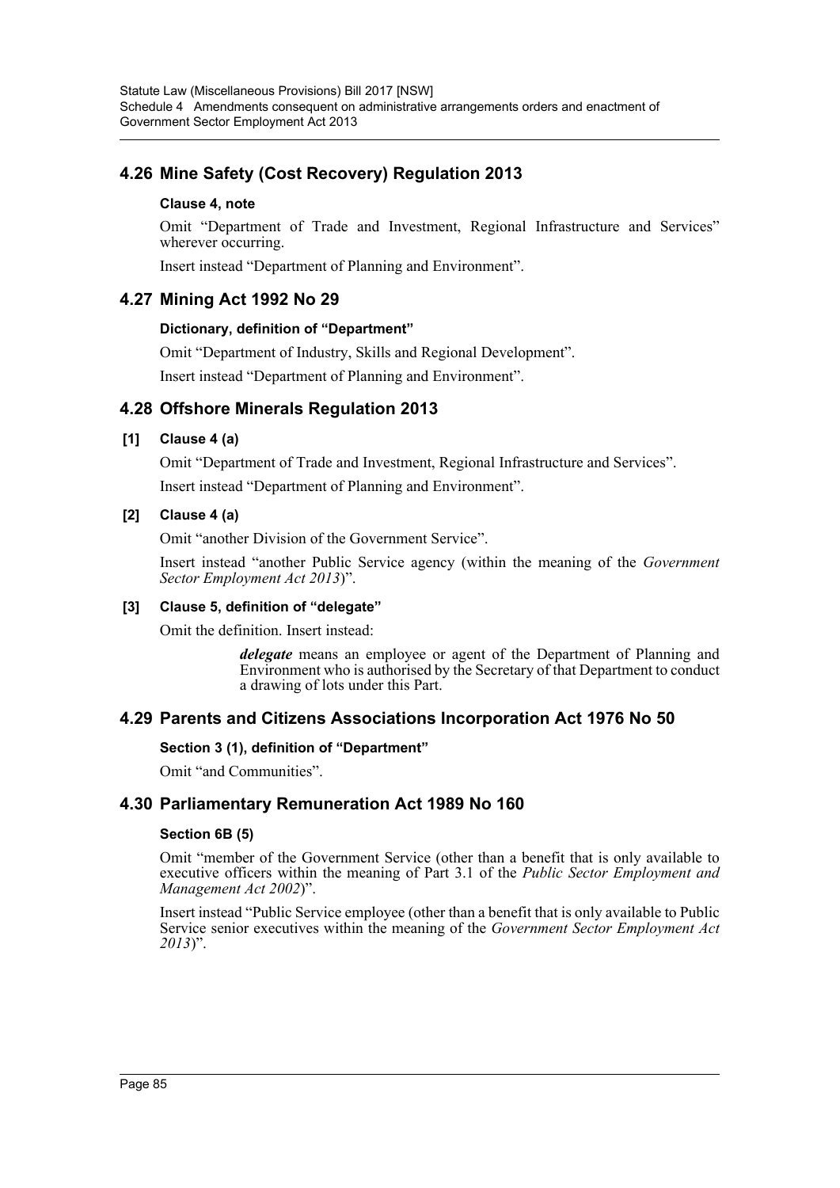## 4.26 Mine Safety (Cost Recovery) Regulation 2013

### Clause 4, note

Omit "Department of Trade and Investment, Regional Infrastructure and Services" wherever occurring.

Insert instead "Department of Planning and Environment".

## 4.27 Mining Act 1992 No 29

### Dictionary, definition of "Department"

Omit "Department of Industry, Skills and Regional Development".

Insert instead "Department of Planning and Environment".

## 4.28 Offshore Minerals Regulation 2013

### [1] Clause 4 (a)

Omit "Department of Trade and Investment, Regional Infrastructure and Services".

Insert instead "Department of Planning and Environment".

### [2] Clause 4 (a)

Omit "another Division of the Government Service".

Insert instead "another Public Service agency (within the meaning of the *Government Sector Employment Act 2013*)".

### [3] Clause 5, definition of "delegate"

Omit the definition. Insert instead:

> ***delegate*** means an employee or agent of the Department of Planning and Environment who is authorised by the Secretary of that Department to conduct a drawing of lots under this Part.

## 4.29 Parents and Citizens Associations Incorporation Act 1976 No 50

### Section 3 (1), definition of "Department"

Omit "and Communities".

## 4.30 Parliamentary Remuneration Act 1989 No 160

### Section 6B (5)

Omit "member of the Government Service (other than a benefit that is only available to executive officers within the meaning of Part 3.1 of the *Public Sector Employment and Management Act 2002*)".

Insert instead "Public Service employee (other than a benefit that is only available to Public Service senior executives within the meaning of the *Government Sector Employment Act 2013*)".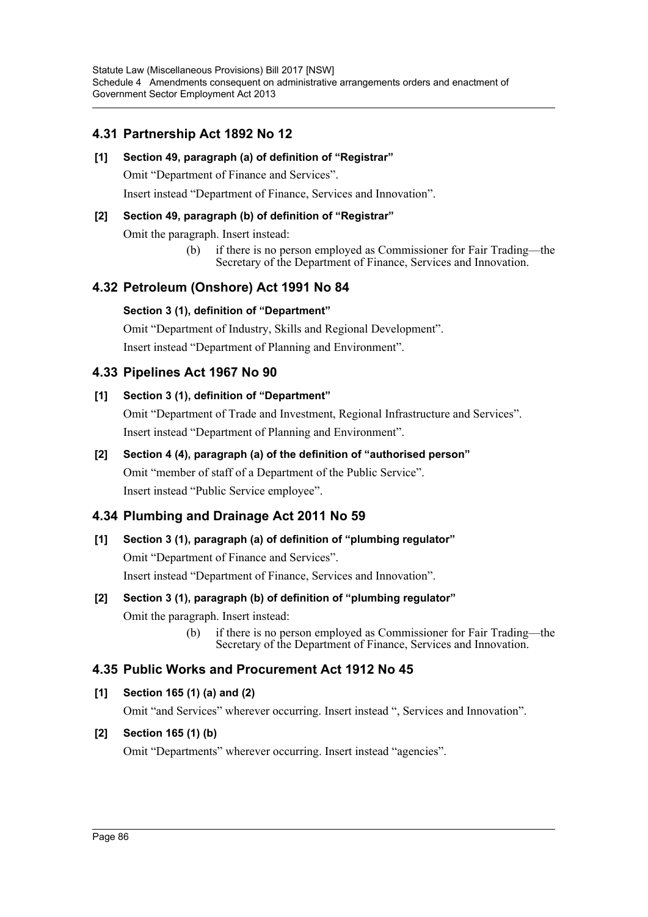## 4.31 Partnership Act 1892 No 12

**[1] Section 49, paragraph (a) of definition of "Registrar"**

Omit "Department of Finance and Services".

Insert instead "Department of Finance, Services and Innovation".

**[2] Section 49, paragraph (b) of definition of "Registrar"**

Omit the paragraph. Insert instead:

> (b) if there is no person employed as Commissioner for Fair Trading—the Secretary of the Department of Finance, Services and Innovation.

## 4.32 Petroleum (Onshore) Act 1991 No 84

**Section 3 (1), definition of "Department"**

Omit "Department of Industry, Skills and Regional Development".

Insert instead "Department of Planning and Environment".

## 4.33 Pipelines Act 1967 No 90

**[1] Section 3 (1), definition of "Department"**

Omit "Department of Trade and Investment, Regional Infrastructure and Services".

Insert instead "Department of Planning and Environment".

**[2] Section 4 (4), paragraph (a) of the definition of "authorised person"**

Omit "member of staff of a Department of the Public Service".

Insert instead "Public Service employee".

## 4.34 Plumbing and Drainage Act 2011 No 59

**[1] Section 3 (1), paragraph (a) of definition of "plumbing regulator"**

Omit "Department of Finance and Services".

Insert instead "Department of Finance, Services and Innovation".

**[2] Section 3 (1), paragraph (b) of definition of "plumbing regulator"**

Omit the paragraph. Insert instead:

> (b) if there is no person employed as Commissioner for Fair Trading—the Secretary of the Department of Finance, Services and Innovation.

## 4.35 Public Works and Procurement Act 1912 No 45

**[1] Section 165 (1) (a) and (2)**

Omit "and Services" wherever occurring. Insert instead ", Services and Innovation".

**[2] Section 165 (1) (b)**

Omit "Departments" wherever occurring. Insert instead "agencies".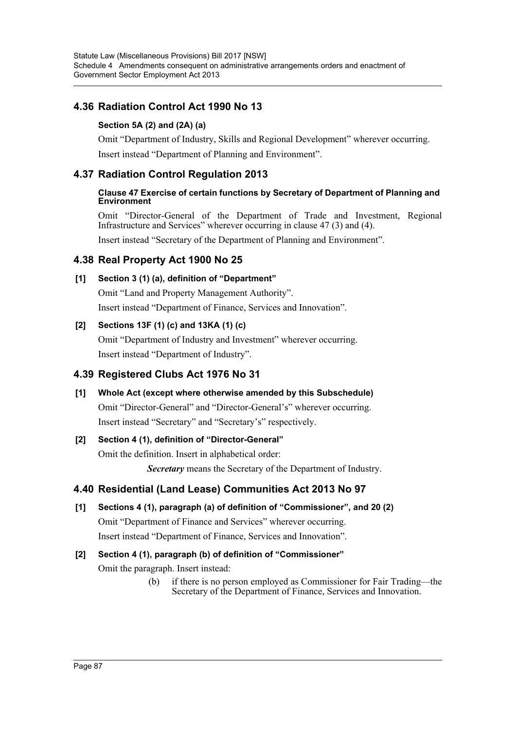## 4.36 Radiation Control Act 1990 No 13

**Section 5A (2) and (2A) (a)**

Omit "Department of Industry, Skills and Regional Development" wherever occurring.

Insert instead "Department of Planning and Environment".

## 4.37 Radiation Control Regulation 2013

**Clause 47 Exercise of certain functions by Secretary of Department of Planning and Environment**

Omit "Director-General of the Department of Trade and Investment, Regional Infrastructure and Services" wherever occurring in clause 47 (3) and (4).

Insert instead "Secretary of the Department of Planning and Environment".

## 4.38 Real Property Act 1900 No 25

**[1] Section 3 (1) (a), definition of "Department"**

Omit "Land and Property Management Authority".

Insert instead "Department of Finance, Services and Innovation".

**[2] Sections 13F (1) (c) and 13KA (1) (c)**

Omit "Department of Industry and Investment" wherever occurring.

Insert instead "Department of Industry".

## 4.39 Registered Clubs Act 1976 No 31

**[1] Whole Act (except where otherwise amended by this Subschedule)**

Omit "Director-General" and "Director-General's" wherever occurring.

Insert instead "Secretary" and "Secretary's" respectively.

**[2] Section 4 (1), definition of "Director-General"**

Omit the definition. Insert in alphabetical order:

> ***Secretary*** means the Secretary of the Department of Industry.

## 4.40 Residential (Land Lease) Communities Act 2013 No 97

**[1] Sections 4 (1), paragraph (a) of definition of "Commissioner", and 20 (2)**

Omit "Department of Finance and Services" wherever occurring.

Insert instead "Department of Finance, Services and Innovation".

**[2] Section 4 (1), paragraph (b) of definition of "Commissioner"**

Omit the paragraph. Insert instead:

> (b) if there is no person employed as Commissioner for Fair Trading—the Secretary of the Department of Finance, Services and Innovation.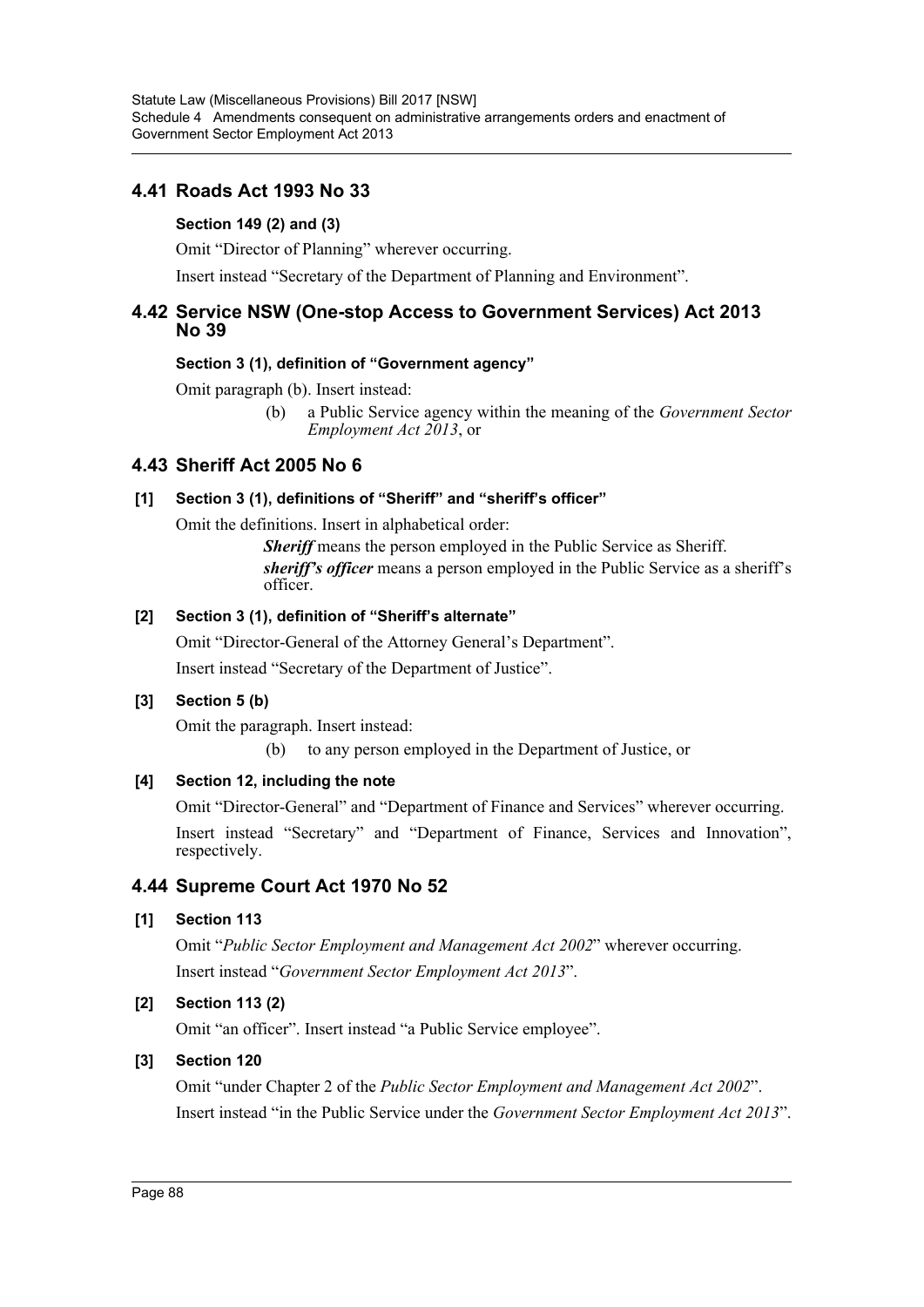## 4.41 Roads Act 1993 No 33

### Section 149 (2) and (3)

Omit "Director of Planning" wherever occurring.

Insert instead "Secretary of the Department of Planning and Environment".

## 4.42 Service NSW (One-stop Access to Government Services) Act 2013 No 39

### Section 3 (1), definition of "Government agency"

Omit paragraph (b). Insert instead:

> (b) a Public Service agency within the meaning of the *Government Sector Employment Act 2013*, or

## 4.43 Sheriff Act 2005 No 6

### [1] Section 3 (1), definitions of "Sheriff" and "sheriff's officer"

Omit the definitions. Insert in alphabetical order:

> ***Sheriff*** means the person employed in the Public Service as Sheriff.
>
> ***sheriff's officer*** means a person employed in the Public Service as a sheriff's officer.

### [2] Section 3 (1), definition of "Sheriff's alternate"

Omit "Director-General of the Attorney General's Department".

Insert instead "Secretary of the Department of Justice".

### [3] Section 5 (b)

Omit the paragraph. Insert instead:

> (b) to any person employed in the Department of Justice, or

### [4] Section 12, including the note

Omit "Director-General" and "Department of Finance and Services" wherever occurring.

Insert instead "Secretary" and "Department of Finance, Services and Innovation", respectively.

## 4.44 Supreme Court Act 1970 No 52

### [1] Section 113

Omit "*Public Sector Employment and Management Act 2002*" wherever occurring.

Insert instead "*Government Sector Employment Act 2013*".

### [2] Section 113 (2)

Omit "an officer". Insert instead "a Public Service employee".

### [3] Section 120

Omit "under Chapter 2 of the *Public Sector Employment and Management Act 2002*".

Insert instead "in the Public Service under the *Government Sector Employment Act 2013*".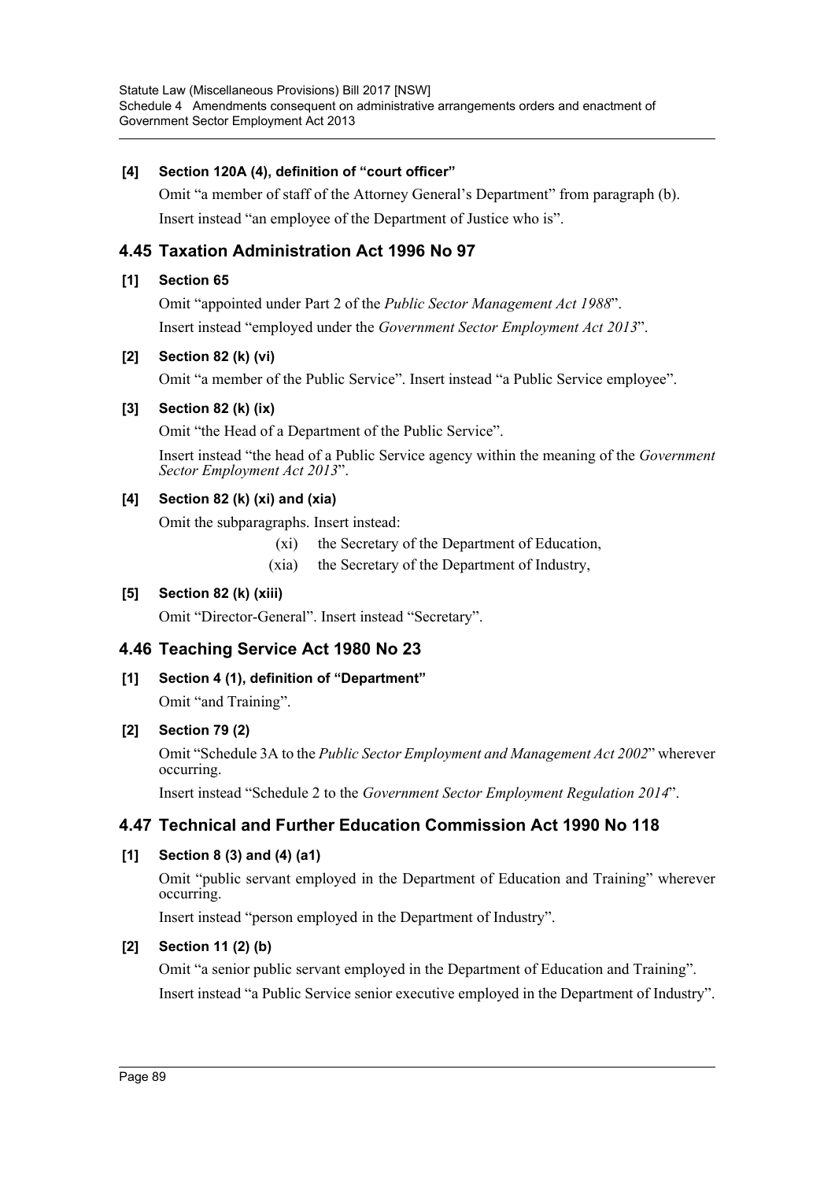**[4] Section 120A (4), definition of "court officer"**

Omit "a member of staff of the Attorney General's Department" from paragraph (b).

Insert instead "an employee of the Department of Justice who is".

## 4.45 Taxation Administration Act 1996 No 97

**[1] Section 65**

Omit "appointed under Part 2 of the *Public Sector Management Act 1988*".

Insert instead "employed under the *Government Sector Employment Act 2013*".

**[2] Section 82 (k) (vi)**

Omit "a member of the Public Service". Insert instead "a Public Service employee".

**[3] Section 82 (k) (ix)**

Omit "the Head of a Department of the Public Service".

Insert instead "the head of a Public Service agency within the meaning of the *Government Sector Employment Act 2013*".

**[4] Section 82 (k) (xi) and (xia)**

Omit the subparagraphs. Insert instead:

(xi) the Secretary of the Department of Education,

(xia) the Secretary of the Department of Industry,

**[5] Section 82 (k) (xiii)**

Omit "Director-General". Insert instead "Secretary".

## 4.46 Teaching Service Act 1980 No 23

**[1] Section 4 (1), definition of "Department"**

Omit "and Training".

**[2] Section 79 (2)**

Omit "Schedule 3A to the *Public Sector Employment and Management Act 2002*" wherever occurring.

Insert instead "Schedule 2 to the *Government Sector Employment Regulation 2014*".

## 4.47 Technical and Further Education Commission Act 1990 No 118

**[1] Section 8 (3) and (4) (a1)**

Omit "public servant employed in the Department of Education and Training" wherever occurring.

Insert instead "person employed in the Department of Industry".

**[2] Section 11 (2) (b)**

Omit "a senior public servant employed in the Department of Education and Training".

Insert instead "a Public Service senior executive employed in the Department of Industry".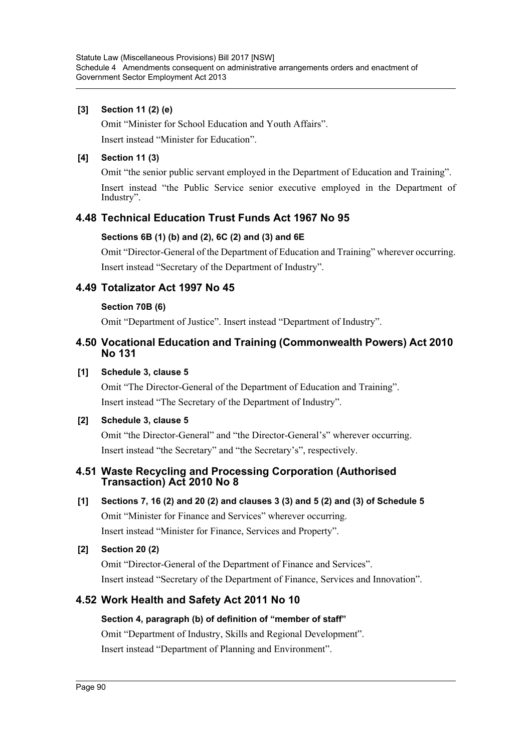**[3] Section 11 (2) (e)**

Omit "Minister for School Education and Youth Affairs".

Insert instead "Minister for Education".

**[4] Section 11 (3)**

Omit "the senior public servant employed in the Department of Education and Training".

Insert instead "the Public Service senior executive employed in the Department of Industry".

## 4.48 Technical Education Trust Funds Act 1967 No 95

**Sections 6B (1) (b) and (2), 6C (2) and (3) and 6E**

Omit "Director-General of the Department of Education and Training" wherever occurring.

Insert instead "Secretary of the Department of Industry".

## 4.49 Totalizator Act 1997 No 45

**Section 70B (6)**

Omit "Department of Justice". Insert instead "Department of Industry".

## 4.50 Vocational Education and Training (Commonwealth Powers) Act 2010 No 131

**[1] Schedule 3, clause 5**

Omit "The Director-General of the Department of Education and Training".

Insert instead "The Secretary of the Department of Industry".

**[2] Schedule 3, clause 5**

Omit "the Director-General" and "the Director-General's" wherever occurring.

Insert instead "the Secretary" and "the Secretary's", respectively.

## 4.51 Waste Recycling and Processing Corporation (Authorised Transaction) Act 2010 No 8

**[1] Sections 7, 16 (2) and 20 (2) and clauses 3 (3) and 5 (2) and (3) of Schedule 5**

Omit "Minister for Finance and Services" wherever occurring.

Insert instead "Minister for Finance, Services and Property".

**[2] Section 20 (2)**

Omit "Director-General of the Department of Finance and Services".

Insert instead "Secretary of the Department of Finance, Services and Innovation".

## 4.52 Work Health and Safety Act 2011 No 10

**Section 4, paragraph (b) of definition of "member of staff"**

Omit "Department of Industry, Skills and Regional Development".

Insert instead "Department of Planning and Environment".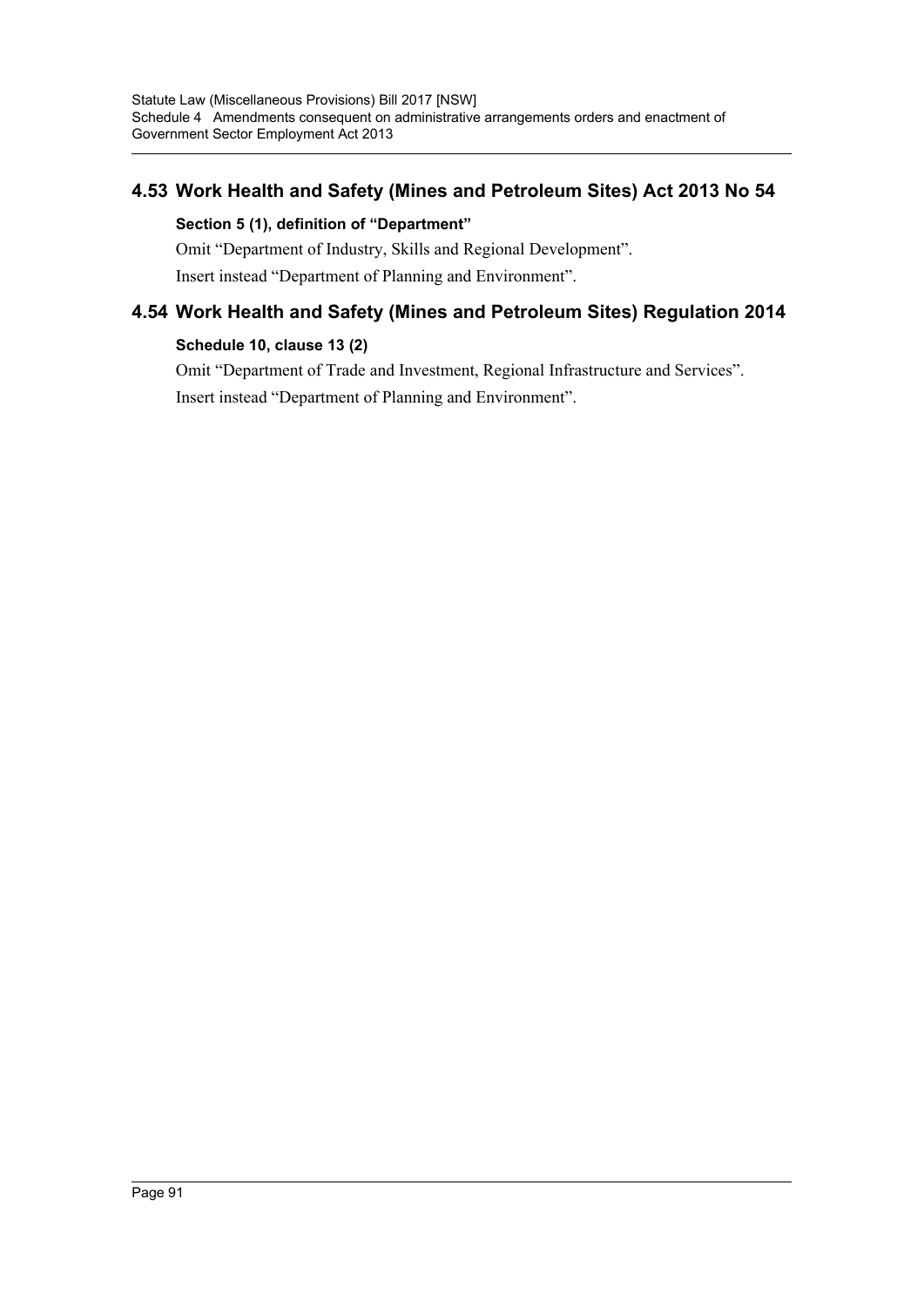## 4.53 Work Health and Safety (Mines and Petroleum Sites) Act 2013 No 54

**Section 5 (1), definition of "Department"**

Omit "Department of Industry, Skills and Regional Development".

Insert instead "Department of Planning and Environment".

## 4.54 Work Health and Safety (Mines and Petroleum Sites) Regulation 2014

**Schedule 10, clause 13 (2)**

Omit "Department of Trade and Investment, Regional Infrastructure and Services".

Insert instead "Department of Planning and Environment".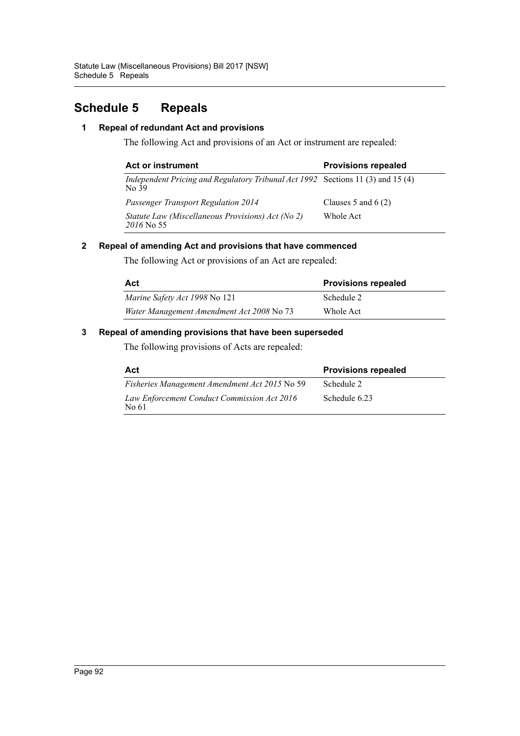# Schedule 5 Repeals

## 1 Repeal of redundant Act and provisions

The following Act and provisions of an Act or instrument are repealed:

| **Act or instrument** | **Provisions repealed** |
|---|---|
| *Independent Pricing and Regulatory Tribunal Act 1992* No 39 | Sections 11 (3) and 15 (4) |
| *Passenger Transport Regulation 2014* | Clauses 5 and 6 (2) |
| *Statute Law (Miscellaneous Provisions) Act (No 2) 2016* No 55 | Whole Act |

## 2 Repeal of amending Act and provisions that have commenced

The following Act or provisions of an Act are repealed:

| **Act** | **Provisions repealed** |
|---|---|
| *Marine Safety Act 1998* No 121 | Schedule 2 |
| *Water Management Amendment Act 2008* No 73 | Whole Act |

## 3 Repeal of amending provisions that have been superseded

The following provisions of Acts are repealed:

| **Act** | **Provisions repealed** |
|---|---|
| *Fisheries Management Amendment Act 2015* No 59 | Schedule 2 |
| *Law Enforcement Conduct Commission Act 2016* No 61 | Schedule 6.23 |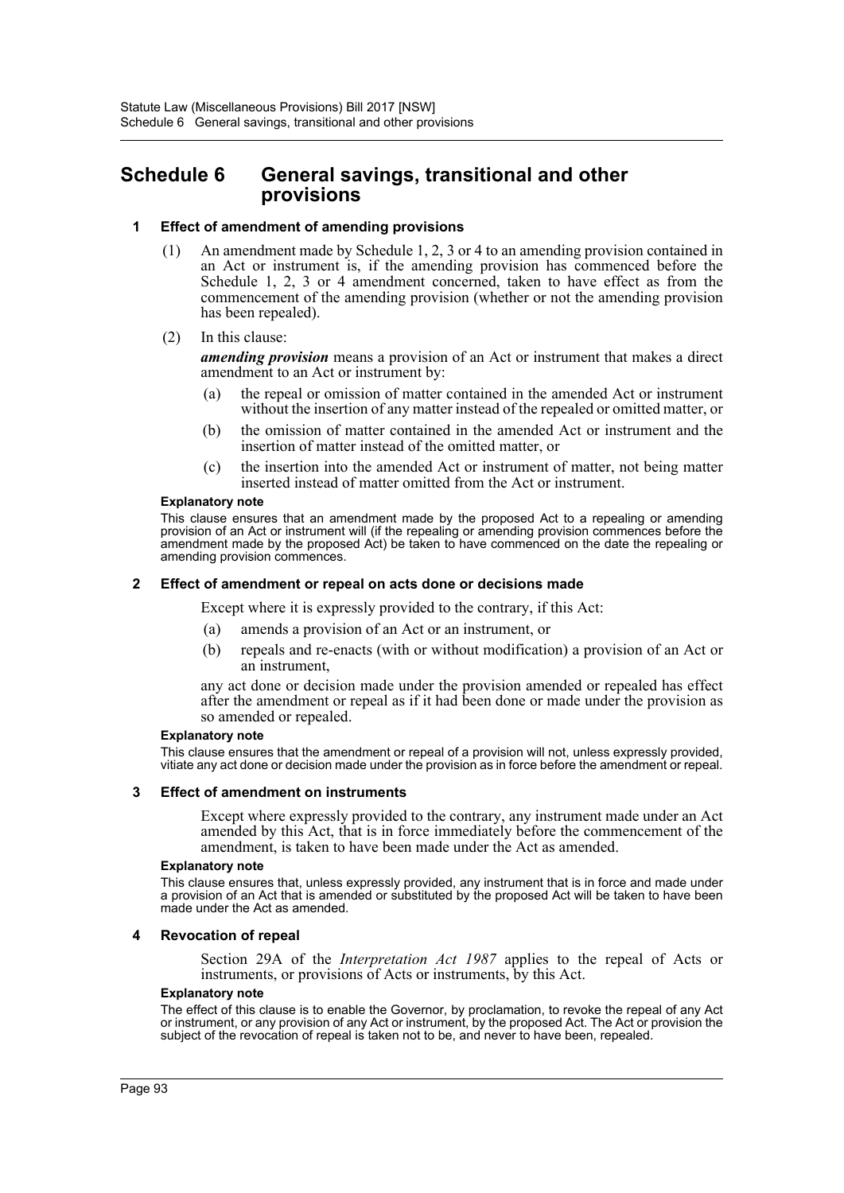# Schedule 6 General savings, transitional and other provisions

### 1 Effect of amendment of amending provisions

(1) An amendment made by Schedule 1, 2, 3 or 4 to an amending provision contained in an Act or instrument is, if the amending provision has commenced before the Schedule 1, 2, 3 or 4 amendment concerned, taken to have effect as from the commencement of the amending provision (whether or not the amending provision has been repealed).

(2) In this clause:

***amending provision*** means a provision of an Act or instrument that makes a direct amendment to an Act or instrument by:

(a) the repeal or omission of matter contained in the amended Act or instrument without the insertion of any matter instead of the repealed or omitted matter, or

(b) the omission of matter contained in the amended Act or instrument and the insertion of matter instead of the omitted matter, or

(c) the insertion into the amended Act or instrument of matter, not being matter inserted instead of matter omitted from the Act or instrument.

**Explanatory note**

This clause ensures that an amendment made by the proposed Act to a repealing or amending provision of an Act or instrument will (if the repealing or amending provision commences before the amendment made by the proposed Act) be taken to have commenced on the date the repealing or amending provision commences.

### 2 Effect of amendment or repeal on acts done or decisions made

Except where it is expressly provided to the contrary, if this Act:

(a) amends a provision of an Act or an instrument, or

(b) repeals and re-enacts (with or without modification) a provision of an Act or an instrument,

any act done or decision made under the provision amended or repealed has effect after the amendment or repeal as if it had been done or made under the provision as so amended or repealed.

**Explanatory note**

This clause ensures that the amendment or repeal of a provision will not, unless expressly provided, vitiate any act done or decision made under the provision as in force before the amendment or repeal.

### 3 Effect of amendment on instruments

Except where expressly provided to the contrary, any instrument made under an Act amended by this Act, that is in force immediately before the commencement of the amendment, is taken to have been made under the Act as amended.

**Explanatory note**

This clause ensures that, unless expressly provided, any instrument that is in force and made under a provision of an Act that is amended or substituted by the proposed Act will be taken to have been made under the Act as amended.

### 4 Revocation of repeal

Section 29A of the *Interpretation Act 1987* applies to the repeal of Acts or instruments, or provisions of Acts or instruments, by this Act.

**Explanatory note**

The effect of this clause is to enable the Governor, by proclamation, to revoke the repeal of any Act or instrument, or any provision of any Act or instrument, by the proposed Act. The Act or provision the subject of the revocation of repeal is taken not to be, and never to have been, repealed.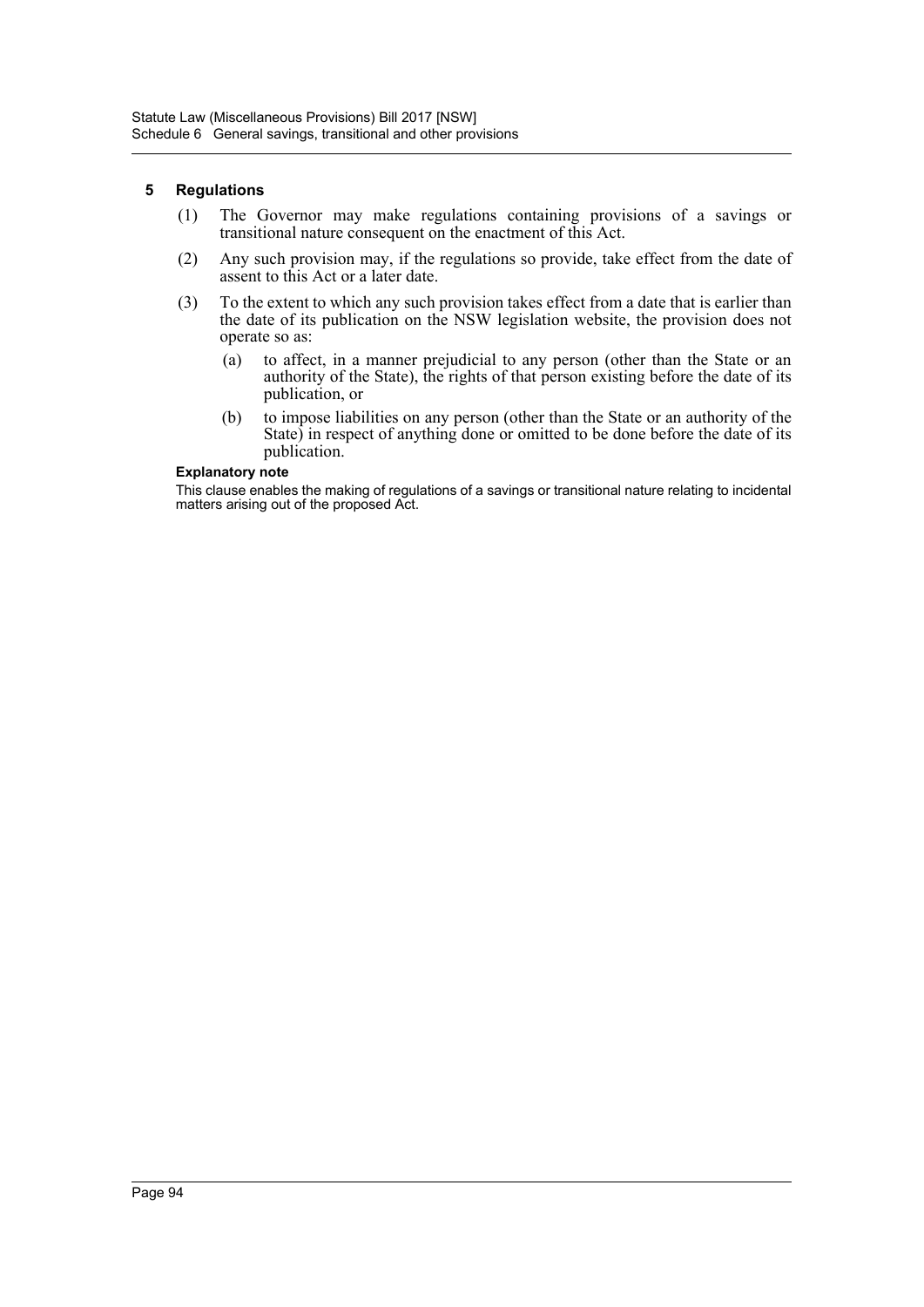### 5 Regulations

(1) The Governor may make regulations containing provisions of a savings or transitional nature consequent on the enactment of this Act.

(2) Any such provision may, if the regulations so provide, take effect from the date of assent to this Act or a later date.

(3) To the extent to which any such provision takes effect from a date that is earlier than the date of its publication on the NSW legislation website, the provision does not operate so as:

- (a) to affect, in a manner prejudicial to any person (other than the State or an authority of the State), the rights of that person existing before the date of its publication, or
- (b) to impose liabilities on any person (other than the State or an authority of the State) in respect of anything done or omitted to be done before the date of its publication.

**Explanatory note**

This clause enables the making of regulations of a savings or transitional nature relating to incidental matters arising out of the proposed Act.